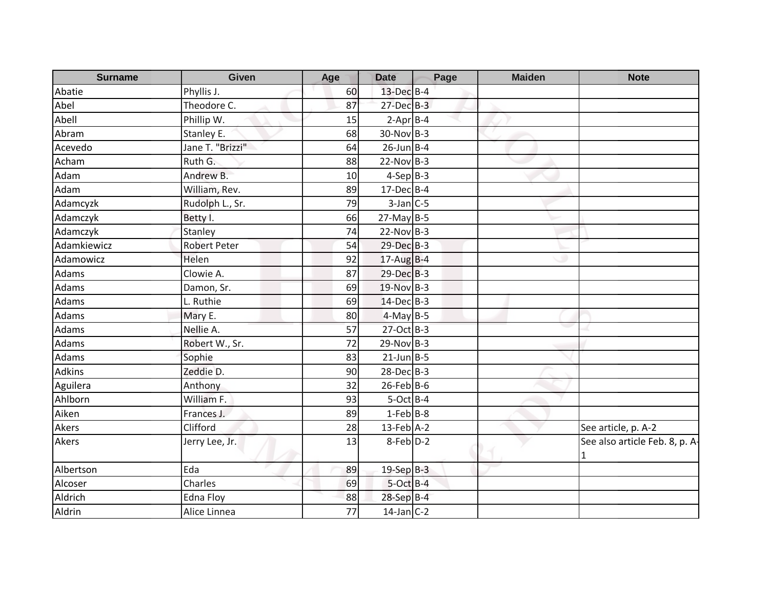| Surname | Given | Age | Date | Page | Maiden | Note |
|---|---|---|---|---|---|---|
| Abatie | Phyllis J. | 60 | 13-Dec | B-4 | | |
| Abel | Theodore C. | 87 | 27-Dec | B-3 | | |
| Abell | Phillip W. | 15 | 2-Apr | B-4 | | |
| Abram | Stanley E. | 68 | 30-Nov | B-3 | | |
| Acevedo | Jane T. "Brizzi" | 64 | 26-Jun | B-4 | | |
| Acham | Ruth G. | 88 | 22-Nov | B-3 | | |
| Adam | Andrew B. | 10 | 4-Sep | B-3 | | |
| Adam | William, Rev. | 89 | 17-Dec | B-4 | | |
| Adamcyzk | Rudolph L., Sr. | 79 | 3-Jan | C-5 | | |
| Adamczyk | Betty I. | 66 | 27-May | B-5 | | |
| Adamczyk | Stanley | 74 | 22-Nov | B-3 | | |
| Adamkiewicz | Robert Peter | 54 | 29-Dec | B-3 | | |
| Adamowicz | Helen | 92 | 17-Aug | B-4 | | |
| Adams | Clowie A. | 87 | 29-Dec | B-3 | | |
| Adams | Damon, Sr. | 69 | 19-Nov | B-3 | | |
| Adams | L. Ruthie | 69 | 14-Dec | B-3 | | |
| Adams | Mary E. | 80 | 4-May | B-5 | | |
| Adams | Nellie A. | 57 | 27-Oct | B-3 | | |
| Adams | Robert W., Sr. | 72 | 29-Nov | B-3 | | |
| Adams | Sophie | 83 | 21-Jun | B-5 | | |
| Adkins | Zeddie D. | 90 | 28-Dec | B-3 | | |
| Aguilera | Anthony | 32 | 26-Feb | B-6 | | |
| Ahlborn | William F. | 93 | 5-Oct | B-4 | | |
| Aiken | Frances J. | 89 | 1-Feb | B-8 | | |
| Akers | Clifford | 28 | 13-Feb | A-2 | | See article, p. A-2 |
| Akers | Jerry Lee, Jr. | 13 | 8-Feb | D-2 | | See also article Feb. 8, p. A-1 |
| Albertson | Eda | 89 | 19-Sep | B-3 | | |
| Alcoser | Charles | 69 | 5-Oct | B-4 | | |
| Aldrich | Edna Floy | 88 | 28-Sep | B-4 | | |
| Aldrin | Alice Linnea | 77 | 14-Jan | C-2 | | |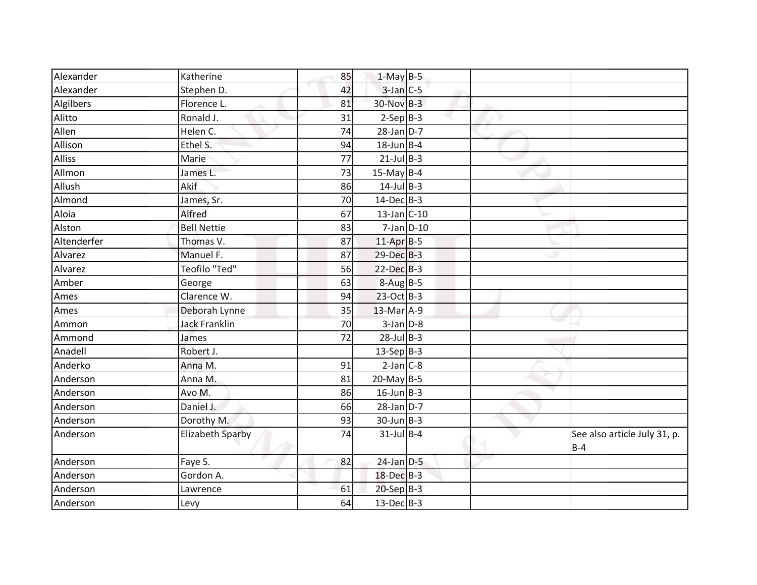| | | | | | | |
|---|---|---|---|---|---|---|
| Alexander | Katherine | 85 | 1-May | B-5 | | |
| Alexander | Stephen D. | 42 | 3-Jan | C-5 | | |
| Algilbers | Florence L. | 81 | 30-Nov | B-3 | | |
| Alitto | Ronald J. | 31 | 2-Sep | B-3 | | |
| Allen | Helen C. | 74 | 28-Jan | D-7 | | |
| Allison | Ethel S. | 94 | 18-Jun | B-4 | | |
| Alliss | Marie | 77 | 21-Jul | B-3 | | |
| Allmon | James L. | 73 | 15-May | B-4 | | |
| Allush | Akif | 86 | 14-Jul | B-3 | | |
| Almond | James, Sr. | 70 | 14-Dec | B-3 | | |
| Aloia | Alfred | 67 | 13-Jan | C-10 | | |
| Alston | Bell Nettie | 83 | 7-Jan | D-10 | | |
| Altenderfer | Thomas V. | 87 | 11-Apr | B-5 | | |
| Alvarez | Manuel F. | 87 | 29-Dec | B-3 | | |
| Alvarez | Teofilo "Ted" | 56 | 22-Dec | B-3 | | |
| Amber | George | 63 | 8-Aug | B-5 | | |
| Ames | Clarence W. | 94 | 23-Oct | B-3 | | |
| Ames | Deborah Lynne | 35 | 13-Mar | A-9 | | |
| Ammon | Jack Franklin | 70 | 3-Jan | D-8 | | |
| Ammond | James | 72 | 28-Jul | B-3 | | |
| Anadell | Robert J. | | 13-Sep | B-3 | | |
| Anderko | Anna M. | 91 | 2-Jan | C-8 | | |
| Anderson | Anna M. | 81 | 20-May | B-5 | | |
| Anderson | Avo M. | 86 | 16-Jun | B-3 | | |
| Anderson | Daniel J. | 66 | 28-Jan | D-7 | | |
| Anderson | Dorothy M. | 93 | 30-Jun | B-3 | | |
| Anderson | Elizabeth Sparby | 74 | 31-Jul | B-4 | | See also article July 31, p. B-4 |
| Anderson | Faye S. | 82 | 24-Jan | D-5 | | |
| Anderson | Gordon A. | | 18-Dec | B-3 | | |
| Anderson | Lawrence | 61 | 20-Sep | B-3 | | |
| Anderson | Levy | 64 | 13-Dec | B-3 | | |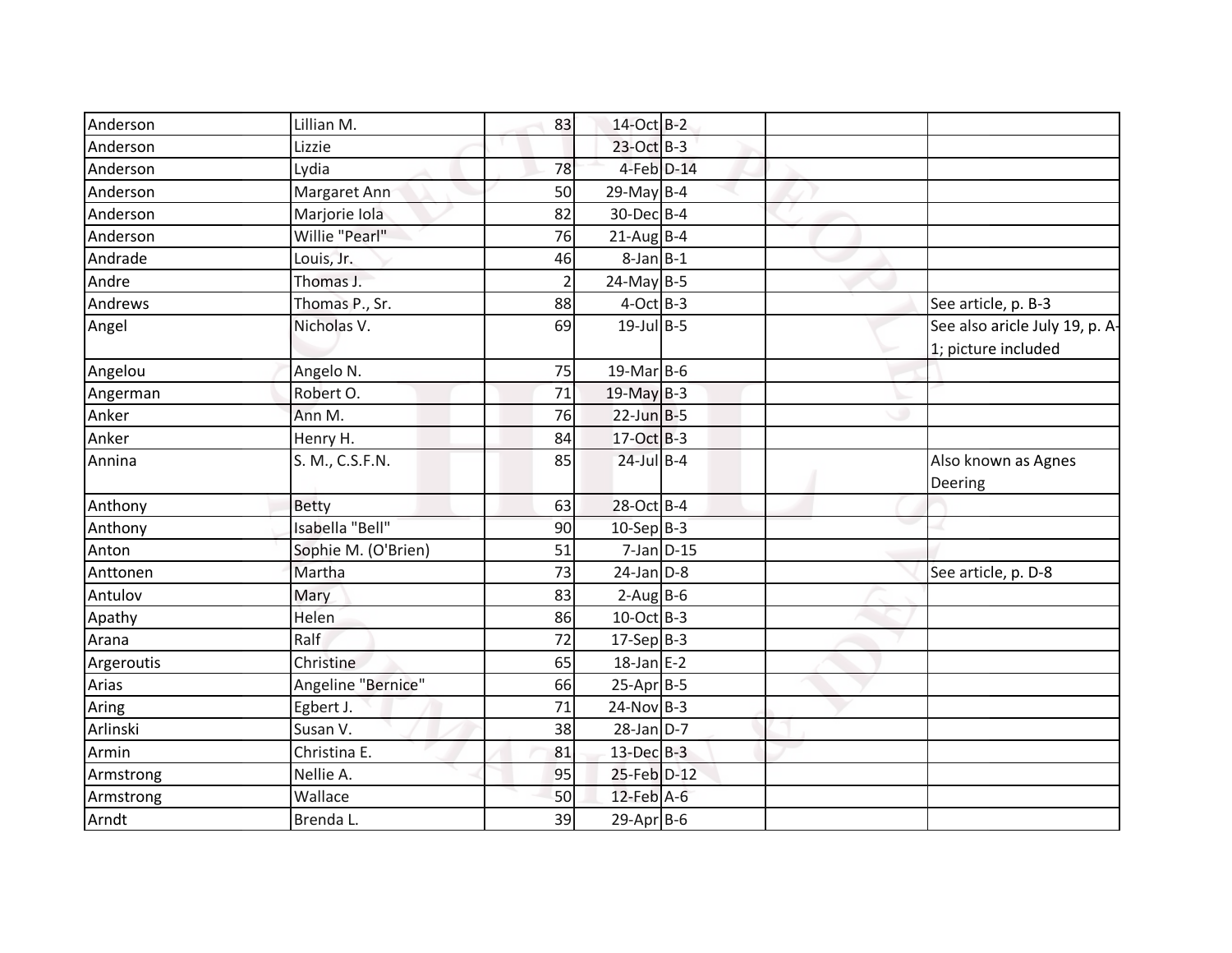| | | | | | | |
|---|---|---|---|---|---|---|
| Anderson | Lillian M. | 83 | 14-Oct | B-2 | | |
| Anderson | Lizzie | | 23-Oct | B-3 | | |
| Anderson | Lydia | 78 | 4-Feb | D-14 | | |
| Anderson | Margaret Ann | 50 | 29-May | B-4 | | |
| Anderson | Marjorie Iola | 82 | 30-Dec | B-4 | | |
| Anderson | Willie "Pearl" | 76 | 21-Aug | B-4 | | |
| Andrade | Louis, Jr. | 46 | 8-Jan | B-1 | | |
| Andre | Thomas J. | 2 | 24-May | B-5 | | |
| Andrews | Thomas P., Sr. | 88 | 4-Oct | B-3 | | See article, p. B-3 |
| Angel | Nicholas V. | 69 | 19-Jul | B-5 | | See also aricle July 19, p. A-1; picture included |
| Angelou | Angelo N. | 75 | 19-Mar | B-6 | | |
| Angerman | Robert O. | 71 | 19-May | B-3 | | |
| Anker | Ann M. | 76 | 22-Jun | B-5 | | |
| Anker | Henry H. | 84 | 17-Oct | B-3 | | |
| Annina | S. M., C.S.F.N. | 85 | 24-Jul | B-4 | | Also known as Agnes Deering |
| Anthony | Betty | 63 | 28-Oct | B-4 | | |
| Anthony | Isabella "Bell" | 90 | 10-Sep | B-3 | | |
| Anton | Sophie M. (O'Brien) | 51 | 7-Jan | D-15 | | |
| Anttonen | Martha | 73 | 24-Jan | D-8 | | See article, p. D-8 |
| Antulov | Mary | 83 | 2-Aug | B-6 | | |
| Apathy | Helen | 86 | 10-Oct | B-3 | | |
| Arana | Ralf | 72 | 17-Sep | B-3 | | |
| Argeroutis | Christine | 65 | 18-Jan | E-2 | | |
| Arias | Angeline "Bernice" | 66 | 25-Apr | B-5 | | |
| Aring | Egbert J. | 71 | 24-Nov | B-3 | | |
| Arlinski | Susan V. | 38 | 28-Jan | D-7 | | |
| Armin | Christina E. | 81 | 13-Dec | B-3 | | |
| Armstrong | Nellie A. | 95 | 25-Feb | D-12 | | |
| Armstrong | Wallace | 50 | 12-Feb | A-6 | | |
| Arndt | Brenda L. | 39 | 29-Apr | B-6 | | |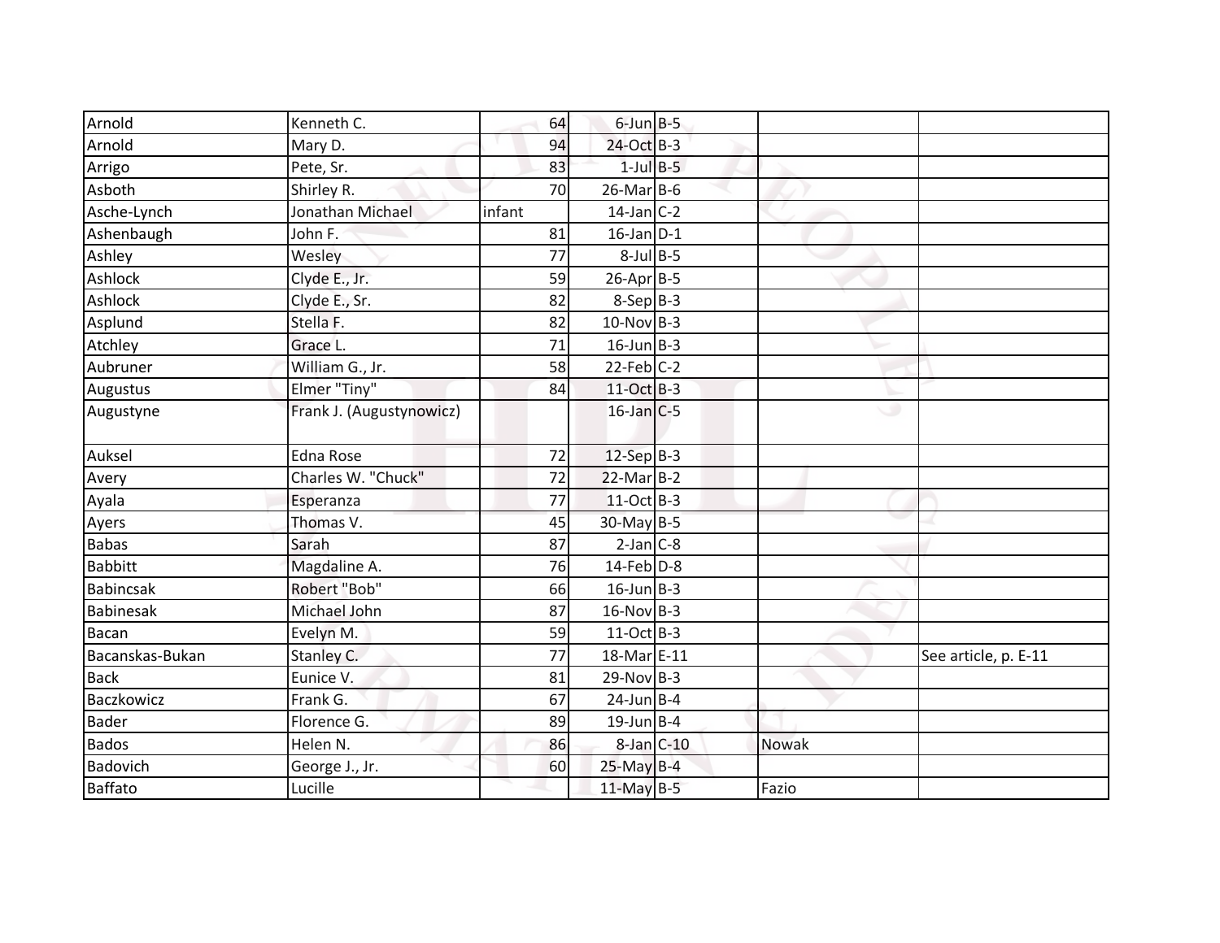| | | | | | | |
|---|---|---|---|---|---|---|
| Arnold | Kenneth C. | 64 | 6-Jun | B-5 | | |
| Arnold | Mary D. | 94 | 24-Oct | B-3 | | |
| Arrigo | Pete, Sr. | 83 | 1-Jul | B-5 | | |
| Asboth | Shirley R. | 70 | 26-Mar | B-6 | | |
| Asche-Lynch | Jonathan Michael | infant | 14-Jan | C-2 | | |
| Ashenbaugh | John F. | 81 | 16-Jan | D-1 | | |
| Ashley | Wesley | 77 | 8-Jul | B-5 | | |
| Ashlock | Clyde E., Jr. | 59 | 26-Apr | B-5 | | |
| Ashlock | Clyde E., Sr. | 82 | 8-Sep | B-3 | | |
| Asplund | Stella F. | 82 | 10-Nov | B-3 | | |
| Atchley | Grace L. | 71 | 16-Jun | B-3 | | |
| Aubruner | William G., Jr. | 58 | 22-Feb | C-2 | | |
| Augustus | Elmer "Tiny" | 84 | 11-Oct | B-3 | | |
| Augustyne | Frank J. (Augustynowicz) | | 16-Jan | C-5 | | |
| Auksel | Edna Rose | 72 | 12-Sep | B-3 | | |
| Avery | Charles W. "Chuck" | 72 | 22-Mar | B-2 | | |
| Ayala | Esperanza | 77 | 11-Oct | B-3 | | |
| Ayers | Thomas V. | 45 | 30-May | B-5 | | |
| Babas | Sarah | 87 | 2-Jan | C-8 | | |
| Babbitt | Magdaline A. | 76 | 14-Feb | D-8 | | |
| Babincsak | Robert "Bob" | 66 | 16-Jun | B-3 | | |
| Babinesak | Michael John | 87 | 16-Nov | B-3 | | |
| Bacan | Evelyn M. | 59 | 11-Oct | B-3 | | |
| Bacanskas-Bukan | Stanley C. | 77 | 18-Mar | E-11 | | See article, p. E-11 |
| Back | Eunice V. | 81 | 29-Nov | B-3 | | |
| Baczkowicz | Frank G. | 67 | 24-Jun | B-4 | | |
| Bader | Florence G. | 89 | 19-Jun | B-4 | | |
| Bados | Helen N. | 86 | 8-Jan | C-10 | Nowak | |
| Badovich | George J., Jr. | 60 | 25-May | B-4 | | |
| Baffato | Lucille | | 11-May | B-5 | Fazio | |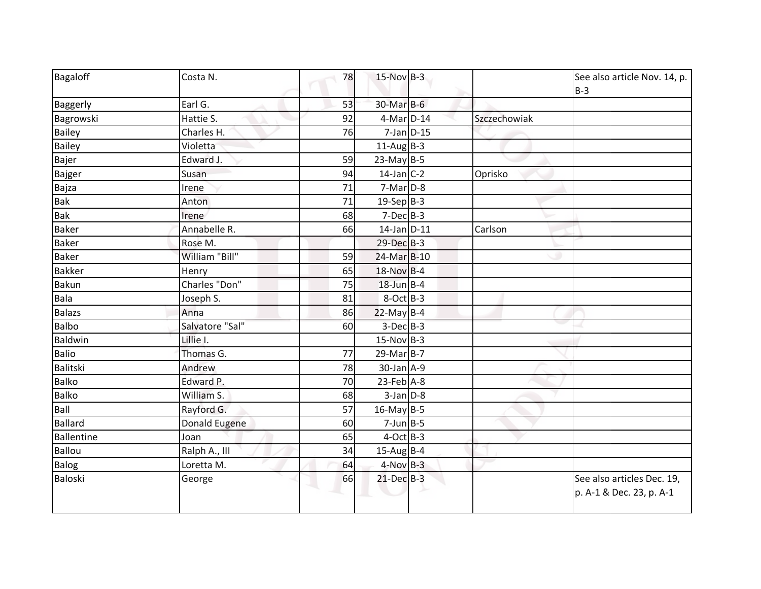| | | | | | | |
|---|---|---|---|---|---|---|
| Bagaloff | Costa N. | 78 | 15-Nov | B-3 | | See also article Nov. 14, p. B-3 |
| Baggerly | Earl G. | 53 | 30-Mar | B-6 | | |
| Bagrowski | Hattie S. | 92 | 4-Mar | D-14 | Szczechowiak | |
| Bailey | Charles H. | 76 | 7-Jan | D-15 | | |
| Bailey | Violetta | | 11-Aug | B-3 | | |
| Bajer | Edward J. | 59 | 23-May | B-5 | | |
| Bajger | Susan | 94 | 14-Jan | C-2 | Oprisko | |
| Bajza | Irene | 71 | 7-Mar | D-8 | | |
| Bak | Anton | 71 | 19-Sep | B-3 | | |
| Bak | Irene | 68 | 7-Dec | B-3 | | |
| Baker | Annabelle R. | 66 | 14-Jan | D-11 | Carlson | |
| Baker | Rose M. | | 29-Dec | B-3 | | |
| Baker | William "Bill" | 59 | 24-Mar | B-10 | | |
| Bakker | Henry | 65 | 18-Nov | B-4 | | |
| Bakun | Charles "Don" | 75 | 18-Jun | B-4 | | |
| Bala | Joseph S. | 81 | 8-Oct | B-3 | | |
| Balazs | Anna | 86 | 22-May | B-4 | | |
| Balbo | Salvatore "Sal" | 60 | 3-Dec | B-3 | | |
| Baldwin | Lillie I. | | 15-Nov | B-3 | | |
| Balio | Thomas G. | 77 | 29-Mar | B-7 | | |
| Balitski | Andrew | 78 | 30-Jan | A-9 | | |
| Balko | Edward P. | 70 | 23-Feb | A-8 | | |
| Balko | William S. | 68 | 3-Jan | D-8 | | |
| Ball | Rayford G. | 57 | 16-May | B-5 | | |
| Ballard | Donald Eugene | 60 | 7-Jun | B-5 | | |
| Ballentine | Joan | 65 | 4-Oct | B-3 | | |
| Ballou | Ralph A., III | 34 | 15-Aug | B-4 | | |
| Balog | Loretta M. | 64 | 4-Nov | B-3 | | |
| Baloski | George | 66 | 21-Dec | B-3 | | See also articles Dec. 19, p. A-1 & Dec. 23, p. A-1 |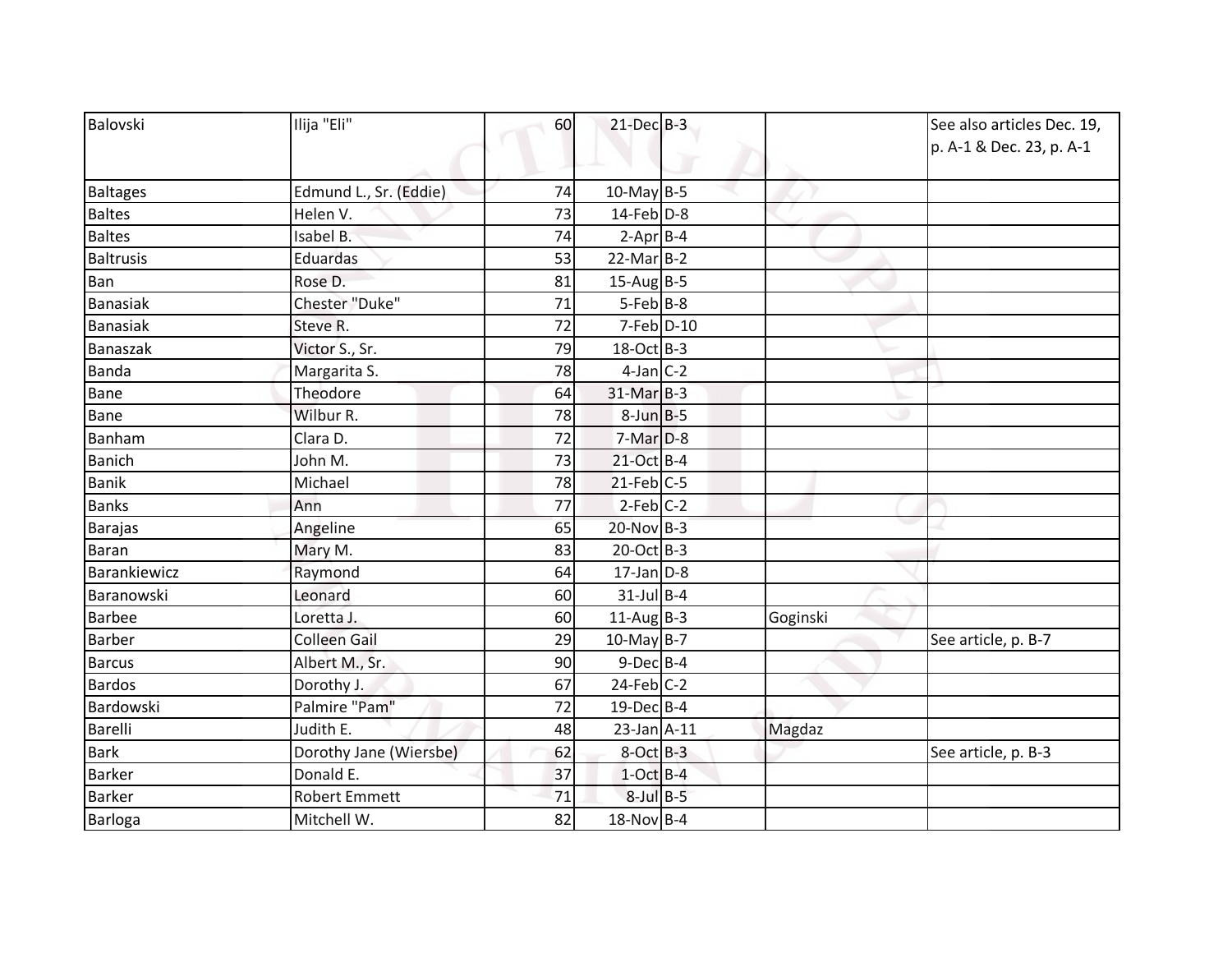| Balovski | Ilija "Eli" | 60 | 21-Dec | B-3 | | See also articles Dec. 19, p. A-1 & Dec. 23, p. A-1 |
|---|---|---|---|---|---|---|
| Baltages | Edmund L., Sr. (Eddie) | 74 | 10-May | B-5 | | |
| Baltes | Helen V. | 73 | 14-Feb | D-8 | | |
| Baltes | Isabel B. | 74 | 2-Apr | B-4 | | |
| Baltrusis | Eduardas | 53 | 22-Mar | B-2 | | |
| Ban | Rose D. | 81 | 15-Aug | B-5 | | |
| Banasiak | Chester "Duke" | 71 | 5-Feb | B-8 | | |
| Banasiak | Steve R. | 72 | 7-Feb | D-10 | | |
| Banaszak | Victor S., Sr. | 79 | 18-Oct | B-3 | | |
| Banda | Margarita S. | 78 | 4-Jan | C-2 | | |
| Bane | Theodore | 64 | 31-Mar | B-3 | | |
| Bane | Wilbur R. | 78 | 8-Jun | B-5 | | |
| Banham | Clara D. | 72 | 7-Mar | D-8 | | |
| Banich | John M. | 73 | 21-Oct | B-4 | | |
| Banik | Michael | 78 | 21-Feb | C-5 | | |
| Banks | Ann | 77 | 2-Feb | C-2 | | |
| Barajas | Angeline | 65 | 20-Nov | B-3 | | |
| Baran | Mary M. | 83 | 20-Oct | B-3 | | |
| Barankiewicz | Raymond | 64 | 17-Jan | D-8 | | |
| Baranowski | Leonard | 60 | 31-Jul | B-4 | | |
| Barbee | Loretta J. | 60 | 11-Aug | B-3 | Goginski | |
| Barber | Colleen Gail | 29 | 10-May | B-7 | | See article, p. B-7 |
| Barcus | Albert M., Sr. | 90 | 9-Dec | B-4 | | |
| Bardos | Dorothy J. | 67 | 24-Feb | C-2 | | |
| Bardowski | Palmire "Pam" | 72 | 19-Dec | B-4 | | |
| Barelli | Judith E. | 48 | 23-Jan | A-11 | Magdaz | |
| Bark | Dorothy Jane (Wiersbe) | 62 | 8-Oct | B-3 | | See article, p. B-3 |
| Barker | Donald E. | 37 | 1-Oct | B-4 | | |
| Barker | Robert Emmett | 71 | 8-Jul | B-5 | | |
| Barloga | Mitchell W. | 82 | 18-Nov | B-4 | | |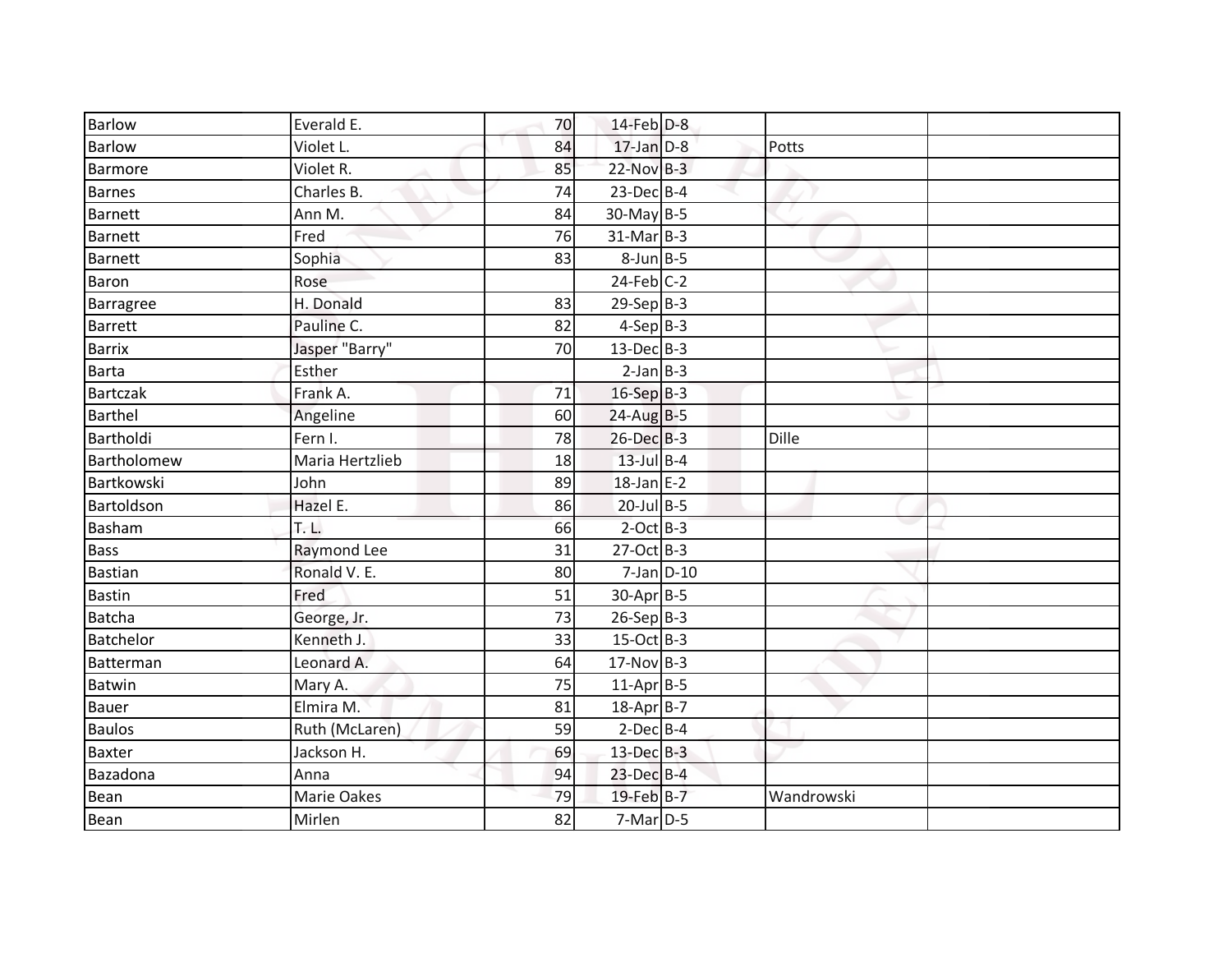| | | | | | | |
|---|---|---|---|---|---|---|
| Barlow | Everald E. | 70 | 14-Feb | D-8 | | |
| Barlow | Violet L. | 84 | 17-Jan | D-8 | Potts | |
| Barmore | Violet R. | 85 | 22-Nov | B-3 | | |
| Barnes | Charles B. | 74 | 23-Dec | B-4 | | |
| Barnett | Ann M. | 84 | 30-May | B-5 | | |
| Barnett | Fred | 76 | 31-Mar | B-3 | | |
| Barnett | Sophia | 83 | 8-Jun | B-5 | | |
| Baron | Rose | | 24-Feb | C-2 | | |
| Barragree | H. Donald | 83 | 29-Sep | B-3 | | |
| Barrett | Pauline C. | 82 | 4-Sep | B-3 | | |
| Barrix | Jasper "Barry" | 70 | 13-Dec | B-3 | | |
| Barta | Esther | | 2-Jan | B-3 | | |
| Bartczak | Frank A. | 71 | 16-Sep | B-3 | | |
| Barthel | Angeline | 60 | 24-Aug | B-5 | | |
| Bartholdi | Fern I. | 78 | 26-Dec | B-3 | Dille | |
| Bartholomew | Maria Hertzlieb | 18 | 13-Jul | B-4 | | |
| Bartkowski | John | 89 | 18-Jan | E-2 | | |
| Bartoldson | Hazel E. | 86 | 20-Jul | B-5 | | |
| Basham | T. L. | 66 | 2-Oct | B-3 | | |
| Bass | Raymond Lee | 31 | 27-Oct | B-3 | | |
| Bastian | Ronald V. E. | 80 | 7-Jan | D-10 | | |
| Bastin | Fred | 51 | 30-Apr | B-5 | | |
| Batcha | George, Jr. | 73 | 26-Sep | B-3 | | |
| Batchelor | Kenneth J. | 33 | 15-Oct | B-3 | | |
| Batterman | Leonard A. | 64 | 17-Nov | B-3 | | |
| Batwin | Mary A. | 75 | 11-Apr | B-5 | | |
| Bauer | Elmira M. | 81 | 18-Apr | B-7 | | |
| Baulos | Ruth (McLaren) | 59 | 2-Dec | B-4 | | |
| Baxter | Jackson H. | 69 | 13-Dec | B-3 | | |
| Bazadona | Anna | 94 | 23-Dec | B-4 | | |
| Bean | Marie Oakes | 79 | 19-Feb | B-7 | Wandrowski | |
| Bean | Mirlen | 82 | 7-Mar | D-5 | | |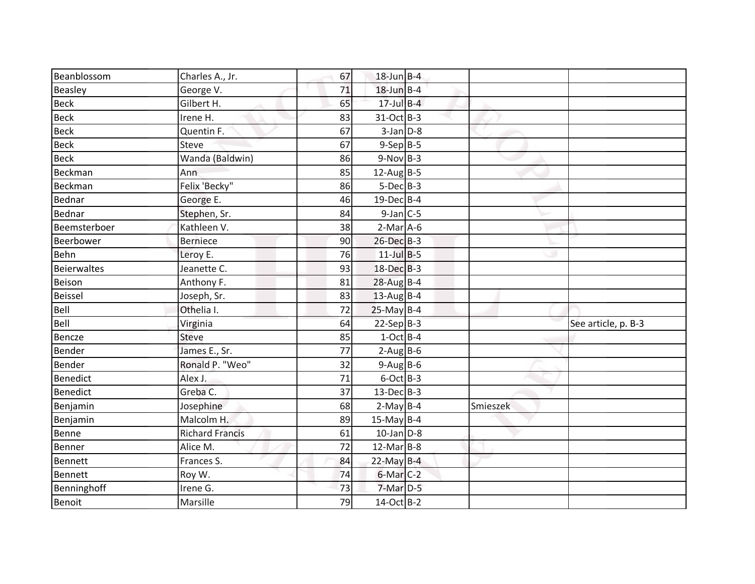| | | | | | | |
|---|---|---|---|---|---|---|
| Beanblossom | Charles A., Jr. | 67 | 18-Jun | B-4 | | |
| Beasley | George V. | 71 | 18-Jun | B-4 | | |
| Beck | Gilbert H. | 65 | 17-Jul | B-4 | | |
| Beck | Irene H. | 83 | 31-Oct | B-3 | | |
| Beck | Quentin F. | 67 | 3-Jan | D-8 | | |
| Beck | Steve | 67 | 9-Sep | B-5 | | |
| Beck | Wanda (Baldwin) | 86 | 9-Nov | B-3 | | |
| Beckman | Ann | 85 | 12-Aug | B-5 | | |
| Beckman | Felix 'Becky" | 86 | 5-Dec | B-3 | | |
| Bednar | George E. | 46 | 19-Dec | B-4 | | |
| Bednar | Stephen, Sr. | 84 | 9-Jan | C-5 | | |
| Beemsterboer | Kathleen V. | 38 | 2-Mar | A-6 | | |
| Beerbower | Berniece | 90 | 26-Dec | B-3 | | |
| Behn | Leroy E. | 76 | 11-Jul | B-5 | | |
| Beierwaltes | Jeanette C. | 93 | 18-Dec | B-3 | | |
| Beison | Anthony F. | 81 | 28-Aug | B-4 | | |
| Beissel | Joseph, Sr. | 83 | 13-Aug | B-4 | | |
| Bell | Othelia I. | 72 | 25-May | B-4 | | |
| Bell | Virginia | 64 | 22-Sep | B-3 | | See article, p. B-3 |
| Bencze | Steve | 85 | 1-Oct | B-4 | | |
| Bender | James E., Sr. | 77 | 2-Aug | B-6 | | |
| Bender | Ronald P. "Weo" | 32 | 9-Aug | B-6 | | |
| Benedict | Alex J. | 71 | 6-Oct | B-3 | | |
| Benedict | Greba C. | 37 | 13-Dec | B-3 | | |
| Benjamin | Josephine | 68 | 2-May | B-4 | Smieszek | |
| Benjamin | Malcolm H. | 89 | 15-May | B-4 | | |
| Benne | Richard Francis | 61 | 10-Jan | D-8 | | |
| Benner | Alice M. | 72 | 12-Mar | B-8 | | |
| Bennett | Frances S. | 84 | 22-May | B-4 | | |
| Bennett | Roy W. | 74 | 6-Mar | C-2 | | |
| Benninghoff | Irene G. | 73 | 7-Mar | D-5 | | |
| Benoit | Marsille | 79 | 14-Oct | B-2 | | |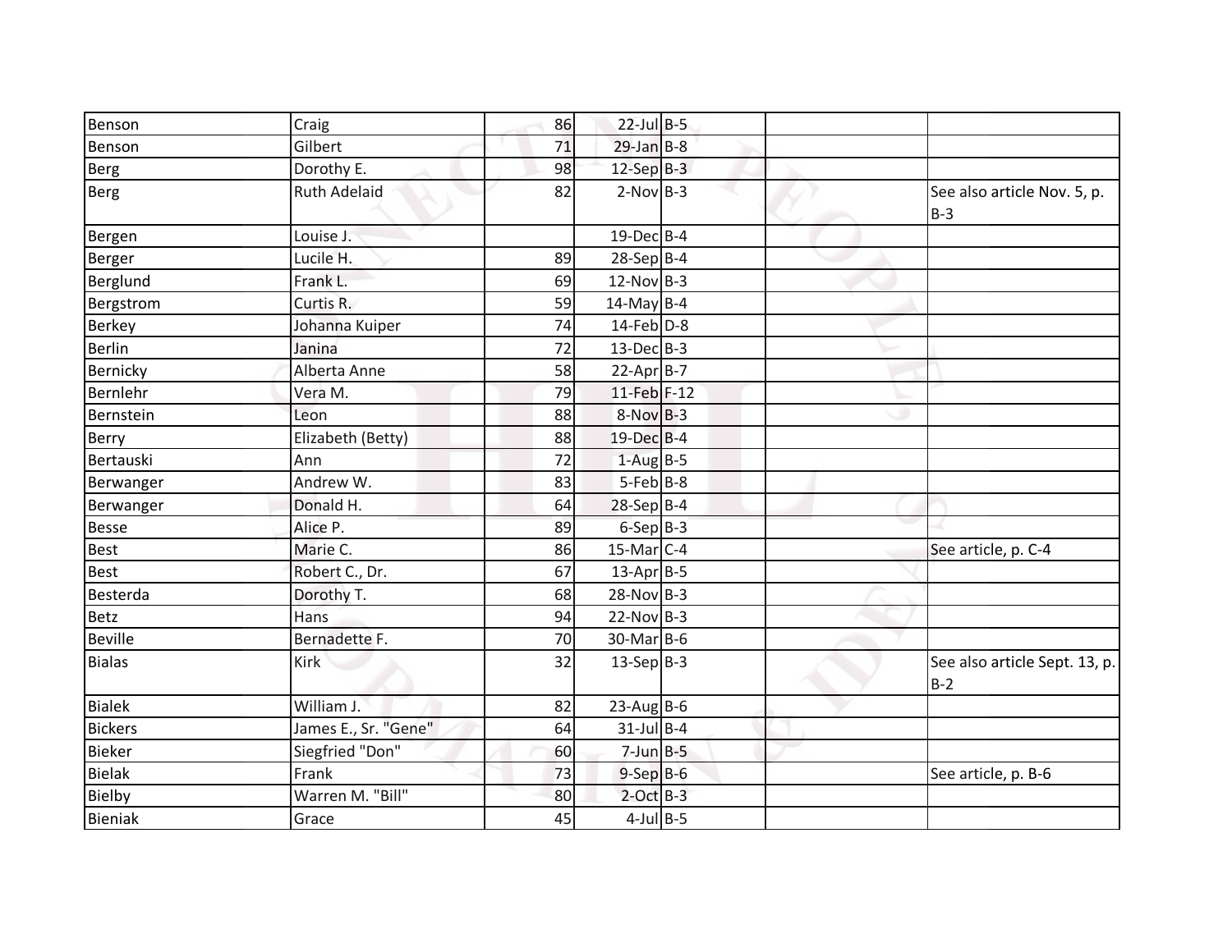| | | | | | | |
|---|---|---|---|---|---|---|
| Benson | Craig | 86 | 22-Jul | B-5 | | |
| Benson | Gilbert | 71 | 29-Jan | B-8 | | |
| Berg | Dorothy E. | 98 | 12-Sep | B-3 | | |
| Berg | Ruth Adelaid | 82 | 2-Nov | B-3 | | See also article Nov. 5, p. B-3 |
| Bergen | Louise J. | | 19-Dec | B-4 | | |
| Berger | Lucile H. | 89 | 28-Sep | B-4 | | |
| Berglund | Frank L. | 69 | 12-Nov | B-3 | | |
| Bergstrom | Curtis R. | 59 | 14-May | B-4 | | |
| Berkey | Johanna Kuiper | 74 | 14-Feb | D-8 | | |
| Berlin | Janina | 72 | 13-Dec | B-3 | | |
| Bernicky | Alberta Anne | 58 | 22-Apr | B-7 | | |
| Bernlehr | Vera M. | 79 | 11-Feb | F-12 | | |
| Bernstein | Leon | 88 | 8-Nov | B-3 | | |
| Berry | Elizabeth (Betty) | 88 | 19-Dec | B-4 | | |
| Bertauski | Ann | 72 | 1-Aug | B-5 | | |
| Berwanger | Andrew W. | 83 | 5-Feb | B-8 | | |
| Berwanger | Donald H. | 64 | 28-Sep | B-4 | | |
| Besse | Alice P. | 89 | 6-Sep | B-3 | | |
| Best | Marie C. | 86 | 15-Mar | C-4 | | See article, p. C-4 |
| Best | Robert C., Dr. | 67 | 13-Apr | B-5 | | |
| Besterda | Dorothy T. | 68 | 28-Nov | B-3 | | |
| Betz | Hans | 94 | 22-Nov | B-3 | | |
| Beville | Bernadette F. | 70 | 30-Mar | B-6 | | |
| Bialas | Kirk | 32 | 13-Sep | B-3 | | See also article Sept. 13, p. B-2 |
| Bialek | William J. | 82 | 23-Aug | B-6 | | |
| Bickers | James E., Sr. "Gene" | 64 | 31-Jul | B-4 | | |
| Bieker | Siegfried "Don" | 60 | 7-Jun | B-5 | | |
| Bielak | Frank | 73 | 9-Sep | B-6 | | See article, p. B-6 |
| Bielby | Warren M. "Bill" | 80 | 2-Oct | B-3 | | |
| Bieniak | Grace | 45 | 4-Jul | B-5 | | |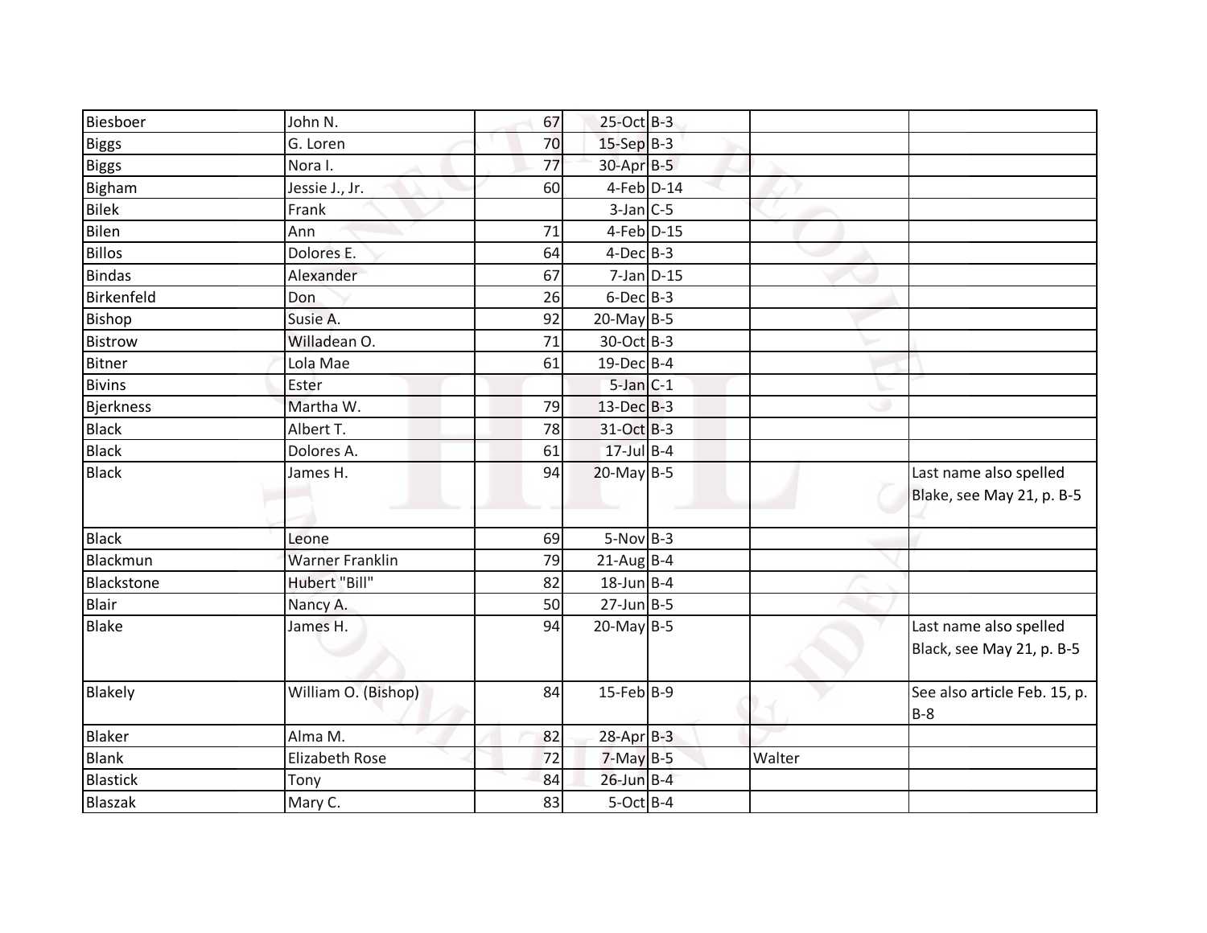| | | | | | | |
|---|---|---|---|---|---|---|
| Biesboer | John N. | 67 | 25-Oct | B-3 | | |
| Biggs | G. Loren | 70 | 15-Sep | B-3 | | |
| Biggs | Nora I. | 77 | 30-Apr | B-5 | | |
| Bigham | Jessie J., Jr. | 60 | 4-Feb | D-14 | | |
| Bilek | Frank | | 3-Jan | C-5 | | |
| Bilen | Ann | 71 | 4-Feb | D-15 | | |
| Billos | Dolores E. | 64 | 4-Dec | B-3 | | |
| Bindas | Alexander | 67 | 7-Jan | D-15 | | |
| Birkenfeld | Don | 26 | 6-Dec | B-3 | | |
| Bishop | Susie A. | 92 | 20-May | B-5 | | |
| Bistrow | Willadean O. | 71 | 30-Oct | B-3 | | |
| Bitner | Lola Mae | 61 | 19-Dec | B-4 | | |
| Bivins | Ester | | 5-Jan | C-1 | | |
| Bjerkness | Martha W. | 79 | 13-Dec | B-3 | | |
| Black | Albert T. | 78 | 31-Oct | B-3 | | |
| Black | Dolores A. | 61 | 17-Jul | B-4 | | |
| Black | James H. | 94 | 20-May | B-5 | | Last name also spelled Blake, see May 21, p. B-5 |
| Black | Leone | 69 | 5-Nov | B-3 | | |
| Blackmun | Warner Franklin | 79 | 21-Aug | B-4 | | |
| Blackstone | Hubert "Bill" | 82 | 18-Jun | B-4 | | |
| Blair | Nancy A. | 50 | 27-Jun | B-5 | | |
| Blake | James H. | 94 | 20-May | B-5 | | Last name also spelled Black, see May 21, p. B-5 |
| Blakely | William O. (Bishop) | 84 | 15-Feb | B-9 | | See also article Feb. 15, p. B-8 |
| Blaker | Alma M. | 82 | 28-Apr | B-3 | | |
| Blank | Elizabeth Rose | 72 | 7-May | B-5 | Walter | |
| Blastick | Tony | 84 | 26-Jun | B-4 | | |
| Blaszak | Mary C. | 83 | 5-Oct | B-4 | | |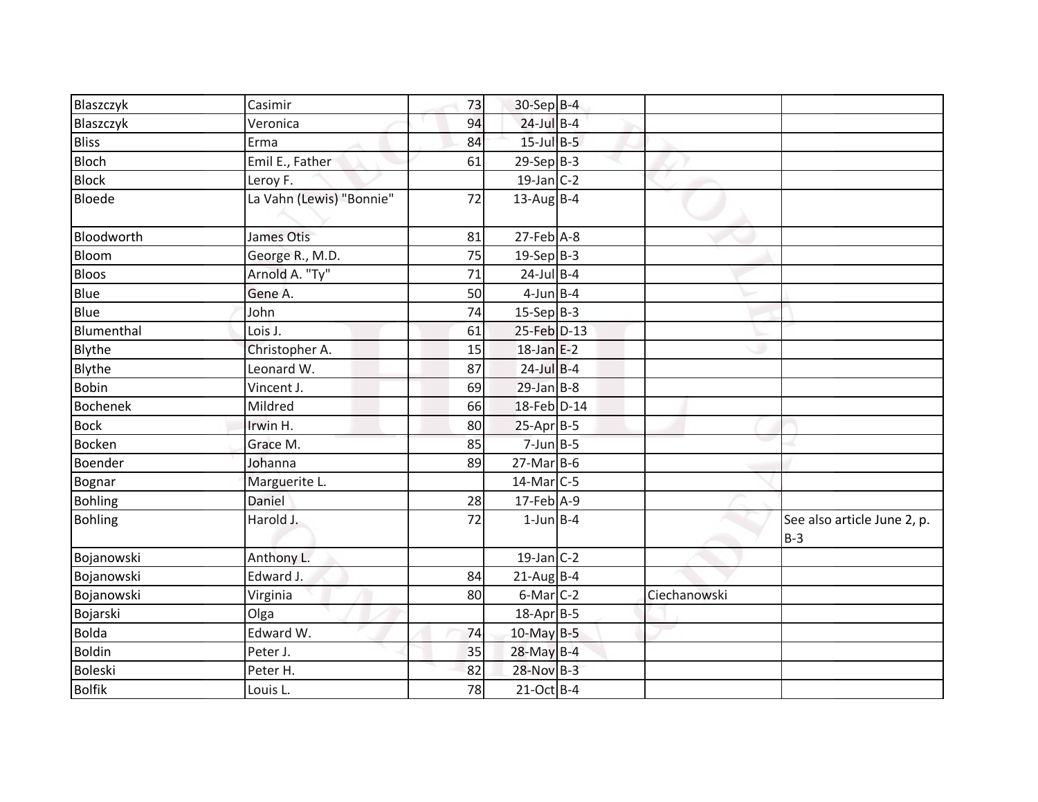| | | | | | | |
|---|---|---|---|---|---|---|
| Blaszczyk | Casimir | 73 | 30-Sep | B-4 | | |
| Blaszczyk | Veronica | 94 | 24-Jul | B-4 | | |
| Bliss | Erma | 84 | 15-Jul | B-5 | | |
| Bloch | Emil E., Father | 61 | 29-Sep | B-3 | | |
| Block | Leroy F. | | 19-Jan | C-2 | | |
| Bloede | La Vahn (Lewis) "Bonnie" | 72 | 13-Aug | B-4 | | |
| Bloodworth | James Otis | 81 | 27-Feb | A-8 | | |
| Bloom | George R., M.D. | 75 | 19-Sep | B-3 | | |
| Bloos | Arnold A. "Ty" | 71 | 24-Jul | B-4 | | |
| Blue | Gene A. | 50 | 4-Jun | B-4 | | |
| Blue | John | 74 | 15-Sep | B-3 | | |
| Blumenthal | Lois J. | 61 | 25-Feb | D-13 | | |
| Blythe | Christopher A. | 15 | 18-Jan | E-2 | | |
| Blythe | Leonard W. | 87 | 24-Jul | B-4 | | |
| Bobin | Vincent J. | 69 | 29-Jan | B-8 | | |
| Bochenek | Mildred | 66 | 18-Feb | D-14 | | |
| Bock | Irwin H. | 80 | 25-Apr | B-5 | | |
| Bocken | Grace M. | 85 | 7-Jun | B-5 | | |
| Boender | Johanna | 89 | 27-Mar | B-6 | | |
| Bognar | Marguerite L. | | 14-Mar | C-5 | | |
| Bohling | Daniel | 28 | 17-Feb | A-9 | | |
| Bohling | Harold J. | 72 | 1-Jun | B-4 | | See also article June 2, p. B-3 |
| Bojanowski | Anthony L. | | 19-Jan | C-2 | | |
| Bojanowski | Edward J. | 84 | 21-Aug | B-4 | | |
| Bojanowski | Virginia | 80 | 6-Mar | C-2 | Ciechanowski | |
| Bojarski | Olga | | 18-Apr | B-5 | | |
| Bolda | Edward W. | 74 | 10-May | B-5 | | |
| Boldin | Peter J. | 35 | 28-May | B-4 | | |
| Boleski | Peter H. | 82 | 28-Nov | B-3 | | |
| Bolfik | Louis L. | 78 | 21-Oct | B-4 | | |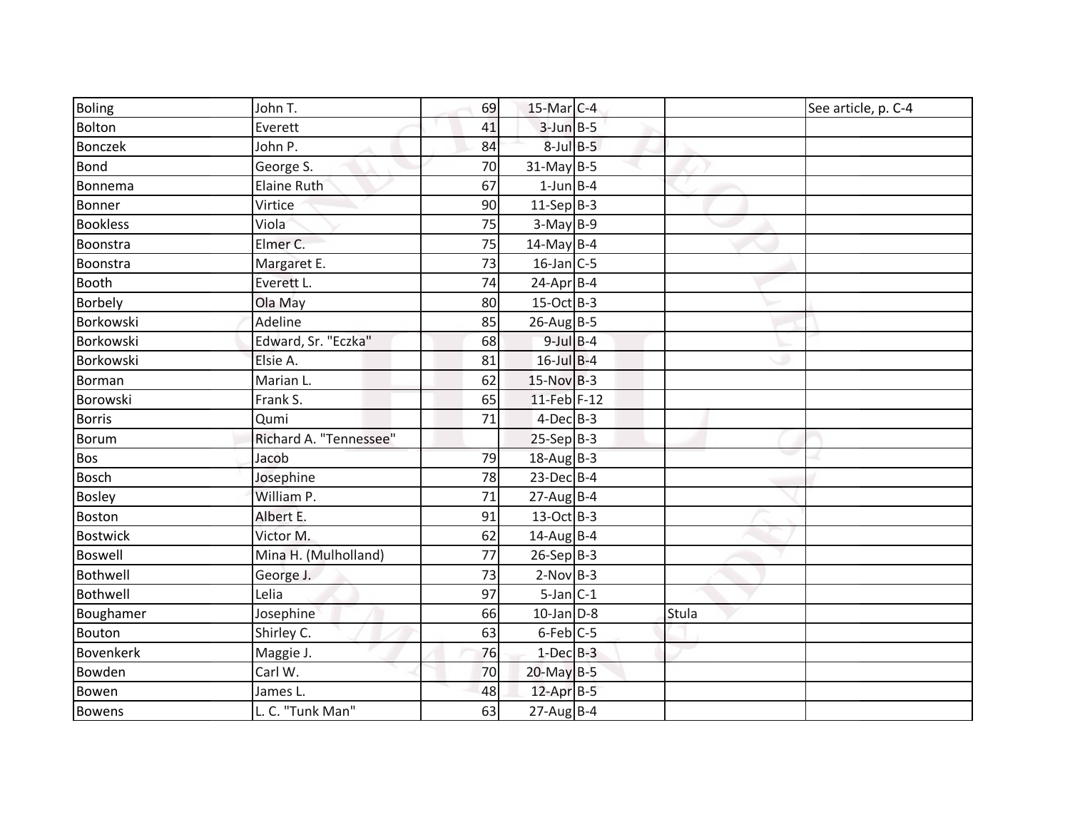| | | | | | | |
|---|---|---|---|---|---|---|
| Boling | John T. | 69 | 15-Mar | C-4 | | See article, p. C-4 |
| Bolton | Everett | 41 | 3-Jun | B-5 | | |
| Bonczek | John P. | 84 | 8-Jul | B-5 | | |
| Bond | George S. | 70 | 31-May | B-5 | | |
| Bonnema | Elaine Ruth | 67 | 1-Jun | B-4 | | |
| Bonner | Virtice | 90 | 11-Sep | B-3 | | |
| Bookless | Viola | 75 | 3-May | B-9 | | |
| Boonstra | Elmer C. | 75 | 14-May | B-4 | | |
| Boonstra | Margaret E. | 73 | 16-Jan | C-5 | | |
| Booth | Everett L. | 74 | 24-Apr | B-4 | | |
| Borbely | Ola May | 80 | 15-Oct | B-3 | | |
| Borkowski | Adeline | 85 | 26-Aug | B-5 | | |
| Borkowski | Edward, Sr. "Eczka" | 68 | 9-Jul | B-4 | | |
| Borkowski | Elsie A. | 81 | 16-Jul | B-4 | | |
| Borman | Marian L. | 62 | 15-Nov | B-3 | | |
| Borowski | Frank S. | 65 | 11-Feb | F-12 | | |
| Borris | Qumi | 71 | 4-Dec | B-3 | | |
| Borum | Richard A. "Tennessee" | | 25-Sep | B-3 | | |
| Bos | Jacob | 79 | 18-Aug | B-3 | | |
| Bosch | Josephine | 78 | 23-Dec | B-4 | | |
| Bosley | William P. | 71 | 27-Aug | B-4 | | |
| Boston | Albert E. | 91 | 13-Oct | B-3 | | |
| Bostwick | Victor M. | 62 | 14-Aug | B-4 | | |
| Boswell | Mina H. (Mulholland) | 77 | 26-Sep | B-3 | | |
| Bothwell | George J. | 73 | 2-Nov | B-3 | | |
| Bothwell | Lelia | 97 | 5-Jan | C-1 | | |
| Boughamer | Josephine | 66 | 10-Jan | D-8 | Stula | |
| Bouton | Shirley C. | 63 | 6-Feb | C-5 | | |
| Bovenkerk | Maggie J. | 76 | 1-Dec | B-3 | | |
| Bowden | Carl W. | 70 | 20-May | B-5 | | |
| Bowen | James L. | 48 | 12-Apr | B-5 | | |
| Bowens | L. C. "Tunk Man" | 63 | 27-Aug | B-4 | | |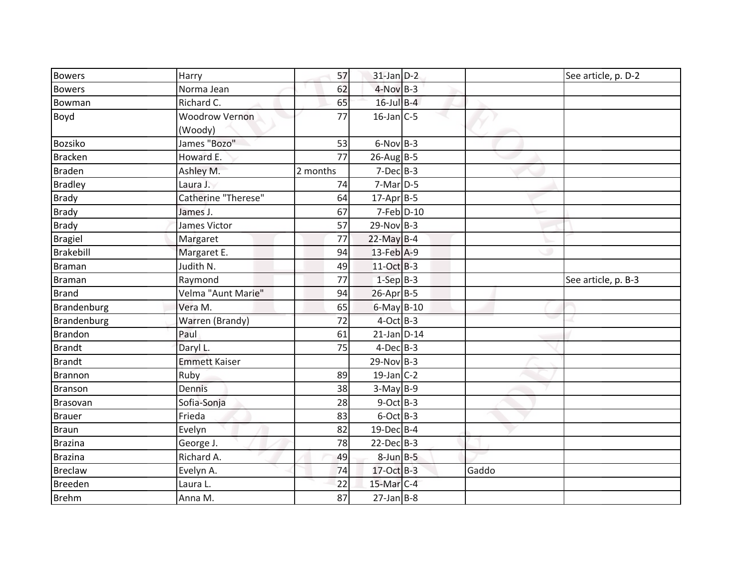| | | | | | | |
|---|---|---|---|---|---|---|
| Bowers | Harry | 57 | 31-Jan | D-2 | | See article, p. D-2 |
| Bowers | Norma Jean | 62 | 4-Nov | B-3 | | |
| Bowman | Richard C. | 65 | 16-Jul | B-4 | | |
| Boyd | Woodrow Vernon (Woody) | 77 | 16-Jan | C-5 | | |
| Bozsiko | James "Bozo" | 53 | 6-Nov | B-3 | | |
| Bracken | Howard E. | 77 | 26-Aug | B-5 | | |
| Braden | Ashley M. | 2 months | 7-Dec | B-3 | | |
| Bradley | Laura J. | 74 | 7-Mar | D-5 | | |
| Brady | Catherine "Therese" | 64 | 17-Apr | B-5 | | |
| Brady | James J. | 67 | 7-Feb | D-10 | | |
| Brady | James Victor | 57 | 29-Nov | B-3 | | |
| Bragiel | Margaret | 77 | 22-May | B-4 | | |
| Brakebill | Margaret E. | 94 | 13-Feb | A-9 | | |
| Braman | Judith N. | 49 | 11-Oct | B-3 | | |
| Braman | Raymond | 77 | 1-Sep | B-3 | | See article, p. B-3 |
| Brand | Velma "Aunt Marie" | 94 | 26-Apr | B-5 | | |
| Brandenburg | Vera M. | 65 | 6-May | B-10 | | |
| Brandenburg | Warren (Brandy) | 72 | 4-Oct | B-3 | | |
| Brandon | Paul | 61 | 21-Jan | D-14 | | |
| Brandt | Daryl L. | 75 | 4-Dec | B-3 | | |
| Brandt | Emmett Kaiser | | 29-Nov | B-3 | | |
| Brannon | Ruby | 89 | 19-Jan | C-2 | | |
| Branson | Dennis | 38 | 3-May | B-9 | | |
| Brasovan | Sofia-Sonja | 28 | 9-Oct | B-3 | | |
| Brauer | Frieda | 83 | 6-Oct | B-3 | | |
| Braun | Evelyn | 82 | 19-Dec | B-4 | | |
| Brazina | George J. | 78 | 22-Dec | B-3 | | |
| Brazina | Richard A. | 49 | 8-Jun | B-5 | | |
| Breclaw | Evelyn A. | 74 | 17-Oct | B-3 | Gaddo | |
| Breeden | Laura L. | 22 | 15-Mar | C-4 | | |
| Brehm | Anna M. | 87 | 27-Jan | B-8 | | |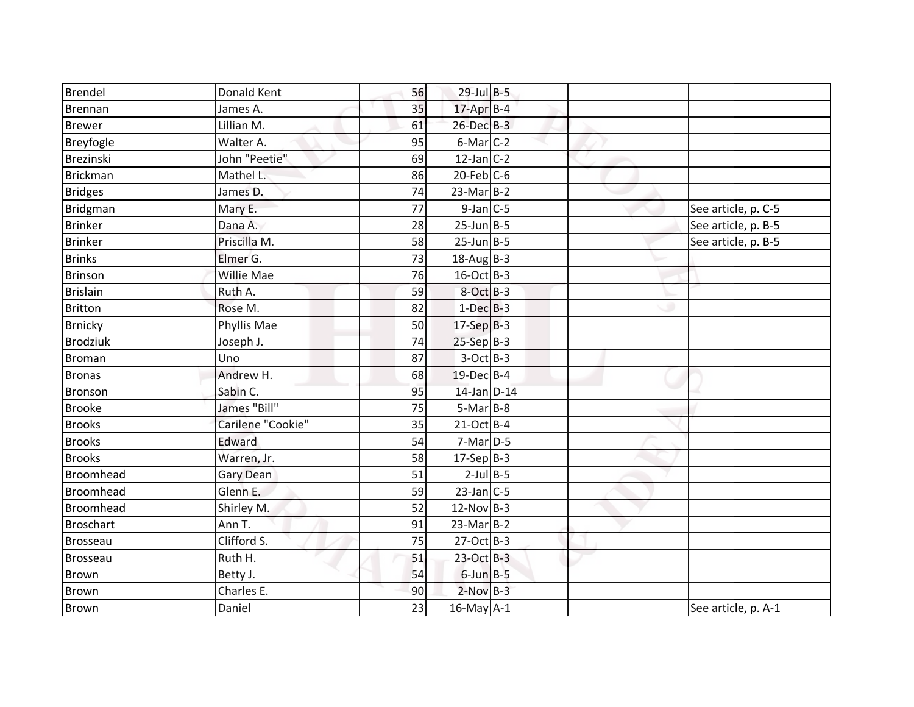| | | | | | | |
|---|---|---|---|---|---|---|
| Brendel | Donald Kent | 56 | 29-Jul | B-5 | | |
| Brennan | James A. | 35 | 17-Apr | B-4 | | |
| Brewer | Lillian M. | 61 | 26-Dec | B-3 | | |
| Breyfogle | Walter A. | 95 | 6-Mar | C-2 | | |
| Brezinski | John "Peetie" | 69 | 12-Jan | C-2 | | |
| Brickman | Mathel L. | 86 | 20-Feb | C-6 | | |
| Bridges | James D. | 74 | 23-Mar | B-2 | | |
| Bridgman | Mary E. | 77 | 9-Jan | C-5 | | See article, p. C-5 |
| Brinker | Dana A. | 28 | 25-Jun | B-5 | | See article, p. B-5 |
| Brinker | Priscilla M. | 58 | 25-Jun | B-5 | | See article, p. B-5 |
| Brinks | Elmer G. | 73 | 18-Aug | B-3 | | |
| Brinson | Willie Mae | 76 | 16-Oct | B-3 | | |
| Brislain | Ruth A. | 59 | 8-Oct | B-3 | | |
| Britton | Rose M. | 82 | 1-Dec | B-3 | | |
| Brnicky | Phyllis Mae | 50 | 17-Sep | B-3 | | |
| Brodziuk | Joseph J. | 74 | 25-Sep | B-3 | | |
| Broman | Uno | 87 | 3-Oct | B-3 | | |
| Bronas | Andrew H. | 68 | 19-Dec | B-4 | | |
| Bronson | Sabin C. | 95 | 14-Jan | D-14 | | |
| Brooke | James "Bill" | 75 | 5-Mar | B-8 | | |
| Brooks | Carilene "Cookie" | 35 | 21-Oct | B-4 | | |
| Brooks | Edward | 54 | 7-Mar | D-5 | | |
| Brooks | Warren, Jr. | 58 | 17-Sep | B-3 | | |
| Broomhead | Gary Dean | 51 | 2-Jul | B-5 | | |
| Broomhead | Glenn E. | 59 | 23-Jan | C-5 | | |
| Broomhead | Shirley M. | 52 | 12-Nov | B-3 | | |
| Broschart | Ann T. | 91 | 23-Mar | B-2 | | |
| Brosseau | Clifford S. | 75 | 27-Oct | B-3 | | |
| Brosseau | Ruth H. | 51 | 23-Oct | B-3 | | |
| Brown | Betty J. | 54 | 6-Jun | B-5 | | |
| Brown | Charles E. | 90 | 2-Nov | B-3 | | |
| Brown | Daniel | 23 | 16-May | A-1 | | See article, p. A-1 |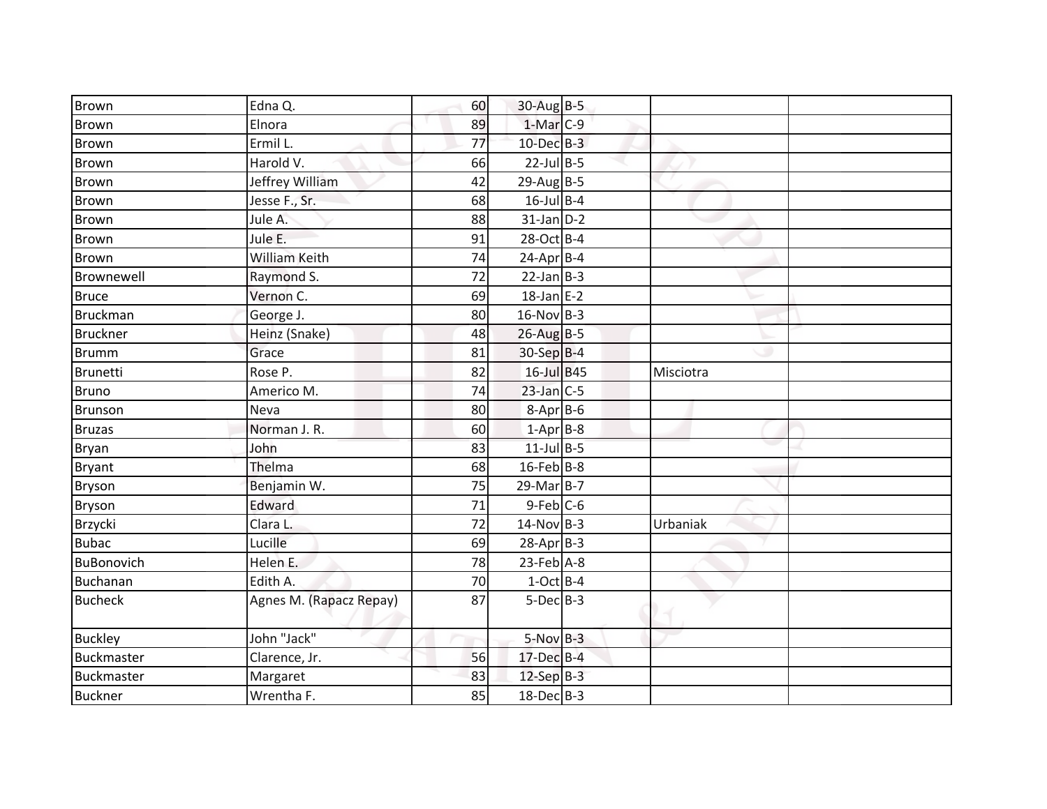| | | | | | | |
|---|---|---|---|---|---|---|
| Brown | Edna Q. | 60 | 30-Aug | B-5 | | |
| Brown | Elnora | 89 | 1-Mar | C-9 | | |
| Brown | Ermil L. | 77 | 10-Dec | B-3 | | |
| Brown | Harold V. | 66 | 22-Jul | B-5 | | |
| Brown | Jeffrey William | 42 | 29-Aug | B-5 | | |
| Brown | Jesse F., Sr. | 68 | 16-Jul | B-4 | | |
| Brown | Jule A. | 88 | 31-Jan | D-2 | | |
| Brown | Jule E. | 91 | 28-Oct | B-4 | | |
| Brown | William Keith | 74 | 24-Apr | B-4 | | |
| Brownewell | Raymond S. | 72 | 22-Jan | B-3 | | |
| Bruce | Vernon C. | 69 | 18-Jan | E-2 | | |
| Bruckman | George J. | 80 | 16-Nov | B-3 | | |
| Bruckner | Heinz (Snake) | 48 | 26-Aug | B-5 | | |
| Brumm | Grace | 81 | 30-Sep | B-4 | | |
| Brunetti | Rose P. | 82 | 16-Jul | B45 | Misciotra | |
| Bruno | Americo M. | 74 | 23-Jan | C-5 | | |
| Brunson | Neva | 80 | 8-Apr | B-6 | | |
| Bruzas | Norman J. R. | 60 | 1-Apr | B-8 | | |
| Bryan | John | 83 | 11-Jul | B-5 | | |
| Bryant | Thelma | 68 | 16-Feb | B-8 | | |
| Bryson | Benjamin W. | 75 | 29-Mar | B-7 | | |
| Bryson | Edward | 71 | 9-Feb | C-6 | | |
| Brzycki | Clara L. | 72 | 14-Nov | B-3 | Urbaniak | |
| Bubac | Lucille | 69 | 28-Apr | B-3 | | |
| BuBonovich | Helen E. | 78 | 23-Feb | A-8 | | |
| Buchanan | Edith A. | 70 | 1-Oct | B-4 | | |
| Bucheck | Agnes M. (Rapacz Repay) | 87 | 5-Dec | B-3 | | |
| Buckley | John "Jack" | | 5-Nov | B-3 | | |
| Buckmaster | Clarence, Jr. | 56 | 17-Dec | B-4 | | |
| Buckmaster | Margaret | 83 | 12-Sep | B-3 | | |
| Buckner | Wrentha F. | 85 | 18-Dec | B-3 | | |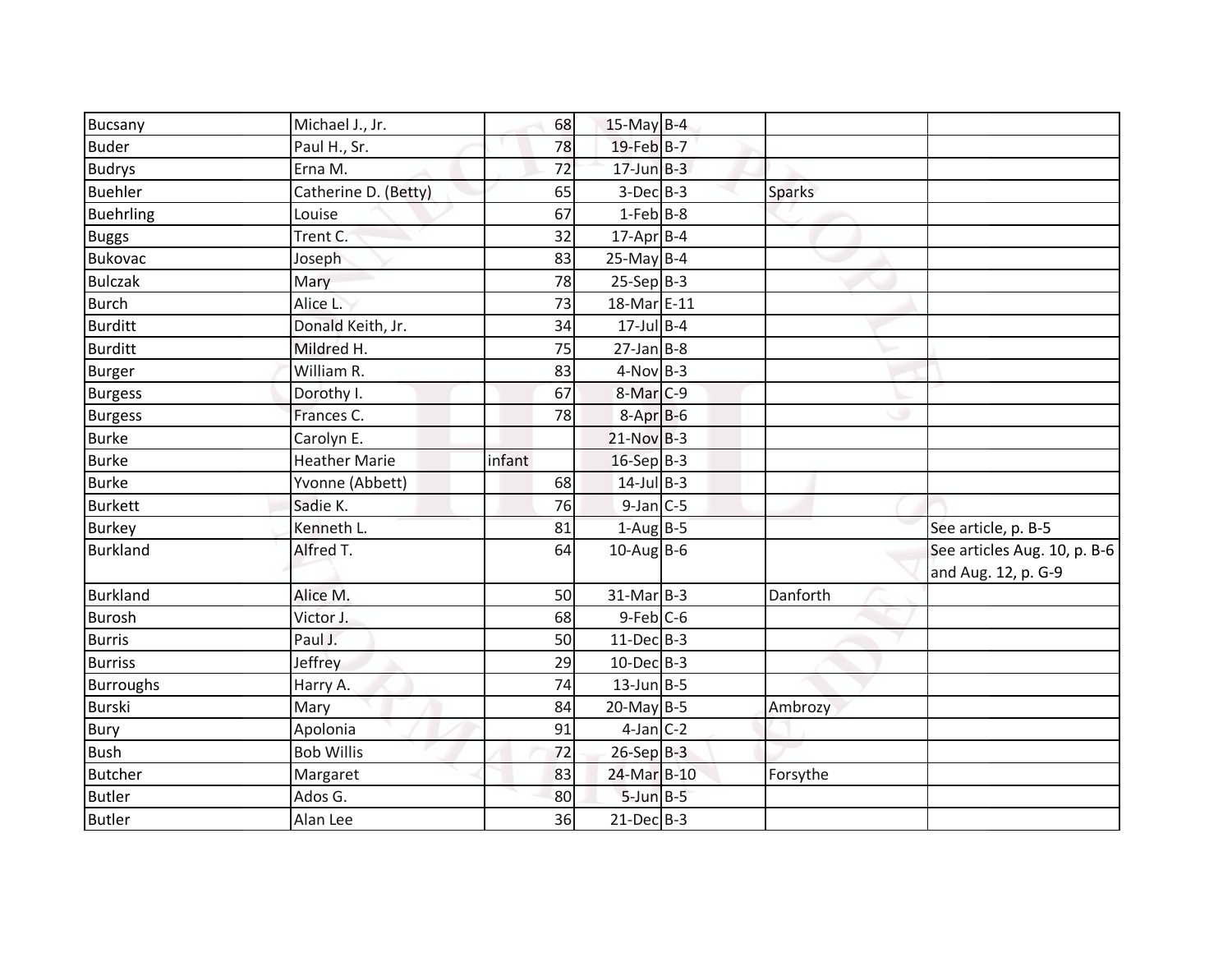| | | | | | | |
|---|---|---|---|---|---|---|
| Bucsany | Michael J., Jr. | 68 | 15-May | B-4 | | |
| Buder | Paul H., Sr. | 78 | 19-Feb | B-7 | | |
| Budrys | Erna M. | 72 | 17-Jun | B-3 | | |
| Buehler | Catherine D. (Betty) | 65 | 3-Dec | B-3 | Sparks | |
| Buehrling | Louise | 67 | 1-Feb | B-8 | | |
| Buggs | Trent C. | 32 | 17-Apr | B-4 | | |
| Bukovac | Joseph | 83 | 25-May | B-4 | | |
| Bulczak | Mary | 78 | 25-Sep | B-3 | | |
| Burch | Alice L. | 73 | 18-Mar | E-11 | | |
| Burditt | Donald Keith, Jr. | 34 | 17-Jul | B-4 | | |
| Burditt | Mildred H. | 75 | 27-Jan | B-8 | | |
| Burger | William R. | 83 | 4-Nov | B-3 | | |
| Burgess | Dorothy I. | 67 | 8-Mar | C-9 | | |
| Burgess | Frances C. | 78 | 8-Apr | B-6 | | |
| Burke | Carolyn E. | | 21-Nov | B-3 | | |
| Burke | Heather Marie | infant | 16-Sep | B-3 | | |
| Burke | Yvonne (Abbett) | 68 | 14-Jul | B-3 | | |
| Burkett | Sadie K. | 76 | 9-Jan | C-5 | | |
| Burkey | Kenneth L. | 81 | 1-Aug | B-5 | | See article, p. B-5 |
| Burkland | Alfred T. | 64 | 10-Aug | B-6 | | See articles Aug. 10, p. B-6 and Aug. 12, p. G-9 |
| Burkland | Alice M. | 50 | 31-Mar | B-3 | Danforth | |
| Burosh | Victor J. | 68 | 9-Feb | C-6 | | |
| Burris | Paul J. | 50 | 11-Dec | B-3 | | |
| Burriss | Jeffrey | 29 | 10-Dec | B-3 | | |
| Burroughs | Harry A. | 74 | 13-Jun | B-5 | | |
| Burski | Mary | 84 | 20-May | B-5 | Ambrozy | |
| Bury | Apolonia | 91 | 4-Jan | C-2 | | |
| Bush | Bob Willis | 72 | 26-Sep | B-3 | | |
| Butcher | Margaret | 83 | 24-Mar | B-10 | Forsythe | |
| Butler | Ados G. | 80 | 5-Jun | B-5 | | |
| Butler | Alan Lee | 36 | 21-Dec | B-3 | | |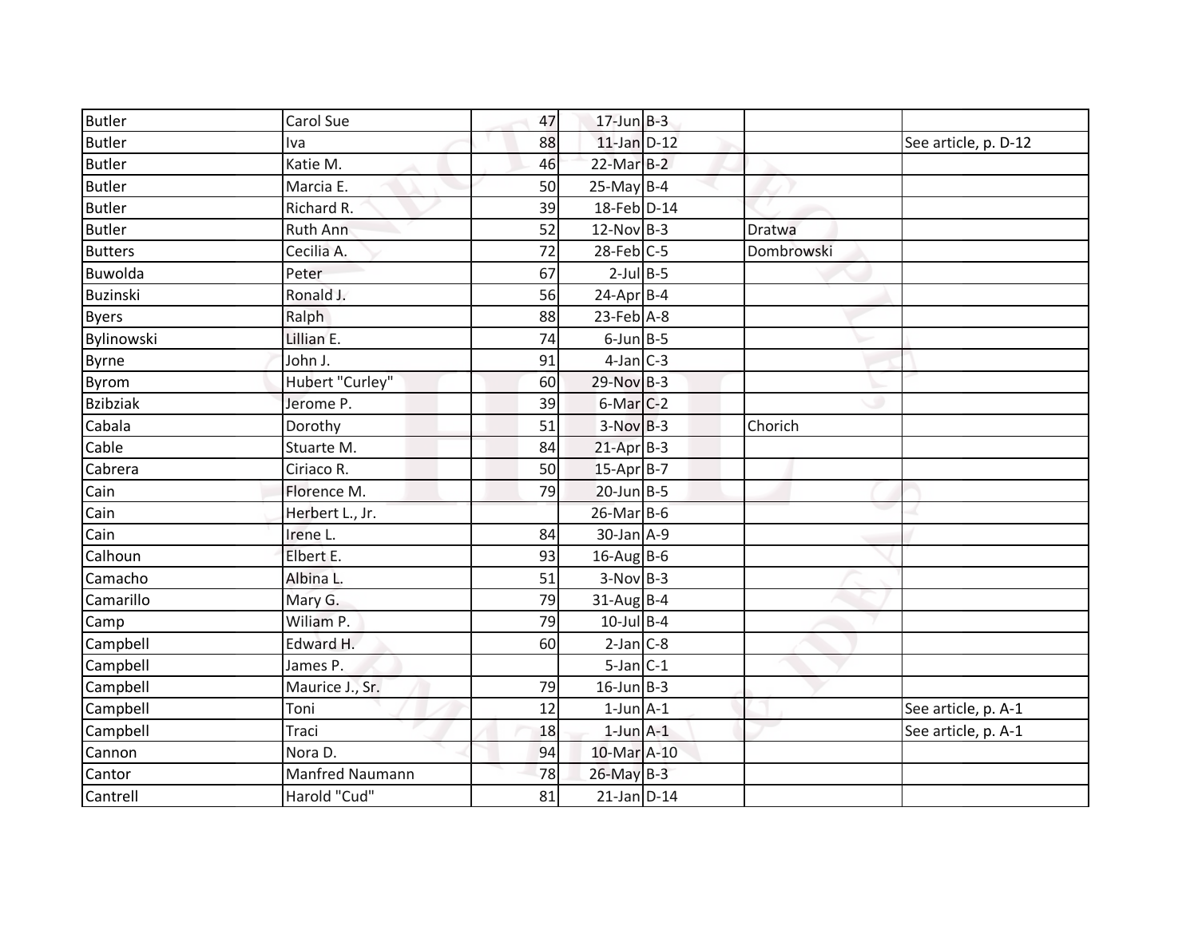| Butler | Carol Sue | 47 | 17-Jun | B-3 | | |
|---|---|---|---|---|---|---|
| Butler | Iva | 88 | 11-Jan | D-12 | | See article, p. D-12 |
| Butler | Katie M. | 46 | 22-Mar | B-2 | | |
| Butler | Marcia E. | 50 | 25-May | B-4 | | |
| Butler | Richard R. | 39 | 18-Feb | D-14 | | |
| Butler | Ruth Ann | 52 | 12-Nov | B-3 | Dratwa | |
| Butters | Cecilia A. | 72 | 28-Feb | C-5 | Dombrowski | |
| Buwolda | Peter | 67 | 2-Jul | B-5 | | |
| Buzinski | Ronald J. | 56 | 24-Apr | B-4 | | |
| Byers | Ralph | 88 | 23-Feb | A-8 | | |
| Bylinowski | Lillian E. | 74 | 6-Jun | B-5 | | |
| Byrne | John J. | 91 | 4-Jan | C-3 | | |
| Byrom | Hubert "Curley" | 60 | 29-Nov | B-3 | | |
| Bzibziak | Jerome P. | 39 | 6-Mar | C-2 | | |
| Cabala | Dorothy | 51 | 3-Nov | B-3 | Chorich | |
| Cable | Stuarte M. | 84 | 21-Apr | B-3 | | |
| Cabrera | Ciriaco R. | 50 | 15-Apr | B-7 | | |
| Cain | Florence M. | 79 | 20-Jun | B-5 | | |
| Cain | Herbert L., Jr. | | 26-Mar | B-6 | | |
| Cain | Irene L. | 84 | 30-Jan | A-9 | | |
| Calhoun | Elbert E. | 93 | 16-Aug | B-6 | | |
| Camacho | Albina L. | 51 | 3-Nov | B-3 | | |
| Camarillo | Mary G. | 79 | 31-Aug | B-4 | | |
| Camp | Wiliam P. | 79 | 10-Jul | B-4 | | |
| Campbell | Edward H. | 60 | 2-Jan | C-8 | | |
| Campbell | James P. | | 5-Jan | C-1 | | |
| Campbell | Maurice J., Sr. | 79 | 16-Jun | B-3 | | |
| Campbell | Toni | 12 | 1-Jun | A-1 | | See article, p. A-1 |
| Campbell | Traci | 18 | 1-Jun | A-1 | | See article, p. A-1 |
| Cannon | Nora D. | 94 | 10-Mar | A-10 | | |
| Cantor | Manfred Naumann | 78 | 26-May | B-3 | | |
| Cantrell | Harold "Cud" | 81 | 21-Jan | D-14 | | |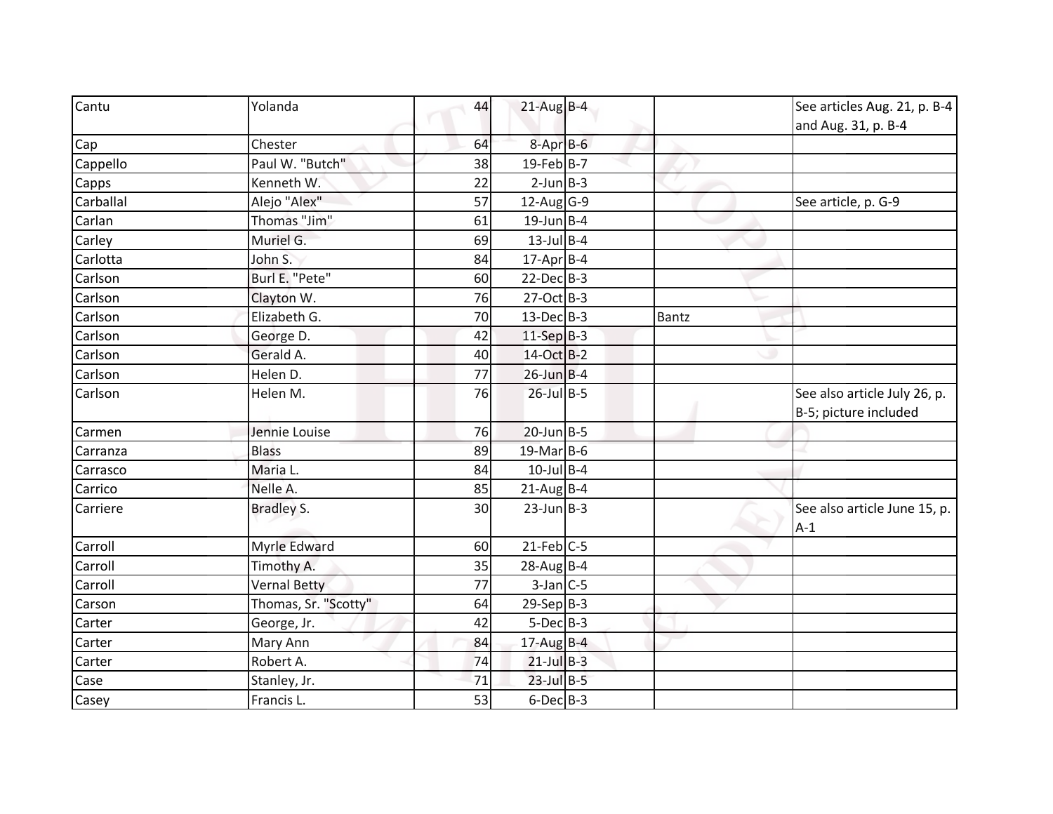| | | | | | | |
|---|---|---|---|---|---|---|
| Cantu | Yolanda | 44 | 21-Aug | B-4 | | See articles Aug. 21, p. B-4 and Aug. 31, p. B-4 |
| Cap | Chester | 64 | 8-Apr | B-6 | | |
| Cappello | Paul W. "Butch" | 38 | 19-Feb | B-7 | | |
| Capps | Kenneth W. | 22 | 2-Jun | B-3 | | |
| Carballal | Alejo "Alex" | 57 | 12-Aug | G-9 | | See article, p. G-9 |
| Carlan | Thomas "Jim" | 61 | 19-Jun | B-4 | | |
| Carley | Muriel G. | 69 | 13-Jul | B-4 | | |
| Carlotta | John S. | 84 | 17-Apr | B-4 | | |
| Carlson | Burl E. "Pete" | 60 | 22-Dec | B-3 | | |
| Carlson | Clayton W. | 76 | 27-Oct | B-3 | | |
| Carlson | Elizabeth G. | 70 | 13-Dec | B-3 | Bantz | |
| Carlson | George D. | 42 | 11-Sep | B-3 | | |
| Carlson | Gerald A. | 40 | 14-Oct | B-2 | | |
| Carlson | Helen D. | 77 | 26-Jun | B-4 | | |
| Carlson | Helen M. | 76 | 26-Jul | B-5 | | See also article July 26, p. B-5; picture included |
| Carmen | Jennie Louise | 76 | 20-Jun | B-5 | | |
| Carranza | Blass | 89 | 19-Mar | B-6 | | |
| Carrasco | Maria L. | 84 | 10-Jul | B-4 | | |
| Carrico | Nelle A. | 85 | 21-Aug | B-4 | | |
| Carriere | Bradley S. | 30 | 23-Jun | B-3 | | See also article June 15, p. A-1 |
| Carroll | Myrle Edward | 60 | 21-Feb | C-5 | | |
| Carroll | Timothy A. | 35 | 28-Aug | B-4 | | |
| Carroll | Vernal Betty | 77 | 3-Jan | C-5 | | |
| Carson | Thomas, Sr. "Scotty" | 64 | 29-Sep | B-3 | | |
| Carter | George, Jr. | 42 | 5-Dec | B-3 | | |
| Carter | Mary Ann | 84 | 17-Aug | B-4 | | |
| Carter | Robert A. | 74 | 21-Jul | B-3 | | |
| Case | Stanley, Jr. | 71 | 23-Jul | B-5 | | |
| Casey | Francis L. | 53 | 6-Dec | B-3 | | |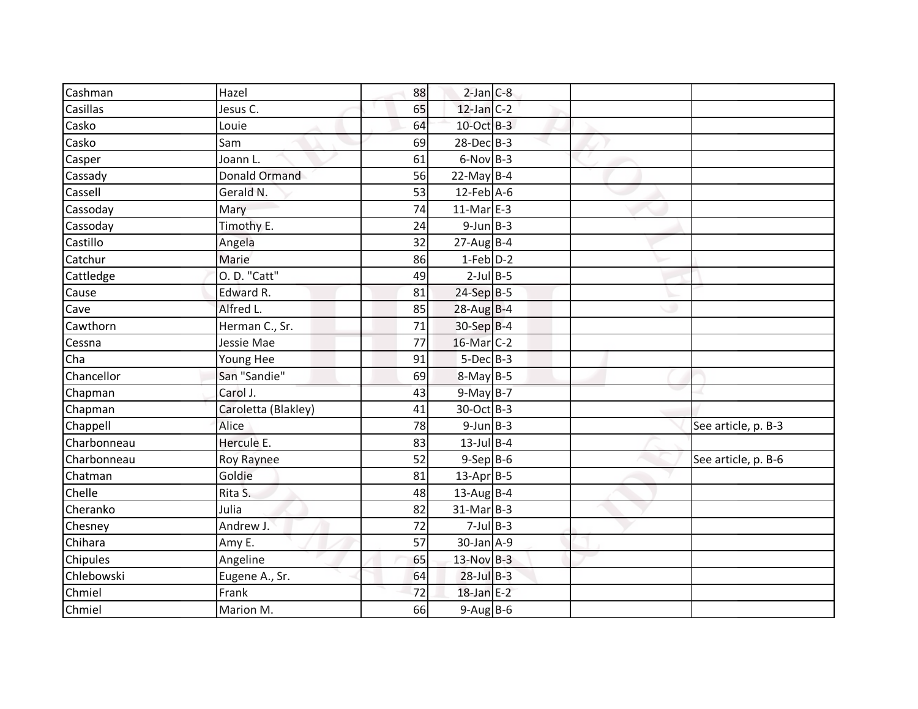| | | | | | | |
|---|---|---|---|---|---|---|
| Cashman | Hazel | 88 | 2-Jan | C-8 | | |
| Casillas | Jesus C. | 65 | 12-Jan | C-2 | | |
| Casko | Louie | 64 | 10-Oct | B-3 | | |
| Casko | Sam | 69 | 28-Dec | B-3 | | |
| Casper | Joann L. | 61 | 6-Nov | B-3 | | |
| Cassady | Donald Ormand | 56 | 22-May | B-4 | | |
| Cassell | Gerald N. | 53 | 12-Feb | A-6 | | |
| Cassoday | Mary | 74 | 11-Mar | E-3 | | |
| Cassoday | Timothy E. | 24 | 9-Jun | B-3 | | |
| Castillo | Angela | 32 | 27-Aug | B-4 | | |
| Catchur | Marie | 86 | 1-Feb | D-2 | | |
| Cattledge | O. D. "Catt" | 49 | 2-Jul | B-5 | | |
| Cause | Edward R. | 81 | 24-Sep | B-5 | | |
| Cave | Alfred L. | 85 | 28-Aug | B-4 | | |
| Cawthorn | Herman C., Sr. | 71 | 30-Sep | B-4 | | |
| Cessna | Jessie Mae | 77 | 16-Mar | C-2 | | |
| Cha | Young Hee | 91 | 5-Dec | B-3 | | |
| Chancellor | San "Sandie" | 69 | 8-May | B-5 | | |
| Chapman | Carol J. | 43 | 9-May | B-7 | | |
| Chapman | Caroletta (Blakley) | 41 | 30-Oct | B-3 | | |
| Chappell | Alice | 78 | 9-Jun | B-3 | | See article, p. B-3 |
| Charbonneau | Hercule E. | 83 | 13-Jul | B-4 | | |
| Charbonneau | Roy Raynee | 52 | 9-Sep | B-6 | | See article, p. B-6 |
| Chatman | Goldie | 81 | 13-Apr | B-5 | | |
| Chelle | Rita S. | 48 | 13-Aug | B-4 | | |
| Cheranko | Julia | 82 | 31-Mar | B-3 | | |
| Chesney | Andrew J. | 72 | 7-Jul | B-3 | | |
| Chihara | Amy E. | 57 | 30-Jan | A-9 | | |
| Chipules | Angeline | 65 | 13-Nov | B-3 | | |
| Chlebowski | Eugene A., Sr. | 64 | 28-Jul | B-3 | | |
| Chmiel | Frank | 72 | 18-Jan | E-2 | | |
| Chmiel | Marion M. | 66 | 9-Aug | B-6 | | |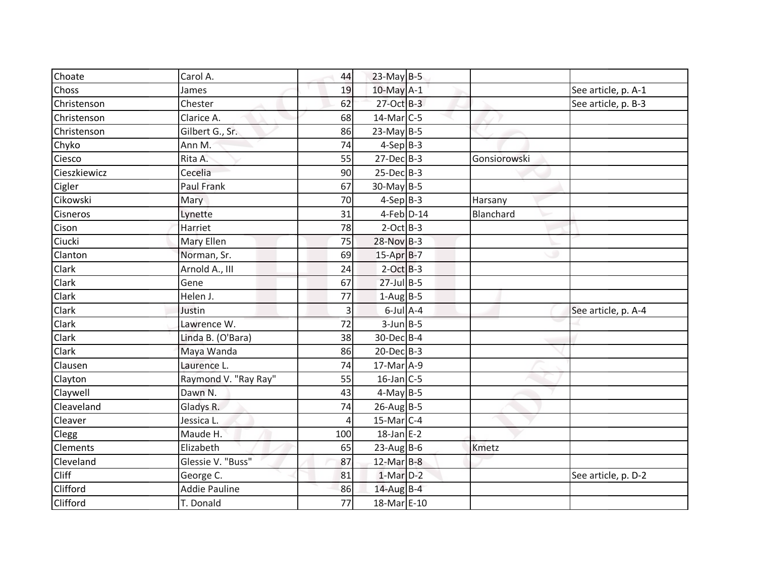| | | | | | | |
|---|---|---|---|---|---|---|
| Choate | Carol A. | 44 | 23-May | B-5 | | |
| Choss | James | 19 | 10-May | A-1 | | See article, p. A-1 |
| Christenson | Chester | 62 | 27-Oct | B-3 | | See article, p. B-3 |
| Christenson | Clarice A. | 68 | 14-Mar | C-5 | | |
| Christenson | Gilbert G., Sr. | 86 | 23-May | B-5 | | |
| Chyko | Ann M. | 74 | 4-Sep | B-3 | | |
| Ciesco | Rita A. | 55 | 27-Dec | B-3 | Gonsiorowski | |
| Cieszkiewicz | Cecelia | 90 | 25-Dec | B-3 | | |
| Cigler | Paul Frank | 67 | 30-May | B-5 | | |
| Cikowski | Mary | 70 | 4-Sep | B-3 | Harsany | |
| Cisneros | Lynette | 31 | 4-Feb | D-14 | Blanchard | |
| Cison | Harriet | 78 | 2-Oct | B-3 | | |
| Ciucki | Mary Ellen | 75 | 28-Nov | B-3 | | |
| Clanton | Norman, Sr. | 69 | 15-Apr | B-7 | | |
| Clark | Arnold A., III | 24 | 2-Oct | B-3 | | |
| Clark | Gene | 67 | 27-Jul | B-5 | | |
| Clark | Helen J. | 77 | 1-Aug | B-5 | | |
| Clark | Justin | 3 | 6-Jul | A-4 | | See article, p. A-4 |
| Clark | Lawrence W. | 72 | 3-Jun | B-5 | | |
| Clark | Linda B. (O'Bara) | 38 | 30-Dec | B-4 | | |
| Clark | Maya Wanda | 86 | 20-Dec | B-3 | | |
| Clausen | Laurence L. | 74 | 17-Mar | A-9 | | |
| Clayton | Raymond V. "Ray Ray" | 55 | 16-Jan | C-5 | | |
| Claywell | Dawn N. | 43 | 4-May | B-5 | | |
| Cleaveland | Gladys R. | 74 | 26-Aug | B-5 | | |
| Cleaver | Jessica L. | 4 | 15-Mar | C-4 | | |
| Clegg | Maude H. | 100 | 18-Jan | E-2 | | |
| Clements | Elizabeth | 65 | 23-Aug | B-6 | Kmetz | |
| Cleveland | Glessie V. "Buss" | 87 | 12-Mar | B-8 | | |
| Cliff | George C. | 81 | 1-Mar | D-2 | | See article, p. D-2 |
| Clifford | Addie Pauline | 86 | 14-Aug | B-4 | | |
| Clifford | T. Donald | 77 | 18-Mar | E-10 | | |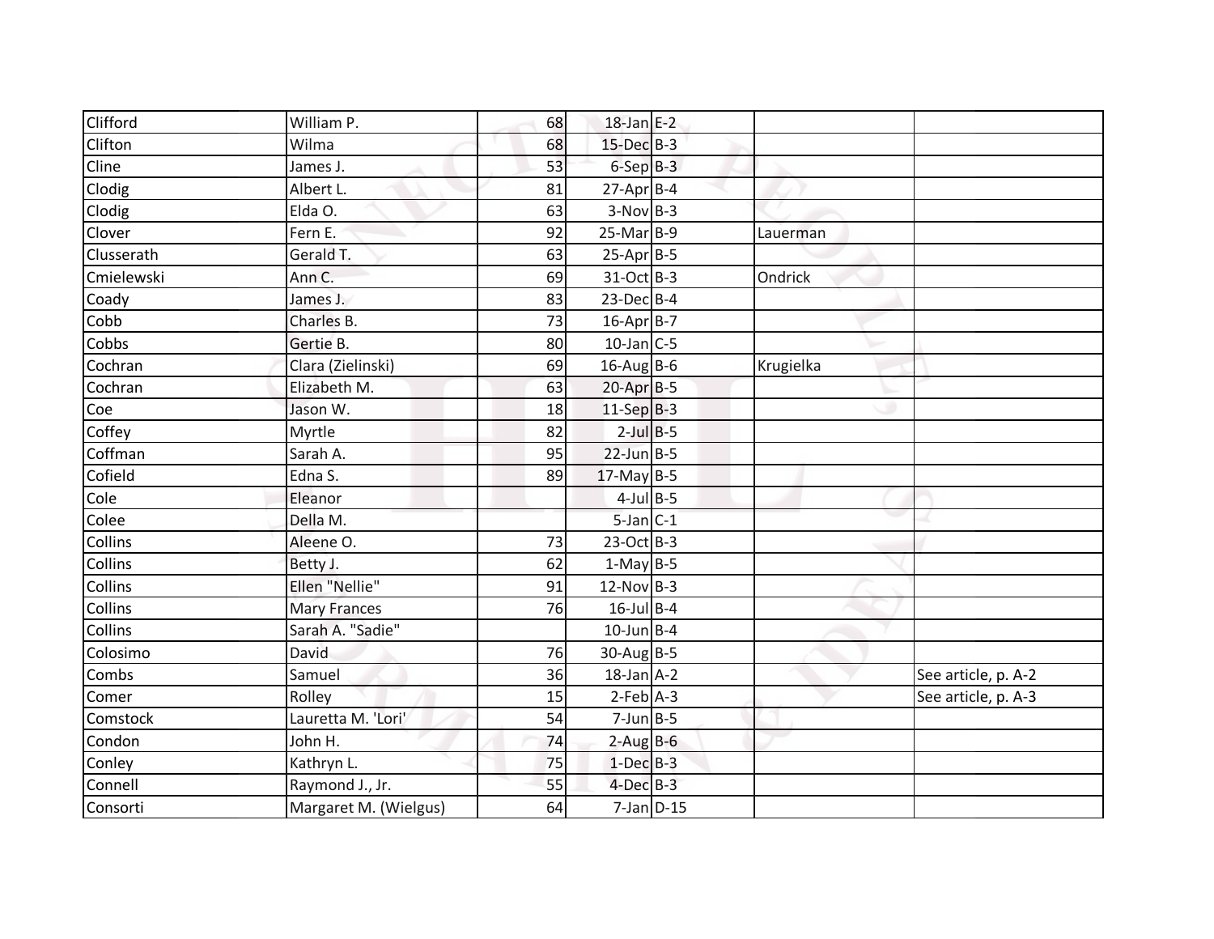| Clifford | William P. | 68 | 18-Jan | E-2 | | |
|---|---|---|---|---|---|---|
| Clifton | Wilma | 68 | 15-Dec | B-3 | | |
| Cline | James J. | 53 | 6-Sep | B-3 | | |
| Clodig | Albert L. | 81 | 27-Apr | B-4 | | |
| Clodig | Elda O. | 63 | 3-Nov | B-3 | | |
| Clover | Fern E. | 92 | 25-Mar | B-9 | Lauerman | |
| Clusserath | Gerald T. | 63 | 25-Apr | B-5 | | |
| Cmielewski | Ann C. | 69 | 31-Oct | B-3 | Ondrick | |
| Coady | James J. | 83 | 23-Dec | B-4 | | |
| Cobb | Charles B. | 73 | 16-Apr | B-7 | | |
| Cobbs | Gertie B. | 80 | 10-Jan | C-5 | | |
| Cochran | Clara (Zielinski) | 69 | 16-Aug | B-6 | Krugielka | |
| Cochran | Elizabeth M. | 63 | 20-Apr | B-5 | | |
| Coe | Jason W. | 18 | 11-Sep | B-3 | | |
| Coffey | Myrtle | 82 | 2-Jul | B-5 | | |
| Coffman | Sarah A. | 95 | 22-Jun | B-5 | | |
| Cofield | Edna S. | 89 | 17-May | B-5 | | |
| Cole | Eleanor | | 4-Jul | B-5 | | |
| Colee | Della M. | | 5-Jan | C-1 | | |
| Collins | Aleene O. | 73 | 23-Oct | B-3 | | |
| Collins | Betty J. | 62 | 1-May | B-5 | | |
| Collins | Ellen "Nellie" | 91 | 12-Nov | B-3 | | |
| Collins | Mary Frances | 76 | 16-Jul | B-4 | | |
| Collins | Sarah A. "Sadie" | | 10-Jun | B-4 | | |
| Colosimo | David | 76 | 30-Aug | B-5 | | |
| Combs | Samuel | 36 | 18-Jan | A-2 | | See article, p. A-2 |
| Comer | Rolley | 15 | 2-Feb | A-3 | | See article, p. A-3 |
| Comstock | Lauretta M. 'Lori' | 54 | 7-Jun | B-5 | | |
| Condon | John H. | 74 | 2-Aug | B-6 | | |
| Conley | Kathryn L. | 75 | 1-Dec | B-3 | | |
| Connell | Raymond J., Jr. | 55 | 4-Dec | B-3 | | |
| Consorti | Margaret M. (Wielgus) | 64 | 7-Jan | D-15 | | |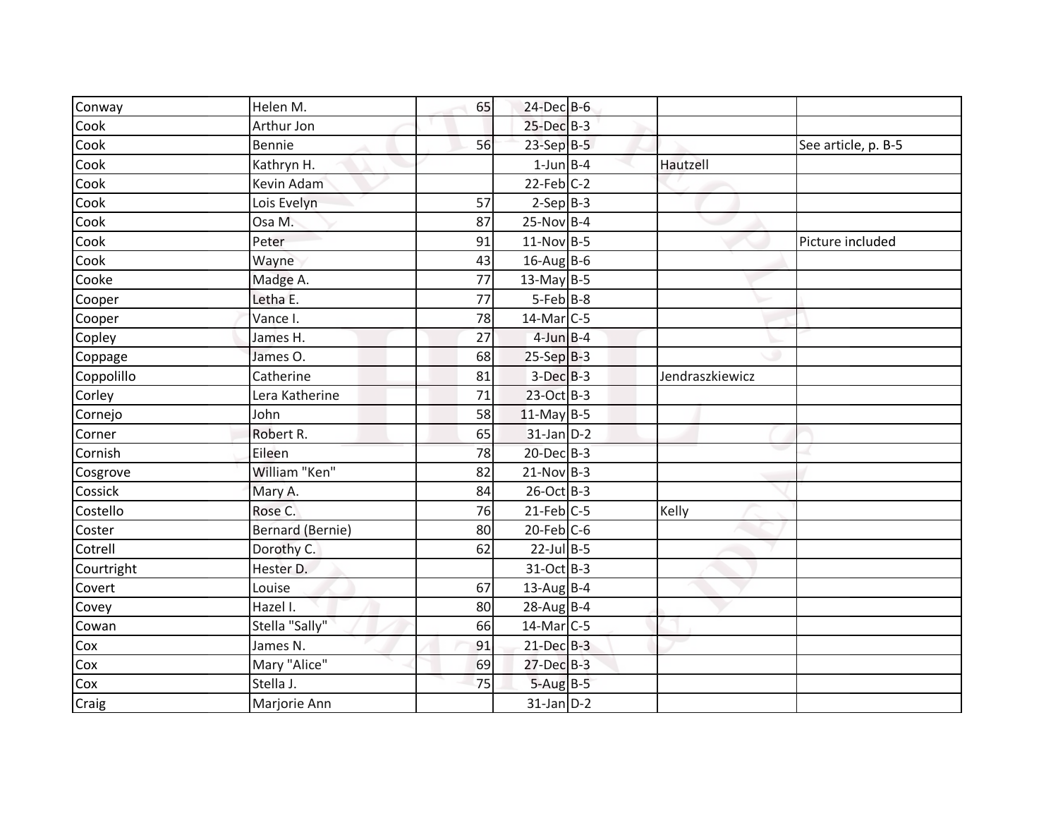| | | | | | | |
|---|---|---|---|---|---|---|
| Conway | Helen M. | 65 | 24-Dec | B-6 | | |
| Cook | Arthur Jon | | 25-Dec | B-3 | | |
| Cook | Bennie | 56 | 23-Sep | B-5 | | See article, p. B-5 |
| Cook | Kathryn H. | | 1-Jun | B-4 | Hautzell | |
| Cook | Kevin Adam | | 22-Feb | C-2 | | |
| Cook | Lois Evelyn | 57 | 2-Sep | B-3 | | |
| Cook | Osa M. | 87 | 25-Nov | B-4 | | |
| Cook | Peter | 91 | 11-Nov | B-5 | | Picture included |
| Cook | Wayne | 43 | 16-Aug | B-6 | | |
| Cooke | Madge A. | 77 | 13-May | B-5 | | |
| Cooper | Letha E. | 77 | 5-Feb | B-8 | | |
| Cooper | Vance I. | 78 | 14-Mar | C-5 | | |
| Copley | James H. | 27 | 4-Jun | B-4 | | |
| Coppage | James O. | 68 | 25-Sep | B-3 | | |
| Coppolillo | Catherine | 81 | 3-Dec | B-3 | Jendraszkiewicz | |
| Corley | Lera Katherine | 71 | 23-Oct | B-3 | | |
| Cornejo | John | 58 | 11-May | B-5 | | |
| Corner | Robert R. | 65 | 31-Jan | D-2 | | |
| Cornish | Eileen | 78 | 20-Dec | B-3 | | |
| Cosgrove | William "Ken" | 82 | 21-Nov | B-3 | | |
| Cossick | Mary A. | 84 | 26-Oct | B-3 | | |
| Costello | Rose C. | 76 | 21-Feb | C-5 | Kelly | |
| Coster | Bernard (Bernie) | 80 | 20-Feb | C-6 | | |
| Cotrell | Dorothy C. | 62 | 22-Jul | B-5 | | |
| Courtright | Hester D. | | 31-Oct | B-3 | | |
| Covert | Louise | 67 | 13-Aug | B-4 | | |
| Covey | Hazel I. | 80 | 28-Aug | B-4 | | |
| Cowan | Stella "Sally" | 66 | 14-Mar | C-5 | | |
| Cox | James N. | 91 | 21-Dec | B-3 | | |
| Cox | Mary "Alice" | 69 | 27-Dec | B-3 | | |
| Cox | Stella J. | 75 | 5-Aug | B-5 | | |
| Craig | Marjorie Ann | | 31-Jan | D-2 | | |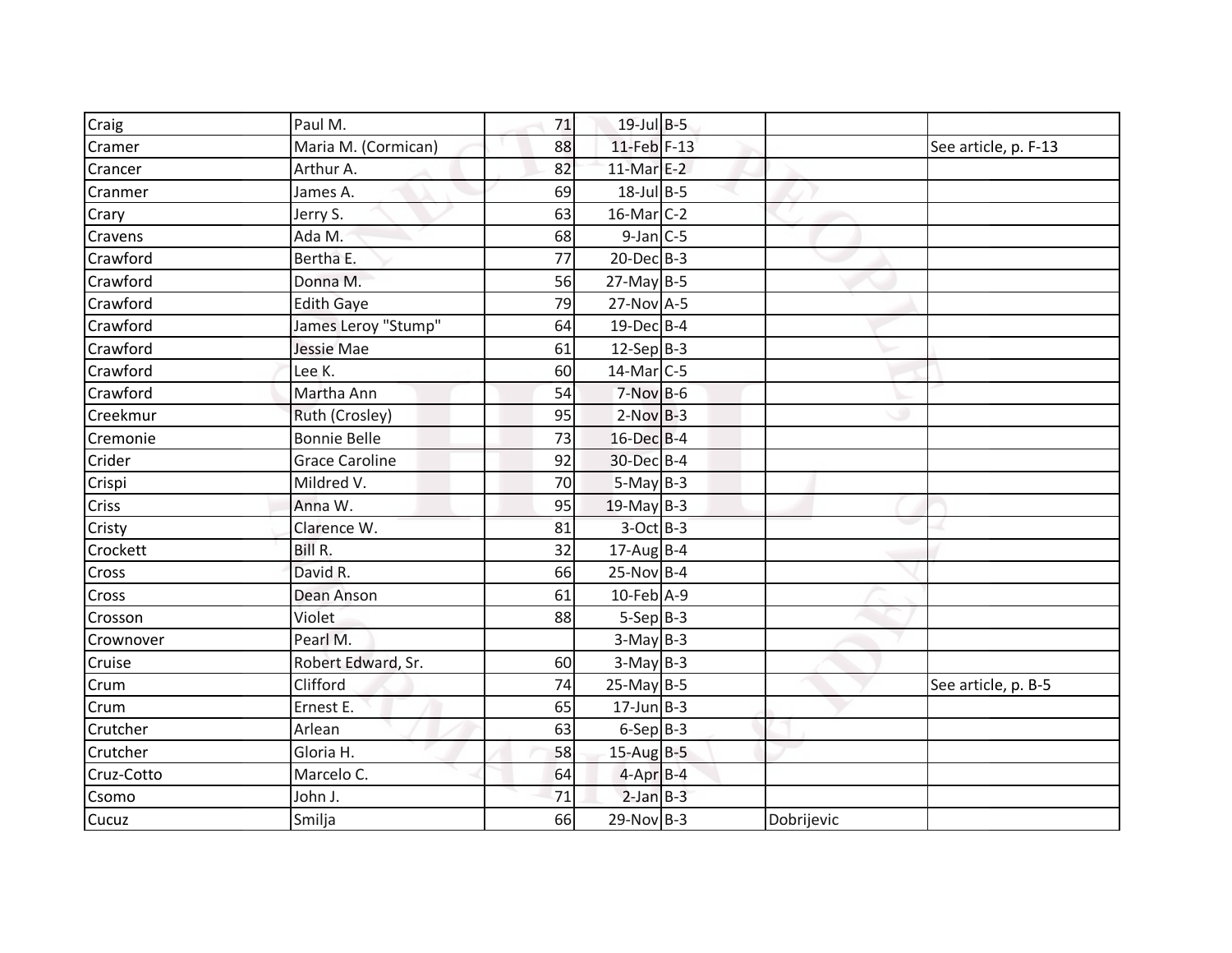| | | | | | | |
|---|---|---|---|---|---|---|
| Craig | Paul M. | 71 | 19-Jul | B-5 | | |
| Cramer | Maria M. (Cormican) | 88 | 11-Feb | F-13 | | See article, p. F-13 |
| Crancer | Arthur A. | 82 | 11-Mar | E-2 | | |
| Cranmer | James A. | 69 | 18-Jul | B-5 | | |
| Crary | Jerry S. | 63 | 16-Mar | C-2 | | |
| Cravens | Ada M. | 68 | 9-Jan | C-5 | | |
| Crawford | Bertha E. | 77 | 20-Dec | B-3 | | |
| Crawford | Donna M. | 56 | 27-May | B-5 | | |
| Crawford | Edith Gaye | 79 | 27-Nov | A-5 | | |
| Crawford | James Leroy "Stump" | 64 | 19-Dec | B-4 | | |
| Crawford | Jessie Mae | 61 | 12-Sep | B-3 | | |
| Crawford | Lee K. | 60 | 14-Mar | C-5 | | |
| Crawford | Martha Ann | 54 | 7-Nov | B-6 | | |
| Creekmur | Ruth (Crosley) | 95 | 2-Nov | B-3 | | |
| Cremonie | Bonnie Belle | 73 | 16-Dec | B-4 | | |
| Crider | Grace Caroline | 92 | 30-Dec | B-4 | | |
| Crispi | Mildred V. | 70 | 5-May | B-3 | | |
| Criss | Anna W. | 95 | 19-May | B-3 | | |
| Cristy | Clarence W. | 81 | 3-Oct | B-3 | | |
| Crockett | Bill R. | 32 | 17-Aug | B-4 | | |
| Cross | David R. | 66 | 25-Nov | B-4 | | |
| Cross | Dean Anson | 61 | 10-Feb | A-9 | | |
| Crosson | Violet | 88 | 5-Sep | B-3 | | |
| Crownover | Pearl M. | | 3-May | B-3 | | |
| Cruise | Robert Edward, Sr. | 60 | 3-May | B-3 | | |
| Crum | Clifford | 74 | 25-May | B-5 | | See article, p. B-5 |
| Crum | Ernest E. | 65 | 17-Jun | B-3 | | |
| Crutcher | Arlean | 63 | 6-Sep | B-3 | | |
| Crutcher | Gloria H. | 58 | 15-Aug | B-5 | | |
| Cruz-Cotto | Marcelo C. | 64 | 4-Apr | B-4 | | |
| Csomo | John J. | 71 | 2-Jan | B-3 | | |
| Cucuz | Smilja | 66 | 29-Nov | B-3 | Dobrijevic | |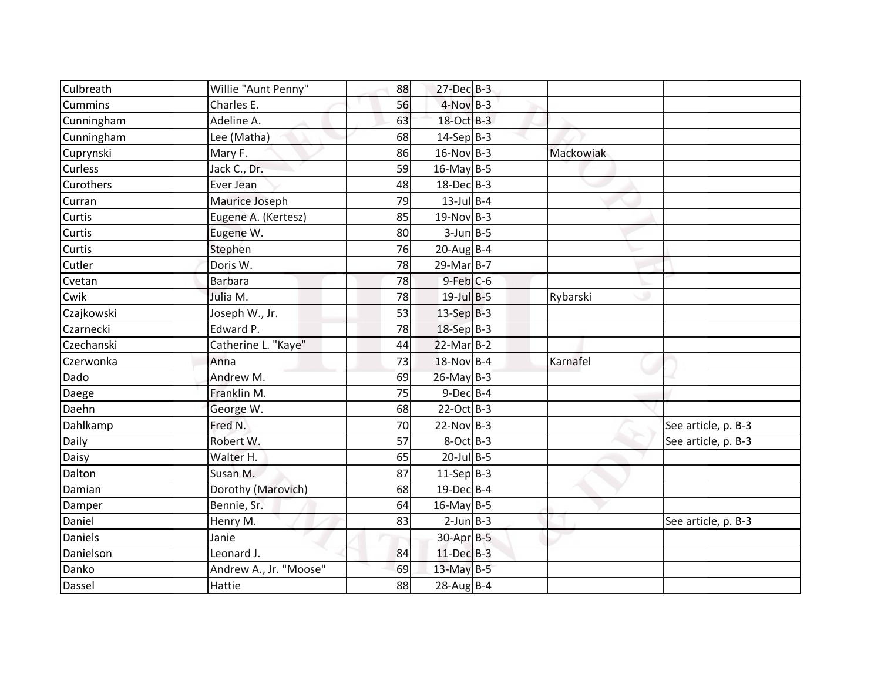| Culbreath | Willie "Aunt Penny" | 88 | 27-Dec | B-3 | | |
|---|---|---|---|---|---|---|
| Cummins | Charles E. | 56 | 4-Nov | B-3 | | |
| Cunningham | Adeline A. | 63 | 18-Oct | B-3 | | |
| Cunningham | Lee (Matha) | 68 | 14-Sep | B-3 | | |
| Cuprynski | Mary F. | 86 | 16-Nov | B-3 | Mackowiak | |
| Curless | Jack C., Dr. | 59 | 16-May | B-5 | | |
| Curothers | Ever Jean | 48 | 18-Dec | B-3 | | |
| Curran | Maurice Joseph | 79 | 13-Jul | B-4 | | |
| Curtis | Eugene A. (Kertesz) | 85 | 19-Nov | B-3 | | |
| Curtis | Eugene W. | 80 | 3-Jun | B-5 | | |
| Curtis | Stephen | 76 | 20-Aug | B-4 | | |
| Cutler | Doris W. | 78 | 29-Mar | B-7 | | |
| Cvetan | Barbara | 78 | 9-Feb | C-6 | | |
| Cwik | Julia M. | 78 | 19-Jul | B-5 | Rybarski | |
| Czajkowski | Joseph W., Jr. | 53 | 13-Sep | B-3 | | |
| Czarnecki | Edward P. | 78 | 18-Sep | B-3 | | |
| Czechanski | Catherine L. "Kaye" | 44 | 22-Mar | B-2 | | |
| Czerwonka | Anna | 73 | 18-Nov | B-4 | Karnafel | |
| Dado | Andrew M. | 69 | 26-May | B-3 | | |
| Daege | Franklin M. | 75 | 9-Dec | B-4 | | |
| Daehn | George W. | 68 | 22-Oct | B-3 | | |
| Dahlkamp | Fred N. | 70 | 22-Nov | B-3 | | See article, p. B-3 |
| Daily | Robert W. | 57 | 8-Oct | B-3 | | See article, p. B-3 |
| Daisy | Walter H. | 65 | 20-Jul | B-5 | | |
| Dalton | Susan M. | 87 | 11-Sep | B-3 | | |
| Damian | Dorothy (Marovich) | 68 | 19-Dec | B-4 | | |
| Damper | Bennie, Sr. | 64 | 16-May | B-5 | | |
| Daniel | Henry M. | 83 | 2-Jun | B-3 | | See article, p. B-3 |
| Daniels | Janie | | 30-Apr | B-5 | | |
| Danielson | Leonard J. | 84 | 11-Dec | B-3 | | |
| Danko | Andrew A., Jr. "Moose" | 69 | 13-May | B-5 | | |
| Dassel | Hattie | 88 | 28-Aug | B-4 | | |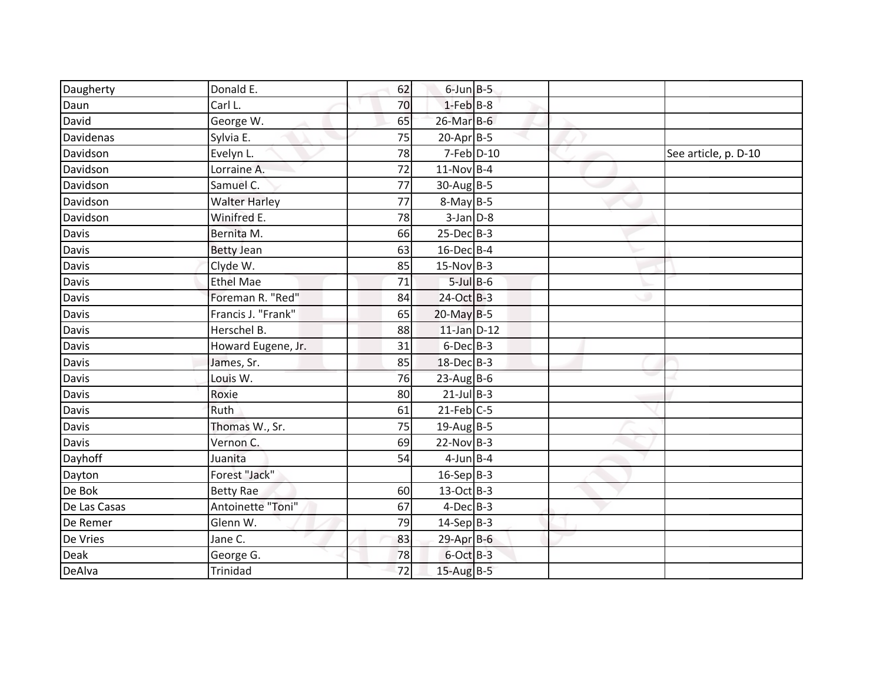| | | | | | | |
|---|---|---|---|---|---|---|
| Daugherty | Donald E. | 62 | 6-Jun | B-5 | | |
| Daun | Carl L. | 70 | 1-Feb | B-8 | | |
| David | George W. | 65 | 26-Mar | B-6 | | |
| Davidenas | Sylvia E. | 75 | 20-Apr | B-5 | | |
| Davidson | Evelyn L. | 78 | 7-Feb | D-10 | | See article, p. D-10 |
| Davidson | Lorraine A. | 72 | 11-Nov | B-4 | | |
| Davidson | Samuel C. | 77 | 30-Aug | B-5 | | |
| Davidson | Walter Harley | 77 | 8-May | B-5 | | |
| Davidson | Winifred E. | 78 | 3-Jan | D-8 | | |
| Davis | Bernita M. | 66 | 25-Dec | B-3 | | |
| Davis | Betty Jean | 63 | 16-Dec | B-4 | | |
| Davis | Clyde W. | 85 | 15-Nov | B-3 | | |
| Davis | Ethel Mae | 71 | 5-Jul | B-6 | | |
| Davis | Foreman R. "Red" | 84 | 24-Oct | B-3 | | |
| Davis | Francis J. "Frank" | 65 | 20-May | B-5 | | |
| Davis | Herschel B. | 88 | 11-Jan | D-12 | | |
| Davis | Howard Eugene, Jr. | 31 | 6-Dec | B-3 | | |
| Davis | James, Sr. | 85 | 18-Dec | B-3 | | |
| Davis | Louis W. | 76 | 23-Aug | B-6 | | |
| Davis | Roxie | 80 | 21-Jul | B-3 | | |
| Davis | Ruth | 61 | 21-Feb | C-5 | | |
| Davis | Thomas W., Sr. | 75 | 19-Aug | B-5 | | |
| Davis | Vernon C. | 69 | 22-Nov | B-3 | | |
| Dayhoff | Juanita | 54 | 4-Jun | B-4 | | |
| Dayton | Forest "Jack" | | 16-Sep | B-3 | | |
| De Bok | Betty Rae | 60 | 13-Oct | B-3 | | |
| De Las Casas | Antoinette "Toni" | 67 | 4-Dec | B-3 | | |
| De Remer | Glenn W. | 79 | 14-Sep | B-3 | | |
| De Vries | Jane C. | 83 | 29-Apr | B-6 | | |
| Deak | George G. | 78 | 6-Oct | B-3 | | |
| DeAlva | Trinidad | 72 | 15-Aug | B-5 | | |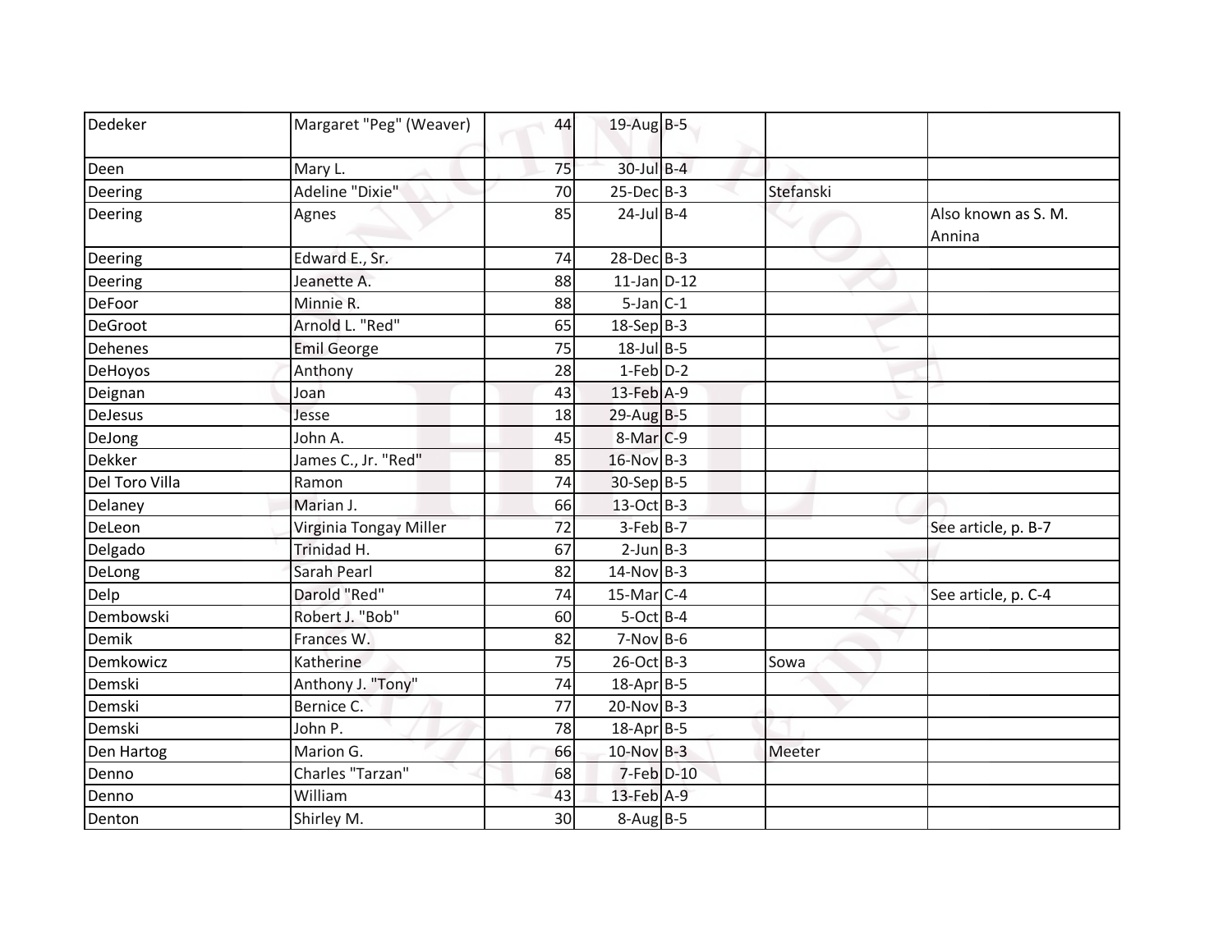| Dedeker | Margaret "Peg" (Weaver) | 44 | 19-Aug | B-5 | | |
|---|---|---|---|---|---|---|
| Deen | Mary L. | 75 | 30-Jul | B-4 | | |
| Deering | Adeline "Dixie" | 70 | 25-Dec | B-3 | Stefanski | |
| Deering | Agnes | 85 | 24-Jul | B-4 | | Also known as S. M. Annina |
| Deering | Edward E., Sr. | 74 | 28-Dec | B-3 | | |
| Deering | Jeanette A. | 88 | 11-Jan | D-12 | | |
| DeFoor | Minnie R. | 88 | 5-Jan | C-1 | | |
| DeGroot | Arnold L. "Red" | 65 | 18-Sep | B-3 | | |
| Dehenes | Emil George | 75 | 18-Jul | B-5 | | |
| DeHoyos | Anthony | 28 | 1-Feb | D-2 | | |
| Deignan | Joan | 43 | 13-Feb | A-9 | | |
| DeJesus | Jesse | 18 | 29-Aug | B-5 | | |
| DeJong | John A. | 45 | 8-Mar | C-9 | | |
| Dekker | James C., Jr. "Red" | 85 | 16-Nov | B-3 | | |
| Del Toro Villa | Ramon | 74 | 30-Sep | B-5 | | |
| Delaney | Marian J. | 66 | 13-Oct | B-3 | | |
| DeLeon | Virginia Tongay Miller | 72 | 3-Feb | B-7 | | See article, p. B-7 |
| Delgado | Trinidad H. | 67 | 2-Jun | B-3 | | |
| DeLong | Sarah Pearl | 82 | 14-Nov | B-3 | | |
| Delp | Darold "Red" | 74 | 15-Mar | C-4 | | See article, p. C-4 |
| Dembowski | Robert J. "Bob" | 60 | 5-Oct | B-4 | | |
| Demik | Frances W. | 82 | 7-Nov | B-6 | | |
| Demkowicz | Katherine | 75 | 26-Oct | B-3 | Sowa | |
| Demski | Anthony J. "Tony" | 74 | 18-Apr | B-5 | | |
| Demski | Bernice C. | 77 | 20-Nov | B-3 | | |
| Demski | John P. | 78 | 18-Apr | B-5 | | |
| Den Hartog | Marion G. | 66 | 10-Nov | B-3 | Meeter | |
| Denno | Charles "Tarzan" | 68 | 7-Feb | D-10 | | |
| Denno | William | 43 | 13-Feb | A-9 | | |
| Denton | Shirley M. | 30 | 8-Aug | B-5 | | |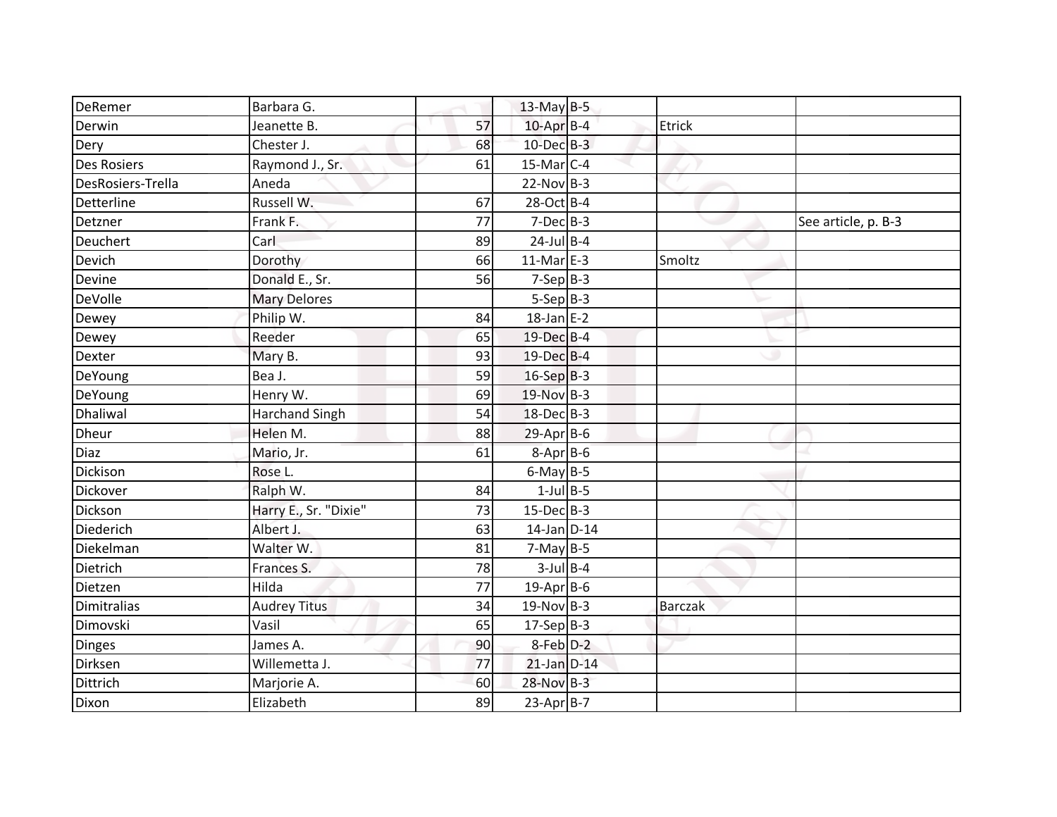| | | | | | | |
|---|---|---|---|---|---|---|
| DeRemer | Barbara G. | | 13-May | B-5 | | |
| Derwin | Jeanette B. | 57 | 10-Apr | B-4 | Etrick | |
| Dery | Chester J. | 68 | 10-Dec | B-3 | | |
| Des Rosiers | Raymond J., Sr. | 61 | 15-Mar | C-4 | | |
| DesRosiers-Trella | Aneda | | 22-Nov | B-3 | | |
| Detterline | Russell W. | 67 | 28-Oct | B-4 | | |
| Detzner | Frank F. | 77 | 7-Dec | B-3 | | See article, p. B-3 |
| Deuchert | Carl | 89 | 24-Jul | B-4 | | |
| Devich | Dorothy | 66 | 11-Mar | E-3 | Smoltz | |
| Devine | Donald E., Sr. | 56 | 7-Sep | B-3 | | |
| DeVolle | Mary Delores | | 5-Sep | B-3 | | |
| Dewey | Philip W. | 84 | 18-Jan | E-2 | | |
| Dewey | Reeder | 65 | 19-Dec | B-4 | | |
| Dexter | Mary B. | 93 | 19-Dec | B-4 | | |
| DeYoung | Bea J. | 59 | 16-Sep | B-3 | | |
| DeYoung | Henry W. | 69 | 19-Nov | B-3 | | |
| Dhaliwal | Harchand Singh | 54 | 18-Dec | B-3 | | |
| Dheur | Helen M. | 88 | 29-Apr | B-6 | | |
| Diaz | Mario, Jr. | 61 | 8-Apr | B-6 | | |
| Dickison | Rose L. | | 6-May | B-5 | | |
| Dickover | Ralph W. | 84 | 1-Jul | B-5 | | |
| Dickson | Harry E., Sr. "Dixie" | 73 | 15-Dec | B-3 | | |
| Diederich | Albert J. | 63 | 14-Jan | D-14 | | |
| Diekelman | Walter W. | 81 | 7-May | B-5 | | |
| Dietrich | Frances S. | 78 | 3-Jul | B-4 | | |
| Dietzen | Hilda | 77 | 19-Apr | B-6 | | |
| Dimitralias | Audrey Titus | 34 | 19-Nov | B-3 | Barczak | |
| Dimovski | Vasil | 65 | 17-Sep | B-3 | | |
| Dinges | James A. | 90 | 8-Feb | D-2 | | |
| Dirksen | Willemetta J. | 77 | 21-Jan | D-14 | | |
| Dittrich | Marjorie A. | 60 | 28-Nov | B-3 | | |
| Dixon | Elizabeth | 89 | 23-Apr | B-7 | | |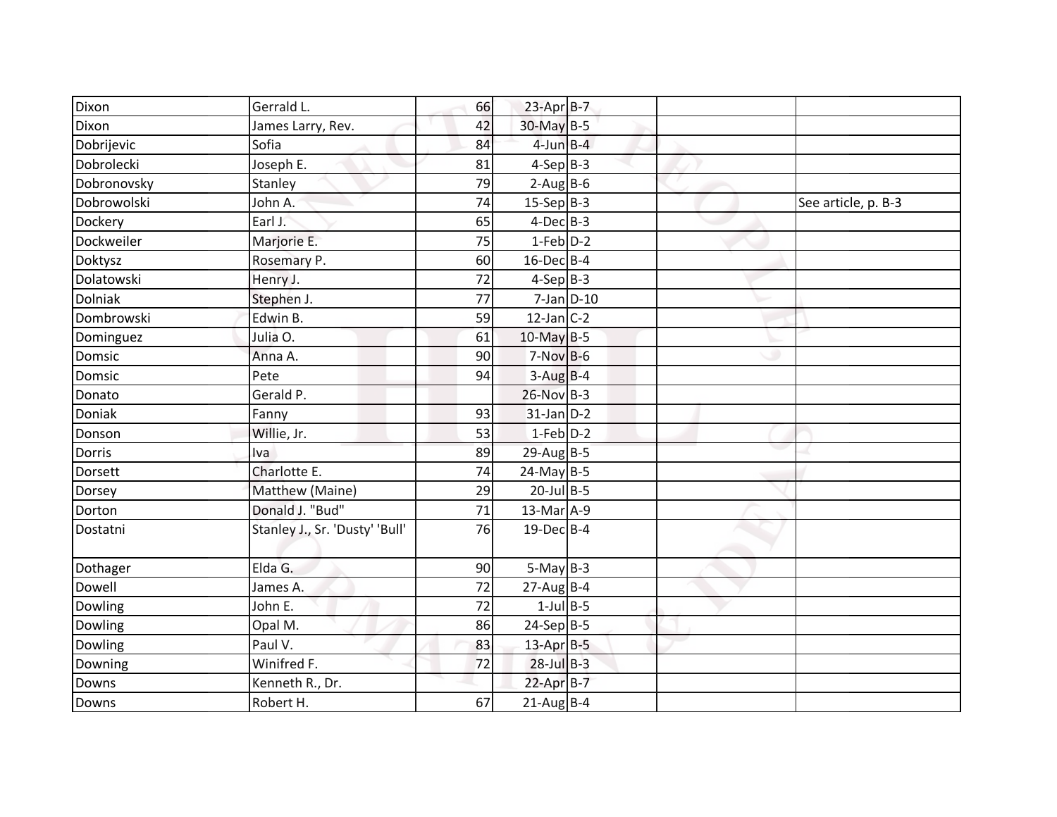| | | | | | | |
|---|---|---|---|---|---|---|
| Dixon | Gerrald L. | 66 | 23-Apr | B-7 | | |
| Dixon | James Larry, Rev. | 42 | 30-May | B-5 | | |
| Dobrijevic | Sofia | 84 | 4-Jun | B-4 | | |
| Dobrolecki | Joseph E. | 81 | 4-Sep | B-3 | | |
| Dobronovsky | Stanley | 79 | 2-Aug | B-6 | | |
| Dobrowolski | John A. | 74 | 15-Sep | B-3 | | See article, p. B-3 |
| Dockery | Earl J. | 65 | 4-Dec | B-3 | | |
| Dockweiler | Marjorie E. | 75 | 1-Feb | D-2 | | |
| Doktysz | Rosemary P. | 60 | 16-Dec | B-4 | | |
| Dolatowski | Henry J. | 72 | 4-Sep | B-3 | | |
| Dolniak | Stephen J. | 77 | 7-Jan | D-10 | | |
| Dombrowski | Edwin B. | 59 | 12-Jan | C-2 | | |
| Dominguez | Julia O. | 61 | 10-May | B-5 | | |
| Domsic | Anna A. | 90 | 7-Nov | B-6 | | |
| Domsic | Pete | 94 | 3-Aug | B-4 | | |
| Donato | Gerald P. | | 26-Nov | B-3 | | |
| Doniak | Fanny | 93 | 31-Jan | D-2 | | |
| Donson | Willie, Jr. | 53 | 1-Feb | D-2 | | |
| Dorris | Iva | 89 | 29-Aug | B-5 | | |
| Dorsett | Charlotte E. | 74 | 24-May | B-5 | | |
| Dorsey | Matthew (Maine) | 29 | 20-Jul | B-5 | | |
| Dorton | Donald J. "Bud" | 71 | 13-Mar | A-9 | | |
| Dostatni | Stanley J., Sr. 'Dusty' 'Bull' | 76 | 19-Dec | B-4 | | |
| Dothager | Elda G. | 90 | 5-May | B-3 | | |
| Dowell | James A. | 72 | 27-Aug | B-4 | | |
| Dowling | John E. | 72 | 1-Jul | B-5 | | |
| Dowling | Opal M. | 86 | 24-Sep | B-5 | | |
| Dowling | Paul V. | 83 | 13-Apr | B-5 | | |
| Downing | Winifred F. | 72 | 28-Jul | B-3 | | |
| Downs | Kenneth R., Dr. | | 22-Apr | B-7 | | |
| Downs | Robert H. | 67 | 21-Aug | B-4 | | |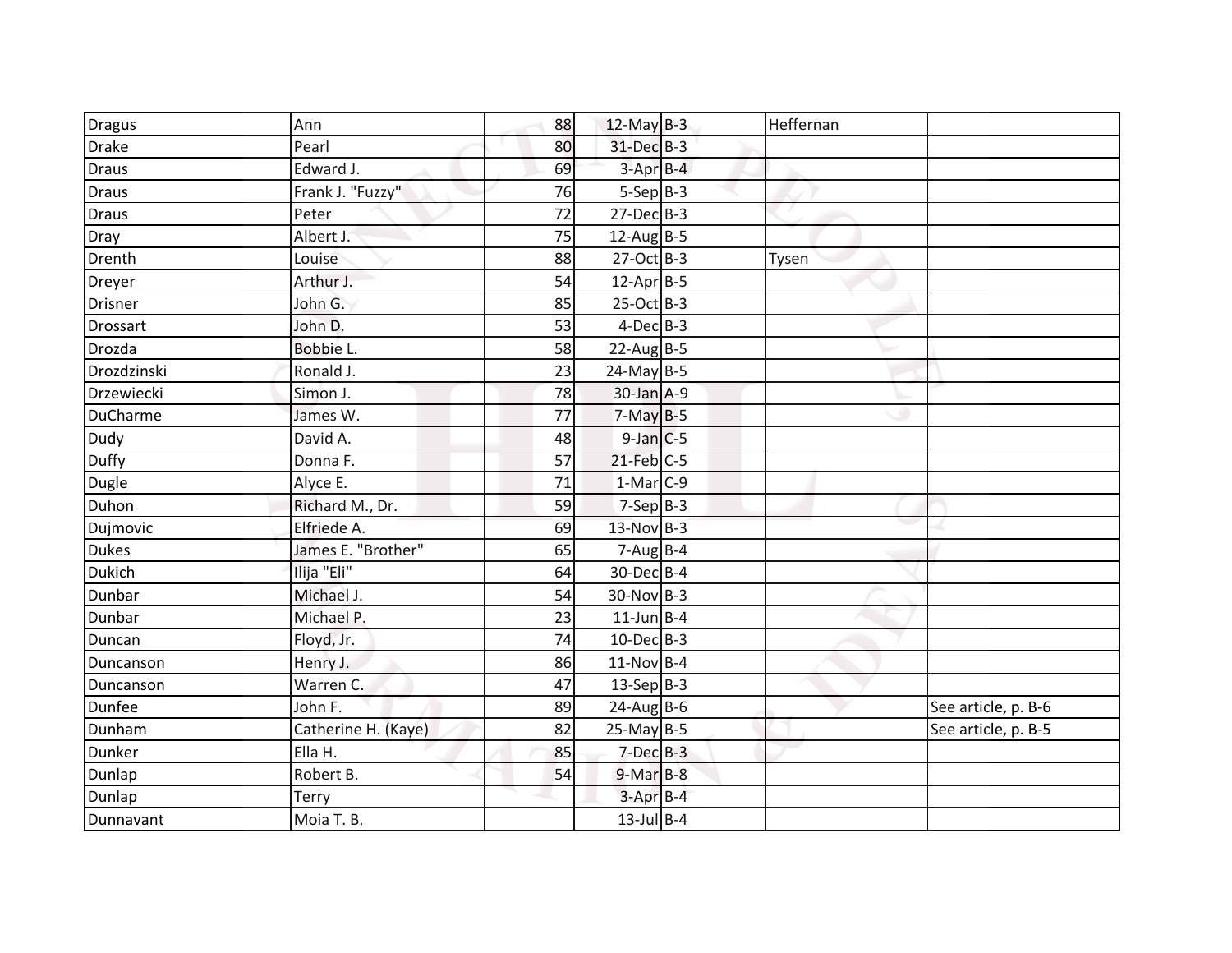| | | | | | | |
|---|---|---|---|---|---|---|
| Dragus | Ann | 88 | 12-May | B-3 | Heffernan | |
| Drake | Pearl | 80 | 31-Dec | B-3 | | |
| Draus | Edward J. | 69 | 3-Apr | B-4 | | |
| Draus | Frank J. "Fuzzy" | 76 | 5-Sep | B-3 | | |
| Draus | Peter | 72 | 27-Dec | B-3 | | |
| Dray | Albert J. | 75 | 12-Aug | B-5 | | |
| Drenth | Louise | 88 | 27-Oct | B-3 | Tysen | |
| Dreyer | Arthur J. | 54 | 12-Apr | B-5 | | |
| Drisner | John G. | 85 | 25-Oct | B-3 | | |
| Drossart | John D. | 53 | 4-Dec | B-3 | | |
| Drozda | Bobbie L. | 58 | 22-Aug | B-5 | | |
| Drozdzinski | Ronald J. | 23 | 24-May | B-5 | | |
| Drzewiecki | Simon J. | 78 | 30-Jan | A-9 | | |
| DuCharme | James W. | 77 | 7-May | B-5 | | |
| Dudy | David A. | 48 | 9-Jan | C-5 | | |
| Duffy | Donna F. | 57 | 21-Feb | C-5 | | |
| Dugle | Alyce E. | 71 | 1-Mar | C-9 | | |
| Duhon | Richard M., Dr. | 59 | 7-Sep | B-3 | | |
| Dujmovic | Elfriede A. | 69 | 13-Nov | B-3 | | |
| Dukes | James E. "Brother" | 65 | 7-Aug | B-4 | | |
| Dukich | Ilija "Eli" | 64 | 30-Dec | B-4 | | |
| Dunbar | Michael J. | 54 | 30-Nov | B-3 | | |
| Dunbar | Michael P. | 23 | 11-Jun | B-4 | | |
| Duncan | Floyd, Jr. | 74 | 10-Dec | B-3 | | |
| Duncanson | Henry J. | 86 | 11-Nov | B-4 | | |
| Duncanson | Warren C. | 47 | 13-Sep | B-3 | | |
| Dunfee | John F. | 89 | 24-Aug | B-6 | | See article, p. B-6 |
| Dunham | Catherine H. (Kaye) | 82 | 25-May | B-5 | | See article, p. B-5 |
| Dunker | Ella H. | 85 | 7-Dec | B-3 | | |
| Dunlap | Robert B. | 54 | 9-Mar | B-8 | | |
| Dunlap | Terry | | 3-Apr | B-4 | | |
| Dunnavant | Moia T. B. | | 13-Jul | B-4 | | |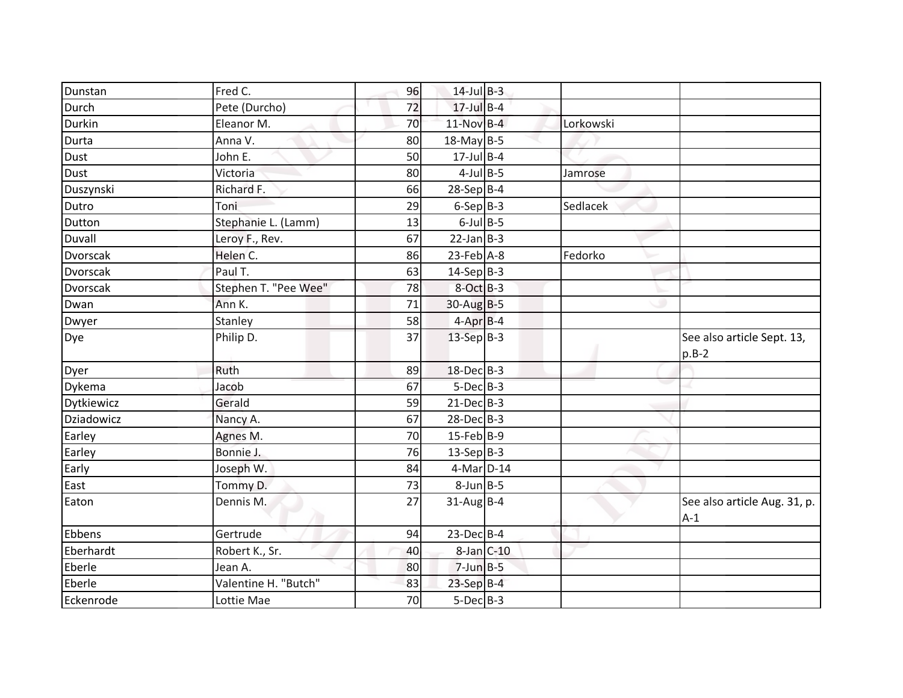| | | | | | | |
|---|---|---|---|---|---|---|
| Dunstan | Fred C. | 96 | 14-Jul | B-3 | | |
| Durch | Pete (Durcho) | 72 | 17-Jul | B-4 | | |
| Durkin | Eleanor M. | 70 | 11-Nov | B-4 | Lorkowski | |
| Durta | Anna V. | 80 | 18-May | B-5 | | |
| Dust | John E. | 50 | 17-Jul | B-4 | | |
| Dust | Victoria | 80 | 4-Jul | B-5 | Jamrose | |
| Duszynski | Richard F. | 66 | 28-Sep | B-4 | | |
| Dutro | Toni | 29 | 6-Sep | B-3 | Sedlacek | |
| Dutton | Stephanie L. (Lamm) | 13 | 6-Jul | B-5 | | |
| Duvall | Leroy F., Rev. | 67 | 22-Jan | B-3 | | |
| Dvorscak | Helen C. | 86 | 23-Feb | A-8 | Fedorko | |
| Dvorscak | Paul T. | 63 | 14-Sep | B-3 | | |
| Dvorscak | Stephen T. "Pee Wee" | 78 | 8-Oct | B-3 | | |
| Dwan | Ann K. | 71 | 30-Aug | B-5 | | |
| Dwyer | Stanley | 58 | 4-Apr | B-4 | | |
| Dye | Philip D. | 37 | 13-Sep | B-3 | | See also article Sept. 13, p.B-2 |
| Dyer | Ruth | 89 | 18-Dec | B-3 | | |
| Dykema | Jacob | 67 | 5-Dec | B-3 | | |
| Dytkiewicz | Gerald | 59 | 21-Dec | B-3 | | |
| Dziadowicz | Nancy A. | 67 | 28-Dec | B-3 | | |
| Earley | Agnes M. | 70 | 15-Feb | B-9 | | |
| Earley | Bonnie J. | 76 | 13-Sep | B-3 | | |
| Early | Joseph W. | 84 | 4-Mar | D-14 | | |
| East | Tommy D. | 73 | 8-Jun | B-5 | | |
| Eaton | Dennis M. | 27 | 31-Aug | B-4 | | See also article Aug. 31, p. A-1 |
| Ebbens | Gertrude | 94 | 23-Dec | B-4 | | |
| Eberhardt | Robert K., Sr. | 40 | 8-Jan | C-10 | | |
| Eberle | Jean A. | 80 | 7-Jun | B-5 | | |
| Eberle | Valentine H. "Butch" | 83 | 23-Sep | B-4 | | |
| Eckenrode | Lottie Mae | 70 | 5-Dec | B-3 | | |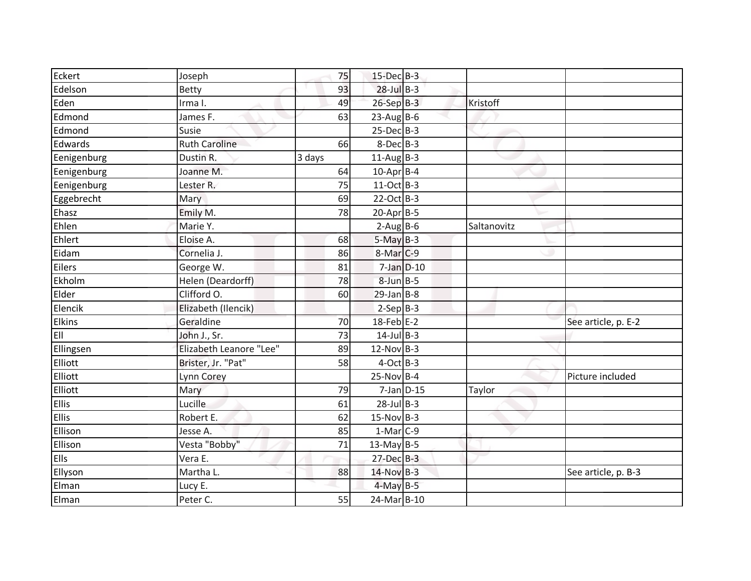| | | | | | | |
|---|---|---|---|---|---|---|
| Eckert | Joseph | 75 | 15-Dec | B-3 | | |
| Edelson | Betty | 93 | 28-Jul | B-3 | | |
| Eden | Irma I. | 49 | 26-Sep | B-3 | Kristoff | |
| Edmond | James F. | 63 | 23-Aug | B-6 | | |
| Edmond | Susie | | 25-Dec | B-3 | | |
| Edwards | Ruth Caroline | 66 | 8-Dec | B-3 | | |
| Eenigenburg | Dustin R. | 3 days | 11-Aug | B-3 | | |
| Eenigenburg | Joanne M. | 64 | 10-Apr | B-4 | | |
| Eenigenburg | Lester R. | 75 | 11-Oct | B-3 | | |
| Eggebrecht | Mary | 69 | 22-Oct | B-3 | | |
| Ehasz | Emily M. | 78 | 20-Apr | B-5 | | |
| Ehlen | Marie Y. | | 2-Aug | B-6 | Saltanovitz | |
| Ehlert | Eloise A. | 68 | 5-May | B-3 | | |
| Eidam | Cornelia J. | 86 | 8-Mar | C-9 | | |
| Eilers | George W. | 81 | 7-Jan | D-10 | | |
| Ekholm | Helen (Deardorff) | 78 | 8-Jun | B-5 | | |
| Elder | Clifford O. | 60 | 29-Jan | B-8 | | |
| Elencik | Elizabeth (Ilencik) | | 2-Sep | B-3 | | |
| Elkins | Geraldine | 70 | 18-Feb | E-2 | | See article, p. E-2 |
| Ell | John J., Sr. | 73 | 14-Jul | B-3 | | |
| Ellingsen | Elizabeth Leanore "Lee" | 89 | 12-Nov | B-3 | | |
| Elliott | Brister, Jr. "Pat" | 58 | 4-Oct | B-3 | | |
| Elliott | Lynn Corey | | 25-Nov | B-4 | | Picture included |
| Elliott | Mary | 79 | 7-Jan | D-15 | Taylor | |
| Ellis | Lucille | 61 | 28-Jul | B-3 | | |
| Ellis | Robert E. | 62 | 15-Nov | B-3 | | |
| Ellison | Jesse A. | 85 | 1-Mar | C-9 | | |
| Ellison | Vesta "Bobby" | 71 | 13-May | B-5 | | |
| Ells | Vera E. | | 27-Dec | B-3 | | |
| Ellyson | Martha L. | 88 | 14-Nov | B-3 | | See article, p. B-3 |
| Elman | Lucy E. | | 4-May | B-5 | | |
| Elman | Peter C. | 55 | 24-Mar | B-10 | | |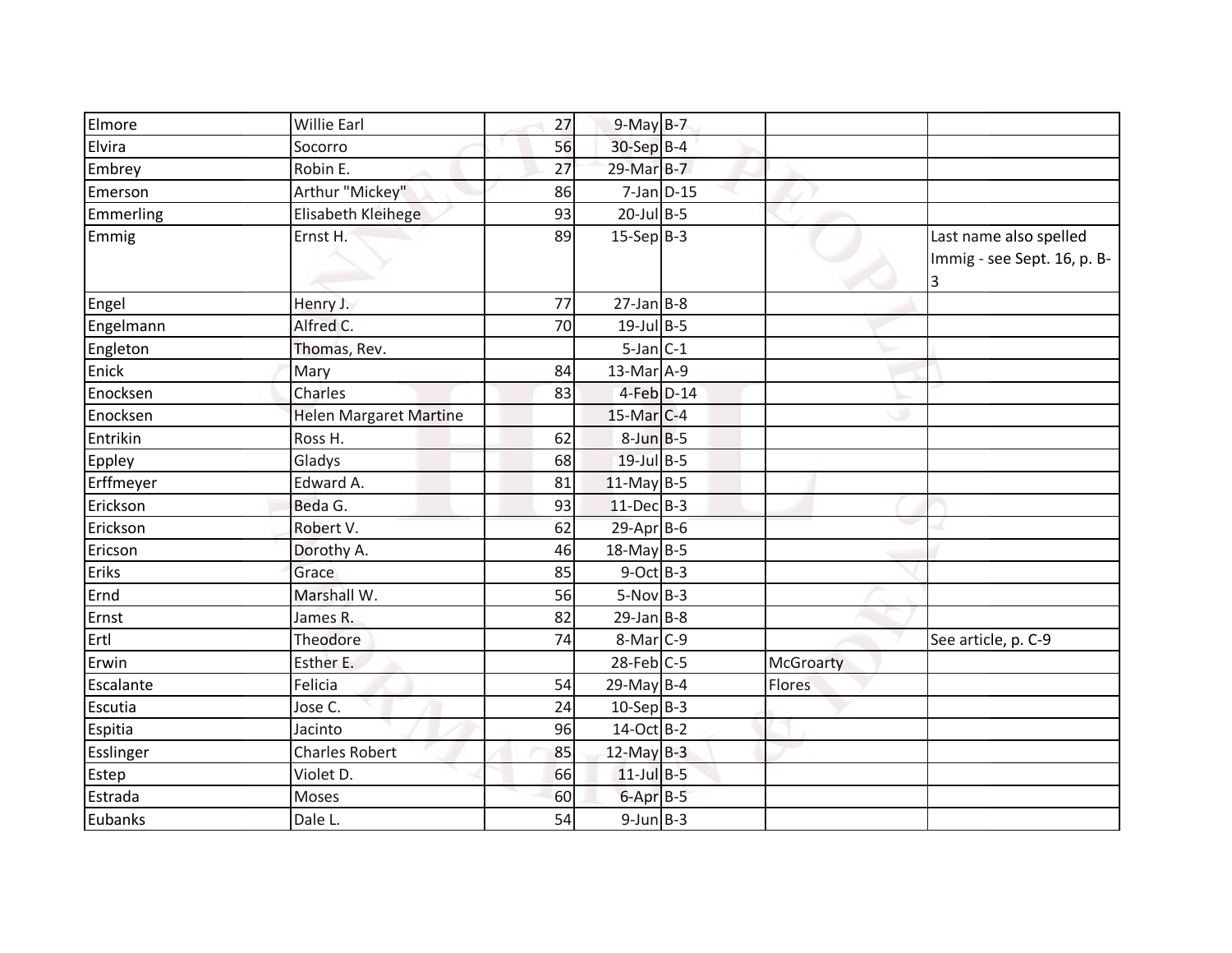| | | | | | | |
|---|---|---|---|---|---|---|
| Elmore | Willie Earl | 27 | 9-May | B-7 | | |
| Elvira | Socorro | 56 | 30-Sep | B-4 | | |
| Embrey | Robin E. | 27 | 29-Mar | B-7 | | |
| Emerson | Arthur "Mickey" | 86 | 7-Jan | D-15 | | |
| Emmerling | Elisabeth Kleihege | 93 | 20-Jul | B-5 | | |
| Emmig | Ernst H. | 89 | 15-Sep | B-3 | | Last name also spelled Immig - see Sept. 16, p. B-3 |
| Engel | Henry J. | 77 | 27-Jan | B-8 | | |
| Engelmann | Alfred C. | 70 | 19-Jul | B-5 | | |
| Engleton | Thomas, Rev. | | 5-Jan | C-1 | | |
| Enick | Mary | 84 | 13-Mar | A-9 | | |
| Enocksen | Charles | 83 | 4-Feb | D-14 | | |
| Enocksen | Helen Margaret Martine | | 15-Mar | C-4 | | |
| Entrikin | Ross H. | 62 | 8-Jun | B-5 | | |
| Eppley | Gladys | 68 | 19-Jul | B-5 | | |
| Erffmeyer | Edward A. | 81 | 11-May | B-5 | | |
| Erickson | Beda G. | 93 | 11-Dec | B-3 | | |
| Erickson | Robert V. | 62 | 29-Apr | B-6 | | |
| Ericson | Dorothy A. | 46 | 18-May | B-5 | | |
| Eriks | Grace | 85 | 9-Oct | B-3 | | |
| Ernd | Marshall W. | 56 | 5-Nov | B-3 | | |
| Ernst | James R. | 82 | 29-Jan | B-8 | | |
| Ertl | Theodore | 74 | 8-Mar | C-9 | | See article, p. C-9 |
| Erwin | Esther E. | | 28-Feb | C-5 | McGroarty | |
| Escalante | Felicia | 54 | 29-May | B-4 | Flores | |
| Escutia | Jose C. | 24 | 10-Sep | B-3 | | |
| Espitia | Jacinto | 96 | 14-Oct | B-2 | | |
| Esslinger | Charles Robert | 85 | 12-May | B-3 | | |
| Estep | Violet D. | 66 | 11-Jul | B-5 | | |
| Estrada | Moses | 60 | 6-Apr | B-5 | | |
| Eubanks | Dale L. | 54 | 9-Jun | B-3 | | |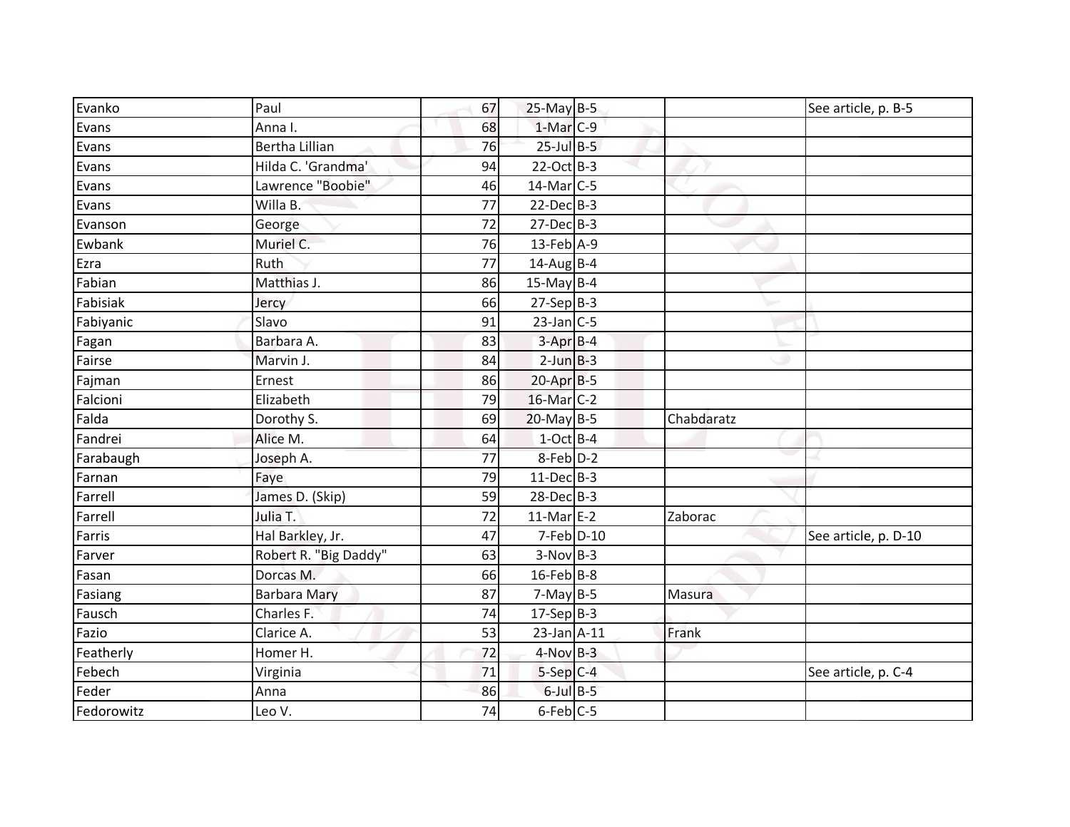| | | | | | | |
|---|---|---|---|---|---|---|
| Evanko | Paul | 67 | 25-May | B-5 | | See article, p. B-5 |
| Evans | Anna I. | 68 | 1-Mar | C-9 | | |
| Evans | Bertha Lillian | 76 | 25-Jul | B-5 | | |
| Evans | Hilda C. 'Grandma' | 94 | 22-Oct | B-3 | | |
| Evans | Lawrence "Boobie" | 46 | 14-Mar | C-5 | | |
| Evans | Willa B. | 77 | 22-Dec | B-3 | | |
| Evanson | George | 72 | 27-Dec | B-3 | | |
| Ewbank | Muriel C. | 76 | 13-Feb | A-9 | | |
| Ezra | Ruth | 77 | 14-Aug | B-4 | | |
| Fabian | Matthias J. | 86 | 15-May | B-4 | | |
| Fabisiak | Jercy | 66 | 27-Sep | B-3 | | |
| Fabiyanic | Slavo | 91 | 23-Jan | C-5 | | |
| Fagan | Barbara A. | 83 | 3-Apr | B-4 | | |
| Fairse | Marvin J. | 84 | 2-Jun | B-3 | | |
| Fajman | Ernest | 86 | 20-Apr | B-5 | | |
| Falcioni | Elizabeth | 79 | 16-Mar | C-2 | | |
| Falda | Dorothy S. | 69 | 20-May | B-5 | Chabdaratz | |
| Fandrei | Alice M. | 64 | 1-Oct | B-4 | | |
| Farabaugh | Joseph A. | 77 | 8-Feb | D-2 | | |
| Farnan | Faye | 79 | 11-Dec | B-3 | | |
| Farrell | James D. (Skip) | 59 | 28-Dec | B-3 | | |
| Farrell | Julia T. | 72 | 11-Mar | E-2 | Zaborac | |
| Farris | Hal Barkley, Jr. | 47 | 7-Feb | D-10 | | See article, p. D-10 |
| Farver | Robert R. "Big Daddy" | 63 | 3-Nov | B-3 | | |
| Fasan | Dorcas M. | 66 | 16-Feb | B-8 | | |
| Fasiang | Barbara Mary | 87 | 7-May | B-5 | Masura | |
| Fausch | Charles F. | 74 | 17-Sep | B-3 | | |
| Fazio | Clarice A. | 53 | 23-Jan | A-11 | Frank | |
| Featherly | Homer H. | 72 | 4-Nov | B-3 | | |
| Febech | Virginia | 71 | 5-Sep | C-4 | | See article, p. C-4 |
| Feder | Anna | 86 | 6-Jul | B-5 | | |
| Fedorowitz | Leo V. | 74 | 6-Feb | C-5 | | |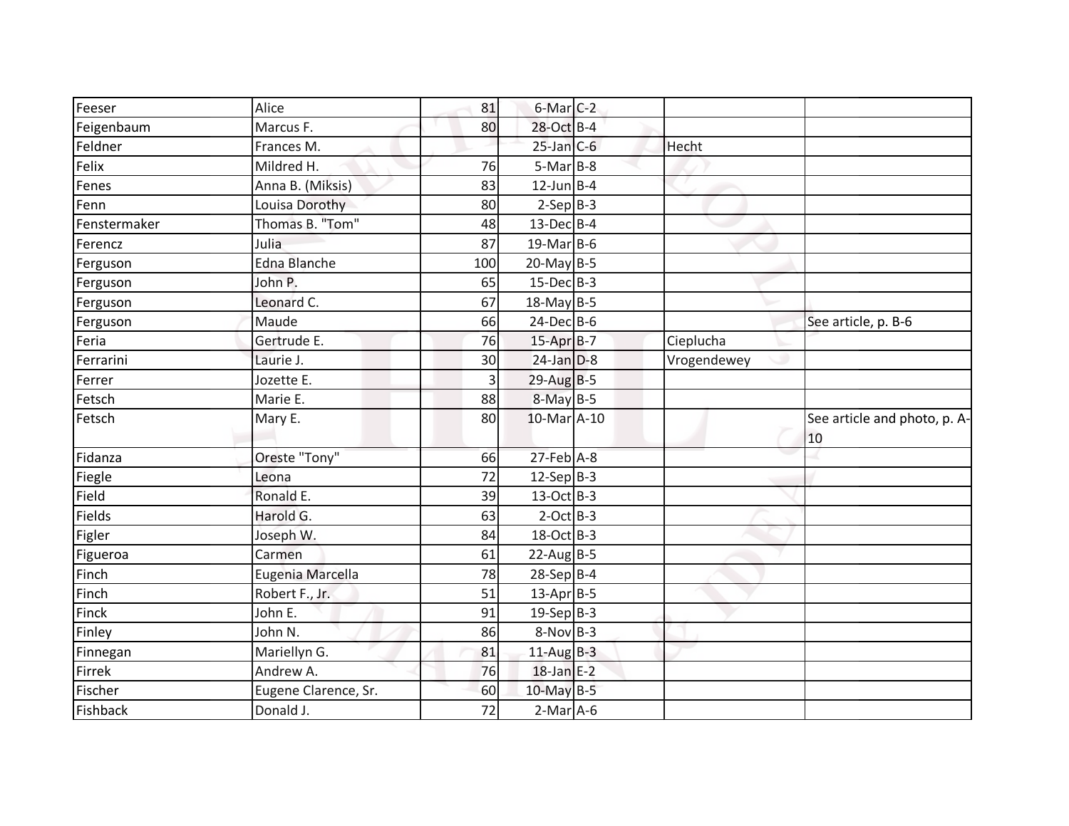| | | | | | | |
|---|---|---|---|---|---|---|
| Feeser | Alice | 81 | 6-Mar | C-2 | | |
| Feigenbaum | Marcus F. | 80 | 28-Oct | B-4 | | |
| Feldner | Frances M. | | 25-Jan | C-6 | Hecht | |
| Felix | Mildred H. | 76 | 5-Mar | B-8 | | |
| Fenes | Anna B. (Miksis) | 83 | 12-Jun | B-4 | | |
| Fenn | Louisa Dorothy | 80 | 2-Sep | B-3 | | |
| Fenstermaker | Thomas B. "Tom" | 48 | 13-Dec | B-4 | | |
| Ferencz | Julia | 87 | 19-Mar | B-6 | | |
| Ferguson | Edna Blanche | 100 | 20-May | B-5 | | |
| Ferguson | John P. | 65 | 15-Dec | B-3 | | |
| Ferguson | Leonard C. | 67 | 18-May | B-5 | | |
| Ferguson | Maude | 66 | 24-Dec | B-6 | | See article, p. B-6 |
| Feria | Gertrude E. | 76 | 15-Apr | B-7 | Cieplucha | |
| Ferrarini | Laurie J. | 30 | 24-Jan | D-8 | Vrogendewey | |
| Ferrer | Jozette E. | 3 | 29-Aug | B-5 | | |
| Fetsch | Marie E. | 88 | 8-May | B-5 | | |
| Fetsch | Mary E. | 80 | 10-Mar | A-10 | | See article and photo, p. A-10 |
| Fidanza | Oreste "Tony" | 66 | 27-Feb | A-8 | | |
| Fiegle | Leona | 72 | 12-Sep | B-3 | | |
| Field | Ronald E. | 39 | 13-Oct | B-3 | | |
| Fields | Harold G. | 63 | 2-Oct | B-3 | | |
| Figler | Joseph W. | 84 | 18-Oct | B-3 | | |
| Figueroa | Carmen | 61 | 22-Aug | B-5 | | |
| Finch | Eugenia Marcella | 78 | 28-Sep | B-4 | | |
| Finch | Robert F., Jr. | 51 | 13-Apr | B-5 | | |
| Finck | John E. | 91 | 19-Sep | B-3 | | |
| Finley | John N. | 86 | 8-Nov | B-3 | | |
| Finnegan | Mariellyn G. | 81 | 11-Aug | B-3 | | |
| Firrek | Andrew A. | 76 | 18-Jan | E-2 | | |
| Fischer | Eugene Clarence, Sr. | 60 | 10-May | B-5 | | |
| Fishback | Donald J. | 72 | 2-Mar | A-6 | | |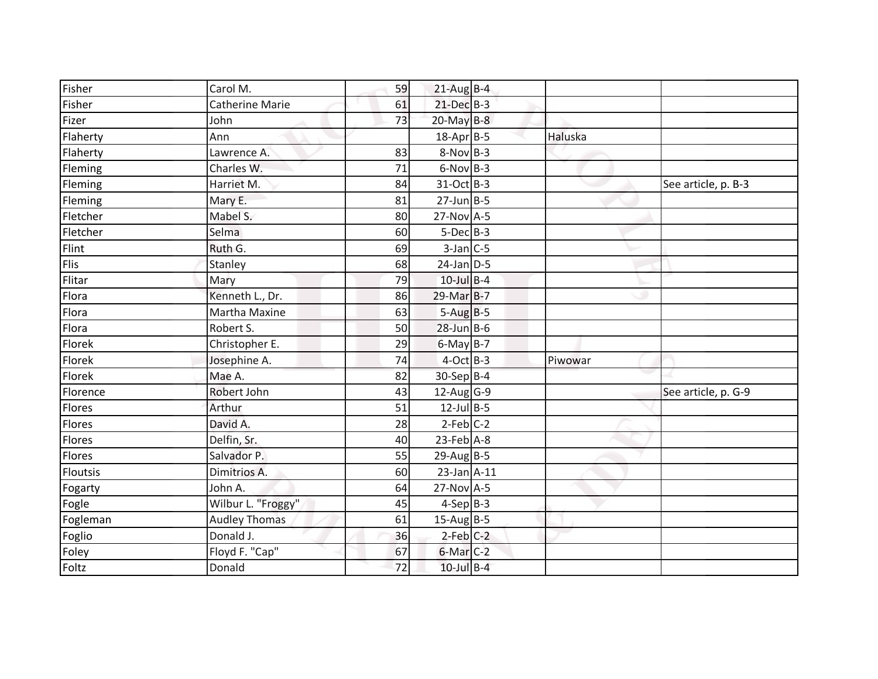| | | | | | | |
|---|---|---|---|---|---|---|
| Fisher | Carol M. | 59 | 21-Aug | B-4 | | |
| Fisher | Catherine Marie | 61 | 21-Dec | B-3 | | |
| Fizer | John | 73 | 20-May | B-8 | | |
| Flaherty | Ann | | 18-Apr | B-5 | Haluska | |
| Flaherty | Lawrence A. | 83 | 8-Nov | B-3 | | |
| Fleming | Charles W. | 71 | 6-Nov | B-3 | | |
| Fleming | Harriet M. | 84 | 31-Oct | B-3 | | See article, p. B-3 |
| Fleming | Mary E. | 81 | 27-Jun | B-5 | | |
| Fletcher | Mabel S. | 80 | 27-Nov | A-5 | | |
| Fletcher | Selma | 60 | 5-Dec | B-3 | | |
| Flint | Ruth G. | 69 | 3-Jan | C-5 | | |
| Flis | Stanley | 68 | 24-Jan | D-5 | | |
| Flitar | Mary | 79 | 10-Jul | B-4 | | |
| Flora | Kenneth L., Dr. | 86 | 29-Mar | B-7 | | |
| Flora | Martha Maxine | 63 | 5-Aug | B-5 | | |
| Flora | Robert S. | 50 | 28-Jun | B-6 | | |
| Florek | Christopher E. | 29 | 6-May | B-7 | | |
| Florek | Josephine A. | 74 | 4-Oct | B-3 | Piwowar | |
| Florek | Mae A. | 82 | 30-Sep | B-4 | | |
| Florence | Robert John | 43 | 12-Aug | G-9 | | See article, p. G-9 |
| Flores | Arthur | 51 | 12-Jul | B-5 | | |
| Flores | David A. | 28 | 2-Feb | C-2 | | |
| Flores | Delfin, Sr. | 40 | 23-Feb | A-8 | | |
| Flores | Salvador P. | 55 | 29-Aug | B-5 | | |
| Floutsis | Dimitrios A. | 60 | 23-Jan | A-11 | | |
| Fogarty | John A. | 64 | 27-Nov | A-5 | | |
| Fogle | Wilbur L. "Froggy" | 45 | 4-Sep | B-3 | | |
| Fogleman | Audley Thomas | 61 | 15-Aug | B-5 | | |
| Foglio | Donald J. | 36 | 2-Feb | C-2 | | |
| Foley | Floyd F. "Cap" | 67 | 6-Mar | C-2 | | |
| Foltz | Donald | 72 | 10-Jul | B-4 | | |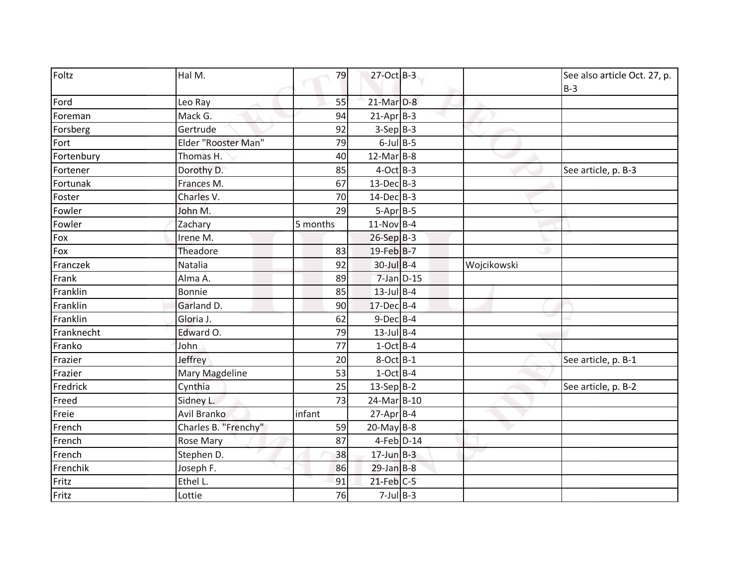| | | | | | | |
|---|---|---|---|---|---|---|
| Foltz | Hal M. | 79 | 27-Oct | B-3 | | See also article Oct. 27, p. B-3 |
| Ford | Leo Ray | 55 | 21-Mar | D-8 | | |
| Foreman | Mack G. | 94 | 21-Apr | B-3 | | |
| Forsberg | Gertrude | 92 | 3-Sep | B-3 | | |
| Fort | Elder "Rooster Man" | 79 | 6-Jul | B-5 | | |
| Fortenbury | Thomas H. | 40 | 12-Mar | B-8 | | |
| Fortener | Dorothy D. | 85 | 4-Oct | B-3 | | See article, p. B-3 |
| Fortunak | Frances M. | 67 | 13-Dec | B-3 | | |
| Foster | Charles V. | 70 | 14-Dec | B-3 | | |
| Fowler | John M. | 29 | 5-Apr | B-5 | | |
| Fowler | Zachary | 5 months | 11-Nov | B-4 | | |
| Fox | Irene M. | | 26-Sep | B-3 | | |
| Fox | Theadore | 83 | 19-Feb | B-7 | | |
| Franczek | Natalia | 92 | 30-Jul | B-4 | Wojcikowski | |
| Frank | Alma A. | 89 | 7-Jan | D-15 | | |
| Franklin | Bonnie | 85 | 13-Jul | B-4 | | |
| Franklin | Garland D. | 90 | 17-Dec | B-4 | | |
| Franklin | Gloria J. | 62 | 9-Dec | B-4 | | |
| Franknecht | Edward O. | 79 | 13-Jul | B-4 | | |
| Franko | John | 77 | 1-Oct | B-4 | | |
| Frazier | Jeffrey | 20 | 8-Oct | B-1 | | See article, p. B-1 |
| Frazier | Mary Magdeline | 53 | 1-Oct | B-4 | | |
| Fredrick | Cynthia | 25 | 13-Sep | B-2 | | See article, p. B-2 |
| Freed | Sidney L. | 73 | 24-Mar | B-10 | | |
| Freie | Avil Branko | infant | 27-Apr | B-4 | | |
| French | Charles B. "Frenchy" | 59 | 20-May | B-8 | | |
| French | Rose Mary | 87 | 4-Feb | D-14 | | |
| French | Stephen D. | 38 | 17-Jun | B-3 | | |
| Frenchik | Joseph F. | 86 | 29-Jan | B-8 | | |
| Fritz | Ethel L. | 91 | 21-Feb | C-5 | | |
| Fritz | Lottie | 76 | 7-Jul | B-3 | | |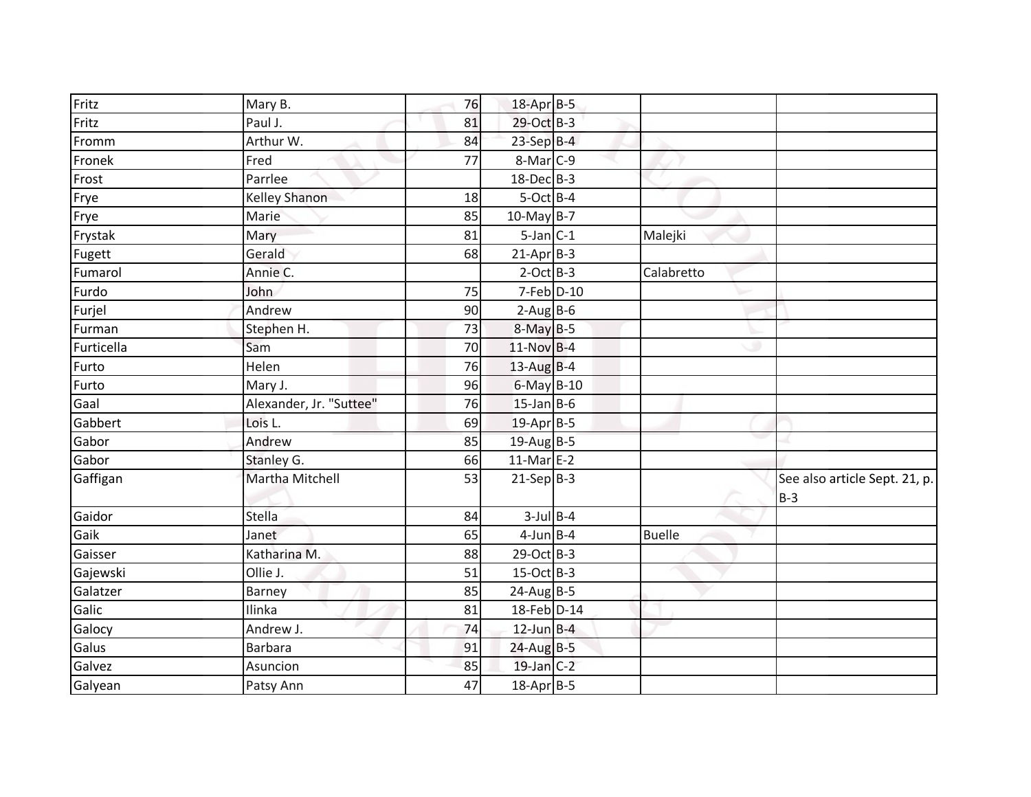| | | | | | | |
|---|---|---|---|---|---|---|
| Fritz | Mary B. | 76 | 18-Apr | B-5 | | |
| Fritz | Paul J. | 81 | 29-Oct | B-3 | | |
| Fromm | Arthur W. | 84 | 23-Sep | B-4 | | |
| Fronek | Fred | 77 | 8-Mar | C-9 | | |
| Frost | Parrlee | | 18-Dec | B-3 | | |
| Frye | Kelley Shanon | 18 | 5-Oct | B-4 | | |
| Frye | Marie | 85 | 10-May | B-7 | | |
| Frystak | Mary | 81 | 5-Jan | C-1 | Malejki | |
| Fugett | Gerald | 68 | 21-Apr | B-3 | | |
| Fumarol | Annie C. | | 2-Oct | B-3 | Calabretto | |
| Furdo | John | 75 | 7-Feb | D-10 | | |
| Furjel | Andrew | 90 | 2-Aug | B-6 | | |
| Furman | Stephen H. | 73 | 8-May | B-5 | | |
| Furticella | Sam | 70 | 11-Nov | B-4 | | |
| Furto | Helen | 76 | 13-Aug | B-4 | | |
| Furto | Mary J. | 96 | 6-May | B-10 | | |
| Gaal | Alexander, Jr. "Suttee" | 76 | 15-Jan | B-6 | | |
| Gabbert | Lois L. | 69 | 19-Apr | B-5 | | |
| Gabor | Andrew | 85 | 19-Aug | B-5 | | |
| Gabor | Stanley G. | 66 | 11-Mar | E-2 | | |
| Gaffigan | Martha Mitchell | 53 | 21-Sep | B-3 | | See also article Sept. 21, p. B-3 |
| Gaidor | Stella | 84 | 3-Jul | B-4 | | |
| Gaik | Janet | 65 | 4-Jun | B-4 | Buelle | |
| Gaisser | Katharina M. | 88 | 29-Oct | B-3 | | |
| Gajewski | Ollie J. | 51 | 15-Oct | B-3 | | |
| Galatzer | Barney | 85 | 24-Aug | B-5 | | |
| Galic | Ilinka | 81 | 18-Feb | D-14 | | |
| Galocy | Andrew J. | 74 | 12-Jun | B-4 | | |
| Galus | Barbara | 91 | 24-Aug | B-5 | | |
| Galvez | Asuncion | 85 | 19-Jan | C-2 | | |
| Galyean | Patsy Ann | 47 | 18-Apr | B-5 | | |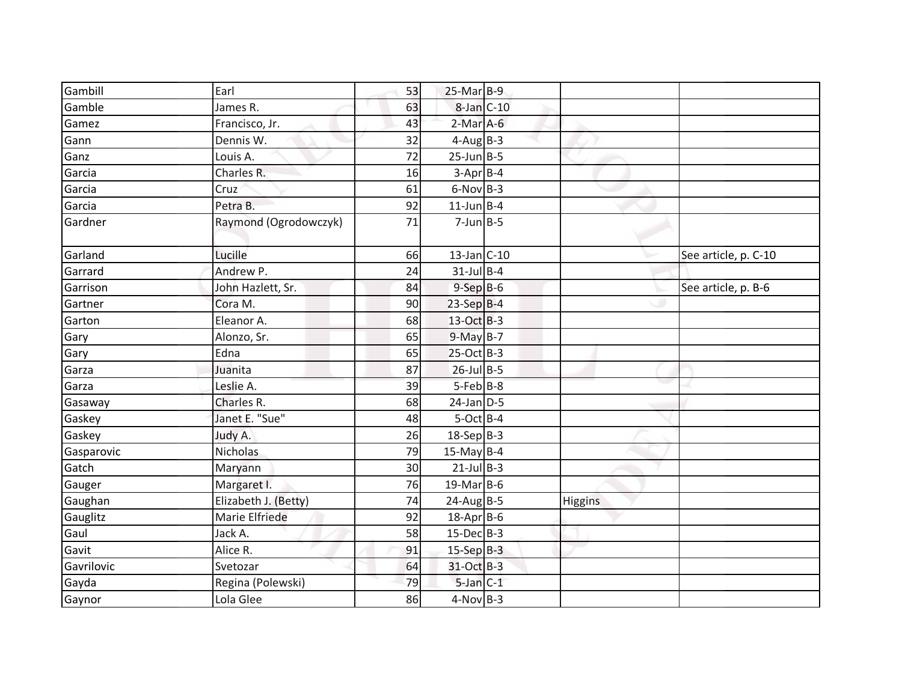| | | | | | | |
|---|---|---|---|---|---|---|
| Gambill | Earl | 53 | 25-Mar | B-9 | | |
| Gamble | James R. | 63 | 8-Jan | C-10 | | |
| Gamez | Francisco, Jr. | 43 | 2-Mar | A-6 | | |
| Gann | Dennis W. | 32 | 4-Aug | B-3 | | |
| Ganz | Louis A. | 72 | 25-Jun | B-5 | | |
| Garcia | Charles R. | 16 | 3-Apr | B-4 | | |
| Garcia | Cruz | 61 | 6-Nov | B-3 | | |
| Garcia | Petra B. | 92 | 11-Jun | B-4 | | |
| Gardner | Raymond (Ogrodowczyk) | 71 | 7-Jun | B-5 | | |
| Garland | Lucille | 66 | 13-Jan | C-10 | | See article, p. C-10 |
| Garrard | Andrew P. | 24 | 31-Jul | B-4 | | |
| Garrison | John Hazlett, Sr. | 84 | 9-Sep | B-6 | | See article, p. B-6 |
| Gartner | Cora M. | 90 | 23-Sep | B-4 | | |
| Garton | Eleanor A. | 68 | 13-Oct | B-3 | | |
| Gary | Alonzo, Sr. | 65 | 9-May | B-7 | | |
| Gary | Edna | 65 | 25-Oct | B-3 | | |
| Garza | Juanita | 87 | 26-Jul | B-5 | | |
| Garza | Leslie A. | 39 | 5-Feb | B-8 | | |
| Gasaway | Charles R. | 68 | 24-Jan | D-5 | | |
| Gaskey | Janet E. "Sue" | 48 | 5-Oct | B-4 | | |
| Gaskey | Judy A. | 26 | 18-Sep | B-3 | | |
| Gasparovic | Nicholas | 79 | 15-May | B-4 | | |
| Gatch | Maryann | 30 | 21-Jul | B-3 | | |
| Gauger | Margaret I. | 76 | 19-Mar | B-6 | | |
| Gaughan | Elizabeth J. (Betty) | 74 | 24-Aug | B-5 | Higgins | |
| Gauglitz | Marie Elfriede | 92 | 18-Apr | B-6 | | |
| Gaul | Jack A. | 58 | 15-Dec | B-3 | | |
| Gavit | Alice R. | 91 | 15-Sep | B-3 | | |
| Gavrilovic | Svetozar | 64 | 31-Oct | B-3 | | |
| Gayda | Regina (Polewski) | 79 | 5-Jan | C-1 | | |
| Gaynor | Lola Glee | 86 | 4-Nov | B-3 | | |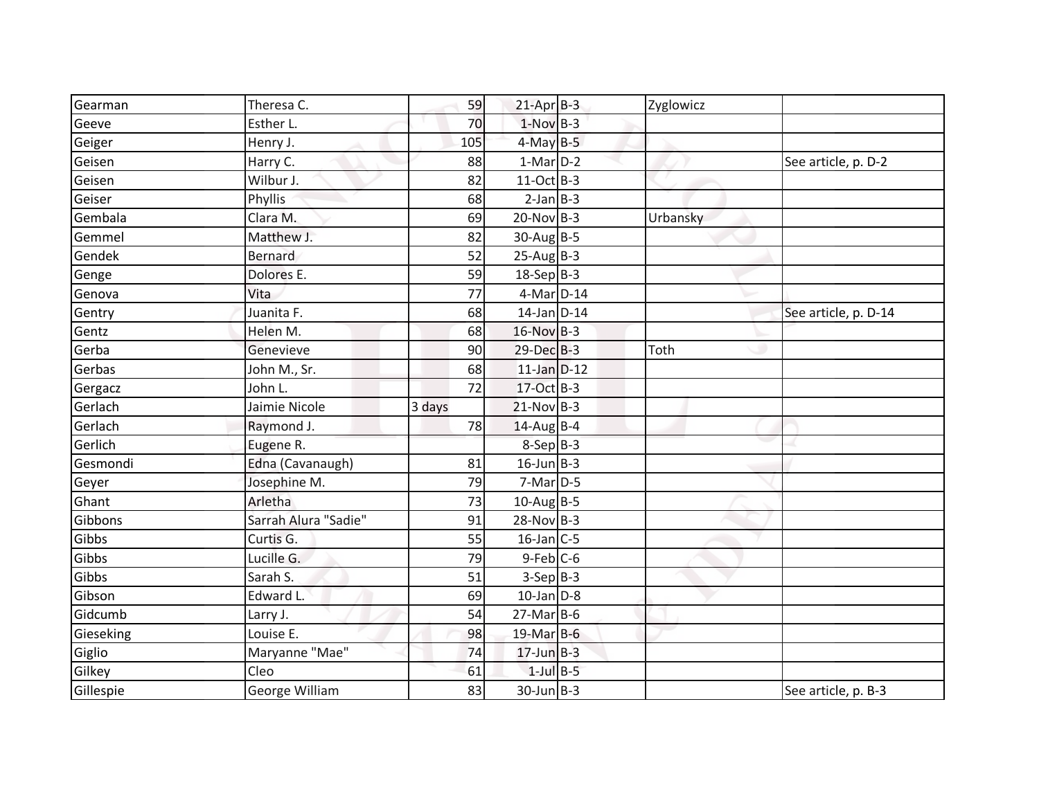| | | | | | | |
|---|---|---|---|---|---|---|
| Gearman | Theresa C. | 59 | 21-Apr | B-3 | Zyglowicz | |
| Geeve | Esther L. | 70 | 1-Nov | B-3 | | |
| Geiger | Henry J. | 105 | 4-May | B-5 | | |
| Geisen | Harry C. | 88 | 1-Mar | D-2 | | See article, p. D-2 |
| Geisen | Wilbur J. | 82 | 11-Oct | B-3 | | |
| Geiser | Phyllis | 68 | 2-Jan | B-3 | | |
| Gembala | Clara M. | 69 | 20-Nov | B-3 | Urbansky | |
| Gemmel | Matthew J. | 82 | 30-Aug | B-5 | | |
| Gendek | Bernard | 52 | 25-Aug | B-3 | | |
| Genge | Dolores E. | 59 | 18-Sep | B-3 | | |
| Genova | Vita | 77 | 4-Mar | D-14 | | |
| Gentry | Juanita F. | 68 | 14-Jan | D-14 | | See article, p. D-14 |
| Gentz | Helen M. | 68 | 16-Nov | B-3 | | |
| Gerba | Genevieve | 90 | 29-Dec | B-3 | Toth | |
| Gerbas | John M., Sr. | 68 | 11-Jan | D-12 | | |
| Gergacz | John L. | 72 | 17-Oct | B-3 | | |
| Gerlach | Jaimie Nicole | 3 days | 21-Nov | B-3 | | |
| Gerlach | Raymond J. | 78 | 14-Aug | B-4 | | |
| Gerlich | Eugene R. | | 8-Sep | B-3 | | |
| Gesmondi | Edna (Cavanaugh) | 81 | 16-Jun | B-3 | | |
| Geyer | Josephine M. | 79 | 7-Mar | D-5 | | |
| Ghant | Arletha | 73 | 10-Aug | B-5 | | |
| Gibbons | Sarrah Alura "Sadie" | 91 | 28-Nov | B-3 | | |
| Gibbs | Curtis G. | 55 | 16-Jan | C-5 | | |
| Gibbs | Lucille G. | 79 | 9-Feb | C-6 | | |
| Gibbs | Sarah S. | 51 | 3-Sep | B-3 | | |
| Gibson | Edward L. | 69 | 10-Jan | D-8 | | |
| Gidcumb | Larry J. | 54 | 27-Mar | B-6 | | |
| Gieseking | Louise E. | 98 | 19-Mar | B-6 | | |
| Giglio | Maryanne "Mae" | 74 | 17-Jun | B-3 | | |
| Gilkey | Cleo | 61 | 1-Jul | B-5 | | |
| Gillespie | George William | 83 | 30-Jun | B-3 | | See article, p. B-3 |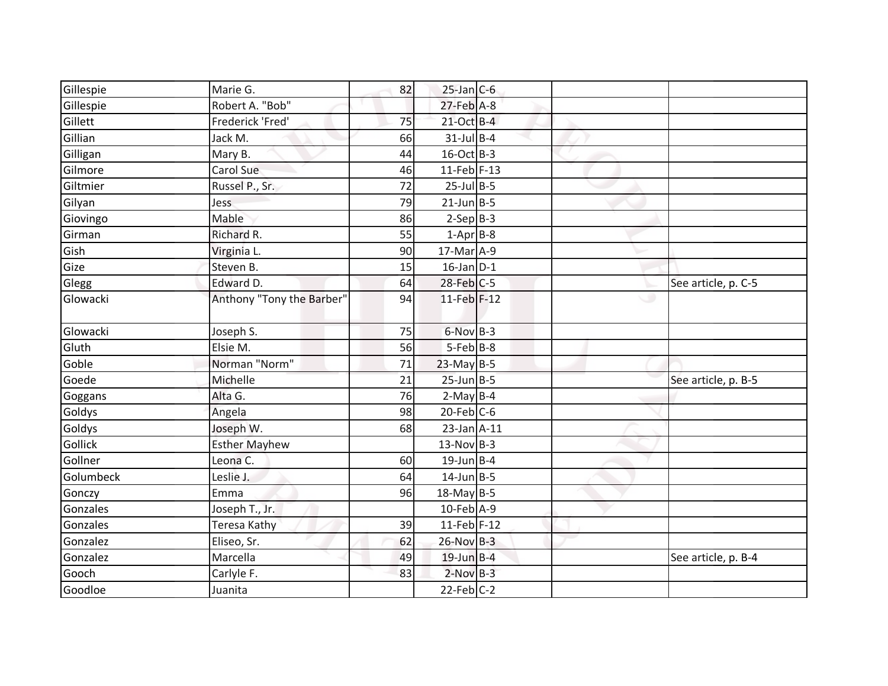| | | | | | | |
|---|---|---|---|---|---|---|
| Gillespie | Marie G. | 82 | 25-Jan | C-6 | | |
| Gillespie | Robert A. "Bob" | | 27-Feb | A-8 | | |
| Gillett | Frederick 'Fred' | 75 | 21-Oct | B-4 | | |
| Gillian | Jack M. | 66 | 31-Jul | B-4 | | |
| Gilligan | Mary B. | 44 | 16-Oct | B-3 | | |
| Gilmore | Carol Sue | 46 | 11-Feb | F-13 | | |
| Giltmier | Russel P., Sr. | 72 | 25-Jul | B-5 | | |
| Gilyan | Jess | 79 | 21-Jun | B-5 | | |
| Giovingo | Mable | 86 | 2-Sep | B-3 | | |
| Girman | Richard R. | 55 | 1-Apr | B-8 | | |
| Gish | Virginia L. | 90 | 17-Mar | A-9 | | |
| Gize | Steven B. | 15 | 16-Jan | D-1 | | |
| Glegg | Edward D. | 64 | 28-Feb | C-5 | | See article, p. C-5 |
| Glowacki | Anthony "Tony the Barber" | 94 | 11-Feb | F-12 | | |
| Glowacki | Joseph S. | 75 | 6-Nov | B-3 | | |
| Gluth | Elsie M. | 56 | 5-Feb | B-8 | | |
| Goble | Norman "Norm" | 71 | 23-May | B-5 | | |
| Goede | Michelle | 21 | 25-Jun | B-5 | | See article, p. B-5 |
| Goggans | Alta G. | 76 | 2-May | B-4 | | |
| Goldys | Angela | 98 | 20-Feb | C-6 | | |
| Goldys | Joseph W. | 68 | 23-Jan | A-11 | | |
| Gollick | Esther Mayhew | | 13-Nov | B-3 | | |
| Gollner | Leona C. | 60 | 19-Jun | B-4 | | |
| Golumbeck | Leslie J. | 64 | 14-Jun | B-5 | | |
| Gonczy | Emma | 96 | 18-May | B-5 | | |
| Gonzales | Joseph T., Jr. | | 10-Feb | A-9 | | |
| Gonzales | Teresa Kathy | 39 | 11-Feb | F-12 | | |
| Gonzalez | Eliseo, Sr. | 62 | 26-Nov | B-3 | | |
| Gonzalez | Marcella | 49 | 19-Jun | B-4 | | See article, p. B-4 |
| Gooch | Carlyle F. | 83 | 2-Nov | B-3 | | |
| Goodloe | Juanita | | 22-Feb | C-2 | | |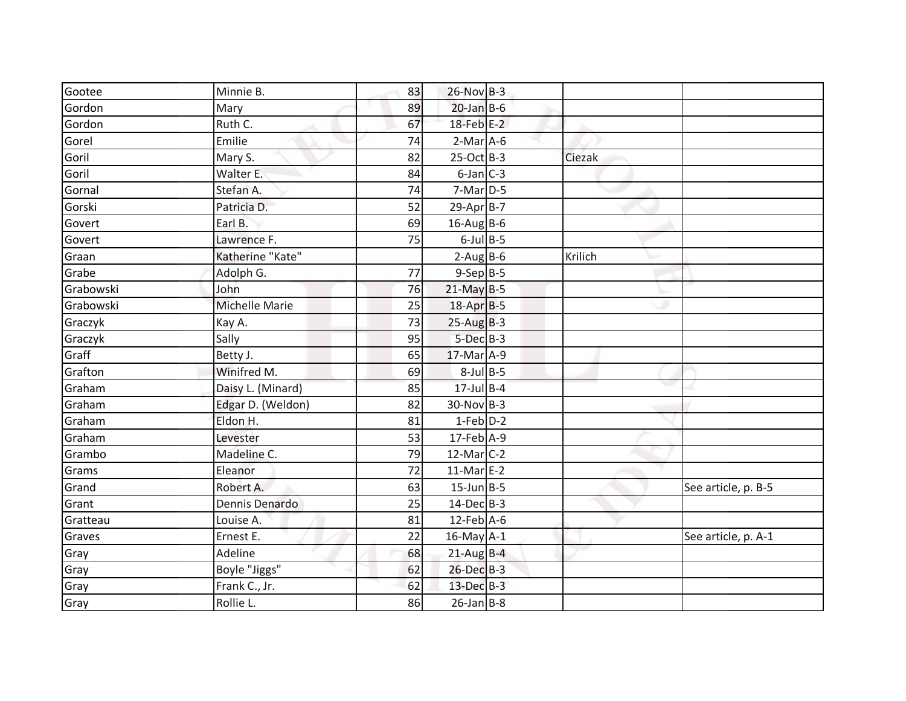| | | | | | | |
|---|---|---|---|---|---|---|
| Gootee | Minnie B. | 83 | 26-Nov | B-3 | | |
| Gordon | Mary | 89 | 20-Jan | B-6 | | |
| Gordon | Ruth C. | 67 | 18-Feb | E-2 | | |
| Gorel | Emilie | 74 | 2-Mar | A-6 | | |
| Goril | Mary S. | 82 | 25-Oct | B-3 | Ciezak | |
| Goril | Walter E. | 84 | 6-Jan | C-3 | | |
| Gornal | Stefan A. | 74 | 7-Mar | D-5 | | |
| Gorski | Patricia D. | 52 | 29-Apr | B-7 | | |
| Govert | Earl B. | 69 | 16-Aug | B-6 | | |
| Govert | Lawrence F. | 75 | 6-Jul | B-5 | | |
| Graan | Katherine "Kate" | | 2-Aug | B-6 | Krilich | |
| Grabe | Adolph G. | 77 | 9-Sep | B-5 | | |
| Grabowski | John | 76 | 21-May | B-5 | | |
| Grabowski | Michelle Marie | 25 | 18-Apr | B-5 | | |
| Graczyk | Kay A. | 73 | 25-Aug | B-3 | | |
| Graczyk | Sally | 95 | 5-Dec | B-3 | | |
| Graff | Betty J. | 65 | 17-Mar | A-9 | | |
| Grafton | Winifred M. | 69 | 8-Jul | B-5 | | |
| Graham | Daisy L. (Minard) | 85 | 17-Jul | B-4 | | |
| Graham | Edgar D. (Weldon) | 82 | 30-Nov | B-3 | | |
| Graham | Eldon H. | 81 | 1-Feb | D-2 | | |
| Graham | Levester | 53 | 17-Feb | A-9 | | |
| Grambo | Madeline C. | 79 | 12-Mar | C-2 | | |
| Grams | Eleanor | 72 | 11-Mar | E-2 | | |
| Grand | Robert A. | 63 | 15-Jun | B-5 | | See article, p. B-5 |
| Grant | Dennis Denardo | 25 | 14-Dec | B-3 | | |
| Gratteau | Louise A. | 81 | 12-Feb | A-6 | | |
| Graves | Ernest E. | 22 | 16-May | A-1 | | See article, p. A-1 |
| Gray | Adeline | 68 | 21-Aug | B-4 | | |
| Gray | Boyle "Jiggs" | 62 | 26-Dec | B-3 | | |
| Gray | Frank C., Jr. | 62 | 13-Dec | B-3 | | |
| Gray | Rollie L. | 86 | 26-Jan | B-8 | | |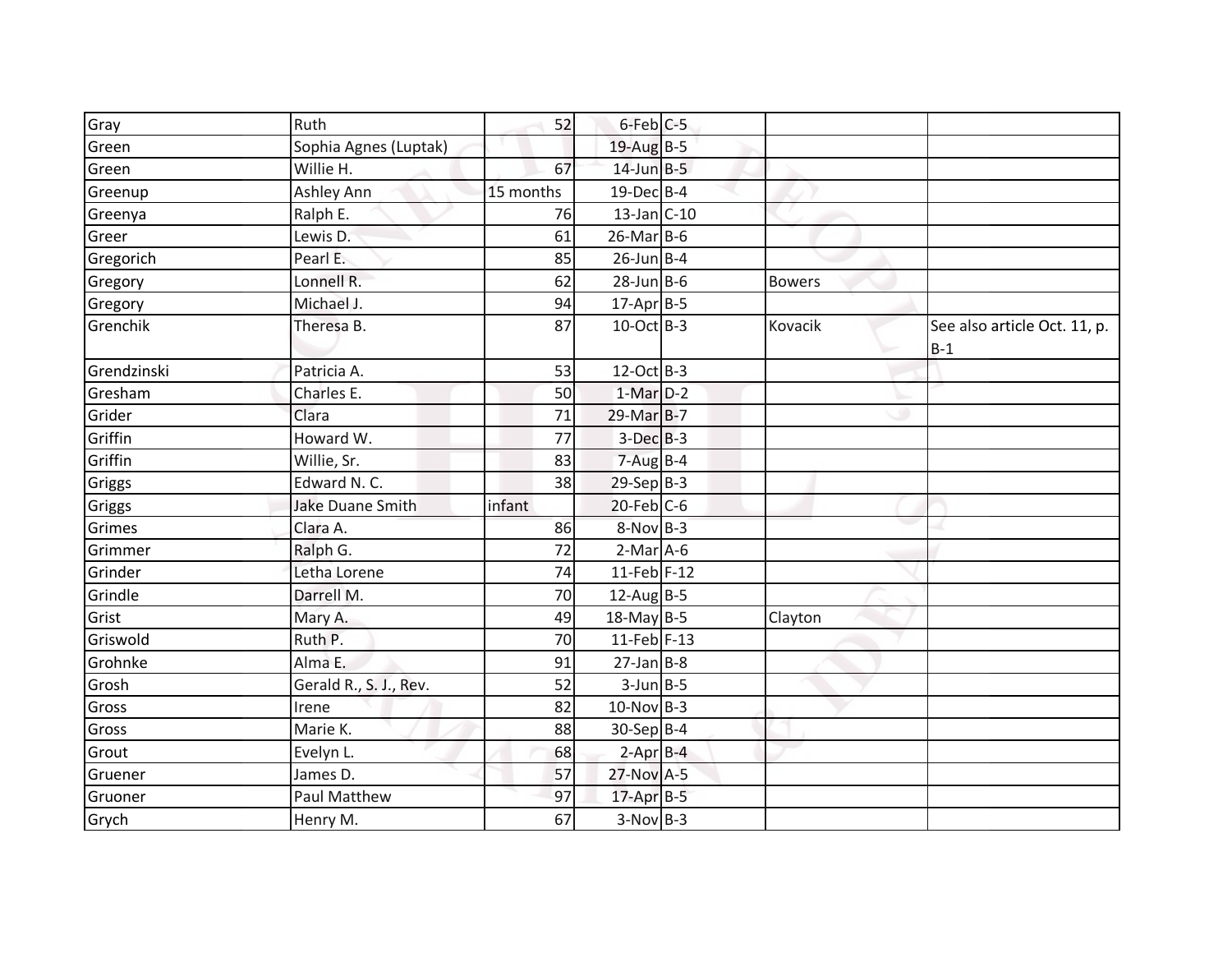| Gray | Ruth | 52 | 6-Feb | C-5 | | |
|---|---|---|---|---|---|---|
| Green | Sophia Agnes (Luptak) | | 19-Aug | B-5 | | |
| Green | Willie H. | 67 | 14-Jun | B-5 | | |
| Greenup | Ashley Ann | 15 months | 19-Dec | B-4 | | |
| Greenya | Ralph E. | 76 | 13-Jan | C-10 | | |
| Greer | Lewis D. | 61 | 26-Mar | B-6 | | |
| Gregorich | Pearl E. | 85 | 26-Jun | B-4 | | |
| Gregory | Lonnell R. | 62 | 28-Jun | B-6 | Bowers | |
| Gregory | Michael J. | 94 | 17-Apr | B-5 | | |
| Grenchik | Theresa B. | 87 | 10-Oct | B-3 | Kovacik | See also article Oct. 11, p. B-1 |
| Grendzinski | Patricia A. | 53 | 12-Oct | B-3 | | |
| Gresham | Charles E. | 50 | 1-Mar | D-2 | | |
| Grider | Clara | 71 | 29-Mar | B-7 | | |
| Griffin | Howard W. | 77 | 3-Dec | B-3 | | |
| Griffin | Willie, Sr. | 83 | 7-Aug | B-4 | | |
| Griggs | Edward N. C. | 38 | 29-Sep | B-3 | | |
| Griggs | Jake Duane Smith | infant | 20-Feb | C-6 | | |
| Grimes | Clara A. | 86 | 8-Nov | B-3 | | |
| Grimmer | Ralph G. | 72 | 2-Mar | A-6 | | |
| Grinder | Letha Lorene | 74 | 11-Feb | F-12 | | |
| Grindle | Darrell M. | 70 | 12-Aug | B-5 | | |
| Grist | Mary A. | 49 | 18-May | B-5 | Clayton | |
| Griswold | Ruth P. | 70 | 11-Feb | F-13 | | |
| Grohnke | Alma E. | 91 | 27-Jan | B-8 | | |
| Grosh | Gerald R., S. J., Rev. | 52 | 3-Jun | B-5 | | |
| Gross | Irene | 82 | 10-Nov | B-3 | | |
| Gross | Marie K. | 88 | 30-Sep | B-4 | | |
| Grout | Evelyn L. | 68 | 2-Apr | B-4 | | |
| Gruener | James D. | 57 | 27-Nov | A-5 | | |
| Gruoner | Paul Matthew | 97 | 17-Apr | B-5 | | |
| Grych | Henry M. | 67 | 3-Nov | B-3 | | |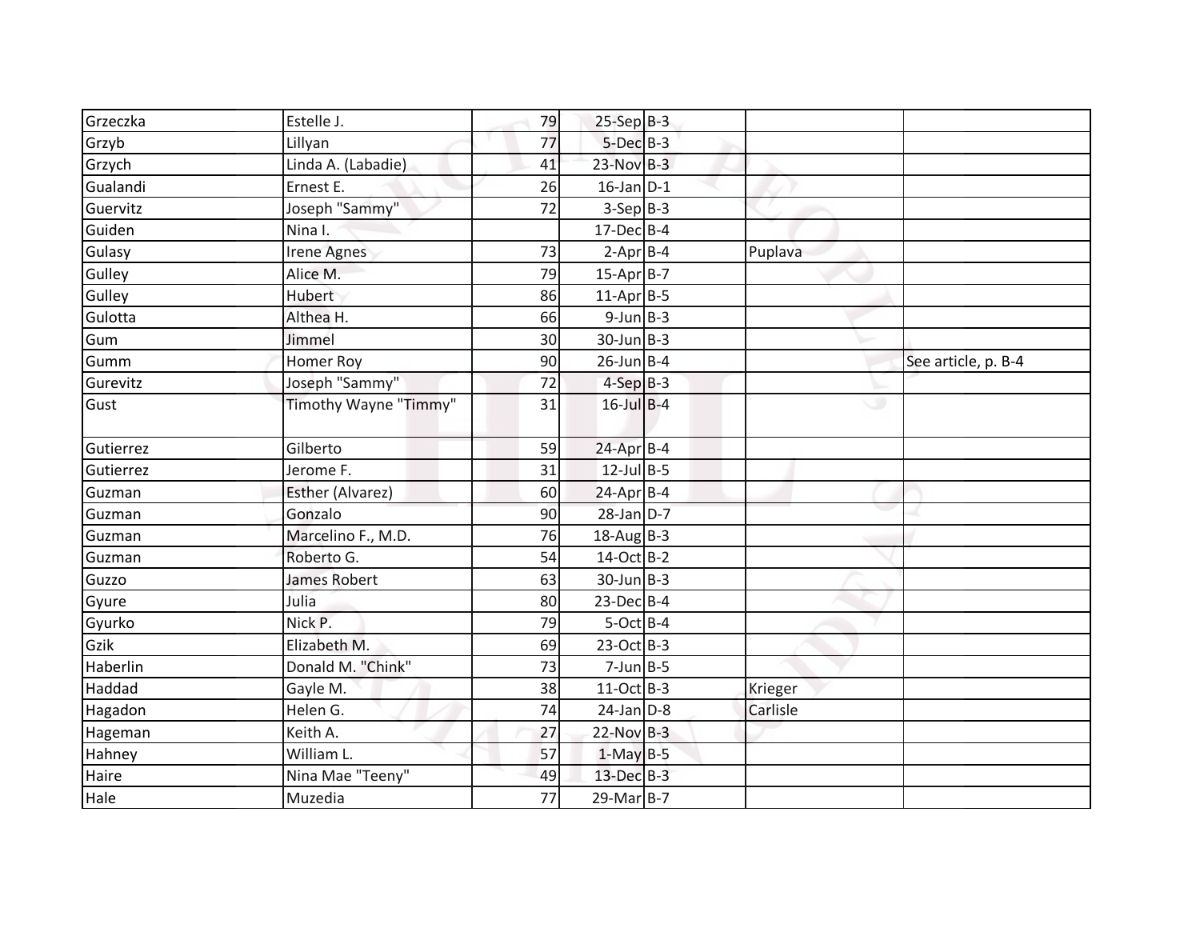| | | | | | | |
|---|---|---|---|---|---|---|
| Grzeczka | Estelle J. | 79 | 25-Sep | B-3 | | |
| Grzyb | Lillyan | 77 | 5-Dec | B-3 | | |
| Grzych | Linda A. (Labadie) | 41 | 23-Nov | B-3 | | |
| Gualandi | Ernest E. | 26 | 16-Jan | D-1 | | |
| Guervitz | Joseph "Sammy" | 72 | 3-Sep | B-3 | | |
| Guiden | Nina I. | | 17-Dec | B-4 | | |
| Gulasy | Irene Agnes | 73 | 2-Apr | B-4 | Puplava | |
| Gulley | Alice M. | 79 | 15-Apr | B-7 | | |
| Gulley | Hubert | 86 | 11-Apr | B-5 | | |
| Gulotta | Althea H. | 66 | 9-Jun | B-3 | | |
| Gum | Jimmel | 30 | 30-Jun | B-3 | | |
| Gumm | Homer Roy | 90 | 26-Jun | B-4 | | See article, p. B-4 |
| Gurevitz | Joseph "Sammy" | 72 | 4-Sep | B-3 | | |
| Gust | Timothy Wayne "Timmy" | 31 | 16-Jul | B-4 | | |
| Gutierrez | Gilberto | 59 | 24-Apr | B-4 | | |
| Gutierrez | Jerome F. | 31 | 12-Jul | B-5 | | |
| Guzman | Esther (Alvarez) | 60 | 24-Apr | B-4 | | |
| Guzman | Gonzalo | 90 | 28-Jan | D-7 | | |
| Guzman | Marcelino F., M.D. | 76 | 18-Aug | B-3 | | |
| Guzman | Roberto G. | 54 | 14-Oct | B-2 | | |
| Guzzo | James Robert | 63 | 30-Jun | B-3 | | |
| Gyure | Julia | 80 | 23-Dec | B-4 | | |
| Gyurko | Nick P. | 79 | 5-Oct | B-4 | | |
| Gzik | Elizabeth M. | 69 | 23-Oct | B-3 | | |
| Haberlin | Donald M. "Chink" | 73 | 7-Jun | B-5 | | |
| Haddad | Gayle M. | 38 | 11-Oct | B-3 | Krieger | |
| Hagadon | Helen G. | 74 | 24-Jan | D-8 | Carlisle | |
| Hageman | Keith A. | 27 | 22-Nov | B-3 | | |
| Hahney | William L. | 57 | 1-May | B-5 | | |
| Haire | Nina Mae "Teeny" | 49 | 13-Dec | B-3 | | |
| Hale | Muzedia | 77 | 29-Mar | B-7 | | |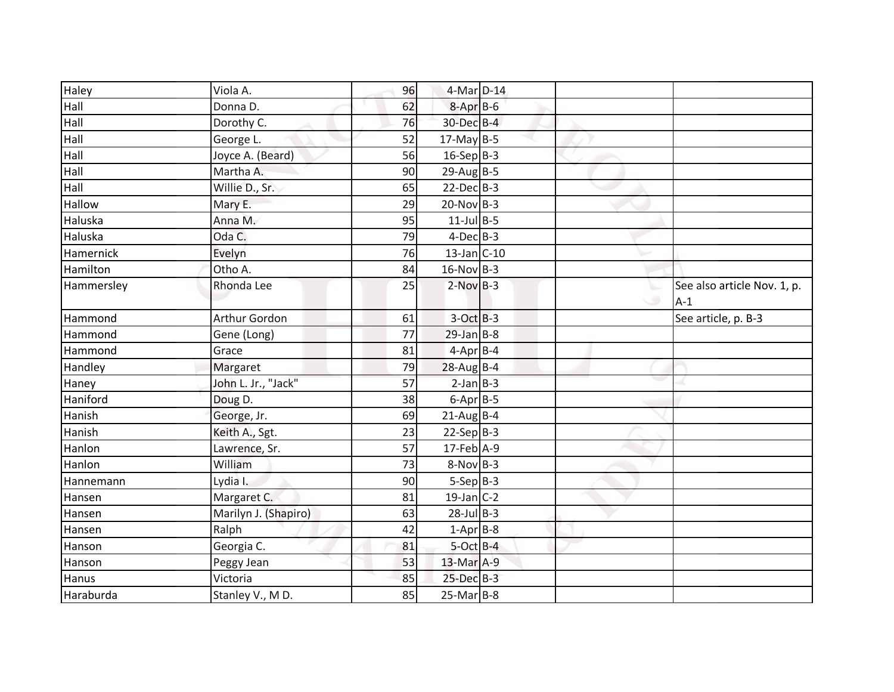| | | | | | | |
|---|---|---|---|---|---|---|
| Haley | Viola A. | 96 | 4-Mar | D-14 | | |
| Hall | Donna D. | 62 | 8-Apr | B-6 | | |
| Hall | Dorothy C. | 76 | 30-Dec | B-4 | | |
| Hall | George L. | 52 | 17-May | B-5 | | |
| Hall | Joyce A. (Beard) | 56 | 16-Sep | B-3 | | |
| Hall | Martha A. | 90 | 29-Aug | B-5 | | |
| Hall | Willie D., Sr. | 65 | 22-Dec | B-3 | | |
| Hallow | Mary E. | 29 | 20-Nov | B-3 | | |
| Haluska | Anna M. | 95 | 11-Jul | B-5 | | |
| Haluska | Oda C. | 79 | 4-Dec | B-3 | | |
| Hamernick | Evelyn | 76 | 13-Jan | C-10 | | |
| Hamilton | Otho A. | 84 | 16-Nov | B-3 | | |
| Hammersley | Rhonda Lee | 25 | 2-Nov | B-3 | | See also article Nov. 1, p. A-1 |
| Hammond | Arthur Gordon | 61 | 3-Oct | B-3 | | See article, p. B-3 |
| Hammond | Gene (Long) | 77 | 29-Jan | B-8 | | |
| Hammond | Grace | 81 | 4-Apr | B-4 | | |
| Handley | Margaret | 79 | 28-Aug | B-4 | | |
| Haney | John L. Jr., "Jack" | 57 | 2-Jan | B-3 | | |
| Haniford | Doug D. | 38 | 6-Apr | B-5 | | |
| Hanish | George, Jr. | 69 | 21-Aug | B-4 | | |
| Hanish | Keith A., Sgt. | 23 | 22-Sep | B-3 | | |
| Hanlon | Lawrence, Sr. | 57 | 17-Feb | A-9 | | |
| Hanlon | William | 73 | 8-Nov | B-3 | | |
| Hannemann | Lydia I. | 90 | 5-Sep | B-3 | | |
| Hansen | Margaret C. | 81 | 19-Jan | C-2 | | |
| Hansen | Marilyn J. (Shapiro) | 63 | 28-Jul | B-3 | | |
| Hansen | Ralph | 42 | 1-Apr | B-8 | | |
| Hanson | Georgia C. | 81 | 5-Oct | B-4 | | |
| Hanson | Peggy Jean | 53 | 13-Mar | A-9 | | |
| Hanus | Victoria | 85 | 25-Dec | B-3 | | |
| Haraburda | Stanley V., M D. | 85 | 25-Mar | B-8 | | |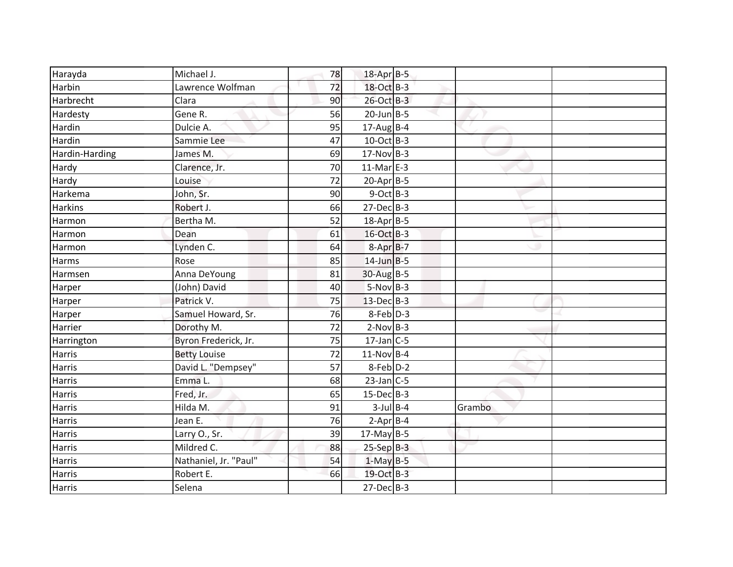| | | | | | | |
|---|---|---|---|---|---|---|
| Harayda | Michael J. | 78 | 18-Apr | B-5 | | |
| Harbin | Lawrence Wolfman | 72 | 18-Oct | B-3 | | |
| Harbrecht | Clara | 90 | 26-Oct | B-3 | | |
| Hardesty | Gene R. | 56 | 20-Jun | B-5 | | |
| Hardin | Dulcie A. | 95 | 17-Aug | B-4 | | |
| Hardin | Sammie Lee | 47 | 10-Oct | B-3 | | |
| Hardin-Harding | James M. | 69 | 17-Nov | B-3 | | |
| Hardy | Clarence, Jr. | 70 | 11-Mar | E-3 | | |
| Hardy | Louise | 72 | 20-Apr | B-5 | | |
| Harkema | John, Sr. | 90 | 9-Oct | B-3 | | |
| Harkins | Robert J. | 66 | 27-Dec | B-3 | | |
| Harmon | Bertha M. | 52 | 18-Apr | B-5 | | |
| Harmon | Dean | 61 | 16-Oct | B-3 | | |
| Harmon | Lynden C. | 64 | 8-Apr | B-7 | | |
| Harms | Rose | 85 | 14-Jun | B-5 | | |
| Harmsen | Anna DeYoung | 81 | 30-Aug | B-5 | | |
| Harper | (John) David | 40 | 5-Nov | B-3 | | |
| Harper | Patrick V. | 75 | 13-Dec | B-3 | | |
| Harper | Samuel Howard, Sr. | 76 | 8-Feb | D-3 | | |
| Harrier | Dorothy M. | 72 | 2-Nov | B-3 | | |
| Harrington | Byron Frederick, Jr. | 75 | 17-Jan | C-5 | | |
| Harris | Betty Louise | 72 | 11-Nov | B-4 | | |
| Harris | David L. "Dempsey" | 57 | 8-Feb | D-2 | | |
| Harris | Emma L. | 68 | 23-Jan | C-5 | | |
| Harris | Fred, Jr. | 65 | 15-Dec | B-3 | | |
| Harris | Hilda M. | 91 | 3-Jul | B-4 | Grambo | |
| Harris | Jean E. | 76 | 2-Apr | B-4 | | |
| Harris | Larry O., Sr. | 39 | 17-May | B-5 | | |
| Harris | Mildred C. | 88 | 25-Sep | B-3 | | |
| Harris | Nathaniel, Jr. "Paul" | 54 | 1-May | B-5 | | |
| Harris | Robert E. | 66 | 19-Oct | B-3 | | |
| Harris | Selena | | 27-Dec | B-3 | | |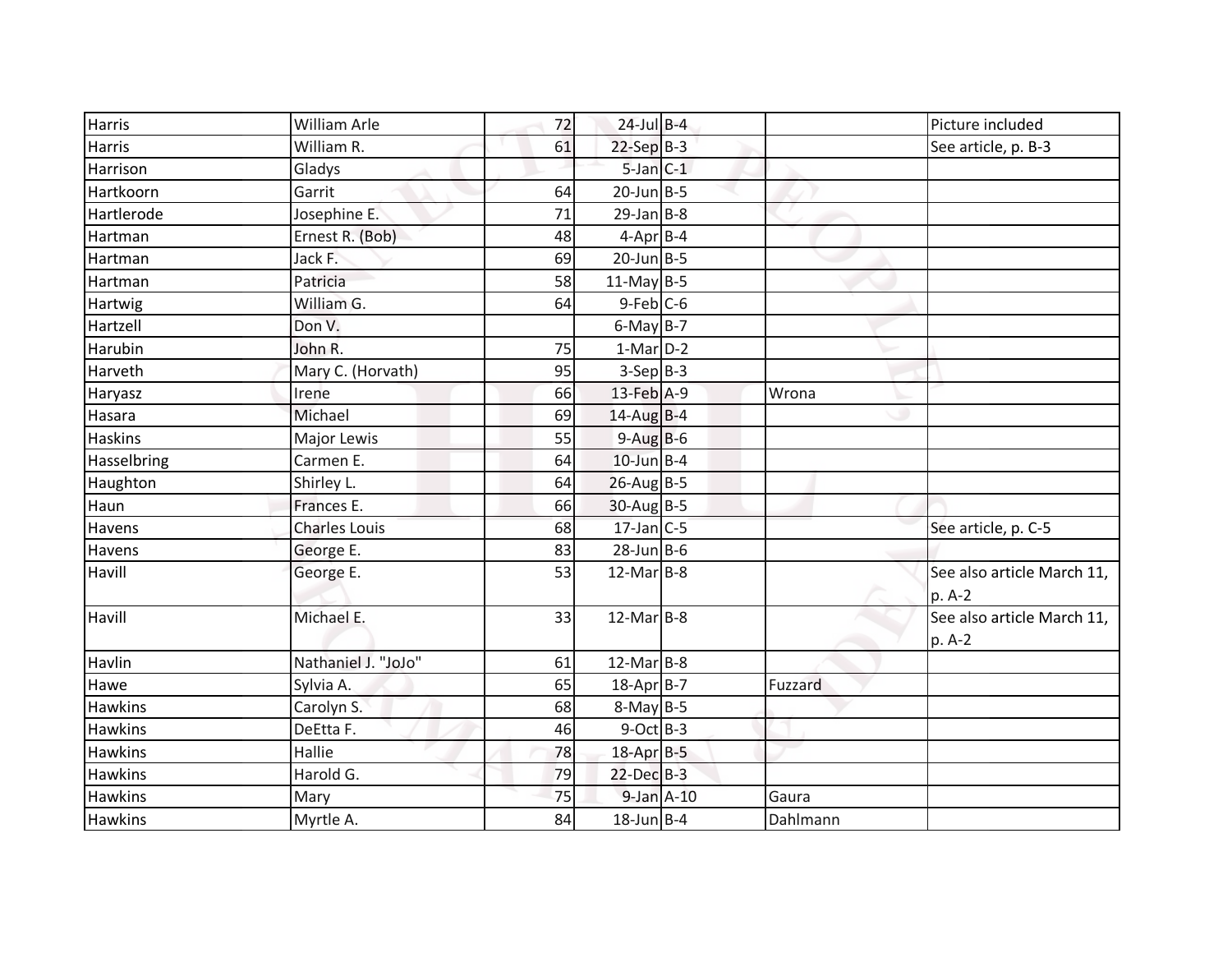| | | | | | | |
|---|---|---|---|---|---|---|
| Harris | William Arle | 72 | 24-Jul | B-4 | | Picture included |
| Harris | William R. | 61 | 22-Sep | B-3 | | See article, p. B-3 |
| Harrison | Gladys | | 5-Jan | C-1 | | |
| Hartkoorn | Garrit | 64 | 20-Jun | B-5 | | |
| Hartlerode | Josephine E. | 71 | 29-Jan | B-8 | | |
| Hartman | Ernest R. (Bob) | 48 | 4-Apr | B-4 | | |
| Hartman | Jack F. | 69 | 20-Jun | B-5 | | |
| Hartman | Patricia | 58 | 11-May | B-5 | | |
| Hartwig | William G. | 64 | 9-Feb | C-6 | | |
| Hartzell | Don V. | | 6-May | B-7 | | |
| Harubin | John R. | 75 | 1-Mar | D-2 | | |
| Harveth | Mary C. (Horvath) | 95 | 3-Sep | B-3 | | |
| Haryasz | Irene | 66 | 13-Feb | A-9 | Wrona | |
| Hasara | Michael | 69 | 14-Aug | B-4 | | |
| Haskins | Major Lewis | 55 | 9-Aug | B-6 | | |
| Hasselbring | Carmen E. | 64 | 10-Jun | B-4 | | |
| Haughton | Shirley L. | 64 | 26-Aug | B-5 | | |
| Haun | Frances E. | 66 | 30-Aug | B-5 | | |
| Havens | Charles Louis | 68 | 17-Jan | C-5 | | See article, p. C-5 |
| Havens | George E. | 83 | 28-Jun | B-6 | | |
| Havill | George E. | 53 | 12-Mar | B-8 | | See also article March 11, p. A-2 |
| Havill | Michael E. | 33 | 12-Mar | B-8 | | See also article March 11, p. A-2 |
| Havlin | Nathaniel J. "JoJo" | 61 | 12-Mar | B-8 | | |
| Hawe | Sylvia A. | 65 | 18-Apr | B-7 | Fuzzard | |
| Hawkins | Carolyn S. | 68 | 8-May | B-5 | | |
| Hawkins | DeEtta F. | 46 | 9-Oct | B-3 | | |
| Hawkins | Hallie | 78 | 18-Apr | B-5 | | |
| Hawkins | Harold G. | 79 | 22-Dec | B-3 | | |
| Hawkins | Mary | 75 | 9-Jan | A-10 | Gaura | |
| Hawkins | Myrtle A. | 84 | 18-Jun | B-4 | Dahlmann | |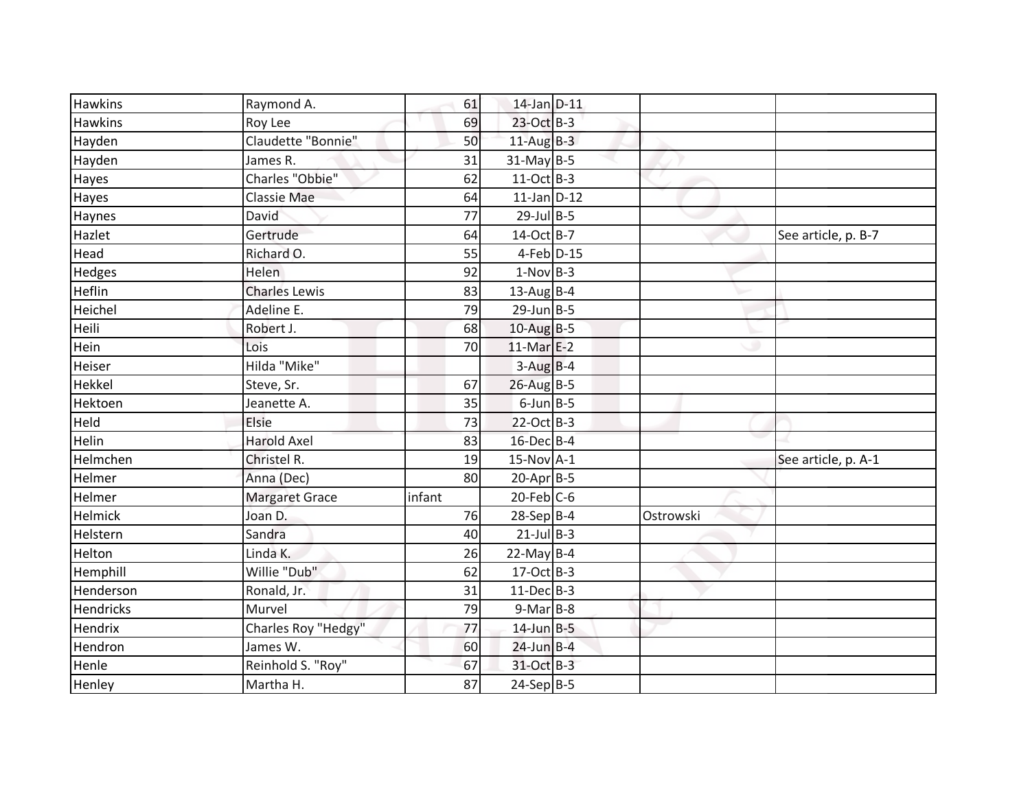| | | | | | | |
|---|---|---|---|---|---|---|
| Hawkins | Raymond A. | 61 | 14-Jan | D-11 | | |
| Hawkins | Roy Lee | 69 | 23-Oct | B-3 | | |
| Hayden | Claudette "Bonnie" | 50 | 11-Aug | B-3 | | |
| Hayden | James R. | 31 | 31-May | B-5 | | |
| Hayes | Charles "Obbie" | 62 | 11-Oct | B-3 | | |
| Hayes | Classie Mae | 64 | 11-Jan | D-12 | | |
| Haynes | David | 77 | 29-Jul | B-5 | | |
| Hazlet | Gertrude | 64 | 14-Oct | B-7 | | See article, p. B-7 |
| Head | Richard O. | 55 | 4-Feb | D-15 | | |
| Hedges | Helen | 92 | 1-Nov | B-3 | | |
| Heflin | Charles Lewis | 83 | 13-Aug | B-4 | | |
| Heichel | Adeline E. | 79 | 29-Jun | B-5 | | |
| Heili | Robert J. | 68 | 10-Aug | B-5 | | |
| Hein | Lois | 70 | 11-Mar | E-2 | | |
| Heiser | Hilda "Mike" | | 3-Aug | B-4 | | |
| Hekkel | Steve, Sr. | 67 | 26-Aug | B-5 | | |
| Hektoen | Jeanette A. | 35 | 6-Jun | B-5 | | |
| Held | Elsie | 73 | 22-Oct | B-3 | | |
| Helin | Harold Axel | 83 | 16-Dec | B-4 | | |
| Helmchen | Christel R. | 19 | 15-Nov | A-1 | | See article, p. A-1 |
| Helmer | Anna (Dec) | 80 | 20-Apr | B-5 | | |
| Helmer | Margaret Grace | infant | 20-Feb | C-6 | | |
| Helmick | Joan D. | 76 | 28-Sep | B-4 | Ostrowski | |
| Helstern | Sandra | 40 | 21-Jul | B-3 | | |
| Helton | Linda K. | 26 | 22-May | B-4 | | |
| Hemphill | Willie "Dub" | 62 | 17-Oct | B-3 | | |
| Henderson | Ronald, Jr. | 31 | 11-Dec | B-3 | | |
| Hendricks | Murvel | 79 | 9-Mar | B-8 | | |
| Hendrix | Charles Roy "Hedgy" | 77 | 14-Jun | B-5 | | |
| Hendron | James W. | 60 | 24-Jun | B-4 | | |
| Henle | Reinhold S. "Roy" | 67 | 31-Oct | B-3 | | |
| Henley | Martha H. | 87 | 24-Sep | B-5 | | |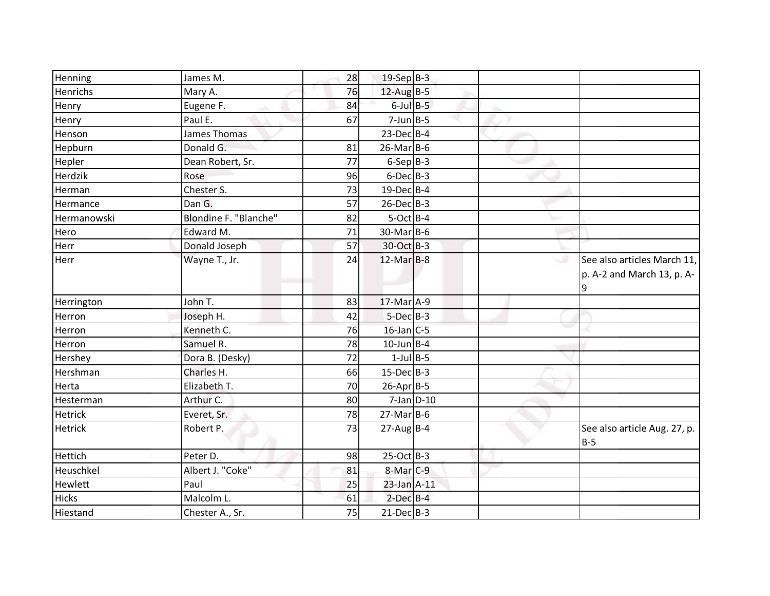| | | | | | | |
|---|---|---|---|---|---|---|
| Henning | James M. | 28 | 19-Sep | B-3 | | |
| Henrichs | Mary A. | 76 | 12-Aug | B-5 | | |
| Henry | Eugene F. | 84 | 6-Jul | B-5 | | |
| Henry | Paul E. | 67 | 7-Jun | B-5 | | |
| Henson | James Thomas | | 23-Dec | B-4 | | |
| Hepburn | Donald G. | 81 | 26-Mar | B-6 | | |
| Hepler | Dean Robert, Sr. | 77 | 6-Sep | B-3 | | |
| Herdzik | Rose | 96 | 6-Dec | B-3 | | |
| Herman | Chester S. | 73 | 19-Dec | B-4 | | |
| Hermance | Dan G. | 57 | 26-Dec | B-3 | | |
| Hermanowski | Blondine F. "Blanche" | 82 | 5-Oct | B-4 | | |
| Hero | Edward M. | 71 | 30-Mar | B-6 | | |
| Herr | Donald Joseph | 57 | 30-Oct | B-3 | | |
| Herr | Wayne T., Jr. | 24 | 12-Mar | B-8 | | See also articles March 11, p. A-2 and March 13, p. A-9 |
| Herrington | John T. | 83 | 17-Mar | A-9 | | |
| Herron | Joseph H. | 42 | 5-Dec | B-3 | | |
| Herron | Kenneth C. | 76 | 16-Jan | C-5 | | |
| Herron | Samuel R. | 78 | 10-Jun | B-4 | | |
| Hershey | Dora B. (Desky) | 72 | 1-Jul | B-5 | | |
| Hershman | Charles H. | 66 | 15-Dec | B-3 | | |
| Herta | Elizabeth T. | 70 | 26-Apr | B-5 | | |
| Hesterman | Arthur C. | 80 | 7-Jan | D-10 | | |
| Hetrick | Everet, Sr. | 78 | 27-Mar | B-6 | | |
| Hetrick | Robert P. | 73 | 27-Aug | B-4 | | See also article Aug. 27, p. B-5 |
| Hettich | Peter D. | 98 | 25-Oct | B-3 | | |
| Heuschkel | Albert J. "Coke" | 81 | 8-Mar | C-9 | | |
| Hewlett | Paul | 25 | 23-Jan | A-11 | | |
| Hicks | Malcolm L. | 61 | 2-Dec | B-4 | | |
| Hiestand | Chester A., Sr. | 75 | 21-Dec | B-3 | | |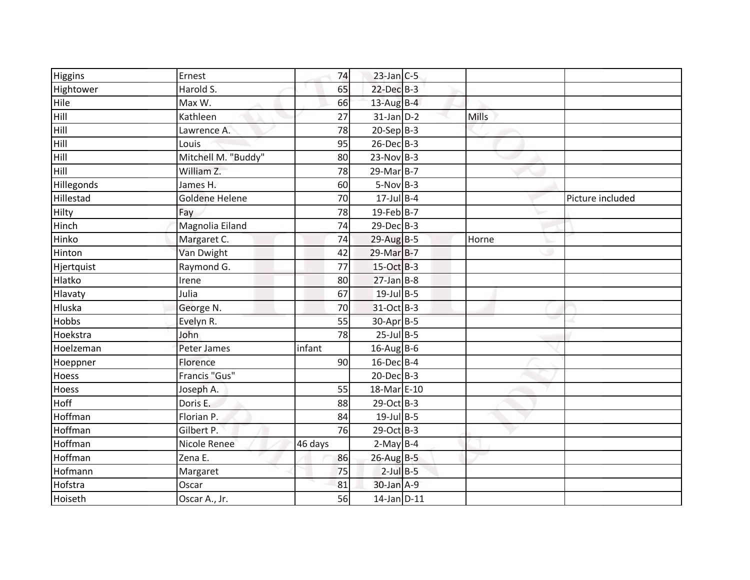| Higgins | Ernest | 74 | 23-Jan | C-5 | | |
|---|---|---|---|---|---|---|
| Hightower | Harold S. | 65 | 22-Dec | B-3 | | |
| Hile | Max W. | 66 | 13-Aug | B-4 | | |
| Hill | Kathleen | 27 | 31-Jan | D-2 | Mills | |
| Hill | Lawrence A. | 78 | 20-Sep | B-3 | | |
| Hill | Louis | 95 | 26-Dec | B-3 | | |
| Hill | Mitchell M. "Buddy" | 80 | 23-Nov | B-3 | | |
| Hill | William Z. | 78 | 29-Mar | B-7 | | |
| Hillegonds | James H. | 60 | 5-Nov | B-3 | | |
| Hillestad | Goldene Helene | 70 | 17-Jul | B-4 | | Picture included |
| Hilty | Fay | 78 | 19-Feb | B-7 | | |
| Hinch | Magnolia Eiland | 74 | 29-Dec | B-3 | | |
| Hinko | Margaret C. | 74 | 29-Aug | B-5 | Horne | |
| Hinton | Van Dwight | 42 | 29-Mar | B-7 | | |
| Hjertquist | Raymond G. | 77 | 15-Oct | B-3 | | |
| Hlatko | Irene | 80 | 27-Jan | B-8 | | |
| Hlavaty | Julia | 67 | 19-Jul | B-5 | | |
| Hluska | George N. | 70 | 31-Oct | B-3 | | |
| Hobbs | Evelyn R. | 55 | 30-Apr | B-5 | | |
| Hoekstra | John | 78 | 25-Jul | B-5 | | |
| Hoelzeman | Peter James | infant | 16-Aug | B-6 | | |
| Hoeppner | Florence | 90 | 16-Dec | B-4 | | |
| Hoess | Francis "Gus" | | 20-Dec | B-3 | | |
| Hoess | Joseph A. | 55 | 18-Mar | E-10 | | |
| Hoff | Doris E. | 88 | 29-Oct | B-3 | | |
| Hoffman | Florian P. | 84 | 19-Jul | B-5 | | |
| Hoffman | Gilbert P. | 76 | 29-Oct | B-3 | | |
| Hoffman | Nicole Renee | 46 days | 2-May | B-4 | | |
| Hoffman | Zena E. | 86 | 26-Aug | B-5 | | |
| Hofmann | Margaret | 75 | 2-Jul | B-5 | | |
| Hofstra | Oscar | 81 | 30-Jan | A-9 | | |
| Hoiseth | Oscar A., Jr. | 56 | 14-Jan | D-11 | | |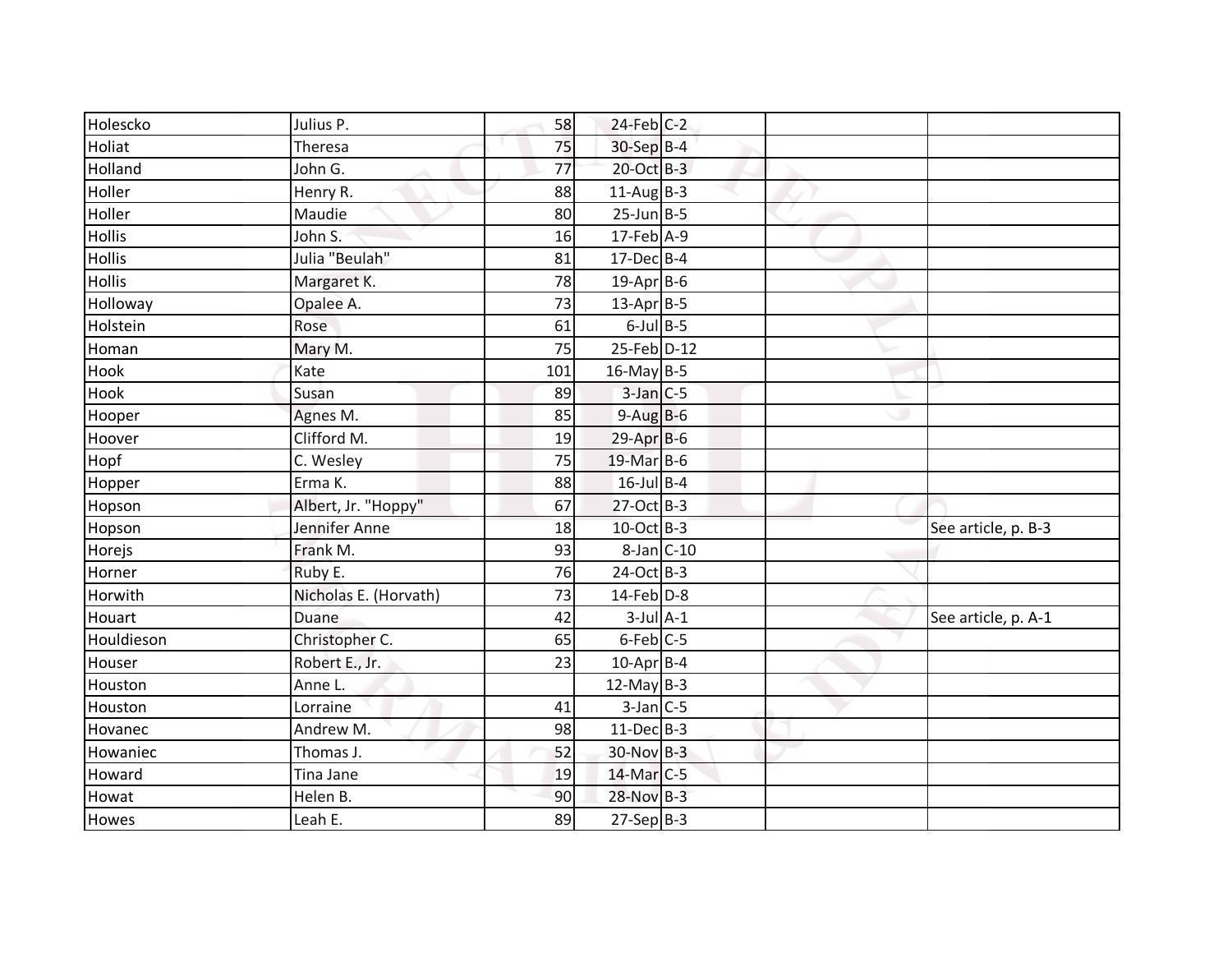| | | | | | | |
|---|---|---|---|---|---|---|
| Holescko | Julius P. | 58 | 24-Feb | C-2 | | |
| Holiat | Theresa | 75 | 30-Sep | B-4 | | |
| Holland | John G. | 77 | 20-Oct | B-3 | | |
| Holler | Henry R. | 88 | 11-Aug | B-3 | | |
| Holler | Maudie | 80 | 25-Jun | B-5 | | |
| Hollis | John S. | 16 | 17-Feb | A-9 | | |
| Hollis | Julia "Beulah" | 81 | 17-Dec | B-4 | | |
| Hollis | Margaret K. | 78 | 19-Apr | B-6 | | |
| Holloway | Opalee A. | 73 | 13-Apr | B-5 | | |
| Holstein | Rose | 61 | 6-Jul | B-5 | | |
| Homan | Mary M. | 75 | 25-Feb | D-12 | | |
| Hook | Kate | 101 | 16-May | B-5 | | |
| Hook | Susan | 89 | 3-Jan | C-5 | | |
| Hooper | Agnes M. | 85 | 9-Aug | B-6 | | |
| Hoover | Clifford M. | 19 | 29-Apr | B-6 | | |
| Hopf | C. Wesley | 75 | 19-Mar | B-6 | | |
| Hopper | Erma K. | 88 | 16-Jul | B-4 | | |
| Hopson | Albert, Jr. "Hoppy" | 67 | 27-Oct | B-3 | | |
| Hopson | Jennifer Anne | 18 | 10-Oct | B-3 | | See article, p. B-3 |
| Horejs | Frank M. | 93 | 8-Jan | C-10 | | |
| Horner | Ruby E. | 76 | 24-Oct | B-3 | | |
| Horwith | Nicholas E. (Horvath) | 73 | 14-Feb | D-8 | | |
| Houart | Duane | 42 | 3-Jul | A-1 | | See article, p. A-1 |
| Houldieson | Christopher C. | 65 | 6-Feb | C-5 | | |
| Houser | Robert E., Jr. | 23 | 10-Apr | B-4 | | |
| Houston | Anne L. | | 12-May | B-3 | | |
| Houston | Lorraine | 41 | 3-Jan | C-5 | | |
| Hovanec | Andrew M. | 98 | 11-Dec | B-3 | | |
| Howaniec | Thomas J. | 52 | 30-Nov | B-3 | | |
| Howard | Tina Jane | 19 | 14-Mar | C-5 | | |
| Howat | Helen B. | 90 | 28-Nov | B-3 | | |
| Howes | Leah E. | 89 | 27-Sep | B-3 | | |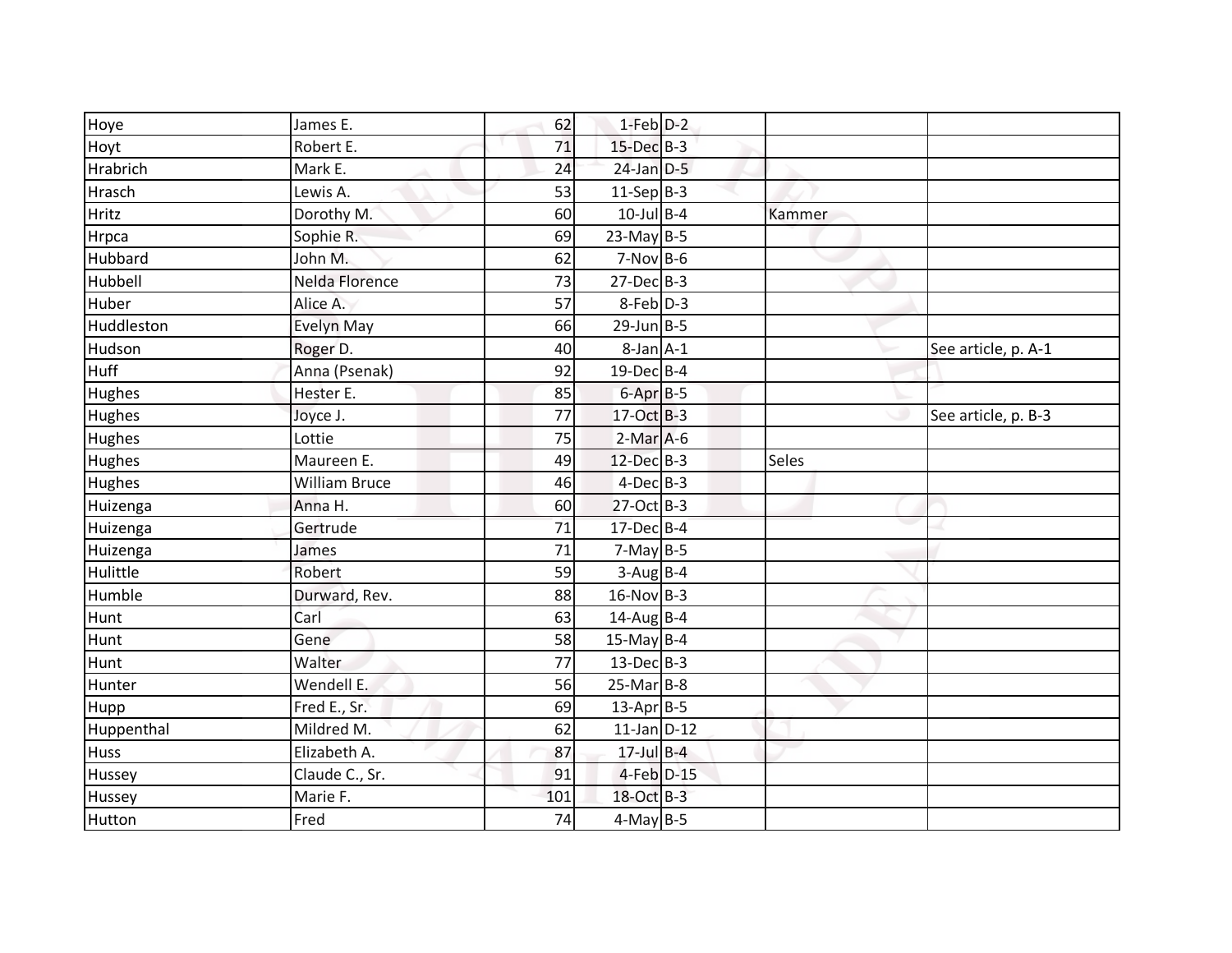| | | | | | | |
|---|---|---|---|---|---|---|
| Hoye | James E. | 62 | 1-Feb | D-2 | | |
| Hoyt | Robert E. | 71 | 15-Dec | B-3 | | |
| Hrabrich | Mark E. | 24 | 24-Jan | D-5 | | |
| Hrasch | Lewis A. | 53 | 11-Sep | B-3 | | |
| Hritz | Dorothy M. | 60 | 10-Jul | B-4 | Kammer | |
| Hrpca | Sophie R. | 69 | 23-May | B-5 | | |
| Hubbard | John M. | 62 | 7-Nov | B-6 | | |
| Hubbell | Nelda Florence | 73 | 27-Dec | B-3 | | |
| Huber | Alice A. | 57 | 8-Feb | D-3 | | |
| Huddleston | Evelyn May | 66 | 29-Jun | B-5 | | |
| Hudson | Roger D. | 40 | 8-Jan | A-1 | | See article, p. A-1 |
| Huff | Anna (Psenak) | 92 | 19-Dec | B-4 | | |
| Hughes | Hester E. | 85 | 6-Apr | B-5 | | |
| Hughes | Joyce J. | 77 | 17-Oct | B-3 | | See article, p. B-3 |
| Hughes | Lottie | 75 | 2-Mar | A-6 | | |
| Hughes | Maureen E. | 49 | 12-Dec | B-3 | Seles | |
| Hughes | William Bruce | 46 | 4-Dec | B-3 | | |
| Huizenga | Anna H. | 60 | 27-Oct | B-3 | | |
| Huizenga | Gertrude | 71 | 17-Dec | B-4 | | |
| Huizenga | James | 71 | 7-May | B-5 | | |
| Hulittle | Robert | 59 | 3-Aug | B-4 | | |
| Humble | Durward, Rev. | 88 | 16-Nov | B-3 | | |
| Hunt | Carl | 63 | 14-Aug | B-4 | | |
| Hunt | Gene | 58 | 15-May | B-4 | | |
| Hunt | Walter | 77 | 13-Dec | B-3 | | |
| Hunter | Wendell E. | 56 | 25-Mar | B-8 | | |
| Hupp | Fred E., Sr. | 69 | 13-Apr | B-5 | | |
| Huppenthal | Mildred M. | 62 | 11-Jan | D-12 | | |
| Huss | Elizabeth A. | 87 | 17-Jul | B-4 | | |
| Hussey | Claude C., Sr. | 91 | 4-Feb | D-15 | | |
| Hussey | Marie F. | 101 | 18-Oct | B-3 | | |
| Hutton | Fred | 74 | 4-May | B-5 | | |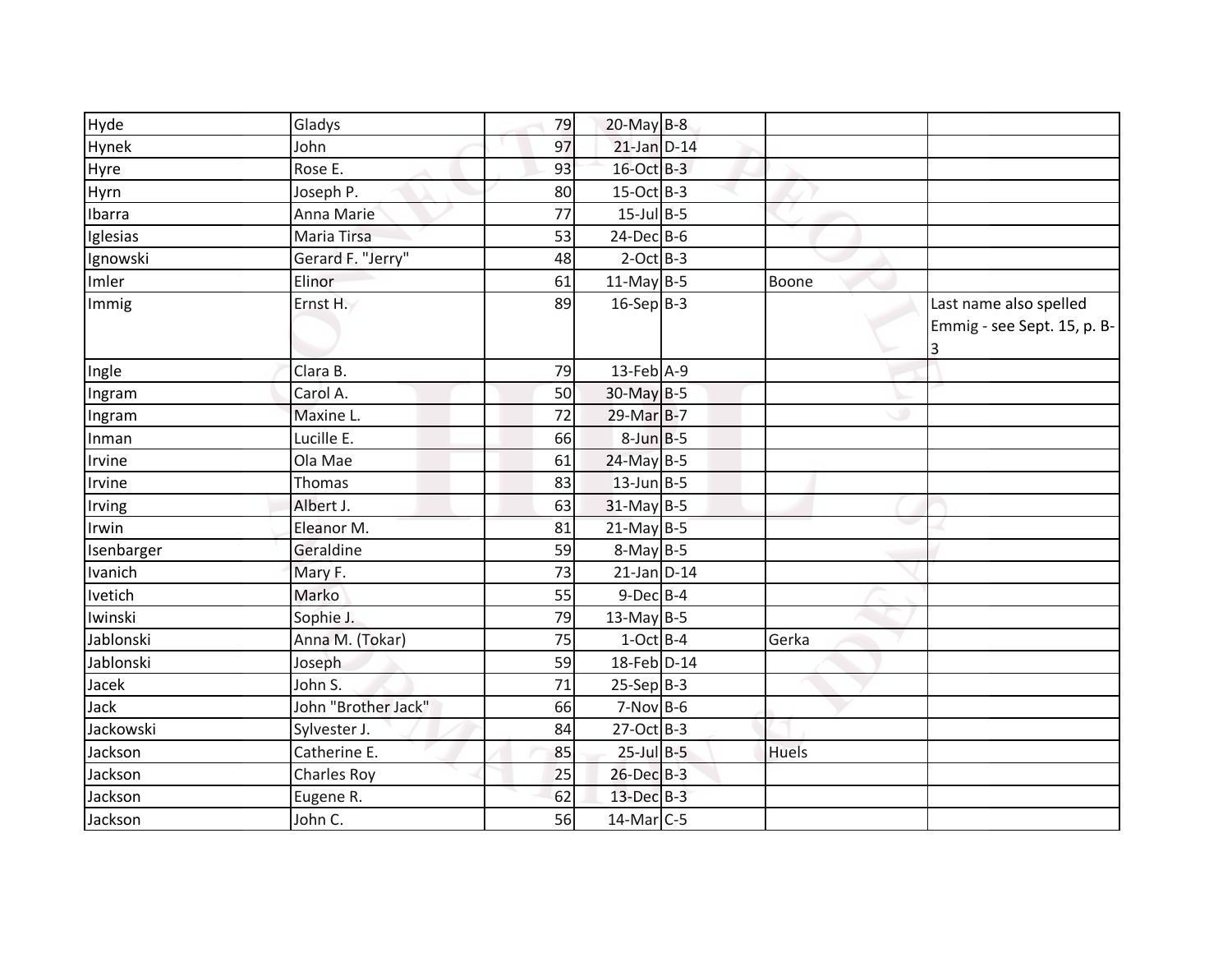| | | | | | | |
|---|---|---|---|---|---|---|
| Hyde | Gladys | 79 | 20-May | B-8 | | |
| Hynek | John | 97 | 21-Jan | D-14 | | |
| Hyre | Rose E. | 93 | 16-Oct | B-3 | | |
| Hyrn | Joseph P. | 80 | 15-Oct | B-3 | | |
| Ibarra | Anna Marie | 77 | 15-Jul | B-5 | | |
| Iglesias | Maria Tirsa | 53 | 24-Dec | B-6 | | |
| Ignowski | Gerard F. "Jerry" | 48 | 2-Oct | B-3 | | |
| Imler | Elinor | 61 | 11-May | B-5 | Boone | |
| Immig | Ernst H. | 89 | 16-Sep | B-3 | | Last name also spelled Emmig - see Sept. 15, p. B-3 |
| Ingle | Clara B. | 79 | 13-Feb | A-9 | | |
| Ingram | Carol A. | 50 | 30-May | B-5 | | |
| Ingram | Maxine L. | 72 | 29-Mar | B-7 | | |
| Inman | Lucille E. | 66 | 8-Jun | B-5 | | |
| Irvine | Ola Mae | 61 | 24-May | B-5 | | |
| Irvine | Thomas | 83 | 13-Jun | B-5 | | |
| Irving | Albert J. | 63 | 31-May | B-5 | | |
| Irwin | Eleanor M. | 81 | 21-May | B-5 | | |
| Isenbarger | Geraldine | 59 | 8-May | B-5 | | |
| Ivanich | Mary F. | 73 | 21-Jan | D-14 | | |
| Ivetich | Marko | 55 | 9-Dec | B-4 | | |
| Iwinski | Sophie J. | 79 | 13-May | B-5 | | |
| Jablonski | Anna M. (Tokar) | 75 | 1-Oct | B-4 | Gerka | |
| Jablonski | Joseph | 59 | 18-Feb | D-14 | | |
| Jacek | John S. | 71 | 25-Sep | B-3 | | |
| Jack | John "Brother Jack" | 66 | 7-Nov | B-6 | | |
| Jackowski | Sylvester J. | 84 | 27-Oct | B-3 | | |
| Jackson | Catherine E. | 85 | 25-Jul | B-5 | Huels | |
| Jackson | Charles Roy | 25 | 26-Dec | B-3 | | |
| Jackson | Eugene R. | 62 | 13-Dec | B-3 | | |
| Jackson | John C. | 56 | 14-Mar | C-5 | | |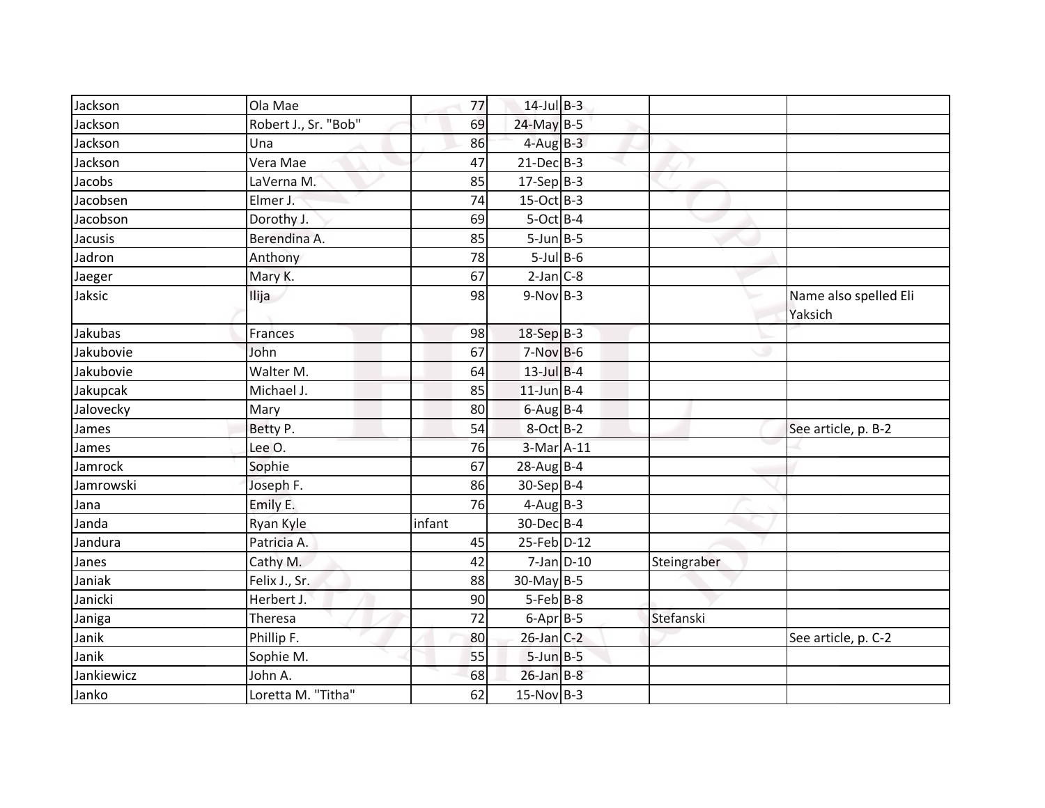| | | | | | | |
|---|---|---|---|---|---|---|
| Jackson | Ola Mae | 77 | 14-Jul | B-3 | | |
| Jackson | Robert J., Sr. "Bob" | 69 | 24-May | B-5 | | |
| Jackson | Una | 86 | 4-Aug | B-3 | | |
| Jackson | Vera Mae | 47 | 21-Dec | B-3 | | |
| Jacobs | LaVerna M. | 85 | 17-Sep | B-3 | | |
| Jacobsen | Elmer J. | 74 | 15-Oct | B-3 | | |
| Jacobson | Dorothy J. | 69 | 5-Oct | B-4 | | |
| Jacusis | Berendina A. | 85 | 5-Jun | B-5 | | |
| Jadron | Anthony | 78 | 5-Jul | B-6 | | |
| Jaeger | Mary K. | 67 | 2-Jan | C-8 | | |
| Jaksic | Ilija | 98 | 9-Nov | B-3 | | Name also spelled Eli Yaksich |
| Jakubas | Frances | 98 | 18-Sep | B-3 | | |
| Jakubovie | John | 67 | 7-Nov | B-6 | | |
| Jakubovie | Walter M. | 64 | 13-Jul | B-4 | | |
| Jakupcak | Michael J. | 85 | 11-Jun | B-4 | | |
| Jalovecky | Mary | 80 | 6-Aug | B-4 | | |
| James | Betty P. | 54 | 8-Oct | B-2 | | See article, p. B-2 |
| James | Lee O. | 76 | 3-Mar | A-11 | | |
| Jamrock | Sophie | 67 | 28-Aug | B-4 | | |
| Jamrowski | Joseph F. | 86 | 30-Sep | B-4 | | |
| Jana | Emily E. | 76 | 4-Aug | B-3 | | |
| Janda | Ryan Kyle | infant | 30-Dec | B-4 | | |
| Jandura | Patricia A. | 45 | 25-Feb | D-12 | | |
| Janes | Cathy M. | 42 | 7-Jan | D-10 | Steingraber | |
| Janiak | Felix J., Sr. | 88 | 30-May | B-5 | | |
| Janicki | Herbert J. | 90 | 5-Feb | B-8 | | |
| Janiga | Theresa | 72 | 6-Apr | B-5 | Stefanski | |
| Janik | Phillip F. | 80 | 26-Jan | C-2 | | See article, p. C-2 |
| Janik | Sophie M. | 55 | 5-Jun | B-5 | | |
| Jankiewicz | John A. | 68 | 26-Jan | B-8 | | |
| Janko | Loretta M. "Titha" | 62 | 15-Nov | B-3 | | |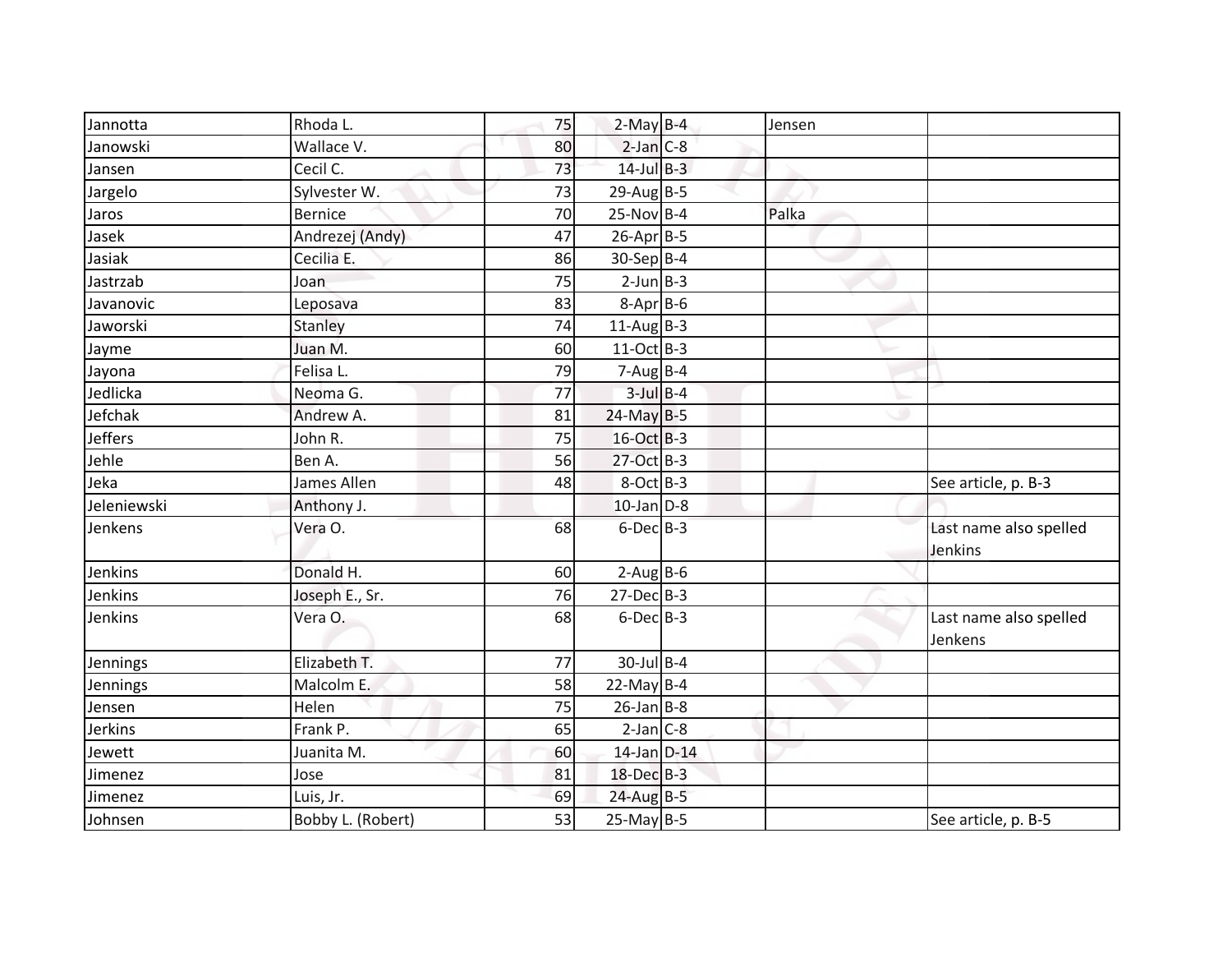| | | | | | | |
|---|---|---|---|---|---|---|
| Jannotta | Rhoda L. | 75 | 2-May | B-4 | Jensen | |
| Janowski | Wallace V. | 80 | 2-Jan | C-8 | | |
| Jansen | Cecil C. | 73 | 14-Jul | B-3 | | |
| Jargelo | Sylvester W. | 73 | 29-Aug | B-5 | | |
| Jaros | Bernice | 70 | 25-Nov | B-4 | Palka | |
| Jasek | Andrezej (Andy) | 47 | 26-Apr | B-5 | | |
| Jasiak | Cecilia E. | 86 | 30-Sep | B-4 | | |
| Jastrzab | Joan | 75 | 2-Jun | B-3 | | |
| Javanovic | Leposava | 83 | 8-Apr | B-6 | | |
| Jaworski | Stanley | 74 | 11-Aug | B-3 | | |
| Jayme | Juan M. | 60 | 11-Oct | B-3 | | |
| Jayona | Felisa L. | 79 | 7-Aug | B-4 | | |
| Jedlicka | Neoma G. | 77 | 3-Jul | B-4 | | |
| Jefchak | Andrew A. | 81 | 24-May | B-5 | | |
| Jeffers | John R. | 75 | 16-Oct | B-3 | | |
| Jehle | Ben A. | 56 | 27-Oct | B-3 | | |
| Jeka | James Allen | 48 | 8-Oct | B-3 | | See article, p. B-3 |
| Jeleniewski | Anthony J. | | 10-Jan | D-8 | | |
| Jenkens | Vera O. | 68 | 6-Dec | B-3 | | Last name also spelled Jenkins |
| Jenkins | Donald H. | 60 | 2-Aug | B-6 | | |
| Jenkins | Joseph E., Sr. | 76 | 27-Dec | B-3 | | |
| Jenkins | Vera O. | 68 | 6-Dec | B-3 | | Last name also spelled Jenkens |
| Jennings | Elizabeth T. | 77 | 30-Jul | B-4 | | |
| Jennings | Malcolm E. | 58 | 22-May | B-4 | | |
| Jensen | Helen | 75 | 26-Jan | B-8 | | |
| Jerkins | Frank P. | 65 | 2-Jan | C-8 | | |
| Jewett | Juanita M. | 60 | 14-Jan | D-14 | | |
| Jimenez | Jose | 81 | 18-Dec | B-3 | | |
| Jimenez | Luis, Jr. | 69 | 24-Aug | B-5 | | |
| Johnsen | Bobby L. (Robert) | 53 | 25-May | B-5 | | See article, p. B-5 |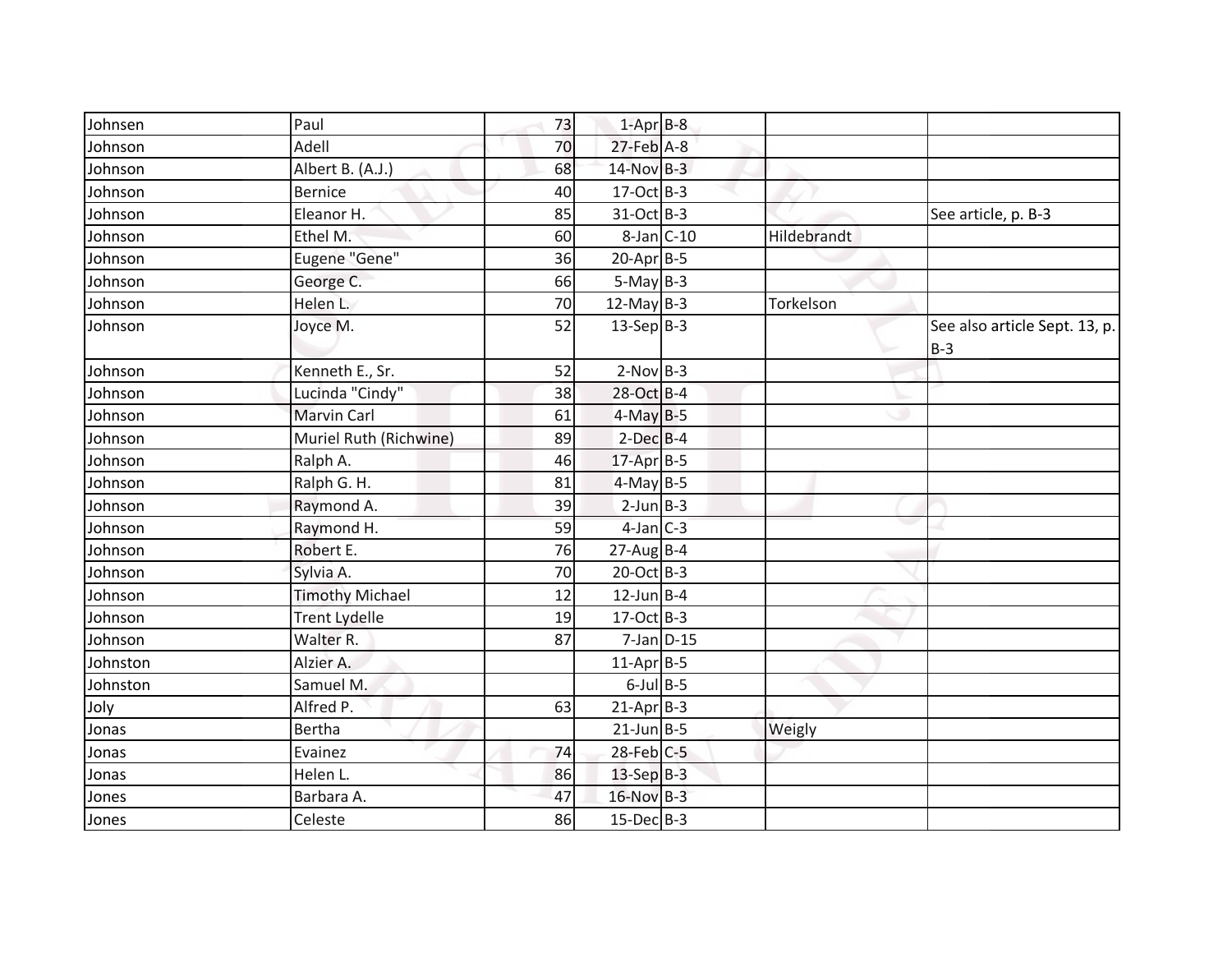| | | | | | | |
|---|---|---|---|---|---|---|
| Johnsen | Paul | 73 | 1-Apr | B-8 | | |
| Johnson | Adell | 70 | 27-Feb | A-8 | | |
| Johnson | Albert B. (A.J.) | 68 | 14-Nov | B-3 | | |
| Johnson | Bernice | 40 | 17-Oct | B-3 | | |
| Johnson | Eleanor H. | 85 | 31-Oct | B-3 | | See article, p. B-3 |
| Johnson | Ethel M. | 60 | 8-Jan | C-10 | Hildebrandt | |
| Johnson | Eugene "Gene" | 36 | 20-Apr | B-5 | | |
| Johnson | George C. | 66 | 5-May | B-3 | | |
| Johnson | Helen L. | 70 | 12-May | B-3 | Torkelson | |
| Johnson | Joyce M. | 52 | 13-Sep | B-3 | | See also article Sept. 13, p. B-3 |
| Johnson | Kenneth E., Sr. | 52 | 2-Nov | B-3 | | |
| Johnson | Lucinda "Cindy" | 38 | 28-Oct | B-4 | | |
| Johnson | Marvin Carl | 61 | 4-May | B-5 | | |
| Johnson | Muriel Ruth (Richwine) | 89 | 2-Dec | B-4 | | |
| Johnson | Ralph A. | 46 | 17-Apr | B-5 | | |
| Johnson | Ralph G. H. | 81 | 4-May | B-5 | | |
| Johnson | Raymond A. | 39 | 2-Jun | B-3 | | |
| Johnson | Raymond H. | 59 | 4-Jan | C-3 | | |
| Johnson | Robert E. | 76 | 27-Aug | B-4 | | |
| Johnson | Sylvia A. | 70 | 20-Oct | B-3 | | |
| Johnson | Timothy Michael | 12 | 12-Jun | B-4 | | |
| Johnson | Trent Lydelle | 19 | 17-Oct | B-3 | | |
| Johnson | Walter R. | 87 | 7-Jan | D-15 | | |
| Johnston | Alzier A. | | 11-Apr | B-5 | | |
| Johnston | Samuel M. | | 6-Jul | B-5 | | |
| Joly | Alfred P. | 63 | 21-Apr | B-3 | | |
| Jonas | Bertha | | 21-Jun | B-5 | Weigly | |
| Jonas | Evainez | 74 | 28-Feb | C-5 | | |
| Jonas | Helen L. | 86 | 13-Sep | B-3 | | |
| Jones | Barbara A. | 47 | 16-Nov | B-3 | | |
| Jones | Celeste | 86 | 15-Dec | B-3 | | |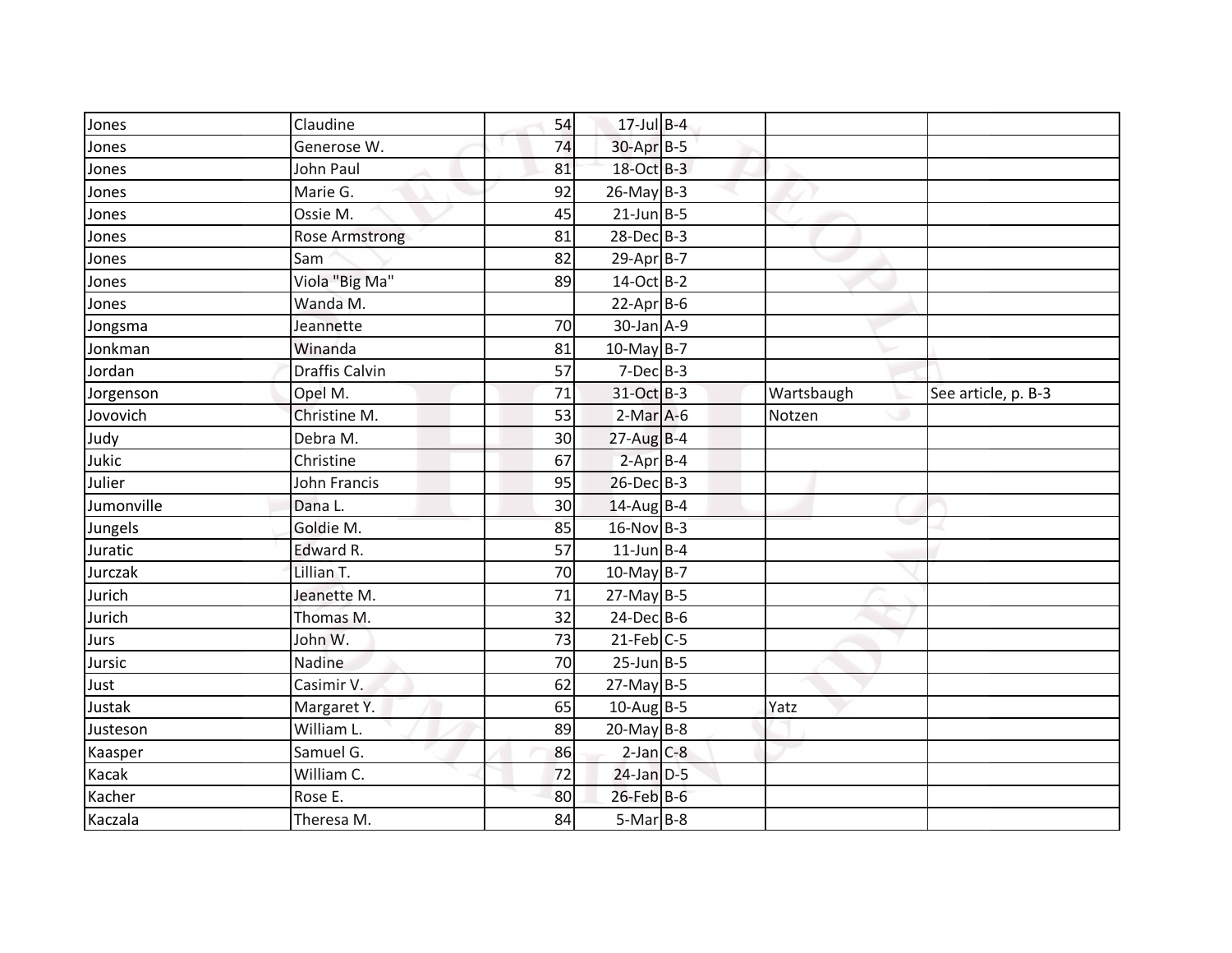| | | | | | | |
|---|---|---|---|---|---|---|
| Jones | Claudine | 54 | 17-Jul | B-4 | | |
| Jones | Generose W. | 74 | 30-Apr | B-5 | | |
| Jones | John Paul | 81 | 18-Oct | B-3 | | |
| Jones | Marie G. | 92 | 26-May | B-3 | | |
| Jones | Ossie M. | 45 | 21-Jun | B-5 | | |
| Jones | Rose Armstrong | 81 | 28-Dec | B-3 | | |
| Jones | Sam | 82 | 29-Apr | B-7 | | |
| Jones | Viola "Big Ma" | 89 | 14-Oct | B-2 | | |
| Jones | Wanda M. | | 22-Apr | B-6 | | |
| Jongsma | Jeannette | 70 | 30-Jan | A-9 | | |
| Jonkman | Winanda | 81 | 10-May | B-7 | | |
| Jordan | Draffis Calvin | 57 | 7-Dec | B-3 | | |
| Jorgenson | Opel M. | 71 | 31-Oct | B-3 | Wartsbaugh | See article, p. B-3 |
| Jovovich | Christine M. | 53 | 2-Mar | A-6 | Notzen | |
| Judy | Debra M. | 30 | 27-Aug | B-4 | | |
| Jukic | Christine | 67 | 2-Apr | B-4 | | |
| Julier | John Francis | 95 | 26-Dec | B-3 | | |
| Jumonville | Dana L. | 30 | 14-Aug | B-4 | | |
| Jungels | Goldie M. | 85 | 16-Nov | B-3 | | |
| Juratic | Edward R. | 57 | 11-Jun | B-4 | | |
| Jurczak | Lillian T. | 70 | 10-May | B-7 | | |
| Jurich | Jeanette M. | 71 | 27-May | B-5 | | |
| Jurich | Thomas M. | 32 | 24-Dec | B-6 | | |
| Jurs | John W. | 73 | 21-Feb | C-5 | | |
| Jursic | Nadine | 70 | 25-Jun | B-5 | | |
| Just | Casimir V. | 62 | 27-May | B-5 | | |
| Justak | Margaret Y. | 65 | 10-Aug | B-5 | Yatz | |
| Justeson | William L. | 89 | 20-May | B-8 | | |
| Kaasper | Samuel G. | 86 | 2-Jan | C-8 | | |
| Kacak | William C. | 72 | 24-Jan | D-5 | | |
| Kacher | Rose E. | 80 | 26-Feb | B-6 | | |
| Kaczala | Theresa M. | 84 | 5-Mar | B-8 | | |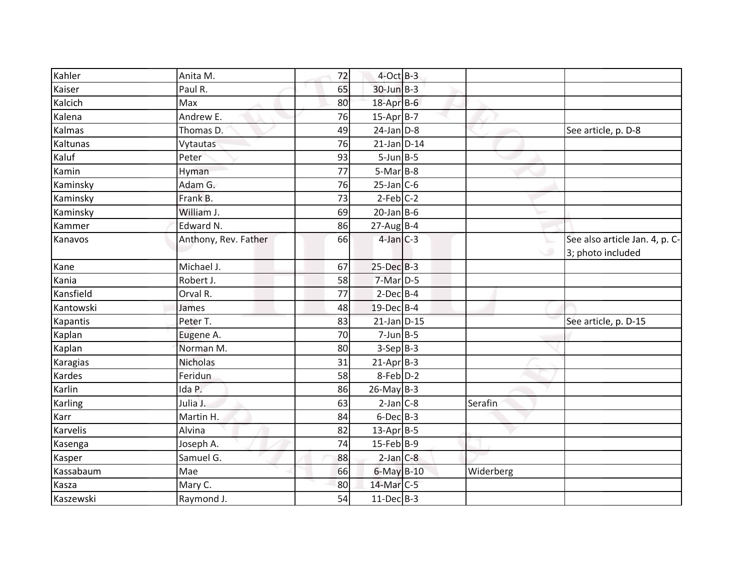| Kahler | Anita M. | 72 | 4-Oct | B-3 | | |
|---|---|---|---|---|---|---|
| Kaiser | Paul R. | 65 | 30-Jun | B-3 | | |
| Kalcich | Max | 80 | 18-Apr | B-6 | | |
| Kalena | Andrew E. | 76 | 15-Apr | B-7 | | |
| Kalmas | Thomas D. | 49 | 24-Jan | D-8 | | See article, p. D-8 |
| Kaltunas | Vytautas | 76 | 21-Jan | D-14 | | |
| Kaluf | Peter | 93 | 5-Jun | B-5 | | |
| Kamin | Hyman | 77 | 5-Mar | B-8 | | |
| Kaminsky | Adam G. | 76 | 25-Jan | C-6 | | |
| Kaminsky | Frank B. | 73 | 2-Feb | C-2 | | |
| Kaminsky | William J. | 69 | 20-Jan | B-6 | | |
| Kammer | Edward N. | 86 | 27-Aug | B-4 | | |
| Kanavos | Anthony, Rev. Father | 66 | 4-Jan | C-3 | | See also article Jan. 4, p. C-3; photo included |
| Kane | Michael J. | 67 | 25-Dec | B-3 | | |
| Kania | Robert J. | 58 | 7-Mar | D-5 | | |
| Kansfield | Orval R. | 77 | 2-Dec | B-4 | | |
| Kantowski | James | 48 | 19-Dec | B-4 | | |
| Kapantis | Peter T. | 83 | 21-Jan | D-15 | | See article, p. D-15 |
| Kaplan | Eugene A. | 70 | 7-Jun | B-5 | | |
| Kaplan | Norman M. | 80 | 3-Sep | B-3 | | |
| Karagias | Nicholas | 31 | 21-Apr | B-3 | | |
| Kardes | Feridun | 58 | 8-Feb | D-2 | | |
| Karlin | Ida P. | 86 | 26-May | B-3 | | |
| Karling | Julia J. | 63 | 2-Jan | C-8 | Serafin | |
| Karr | Martin H. | 84 | 6-Dec | B-3 | | |
| Karvelis | Alvina | 82 | 13-Apr | B-5 | | |
| Kasenga | Joseph A. | 74 | 15-Feb | B-9 | | |
| Kasper | Samuel G. | 88 | 2-Jan | C-8 | | |
| Kassabaum | Mae | 66 | 6-May | B-10 | Widerberg | |
| Kasza | Mary C. | 80 | 14-Mar | C-5 | | |
| Kaszewski | Raymond J. | 54 | 11-Dec | B-3 | | |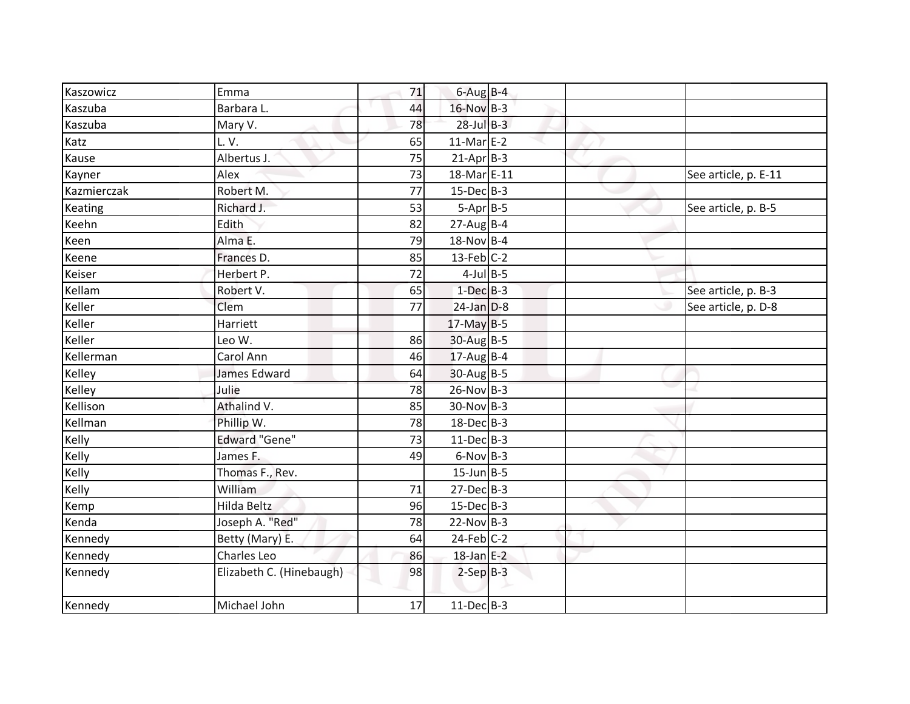| | | | | | | |
|---|---|---|---|---|---|---|
| Kaszowicz | Emma | 71 | 6-Aug | B-4 | | |
| Kaszuba | Barbara L. | 44 | 16-Nov | B-3 | | |
| Kaszuba | Mary V. | 78 | 28-Jul | B-3 | | |
| Katz | L. V. | 65 | 11-Mar | E-2 | | |
| Kause | Albertus J. | 75 | 21-Apr | B-3 | | |
| Kayner | Alex | 73 | 18-Mar | E-11 | | See article, p. E-11 |
| Kazmierczak | Robert M. | 77 | 15-Dec | B-3 | | |
| Keating | Richard J. | 53 | 5-Apr | B-5 | | See article, p. B-5 |
| Keehn | Edith | 82 | 27-Aug | B-4 | | |
| Keen | Alma E. | 79 | 18-Nov | B-4 | | |
| Keene | Frances D. | 85 | 13-Feb | C-2 | | |
| Keiser | Herbert P. | 72 | 4-Jul | B-5 | | |
| Kellam | Robert V. | 65 | 1-Dec | B-3 | | See article, p. B-3 |
| Keller | Clem | 77 | 24-Jan | D-8 | | See article, p. D-8 |
| Keller | Harriett | | 17-May | B-5 | | |
| Keller | Leo W. | 86 | 30-Aug | B-5 | | |
| Kellerman | Carol Ann | 46 | 17-Aug | B-4 | | |
| Kelley | James Edward | 64 | 30-Aug | B-5 | | |
| Kelley | Julie | 78 | 26-Nov | B-3 | | |
| Kellison | Athalind V. | 85 | 30-Nov | B-3 | | |
| Kellman | Phillip W. | 78 | 18-Dec | B-3 | | |
| Kelly | Edward "Gene" | 73 | 11-Dec | B-3 | | |
| Kelly | James F. | 49 | 6-Nov | B-3 | | |
| Kelly | Thomas F., Rev. | | 15-Jun | B-5 | | |
| Kelly | William | 71 | 27-Dec | B-3 | | |
| Kemp | Hilda Beltz | 96 | 15-Dec | B-3 | | |
| Kenda | Joseph A. "Red" | 78 | 22-Nov | B-3 | | |
| Kennedy | Betty (Mary) E. | 64 | 24-Feb | C-2 | | |
| Kennedy | Charles Leo | 86 | 18-Jan | E-2 | | |
| Kennedy | Elizabeth C. (Hinebaugh) | 98 | 2-Sep | B-3 | | |
| Kennedy | Michael John | 17 | 11-Dec | B-3 | | |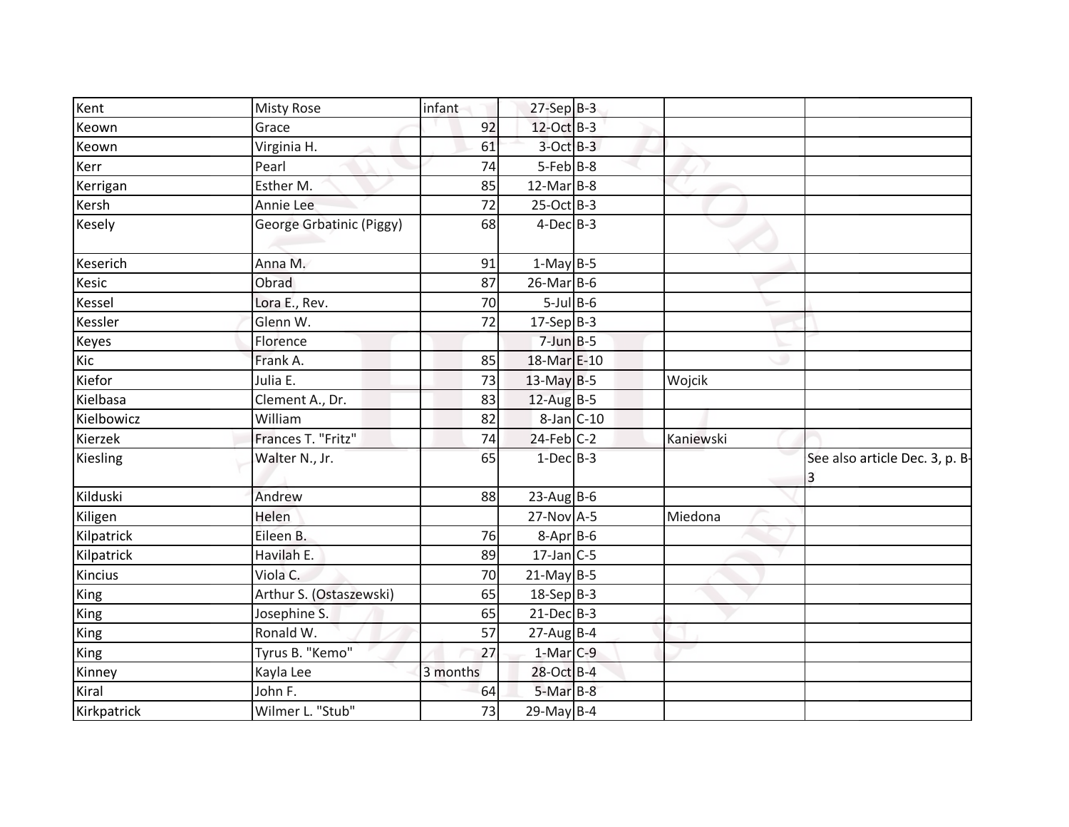| Kent | Misty Rose | infant | 27-Sep | B-3 | | |
|---|---|---|---|---|---|---|
| Keown | Grace | 92 | 12-Oct | B-3 | | |
| Keown | Virginia H. | 61 | 3-Oct | B-3 | | |
| Kerr | Pearl | 74 | 5-Feb | B-8 | | |
| Kerrigan | Esther M. | 85 | 12-Mar | B-8 | | |
| Kersh | Annie Lee | 72 | 25-Oct | B-3 | | |
| Kesely | George Grbatinic (Piggy) | 68 | 4-Dec | B-3 | | |
| Keserich | Anna M. | 91 | 1-May | B-5 | | |
| Kesic | Obrad | 87 | 26-Mar | B-6 | | |
| Kessel | Lora E., Rev. | 70 | 5-Jul | B-6 | | |
| Kessler | Glenn W. | 72 | 17-Sep | B-3 | | |
| Keyes | Florence | | 7-Jun | B-5 | | |
| Kic | Frank A. | 85 | 18-Mar | E-10 | | |
| Kiefor | Julia E. | 73 | 13-May | B-5 | Wojcik | |
| Kielbasa | Clement A., Dr. | 83 | 12-Aug | B-5 | | |
| Kielbowicz | William | 82 | 8-Jan | C-10 | | |
| Kierzek | Frances T. "Fritz" | 74 | 24-Feb | C-2 | Kaniewski | |
| Kiesling | Walter N., Jr. | 65 | 1-Dec | B-3 | | See also article Dec. 3, p. B-3 |
| Kilduski | Andrew | 88 | 23-Aug | B-6 | | |
| Kiligen | Helen | | 27-Nov | A-5 | Miedona | |
| Kilpatrick | Eileen B. | 76 | 8-Apr | B-6 | | |
| Kilpatrick | Havilah E. | 89 | 17-Jan | C-5 | | |
| Kincius | Viola C. | 70 | 21-May | B-5 | | |
| King | Arthur S. (Ostaszewski) | 65 | 18-Sep | B-3 | | |
| King | Josephine S. | 65 | 21-Dec | B-3 | | |
| King | Ronald W. | 57 | 27-Aug | B-4 | | |
| King | Tyrus B. "Kemo" | 27 | 1-Mar | C-9 | | |
| Kinney | Kayla Lee | 3 months | 28-Oct | B-4 | | |
| Kiral | John F. | 64 | 5-Mar | B-8 | | |
| Kirkpatrick | Wilmer L. "Stub" | 73 | 29-May | B-4 | | |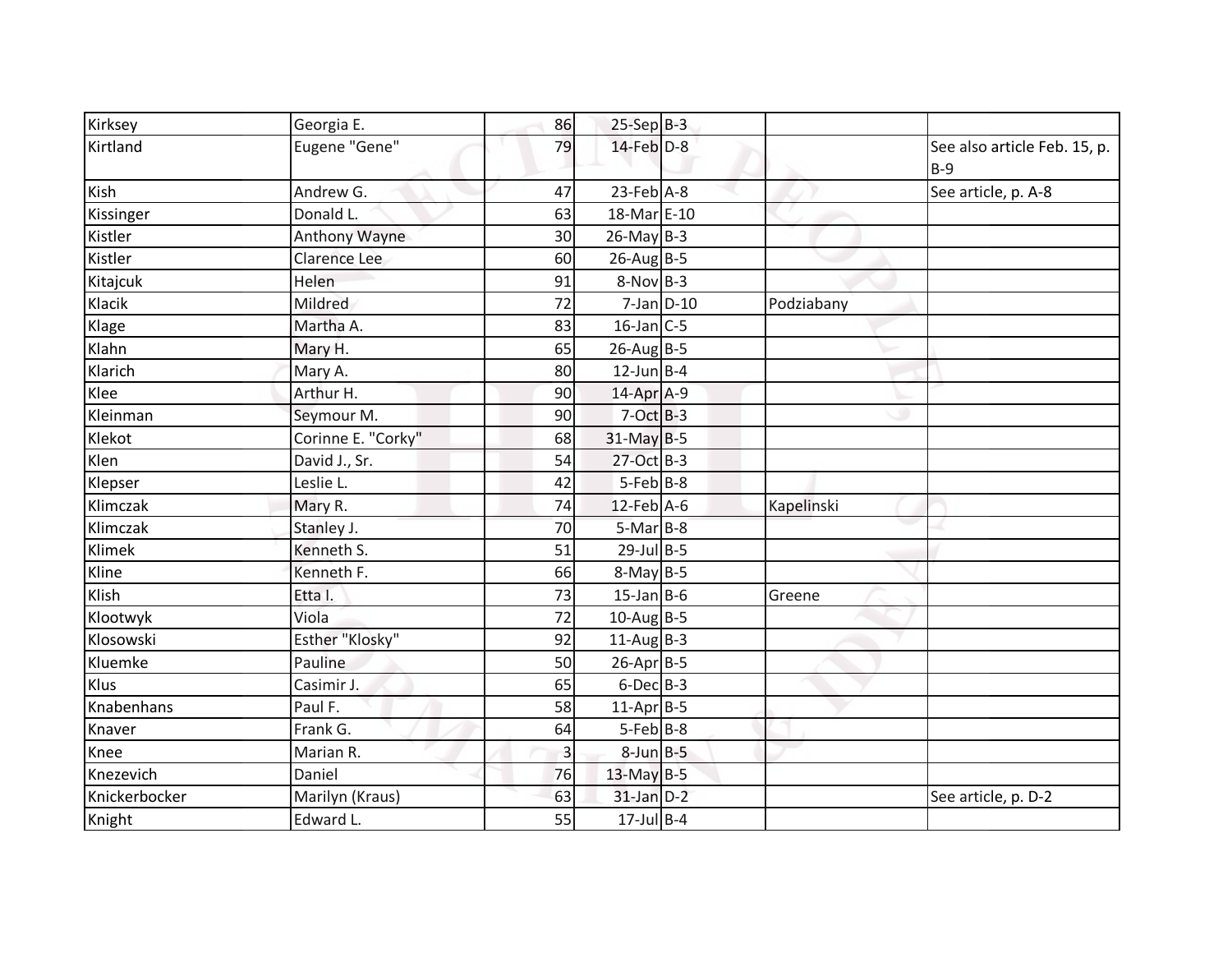| Kirksey | Georgia E. | 86 | 25-Sep | B-3 | | |
|---|---|---|---|---|---|---|
| Kirtland | Eugene "Gene" | 79 | 14-Feb | D-8 | | See also article Feb. 15, p. B-9 |
| Kish | Andrew G. | 47 | 23-Feb | A-8 | | See article, p. A-8 |
| Kissinger | Donald L. | 63 | 18-Mar | E-10 | | |
| Kistler | Anthony Wayne | 30 | 26-May | B-3 | | |
| Kistler | Clarence Lee | 60 | 26-Aug | B-5 | | |
| Kitajcuk | Helen | 91 | 8-Nov | B-3 | | |
| Klacik | Mildred | 72 | 7-Jan | D-10 | Podziabany | |
| Klage | Martha A. | 83 | 16-Jan | C-5 | | |
| Klahn | Mary H. | 65 | 26-Aug | B-5 | | |
| Klarich | Mary A. | 80 | 12-Jun | B-4 | | |
| Klee | Arthur H. | 90 | 14-Apr | A-9 | | |
| Kleinman | Seymour M. | 90 | 7-Oct | B-3 | | |
| Klekot | Corinne E. "Corky" | 68 | 31-May | B-5 | | |
| Klen | David J., Sr. | 54 | 27-Oct | B-3 | | |
| Klepser | Leslie L. | 42 | 5-Feb | B-8 | | |
| Klimczak | Mary R. | 74 | 12-Feb | A-6 | Kapelinski | |
| Klimczak | Stanley J. | 70 | 5-Mar | B-8 | | |
| Klimek | Kenneth S. | 51 | 29-Jul | B-5 | | |
| Kline | Kenneth F. | 66 | 8-May | B-5 | | |
| Klish | Etta I. | 73 | 15-Jan | B-6 | Greene | |
| Klootwyk | Viola | 72 | 10-Aug | B-5 | | |
| Klosowski | Esther "Klosky" | 92 | 11-Aug | B-3 | | |
| Kluemke | Pauline | 50 | 26-Apr | B-5 | | |
| Klus | Casimir J. | 65 | 6-Dec | B-3 | | |
| Knabenhans | Paul F. | 58 | 11-Apr | B-5 | | |
| Knaver | Frank G. | 64 | 5-Feb | B-8 | | |
| Knee | Marian R. | 3 | 8-Jun | B-5 | | |
| Knezevich | Daniel | 76 | 13-May | B-5 | | |
| Knickerbocker | Marilyn (Kraus) | 63 | 31-Jan | D-2 | | See article, p. D-2 |
| Knight | Edward L. | 55 | 17-Jul | B-4 | | |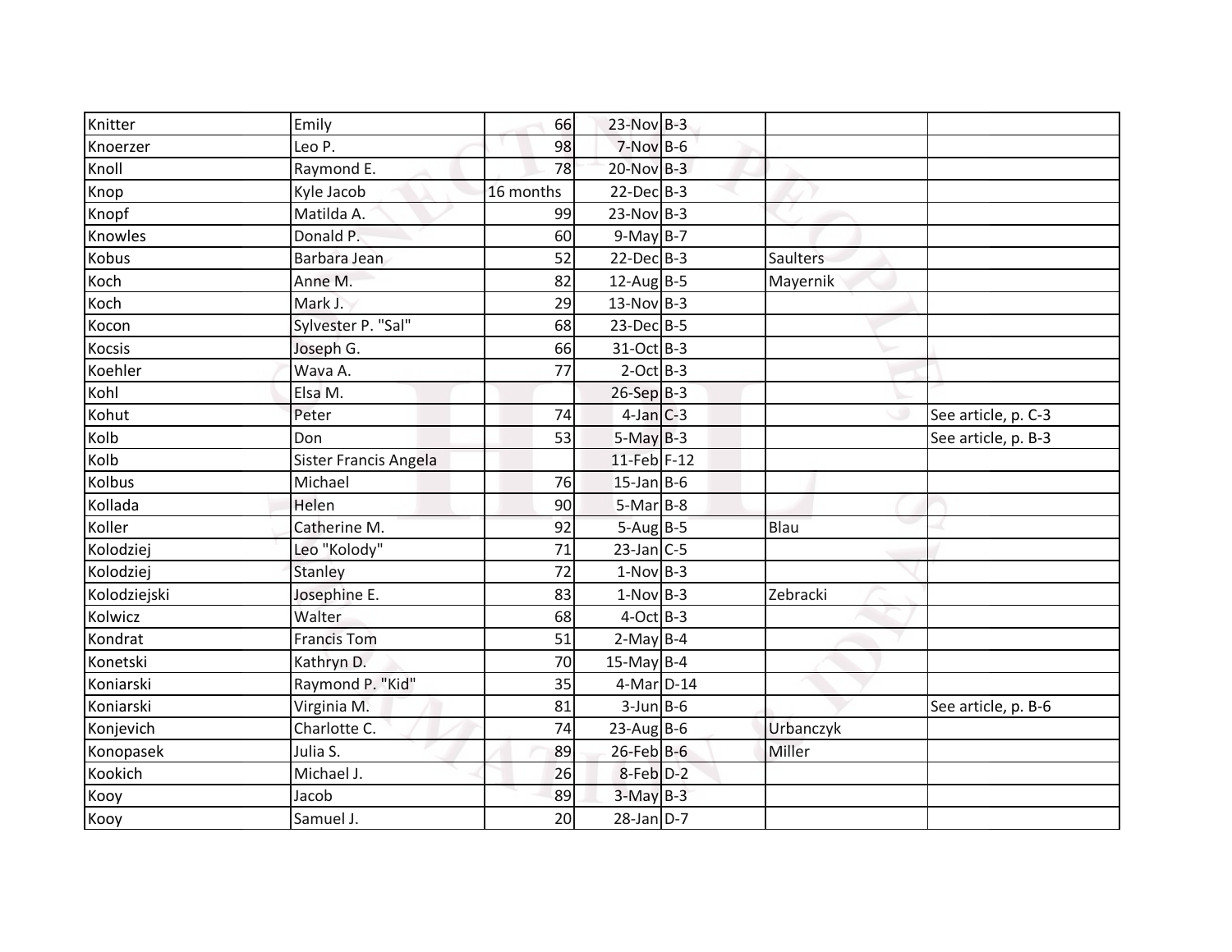| | | | | | | |
|---|---|---|---|---|---|---|
| Knitter | Emily | 66 | 23-Nov | B-3 | | |
| Knoerzer | Leo P. | 98 | 7-Nov | B-6 | | |
| Knoll | Raymond E. | 78 | 20-Nov | B-3 | | |
| Knop | Kyle Jacob | 16 months | 22-Dec | B-3 | | |
| Knopf | Matilda A. | 99 | 23-Nov | B-3 | | |
| Knowles | Donald P. | 60 | 9-May | B-7 | | |
| Kobus | Barbara Jean | 52 | 22-Dec | B-3 | Saulters | |
| Koch | Anne M. | 82 | 12-Aug | B-5 | Mayernik | |
| Koch | Mark J. | 29 | 13-Nov | B-3 | | |
| Kocon | Sylvester P. "Sal" | 68 | 23-Dec | B-5 | | |
| Kocsis | Joseph G. | 66 | 31-Oct | B-3 | | |
| Koehler | Wava A. | 77 | 2-Oct | B-3 | | |
| Kohl | Elsa M. | | 26-Sep | B-3 | | |
| Kohut | Peter | 74 | 4-Jan | C-3 | | See article, p. C-3 |
| Kolb | Don | 53 | 5-May | B-3 | | See article, p. B-3 |
| Kolb | Sister Francis Angela | | 11-Feb | F-12 | | |
| Kolbus | Michael | 76 | 15-Jan | B-6 | | |
| Kollada | Helen | 90 | 5-Mar | B-8 | | |
| Koller | Catherine M. | 92 | 5-Aug | B-5 | Blau | |
| Kolodziej | Leo "Kolody" | 71 | 23-Jan | C-5 | | |
| Kolodziej | Stanley | 72 | 1-Nov | B-3 | | |
| Kolodziejski | Josephine E. | 83 | 1-Nov | B-3 | Zebracki | |
| Kolwicz | Walter | 68 | 4-Oct | B-3 | | |
| Kondrat | Francis Tom | 51 | 2-May | B-4 | | |
| Konetski | Kathryn D. | 70 | 15-May | B-4 | | |
| Koniarski | Raymond P. "Kid" | 35 | 4-Mar | D-14 | | |
| Koniarski | Virginia M. | 81 | 3-Jun | B-6 | | See article, p. B-6 |
| Konjevich | Charlotte C. | 74 | 23-Aug | B-6 | Urbanczyk | |
| Konopasek | Julia S. | 89 | 26-Feb | B-6 | Miller | |
| Kookich | Michael J. | 26 | 8-Feb | D-2 | | |
| Kooy | Jacob | 89 | 3-May | B-3 | | |
| Kooy | Samuel J. | 20 | 28-Jan | D-7 | | |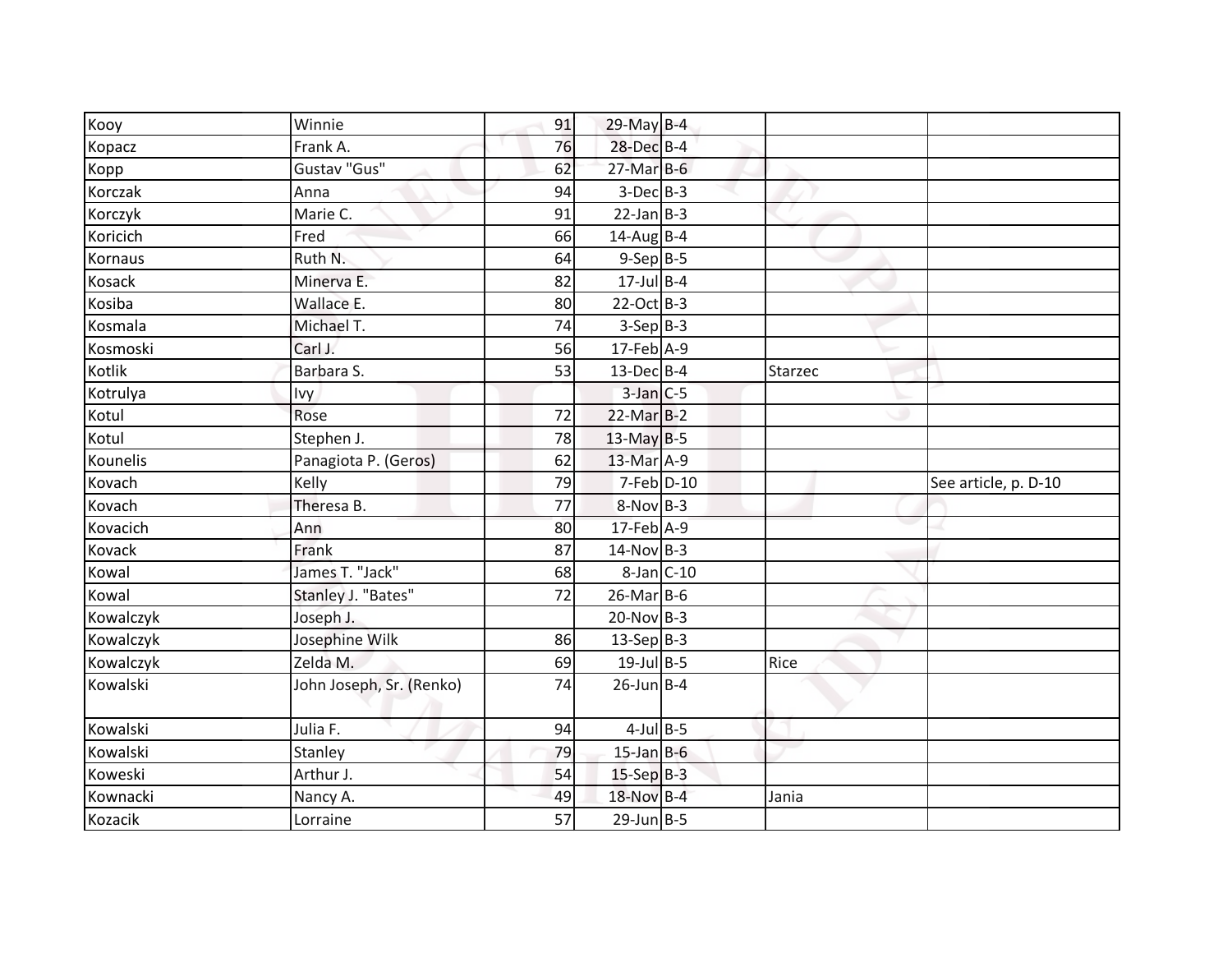| | | | | | | |
|---|---|---|---|---|---|---|
| Kooy | Winnie | 91 | 29-May | B-4 | | |
| Kopacz | Frank A. | 76 | 28-Dec | B-4 | | |
| Kopp | Gustav "Gus" | 62 | 27-Mar | B-6 | | |
| Korczak | Anna | 94 | 3-Dec | B-3 | | |
| Korczyk | Marie C. | 91 | 22-Jan | B-3 | | |
| Koricich | Fred | 66 | 14-Aug | B-4 | | |
| Kornaus | Ruth N. | 64 | 9-Sep | B-5 | | |
| Kosack | Minerva E. | 82 | 17-Jul | B-4 | | |
| Kosiba | Wallace E. | 80 | 22-Oct | B-3 | | |
| Kosmala | Michael T. | 74 | 3-Sep | B-3 | | |
| Kosmoski | Carl J. | 56 | 17-Feb | A-9 | | |
| Kotlik | Barbara S. | 53 | 13-Dec | B-4 | Starzec | |
| Kotrulya | Ivy | | 3-Jan | C-5 | | |
| Kotul | Rose | 72 | 22-Mar | B-2 | | |
| Kotul | Stephen J. | 78 | 13-May | B-5 | | |
| Kounelis | Panagiota P. (Geros) | 62 | 13-Mar | A-9 | | |
| Kovach | Kelly | 79 | 7-Feb | D-10 | | See article, p. D-10 |
| Kovach | Theresa B. | 77 | 8-Nov | B-3 | | |
| Kovacich | Ann | 80 | 17-Feb | A-9 | | |
| Kovack | Frank | 87 | 14-Nov | B-3 | | |
| Kowal | James T. "Jack" | 68 | 8-Jan | C-10 | | |
| Kowal | Stanley J. "Bates" | 72 | 26-Mar | B-6 | | |
| Kowalczyk | Joseph J. | | 20-Nov | B-3 | | |
| Kowalczyk | Josephine Wilk | 86 | 13-Sep | B-3 | | |
| Kowalczyk | Zelda M. | 69 | 19-Jul | B-5 | Rice | |
| Kowalski | John Joseph, Sr. (Renko) | 74 | 26-Jun | B-4 | | |
| Kowalski | Julia F. | 94 | 4-Jul | B-5 | | |
| Kowalski | Stanley | 79 | 15-Jan | B-6 | | |
| Koweski | Arthur J. | 54 | 15-Sep | B-3 | | |
| Kownacki | Nancy A. | 49 | 18-Nov | B-4 | Jania | |
| Kozacik | Lorraine | 57 | 29-Jun | B-5 | | |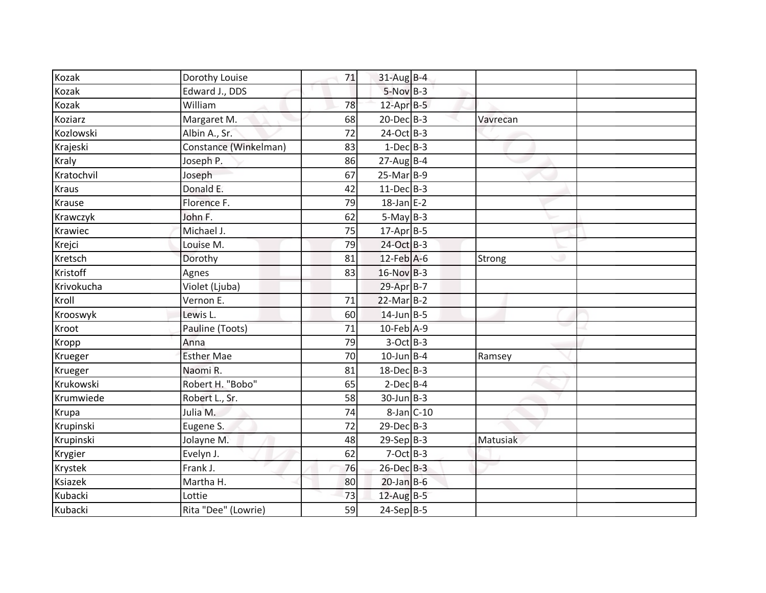| | | | | | | |
|---|---|---|---|---|---|---|
| Kozak | Dorothy Louise | 71 | 31-Aug | B-4 | | |
| Kozak | Edward J., DDS | | 5-Nov | B-3 | | |
| Kozak | William | 78 | 12-Apr | B-5 | | |
| Koziarz | Margaret M. | 68 | 20-Dec | B-3 | Vavrecan | |
| Kozlowski | Albin A., Sr. | 72 | 24-Oct | B-3 | | |
| Krajeski | Constance (Winkelman) | 83 | 1-Dec | B-3 | | |
| Kraly | Joseph P. | 86 | 27-Aug | B-4 | | |
| Kratochvil | Joseph | 67 | 25-Mar | B-9 | | |
| Kraus | Donald E. | 42 | 11-Dec | B-3 | | |
| Krause | Florence F. | 79 | 18-Jan | E-2 | | |
| Krawczyk | John F. | 62 | 5-May | B-3 | | |
| Krawiec | Michael J. | 75 | 17-Apr | B-5 | | |
| Krejci | Louise M. | 79 | 24-Oct | B-3 | | |
| Kretsch | Dorothy | 81 | 12-Feb | A-6 | Strong | |
| Kristoff | Agnes | 83 | 16-Nov | B-3 | | |
| Krivokucha | Violet (Ljuba) | | 29-Apr | B-7 | | |
| Kroll | Vernon E. | 71 | 22-Mar | B-2 | | |
| Krooswyk | Lewis L. | 60 | 14-Jun | B-5 | | |
| Kroot | Pauline (Toots) | 71 | 10-Feb | A-9 | | |
| Kropp | Anna | 79 | 3-Oct | B-3 | | |
| Krueger | Esther Mae | 70 | 10-Jun | B-4 | Ramsey | |
| Krueger | Naomi R. | 81 | 18-Dec | B-3 | | |
| Krukowski | Robert H. "Bobo" | 65 | 2-Dec | B-4 | | |
| Krumwiede | Robert L., Sr. | 58 | 30-Jun | B-3 | | |
| Krupa | Julia M. | 74 | 8-Jan | C-10 | | |
| Krupinski | Eugene S. | 72 | 29-Dec | B-3 | | |
| Krupinski | Jolayne M. | 48 | 29-Sep | B-3 | Matusiak | |
| Krygier | Evelyn J. | 62 | 7-Oct | B-3 | | |
| Krystek | Frank J. | 76 | 26-Dec | B-3 | | |
| Ksiazek | Martha H. | 80 | 20-Jan | B-6 | | |
| Kubacki | Lottie | 73 | 12-Aug | B-5 | | |
| Kubacki | Rita "Dee" (Lowrie) | 59 | 24-Sep | B-5 | | |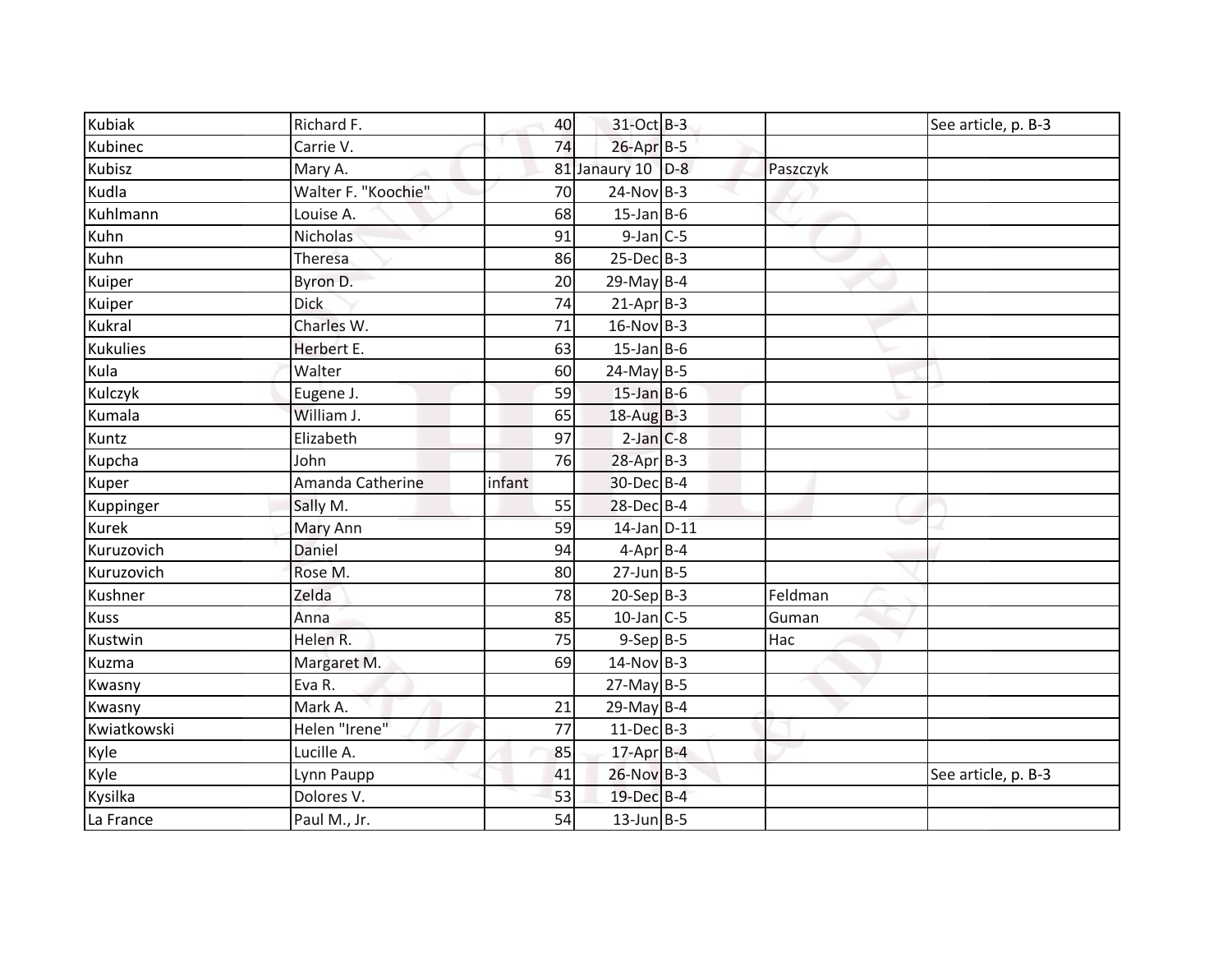| Kubiak | Richard F. | 40 | 31-Oct | B-3 | | See article, p. B-3 |
|---|---|---|---|---|---|---|
| Kubinec | Carrie V. | 74 | 26-Apr | B-5 | | |
| Kubisz | Mary A. | 81 | Janaury 10 | D-8 | Paszczyk | |
| Kudla | Walter F. "Koochie" | 70 | 24-Nov | B-3 | | |
| Kuhlmann | Louise A. | 68 | 15-Jan | B-6 | | |
| Kuhn | Nicholas | 91 | 9-Jan | C-5 | | |
| Kuhn | Theresa | 86 | 25-Dec | B-3 | | |
| Kuiper | Byron D. | 20 | 29-May | B-4 | | |
| Kuiper | Dick | 74 | 21-Apr | B-3 | | |
| Kukral | Charles W. | 71 | 16-Nov | B-3 | | |
| Kukulies | Herbert E. | 63 | 15-Jan | B-6 | | |
| Kula | Walter | 60 | 24-May | B-5 | | |
| Kulczyk | Eugene J. | 59 | 15-Jan | B-6 | | |
| Kumala | William J. | 65 | 18-Aug | B-3 | | |
| Kuntz | Elizabeth | 97 | 2-Jan | C-8 | | |
| Kupcha | John | 76 | 28-Apr | B-3 | | |
| Kuper | Amanda Catherine | infant | 30-Dec | B-4 | | |
| Kuppinger | Sally M. | 55 | 28-Dec | B-4 | | |
| Kurek | Mary Ann | 59 | 14-Jan | D-11 | | |
| Kuruzovich | Daniel | 94 | 4-Apr | B-4 | | |
| Kuruzovich | Rose M. | 80 | 27-Jun | B-5 | | |
| Kushner | Zelda | 78 | 20-Sep | B-3 | Feldman | |
| Kuss | Anna | 85 | 10-Jan | C-5 | Guman | |
| Kustwin | Helen R. | 75 | 9-Sep | B-5 | Hac | |
| Kuzma | Margaret M. | 69 | 14-Nov | B-3 | | |
| Kwasny | Eva R. | | 27-May | B-5 | | |
| Kwasny | Mark A. | 21 | 29-May | B-4 | | |
| Kwiatkowski | Helen "Irene" | 77 | 11-Dec | B-3 | | |
| Kyle | Lucille A. | 85 | 17-Apr | B-4 | | |
| Kyle | Lynn Paupp | 41 | 26-Nov | B-3 | | See article, p. B-3 |
| Kysilka | Dolores V. | 53 | 19-Dec | B-4 | | |
| La France | Paul M., Jr. | 54 | 13-Jun | B-5 | | |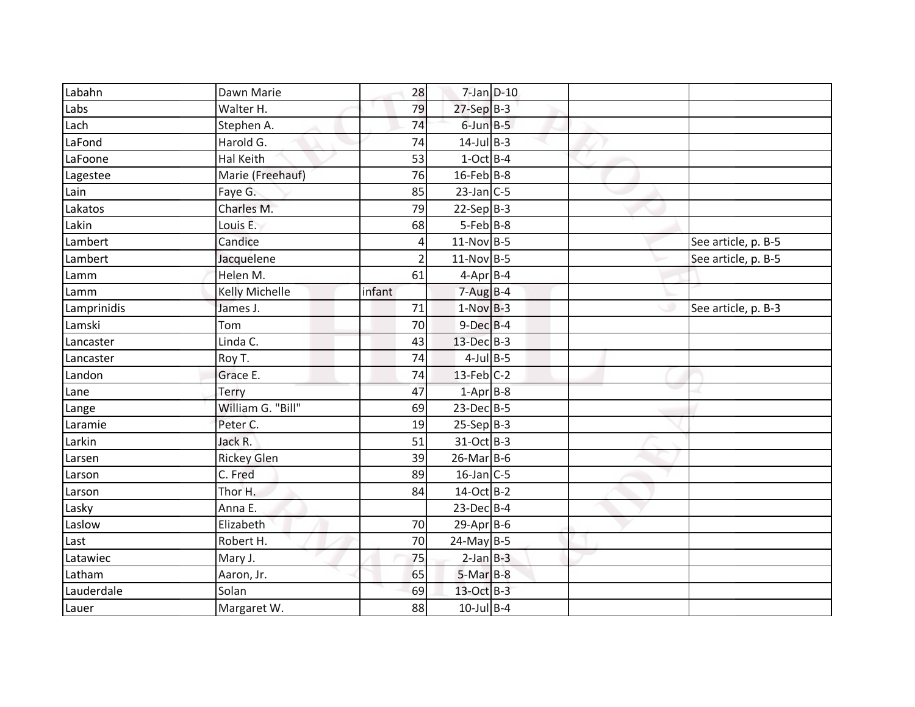| | | | | | | |
|---|---|---|---|---|---|---|
| Labahn | Dawn Marie | 28 | 7-Jan | D-10 | | |
| Labs | Walter H. | 79 | 27-Sep | B-3 | | |
| Lach | Stephen A. | 74 | 6-Jun | B-5 | | |
| LaFond | Harold G. | 74 | 14-Jul | B-3 | | |
| LaFoone | Hal Keith | 53 | 1-Oct | B-4 | | |
| Lagestee | Marie (Freehauf) | 76 | 16-Feb | B-8 | | |
| Lain | Faye G. | 85 | 23-Jan | C-5 | | |
| Lakatos | Charles M. | 79 | 22-Sep | B-3 | | |
| Lakin | Louis E. | 68 | 5-Feb | B-8 | | |
| Lambert | Candice | 4 | 11-Nov | B-5 | | See article, p. B-5 |
| Lambert | Jacquelene | 2 | 11-Nov | B-5 | | See article, p. B-5 |
| Lamm | Helen M. | 61 | 4-Apr | B-4 | | |
| Lamm | Kelly Michelle | infant | 7-Aug | B-4 | | |
| Lamprinidis | James J. | 71 | 1-Nov | B-3 | | See article, p. B-3 |
| Lamski | Tom | 70 | 9-Dec | B-4 | | |
| Lancaster | Linda C. | 43 | 13-Dec | B-3 | | |
| Lancaster | Roy T. | 74 | 4-Jul | B-5 | | |
| Landon | Grace E. | 74 | 13-Feb | C-2 | | |
| Lane | Terry | 47 | 1-Apr | B-8 | | |
| Lange | William G. "Bill" | 69 | 23-Dec | B-5 | | |
| Laramie | Peter C. | 19 | 25-Sep | B-3 | | |
| Larkin | Jack R. | 51 | 31-Oct | B-3 | | |
| Larsen | Rickey Glen | 39 | 26-Mar | B-6 | | |
| Larson | C. Fred | 89 | 16-Jan | C-5 | | |
| Larson | Thor H. | 84 | 14-Oct | B-2 | | |
| Lasky | Anna E. | | 23-Dec | B-4 | | |
| Laslow | Elizabeth | 70 | 29-Apr | B-6 | | |
| Last | Robert H. | 70 | 24-May | B-5 | | |
| Latawiec | Mary J. | 75 | 2-Jan | B-3 | | |
| Latham | Aaron, Jr. | 65 | 5-Mar | B-8 | | |
| Lauderdale | Solan | 69 | 13-Oct | B-3 | | |
| Lauer | Margaret W. | 88 | 10-Jul | B-4 | | |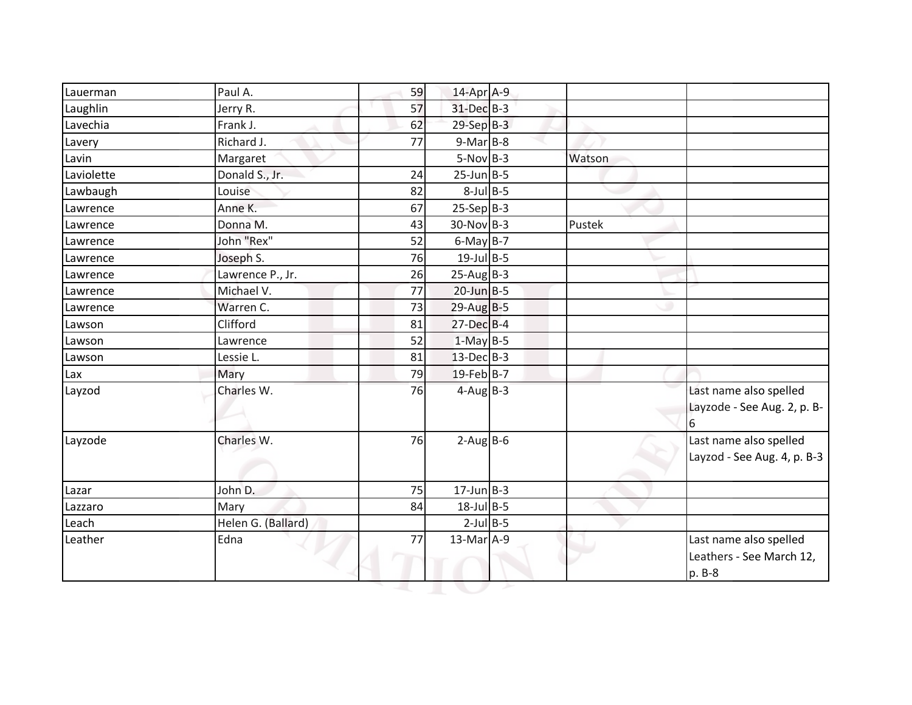| | | | | | | |
|---|---|---|---|---|---|---|
| Lauerman | Paul A. | 59 | 14-Apr | A-9 | | |
| Laughlin | Jerry R. | 57 | 31-Dec | B-3 | | |
| Lavechia | Frank J. | 62 | 29-Sep | B-3 | | |
| Lavery | Richard J. | 77 | 9-Mar | B-8 | | |
| Lavin | Margaret | | 5-Nov | B-3 | Watson | |
| Laviolette | Donald S., Jr. | 24 | 25-Jun | B-5 | | |
| Lawbaugh | Louise | 82 | 8-Jul | B-5 | | |
| Lawrence | Anne K. | 67 | 25-Sep | B-3 | | |
| Lawrence | Donna M. | 43 | 30-Nov | B-3 | Pustek | |
| Lawrence | John "Rex" | 52 | 6-May | B-7 | | |
| Lawrence | Joseph S. | 76 | 19-Jul | B-5 | | |
| Lawrence | Lawrence P., Jr. | 26 | 25-Aug | B-3 | | |
| Lawrence | Michael V. | 77 | 20-Jun | B-5 | | |
| Lawrence | Warren C. | 73 | 29-Aug | B-5 | | |
| Lawson | Clifford | 81 | 27-Dec | B-4 | | |
| Lawson | Lawrence | 52 | 1-May | B-5 | | |
| Lawson | Lessie L. | 81 | 13-Dec | B-3 | | |
| Lax | Mary | 79 | 19-Feb | B-7 | | |
| Layzod | Charles W. | 76 | 4-Aug | B-3 | | Last name also spelled Layzode - See Aug. 2, p. B-6 |
| Layzode | Charles W. | 76 | 2-Aug | B-6 | | Last name also spelled Layzod - See Aug. 4, p. B-3 |
| Lazar | John D. | 75 | 17-Jun | B-3 | | |
| Lazzaro | Mary | 84 | 18-Jul | B-5 | | |
| Leach | Helen G. (Ballard) | | 2-Jul | B-5 | | |
| Leather | Edna | 77 | 13-Mar | A-9 | | Last name also spelled Leathers - See March 12, p. B-8 |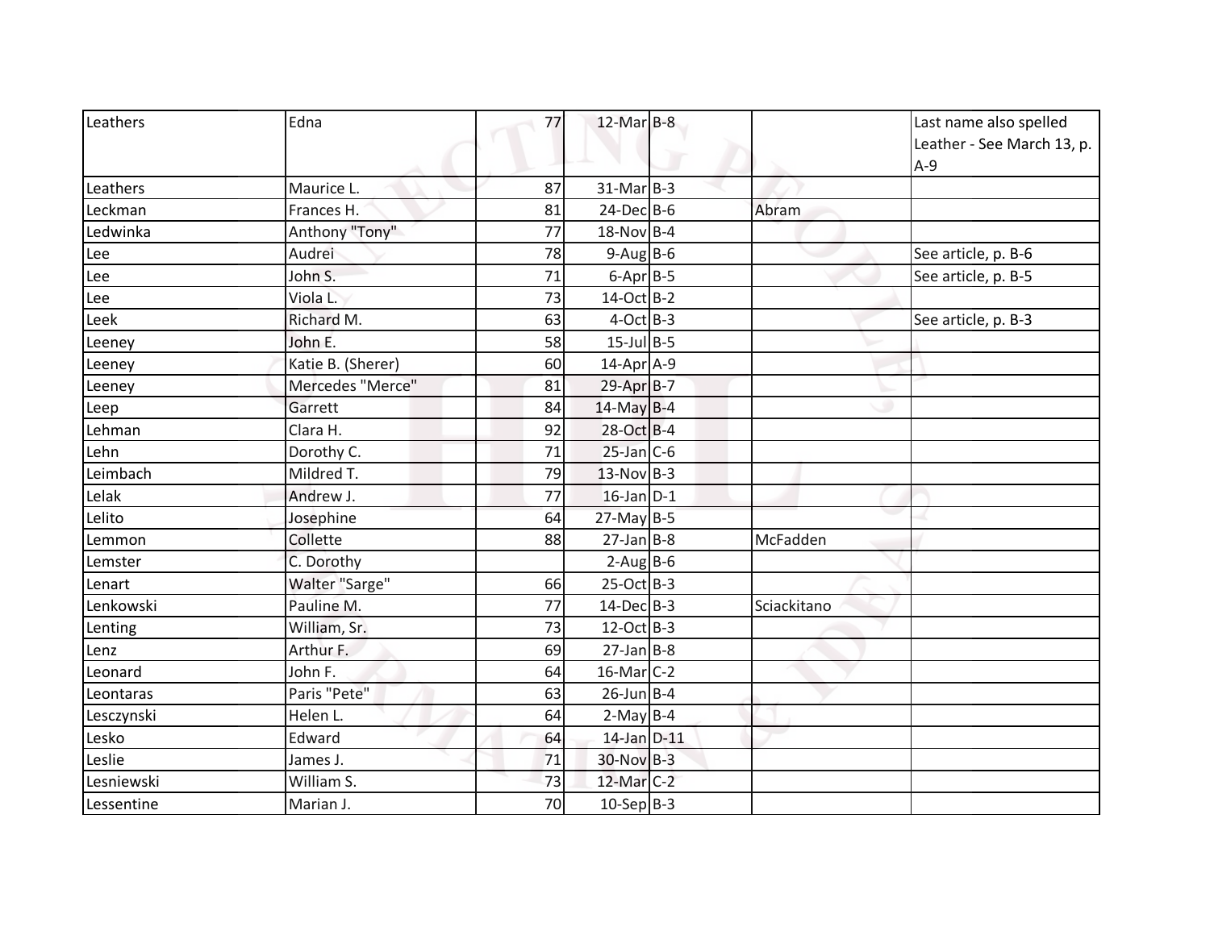| | | | | | | |
|---|---|---|---|---|---|---|
| Leathers | Edna | 77 | 12-Mar | B-8 | | Last name also spelled Leather - See March 13, p. A-9 |
| Leathers | Maurice L. | 87 | 31-Mar | B-3 | | |
| Leckman | Frances H. | 81 | 24-Dec | B-6 | Abram | |
| Ledwinka | Anthony "Tony" | 77 | 18-Nov | B-4 | | |
| Lee | Audrei | 78 | 9-Aug | B-6 | | See article, p. B-6 |
| Lee | John S. | 71 | 6-Apr | B-5 | | See article, p. B-5 |
| Lee | Viola L. | 73 | 14-Oct | B-2 | | |
| Leek | Richard M. | 63 | 4-Oct | B-3 | | See article, p. B-3 |
| Leeney | John E. | 58 | 15-Jul | B-5 | | |
| Leeney | Katie B. (Sherer) | 60 | 14-Apr | A-9 | | |
| Leeney | Mercedes "Merce" | 81 | 29-Apr | B-7 | | |
| Leep | Garrett | 84 | 14-May | B-4 | | |
| Lehman | Clara H. | 92 | 28-Oct | B-4 | | |
| Lehn | Dorothy C. | 71 | 25-Jan | C-6 | | |
| Leimbach | Mildred T. | 79 | 13-Nov | B-3 | | |
| Lelak | Andrew J. | 77 | 16-Jan | D-1 | | |
| Lelito | Josephine | 64 | 27-May | B-5 | | |
| Lemmon | Collette | 88 | 27-Jan | B-8 | McFadden | |
| Lemster | C. Dorothy | | 2-Aug | B-6 | | |
| Lenart | Walter "Sarge" | 66 | 25-Oct | B-3 | | |
| Lenkowski | Pauline M. | 77 | 14-Dec | B-3 | Sciackitano | |
| Lenting | William, Sr. | 73 | 12-Oct | B-3 | | |
| Lenz | Arthur F. | 69 | 27-Jan | B-8 | | |
| Leonard | John F. | 64 | 16-Mar | C-2 | | |
| Leontaras | Paris "Pete" | 63 | 26-Jun | B-4 | | |
| Lesczynski | Helen L. | 64 | 2-May | B-4 | | |
| Lesko | Edward | 64 | 14-Jan | D-11 | | |
| Leslie | James J. | 71 | 30-Nov | B-3 | | |
| Lesniewski | William S. | 73 | 12-Mar | C-2 | | |
| Lessentine | Marian J. | 70 | 10-Sep | B-3 | | |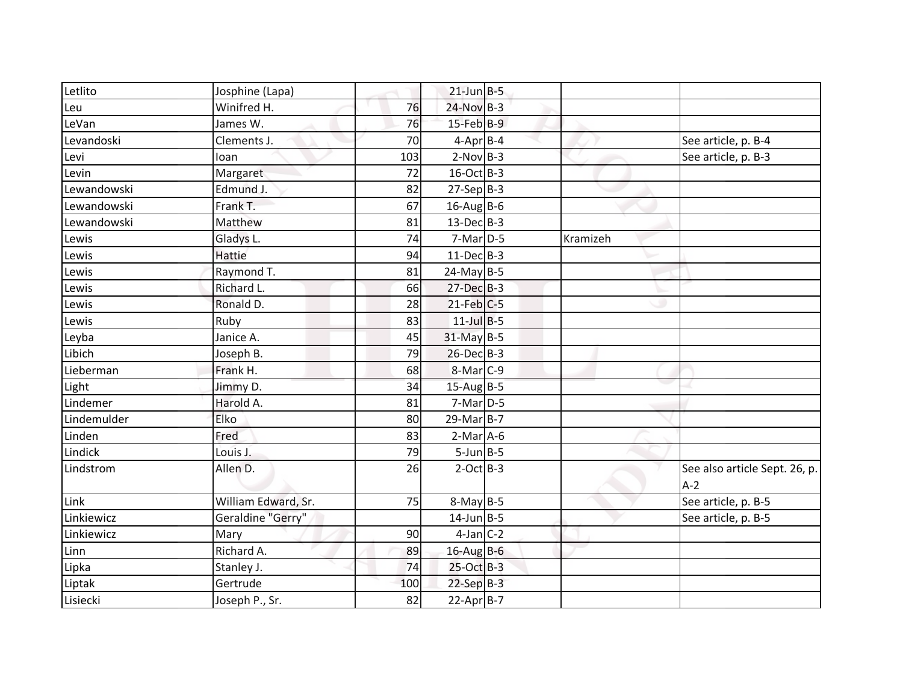| | | | | | | |
|---|---|---|---|---|---|---|
| Letlito | Josphine (Lapa) | | 21-Jun | B-5 | | |
| Leu | Winifred H. | 76 | 24-Nov | B-3 | | |
| LeVan | James W. | 76 | 15-Feb | B-9 | | |
| Levandoski | Clements J. | 70 | 4-Apr | B-4 | | See article, p. B-4 |
| Levi | Ioan | 103 | 2-Nov | B-3 | | See article, p. B-3 |
| Levin | Margaret | 72 | 16-Oct | B-3 | | |
| Lewandowski | Edmund J. | 82 | 27-Sep | B-3 | | |
| Lewandowski | Frank T. | 67 | 16-Aug | B-6 | | |
| Lewandowski | Matthew | 81 | 13-Dec | B-3 | | |
| Lewis | Gladys L. | 74 | 7-Mar | D-5 | Kramizeh | |
| Lewis | Hattie | 94 | 11-Dec | B-3 | | |
| Lewis | Raymond T. | 81 | 24-May | B-5 | | |
| Lewis | Richard L. | 66 | 27-Dec | B-3 | | |
| Lewis | Ronald D. | 28 | 21-Feb | C-5 | | |
| Lewis | Ruby | 83 | 11-Jul | B-5 | | |
| Leyba | Janice A. | 45 | 31-May | B-5 | | |
| Libich | Joseph B. | 79 | 26-Dec | B-3 | | |
| Lieberman | Frank H. | 68 | 8-Mar | C-9 | | |
| Light | Jimmy D. | 34 | 15-Aug | B-5 | | |
| Lindemer | Harold A. | 81 | 7-Mar | D-5 | | |
| Lindemulder | Elko | 80 | 29-Mar | B-7 | | |
| Linden | Fred | 83 | 2-Mar | A-6 | | |
| Lindick | Louis J. | 79 | 5-Jun | B-5 | | |
| Lindstrom | Allen D. | 26 | 2-Oct | B-3 | | See also article Sept. 26, p. A-2 |
| Link | William Edward, Sr. | 75 | 8-May | B-5 | | See article, p. B-5 |
| Linkiewicz | Geraldine "Gerry" | | 14-Jun | B-5 | | See article, p. B-5 |
| Linkiewicz | Mary | 90 | 4-Jan | C-2 | | |
| Linn | Richard A. | 89 | 16-Aug | B-6 | | |
| Lipka | Stanley J. | 74 | 25-Oct | B-3 | | |
| Liptak | Gertrude | 100 | 22-Sep | B-3 | | |
| Lisiecki | Joseph P., Sr. | 82 | 22-Apr | B-7 | | |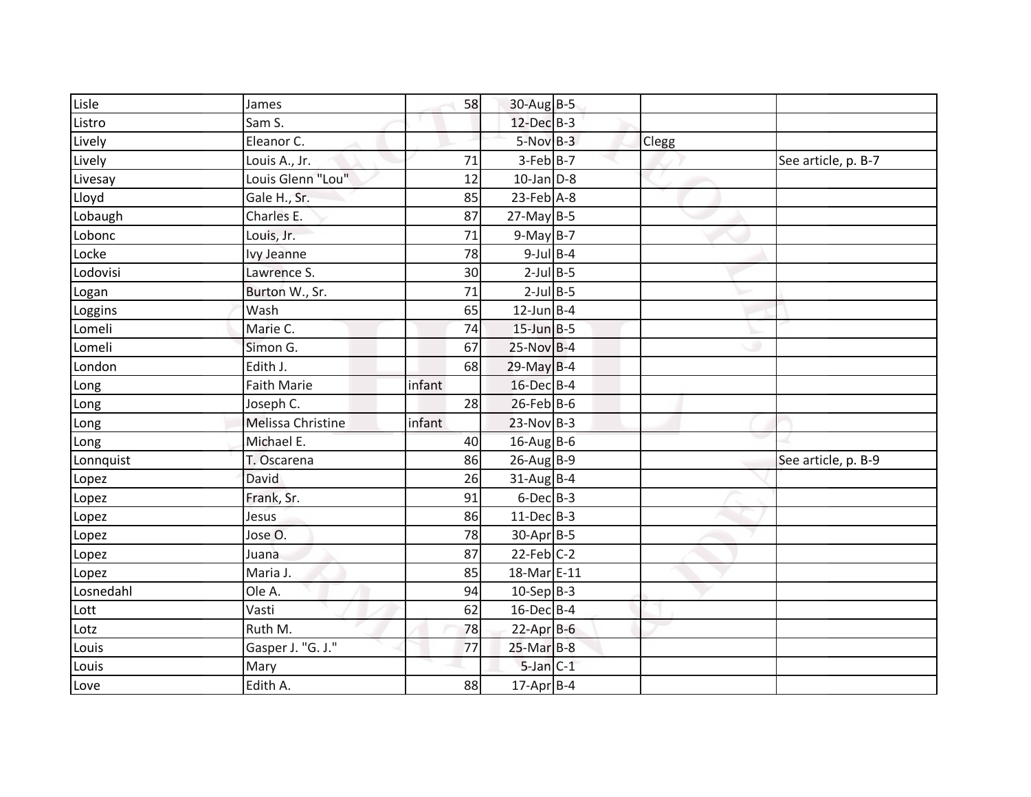| Lisle | James | 58 | 30-Aug | B-5 | | |
|---|---|---|---|---|---|---|
| Listro | Sam S. | | 12-Dec | B-3 | | |
| Lively | Eleanor C. | | 5-Nov | B-3 | Clegg | |
| Lively | Louis A., Jr. | 71 | 3-Feb | B-7 | | See article, p. B-7 |
| Livesay | Louis Glenn "Lou" | 12 | 10-Jan | D-8 | | |
| Lloyd | Gale H., Sr. | 85 | 23-Feb | A-8 | | |
| Lobaugh | Charles E. | 87 | 27-May | B-5 | | |
| Lobonc | Louis, Jr. | 71 | 9-May | B-7 | | |
| Locke | Ivy Jeanne | 78 | 9-Jul | B-4 | | |
| Lodovisi | Lawrence S. | 30 | 2-Jul | B-5 | | |
| Logan | Burton W., Sr. | 71 | 2-Jul | B-5 | | |
| Loggins | Wash | 65 | 12-Jun | B-4 | | |
| Lomeli | Marie C. | 74 | 15-Jun | B-5 | | |
| Lomeli | Simon G. | 67 | 25-Nov | B-4 | | |
| London | Edith J. | 68 | 29-May | B-4 | | |
| Long | Faith Marie | infant | 16-Dec | B-4 | | |
| Long | Joseph C. | 28 | 26-Feb | B-6 | | |
| Long | Melissa Christine | infant | 23-Nov | B-3 | | |
| Long | Michael E. | 40 | 16-Aug | B-6 | | |
| Lonnquist | T. Oscarena | 86 | 26-Aug | B-9 | | See article, p. B-9 |
| Lopez | David | 26 | 31-Aug | B-4 | | |
| Lopez | Frank, Sr. | 91 | 6-Dec | B-3 | | |
| Lopez | Jesus | 86 | 11-Dec | B-3 | | |
| Lopez | Jose O. | 78 | 30-Apr | B-5 | | |
| Lopez | Juana | 87 | 22-Feb | C-2 | | |
| Lopez | Maria J. | 85 | 18-Mar | E-11 | | |
| Losnedahl | Ole A. | 94 | 10-Sep | B-3 | | |
| Lott | Vasti | 62 | 16-Dec | B-4 | | |
| Lotz | Ruth M. | 78 | 22-Apr | B-6 | | |
| Louis | Gasper J. "G. J." | 77 | 25-Mar | B-8 | | |
| Louis | Mary | | 5-Jan | C-1 | | |
| Love | Edith A. | 88 | 17-Apr | B-4 | | |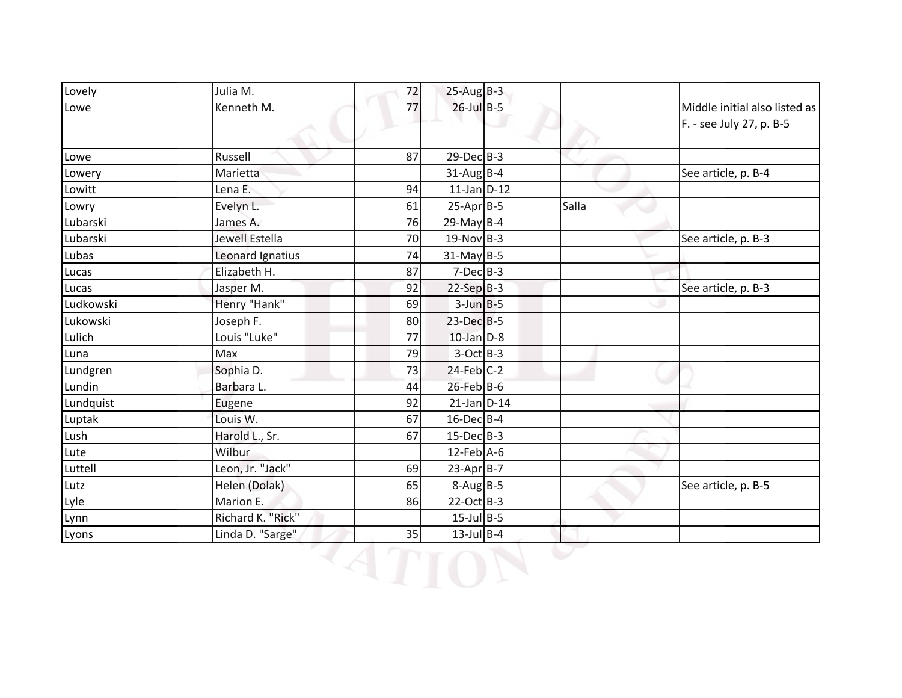| | | | | | | |
|---|---|---|---|---|---|---|
| Lovely | Julia M. | 72 | 25-Aug | B-3 | | |
| Lowe | Kenneth M. | 77 | 26-Jul | B-5 | | Middle initial also listed as F. - see July 27, p. B-5 |
| Lowe | Russell | 87 | 29-Dec | B-3 | | |
| Lowery | Marietta | | 31-Aug | B-4 | | See article, p. B-4 |
| Lowitt | Lena E. | 94 | 11-Jan | D-12 | | |
| Lowry | Evelyn L. | 61 | 25-Apr | B-5 | Salla | |
| Lubarski | James A. | 76 | 29-May | B-4 | | |
| Lubarski | Jewell Estella | 70 | 19-Nov | B-3 | | See article, p. B-3 |
| Lubas | Leonard Ignatius | 74 | 31-May | B-5 | | |
| Lucas | Elizabeth H. | 87 | 7-Dec | B-3 | | |
| Lucas | Jasper M. | 92 | 22-Sep | B-3 | | See article, p. B-3 |
| Ludkowski | Henry "Hank" | 69 | 3-Jun | B-5 | | |
| Lukowski | Joseph F. | 80 | 23-Dec | B-5 | | |
| Lulich | Louis "Luke" | 77 | 10-Jan | D-8 | | |
| Luna | Max | 79 | 3-Oct | B-3 | | |
| Lundgren | Sophia D. | 73 | 24-Feb | C-2 | | |
| Lundin | Barbara L. | 44 | 26-Feb | B-6 | | |
| Lundquist | Eugene | 92 | 21-Jan | D-14 | | |
| Luptak | Louis W. | 67 | 16-Dec | B-4 | | |
| Lush | Harold L., Sr. | 67 | 15-Dec | B-3 | | |
| Lute | Wilbur | | 12-Feb | A-6 | | |
| Luttell | Leon, Jr. "Jack" | 69 | 23-Apr | B-7 | | |
| Lutz | Helen (Dolak) | 65 | 8-Aug | B-5 | | See article, p. B-5 |
| Lyle | Marion E. | 86 | 22-Oct | B-3 | | |
| Lynn | Richard K. "Rick" | | 15-Jul | B-5 | | |
| Lyons | Linda D. "Sarge" | 35 | 13-Jul | B-4 | | |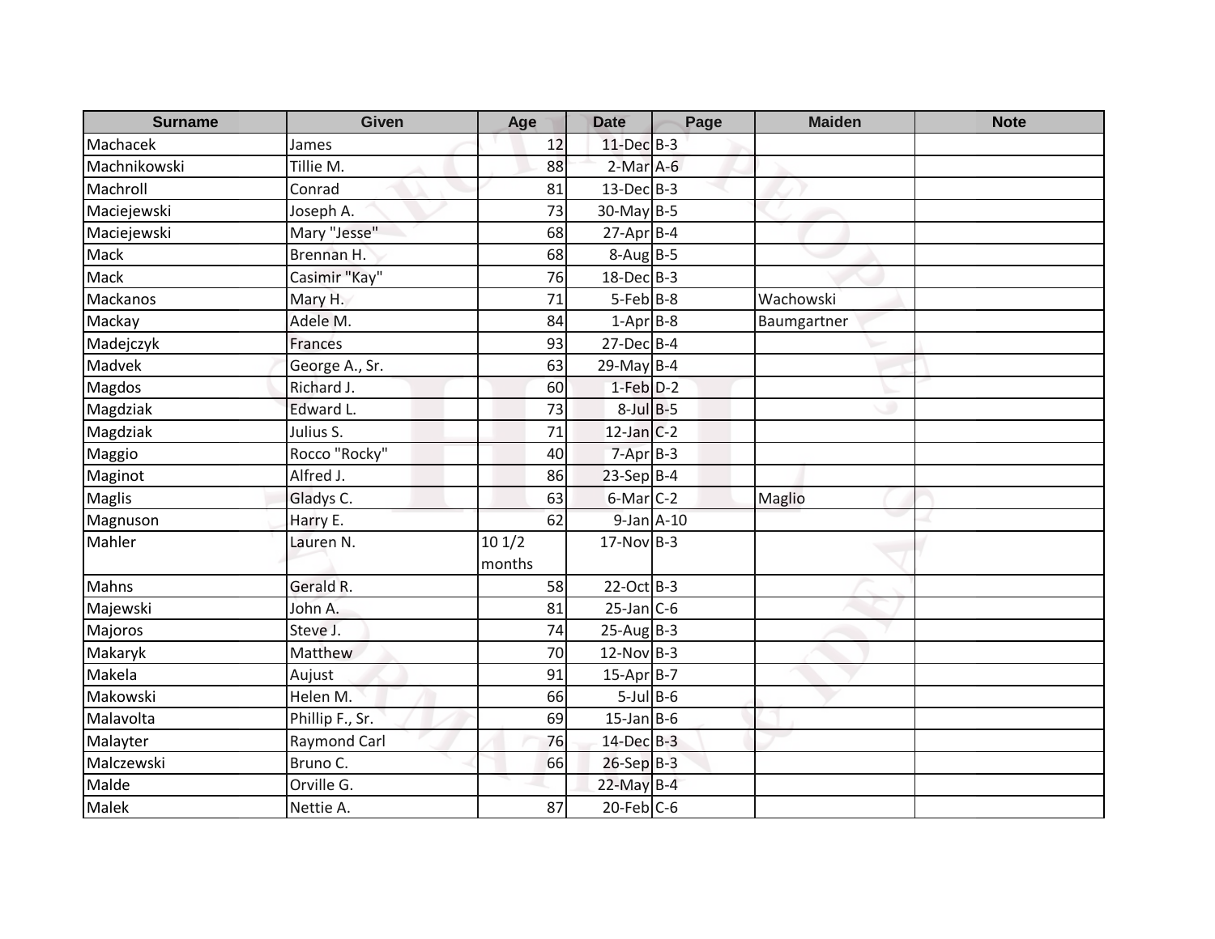| Surname | Given | Age | Date | Page | Maiden | Note |
|---|---|---|---|---|---|---|
| Machacek | James | 12 | 11-Dec | B-3 | | |
| Machnikowski | Tillie M. | 88 | 2-Mar | A-6 | | |
| Machroll | Conrad | 81 | 13-Dec | B-3 | | |
| Maciejewski | Joseph A. | 73 | 30-May | B-5 | | |
| Maciejewski | Mary "Jesse" | 68 | 27-Apr | B-4 | | |
| Mack | Brennan H. | 68 | 8-Aug | B-5 | | |
| Mack | Casimir "Kay" | 76 | 18-Dec | B-3 | | |
| Mackanos | Mary H. | 71 | 5-Feb | B-8 | Wachowski | |
| Mackay | Adele M. | 84 | 1-Apr | B-8 | Baumgartner | |
| Madejczyk | Frances | 93 | 27-Dec | B-4 | | |
| Madvek | George A., Sr. | 63 | 29-May | B-4 | | |
| Magdos | Richard J. | 60 | 1-Feb | D-2 | | |
| Magdziak | Edward L. | 73 | 8-Jul | B-5 | | |
| Magdziak | Julius S. | 71 | 12-Jan | C-2 | | |
| Maggio | Rocco "Rocky" | 40 | 7-Apr | B-3 | | |
| Maginot | Alfred J. | 86 | 23-Sep | B-4 | | |
| Maglis | Gladys C. | 63 | 6-Mar | C-2 | Maglio | |
| Magnuson | Harry E. | 62 | 9-Jan | A-10 | | |
| Mahler | Lauren N. | 10 1/2 months | 17-Nov | B-3 | | |
| Mahns | Gerald R. | 58 | 22-Oct | B-3 | | |
| Majewski | John A. | 81 | 25-Jan | C-6 | | |
| Majoros | Steve J. | 74 | 25-Aug | B-3 | | |
| Makaryk | Matthew | 70 | 12-Nov | B-3 | | |
| Makela | Aujust | 91 | 15-Apr | B-7 | | |
| Makowski | Helen M. | 66 | 5-Jul | B-6 | | |
| Malavolta | Phillip F., Sr. | 69 | 15-Jan | B-6 | | |
| Malayter | Raymond Carl | 76 | 14-Dec | B-3 | | |
| Malczewski | Bruno C. | 66 | 26-Sep | B-3 | | |
| Malde | Orville G. | | 22-May | B-4 | | |
| Malek | Nettie A. | 87 | 20-Feb | C-6 | | |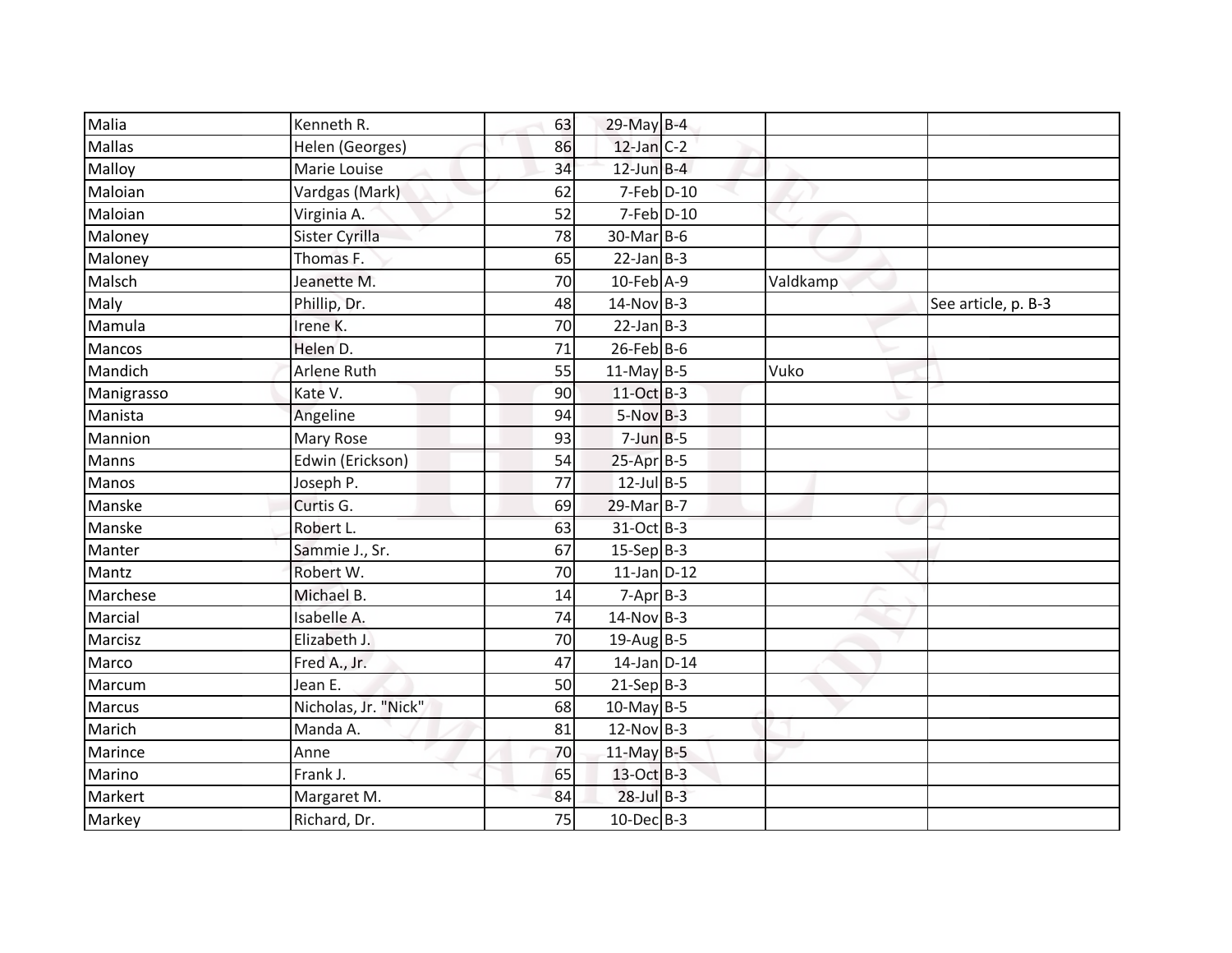| | | | | | | |
|---|---|---|---|---|---|---|
| Malia | Kenneth R. | 63 | 29-May | B-4 | | |
| Mallas | Helen (Georges) | 86 | 12-Jan | C-2 | | |
| Malloy | Marie Louise | 34 | 12-Jun | B-4 | | |
| Maloian | Vardgas (Mark) | 62 | 7-Feb | D-10 | | |
| Maloian | Virginia A. | 52 | 7-Feb | D-10 | | |
| Maloney | Sister Cyrilla | 78 | 30-Mar | B-6 | | |
| Maloney | Thomas F. | 65 | 22-Jan | B-3 | | |
| Malsch | Jeanette M. | 70 | 10-Feb | A-9 | Valdkamp | |
| Maly | Phillip, Dr. | 48 | 14-Nov | B-3 | | See article, p. B-3 |
| Mamula | Irene K. | 70 | 22-Jan | B-3 | | |
| Mancos | Helen D. | 71 | 26-Feb | B-6 | | |
| Mandich | Arlene Ruth | 55 | 11-May | B-5 | Vuko | |
| Manigrasso | Kate V. | 90 | 11-Oct | B-3 | | |
| Manista | Angeline | 94 | 5-Nov | B-3 | | |
| Mannion | Mary Rose | 93 | 7-Jun | B-5 | | |
| Manns | Edwin (Erickson) | 54 | 25-Apr | B-5 | | |
| Manos | Joseph P. | 77 | 12-Jul | B-5 | | |
| Manske | Curtis G. | 69 | 29-Mar | B-7 | | |
| Manske | Robert L. | 63 | 31-Oct | B-3 | | |
| Manter | Sammie J., Sr. | 67 | 15-Sep | B-3 | | |
| Mantz | Robert W. | 70 | 11-Jan | D-12 | | |
| Marchese | Michael B. | 14 | 7-Apr | B-3 | | |
| Marcial | Isabelle A. | 74 | 14-Nov | B-3 | | |
| Marcisz | Elizabeth J. | 70 | 19-Aug | B-5 | | |
| Marco | Fred A., Jr. | 47 | 14-Jan | D-14 | | |
| Marcum | Jean E. | 50 | 21-Sep | B-3 | | |
| Marcus | Nicholas, Jr. "Nick" | 68 | 10-May | B-5 | | |
| Marich | Manda A. | 81 | 12-Nov | B-3 | | |
| Marince | Anne | 70 | 11-May | B-5 | | |
| Marino | Frank J. | 65 | 13-Oct | B-3 | | |
| Markert | Margaret M. | 84 | 28-Jul | B-3 | | |
| Markey | Richard, Dr. | 75 | 10-Dec | B-3 | | |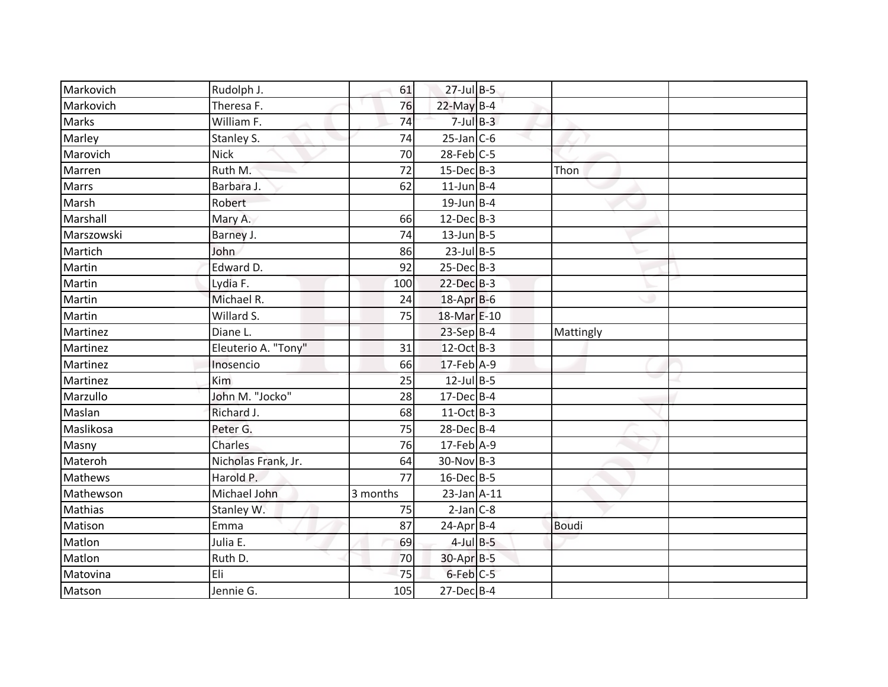| | | | | | | |
|---|---|---|---|---|---|---|
| Markovich | Rudolph J. | 61 | 27-Jul | B-5 | | |
| Markovich | Theresa F. | 76 | 22-May | B-4 | | |
| Marks | William F. | 74 | 7-Jul | B-3 | | |
| Marley | Stanley S. | 74 | 25-Jan | C-6 | | |
| Marovich | Nick | 70 | 28-Feb | C-5 | | |
| Marren | Ruth M. | 72 | 15-Dec | B-3 | Thon | |
| Marrs | Barbara J. | 62 | 11-Jun | B-4 | | |
| Marsh | Robert | | 19-Jun | B-4 | | |
| Marshall | Mary A. | 66 | 12-Dec | B-3 | | |
| Marszowski | Barney J. | 74 | 13-Jun | B-5 | | |
| Martich | John | 86 | 23-Jul | B-5 | | |
| Martin | Edward D. | 92 | 25-Dec | B-3 | | |
| Martin | Lydia F. | 100 | 22-Dec | B-3 | | |
| Martin | Michael R. | 24 | 18-Apr | B-6 | | |
| Martin | Willard S. | 75 | 18-Mar | E-10 | | |
| Martinez | Diane L. | | 23-Sep | B-4 | Mattingly | |
| Martinez | Eleuterio A. "Tony" | 31 | 12-Oct | B-3 | | |
| Martinez | Inosencio | 66 | 17-Feb | A-9 | | |
| Martinez | Kim | 25 | 12-Jul | B-5 | | |
| Marzullo | John M. "Jocko" | 28 | 17-Dec | B-4 | | |
| Maslan | Richard J. | 68 | 11-Oct | B-3 | | |
| Maslikosa | Peter G. | 75 | 28-Dec | B-4 | | |
| Masny | Charles | 76 | 17-Feb | A-9 | | |
| Materoh | Nicholas Frank, Jr. | 64 | 30-Nov | B-3 | | |
| Mathews | Harold P. | 77 | 16-Dec | B-5 | | |
| Mathewson | Michael John | 3 months | 23-Jan | A-11 | | |
| Mathias | Stanley W. | 75 | 2-Jan | C-8 | | |
| Matison | Emma | 87 | 24-Apr | B-4 | Boudi | |
| Matlon | Julia E. | 69 | 4-Jul | B-5 | | |
| Matlon | Ruth D. | 70 | 30-Apr | B-5 | | |
| Matovina | Eli | 75 | 6-Feb | C-5 | | |
| Matson | Jennie G. | 105 | 27-Dec | B-4 | | |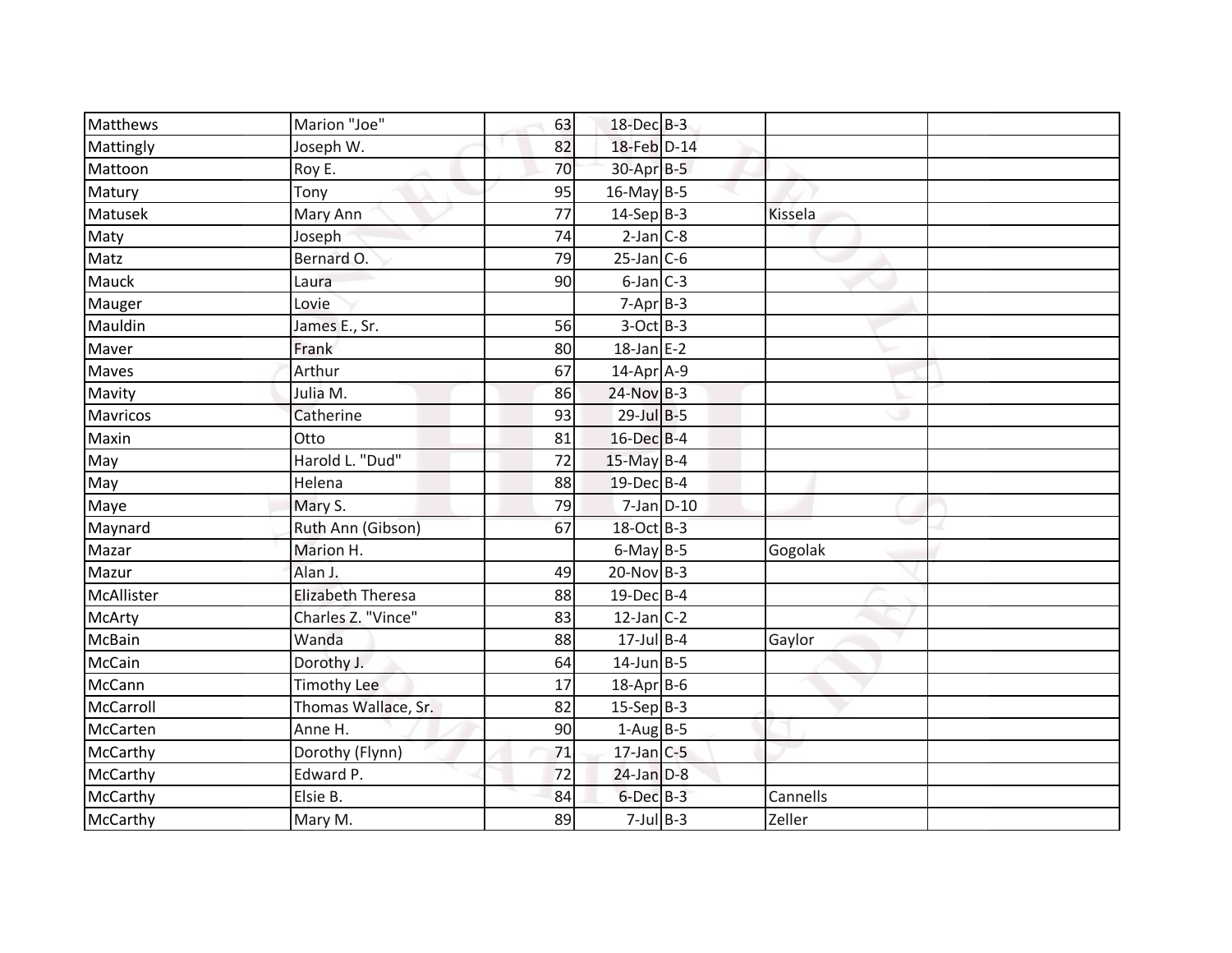| | | | | | | |
|---|---|---|---|---|---|---|
| Matthews | Marion "Joe" | 63 | 18-Dec | B-3 | | |
| Mattingly | Joseph W. | 82 | 18-Feb | D-14 | | |
| Mattoon | Roy E. | 70 | 30-Apr | B-5 | | |
| Matury | Tony | 95 | 16-May | B-5 | | |
| Matusek | Mary Ann | 77 | 14-Sep | B-3 | Kissela | |
| Maty | Joseph | 74 | 2-Jan | C-8 | | |
| Matz | Bernard O. | 79 | 25-Jan | C-6 | | |
| Mauck | Laura | 90 | 6-Jan | C-3 | | |
| Mauger | Lovie | | 7-Apr | B-3 | | |
| Mauldin | James E., Sr. | 56 | 3-Oct | B-3 | | |
| Maver | Frank | 80 | 18-Jan | E-2 | | |
| Maves | Arthur | 67 | 14-Apr | A-9 | | |
| Mavity | Julia M. | 86 | 24-Nov | B-3 | | |
| Mavricos | Catherine | 93 | 29-Jul | B-5 | | |
| Maxin | Otto | 81 | 16-Dec | B-4 | | |
| May | Harold L. "Dud" | 72 | 15-May | B-4 | | |
| May | Helena | 88 | 19-Dec | B-4 | | |
| Maye | Mary S. | 79 | 7-Jan | D-10 | | |
| Maynard | Ruth Ann (Gibson) | 67 | 18-Oct | B-3 | | |
| Mazar | Marion H. | | 6-May | B-5 | Gogolak | |
| Mazur | Alan J. | 49 | 20-Nov | B-3 | | |
| McAllister | Elizabeth Theresa | 88 | 19-Dec | B-4 | | |
| McArty | Charles Z. "Vince" | 83 | 12-Jan | C-2 | | |
| McBain | Wanda | 88 | 17-Jul | B-4 | Gaylor | |
| McCain | Dorothy J. | 64 | 14-Jun | B-5 | | |
| McCann | Timothy Lee | 17 | 18-Apr | B-6 | | |
| McCarroll | Thomas Wallace, Sr. | 82 | 15-Sep | B-3 | | |
| McCarten | Anne H. | 90 | 1-Aug | B-5 | | |
| McCarthy | Dorothy (Flynn) | 71 | 17-Jan | C-5 | | |
| McCarthy | Edward P. | 72 | 24-Jan | D-8 | | |
| McCarthy | Elsie B. | 84 | 6-Dec | B-3 | Cannells | |
| McCarthy | Mary M. | 89 | 7-Jul | B-3 | Zeller | |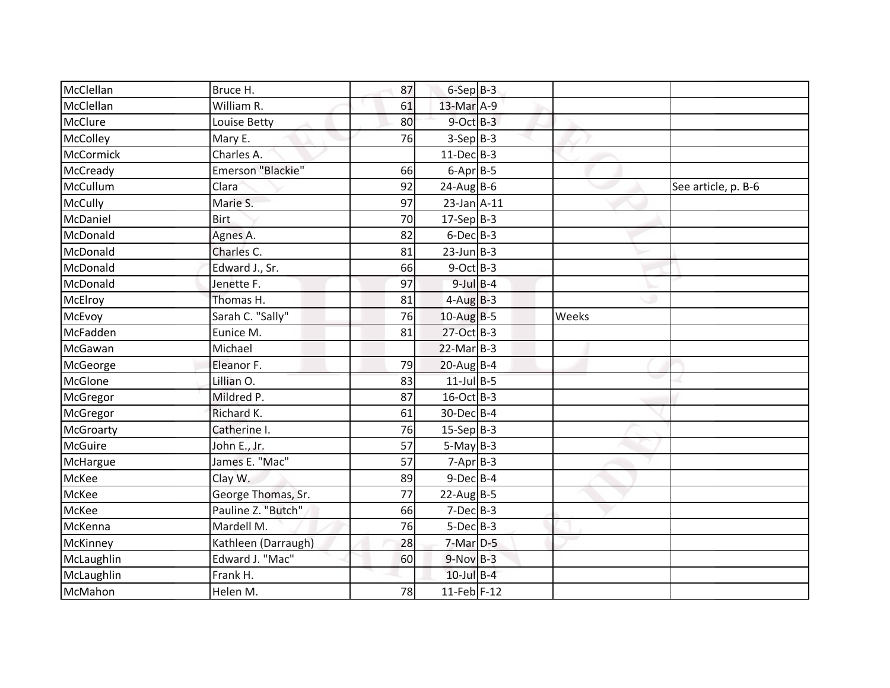| McClellan | Bruce H. | 87 | 6-Sep | B-3 | | |
|---|---|---|---|---|---|---|
| McClellan | William R. | 61 | 13-Mar | A-9 | | |
| McClure | Louise Betty | 80 | 9-Oct | B-3 | | |
| McColley | Mary E. | 76 | 3-Sep | B-3 | | |
| McCormick | Charles A. | | 11-Dec | B-3 | | |
| McCready | Emerson "Blackie" | 66 | 6-Apr | B-5 | | |
| McCullum | Clara | 92 | 24-Aug | B-6 | | See article, p. B-6 |
| McCully | Marie S. | 97 | 23-Jan | A-11 | | |
| McDaniel | Birt | 70 | 17-Sep | B-3 | | |
| McDonald | Agnes A. | 82 | 6-Dec | B-3 | | |
| McDonald | Charles C. | 81 | 23-Jun | B-3 | | |
| McDonald | Edward J., Sr. | 66 | 9-Oct | B-3 | | |
| McDonald | Jenette F. | 97 | 9-Jul | B-4 | | |
| McElroy | Thomas H. | 81 | 4-Aug | B-3 | | |
| McEvoy | Sarah C. "Sally" | 76 | 10-Aug | B-5 | Weeks | |
| McFadden | Eunice M. | 81 | 27-Oct | B-3 | | |
| McGawan | Michael | | 22-Mar | B-3 | | |
| McGeorge | Eleanor F. | 79 | 20-Aug | B-4 | | |
| McGlone | Lillian O. | 83 | 11-Jul | B-5 | | |
| McGregor | Mildred P. | 87 | 16-Oct | B-3 | | |
| McGregor | Richard K. | 61 | 30-Dec | B-4 | | |
| McGroarty | Catherine I. | 76 | 15-Sep | B-3 | | |
| McGuire | John E., Jr. | 57 | 5-May | B-3 | | |
| McHargue | James E. "Mac" | 57 | 7-Apr | B-3 | | |
| McKee | Clay W. | 89 | 9-Dec | B-4 | | |
| McKee | George Thomas, Sr. | 77 | 22-Aug | B-5 | | |
| McKee | Pauline Z. "Butch" | 66 | 7-Dec | B-3 | | |
| McKenna | Mardell M. | 76 | 5-Dec | B-3 | | |
| McKinney | Kathleen (Darraugh) | 28 | 7-Mar | D-5 | | |
| McLaughlin | Edward J. "Mac" | 60 | 9-Nov | B-3 | | |
| McLaughlin | Frank H. | | 10-Jul | B-4 | | |
| McMahon | Helen M. | 78 | 11-Feb | F-12 | | |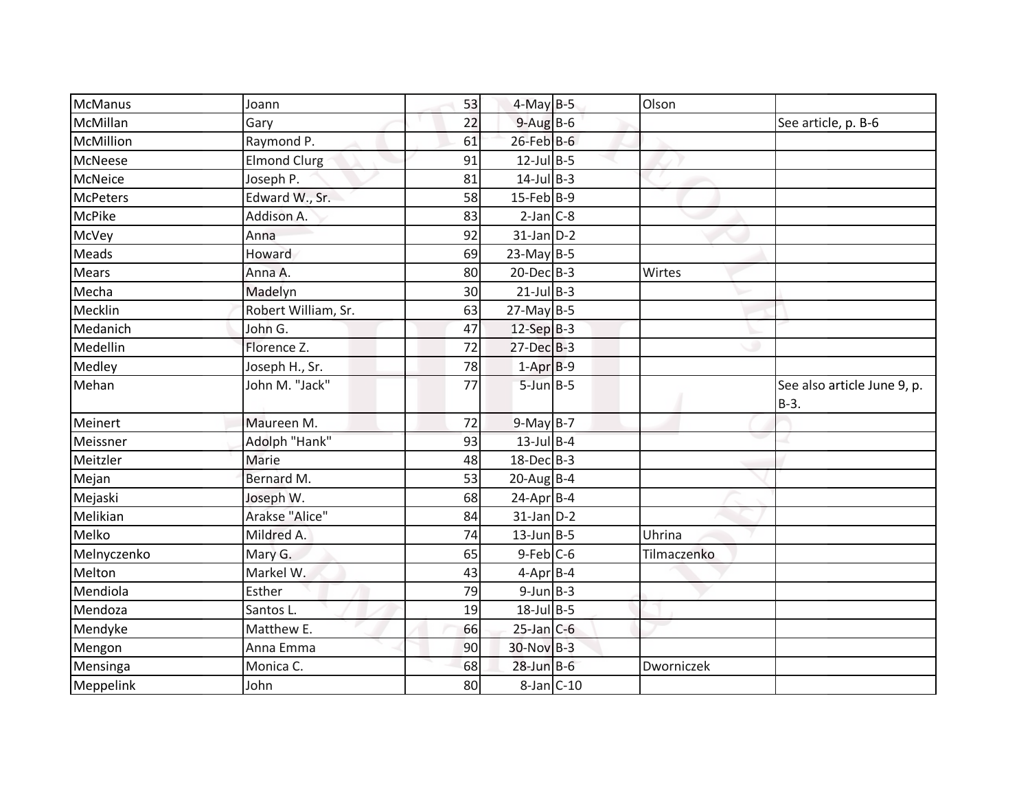| McManus | Joann | 53 | 4-May | B-5 | Olson | |
|---|---|---|---|---|---|---|
| McMillan | Gary | 22 | 9-Aug | B-6 | | See article, p. B-6 |
| McMillion | Raymond P. | 61 | 26-Feb | B-6 | | |
| McNeese | Elmond Clurg | 91 | 12-Jul | B-5 | | |
| McNeice | Joseph P. | 81 | 14-Jul | B-3 | | |
| McPeters | Edward W., Sr. | 58 | 15-Feb | B-9 | | |
| McPike | Addison A. | 83 | 2-Jan | C-8 | | |
| McVey | Anna | 92 | 31-Jan | D-2 | | |
| Meads | Howard | 69 | 23-May | B-5 | | |
| Mears | Anna A. | 80 | 20-Dec | B-3 | Wirtes | |
| Mecha | Madelyn | 30 | 21-Jul | B-3 | | |
| Mecklin | Robert William, Sr. | 63 | 27-May | B-5 | | |
| Medanich | John G. | 47 | 12-Sep | B-3 | | |
| Medellin | Florence Z. | 72 | 27-Dec | B-3 | | |
| Medley | Joseph H., Sr. | 78 | 1-Apr | B-9 | | |
| Mehan | John M. "Jack" | 77 | 5-Jun | B-5 | | See also article June 9, p. B-3. |
| Meinert | Maureen M. | 72 | 9-May | B-7 | | |
| Meissner | Adolph "Hank" | 93 | 13-Jul | B-4 | | |
| Meitzler | Marie | 48 | 18-Dec | B-3 | | |
| Mejan | Bernard M. | 53 | 20-Aug | B-4 | | |
| Mejaski | Joseph W. | 68 | 24-Apr | B-4 | | |
| Melikian | Arakse "Alice" | 84 | 31-Jan | D-2 | | |
| Melko | Mildred A. | 74 | 13-Jun | B-5 | Uhrina | |
| Melnyczenko | Mary G. | 65 | 9-Feb | C-6 | Tilmaczenko | |
| Melton | Markel W. | 43 | 4-Apr | B-4 | | |
| Mendiola | Esther | 79 | 9-Jun | B-3 | | |
| Mendoza | Santos L. | 19 | 18-Jul | B-5 | | |
| Mendyke | Matthew E. | 66 | 25-Jan | C-6 | | |
| Mengon | Anna Emma | 90 | 30-Nov | B-3 | | |
| Mensinga | Monica C. | 68 | 28-Jun | B-6 | Dworniczek | |
| Meppelink | John | 80 | 8-Jan | C-10 | | |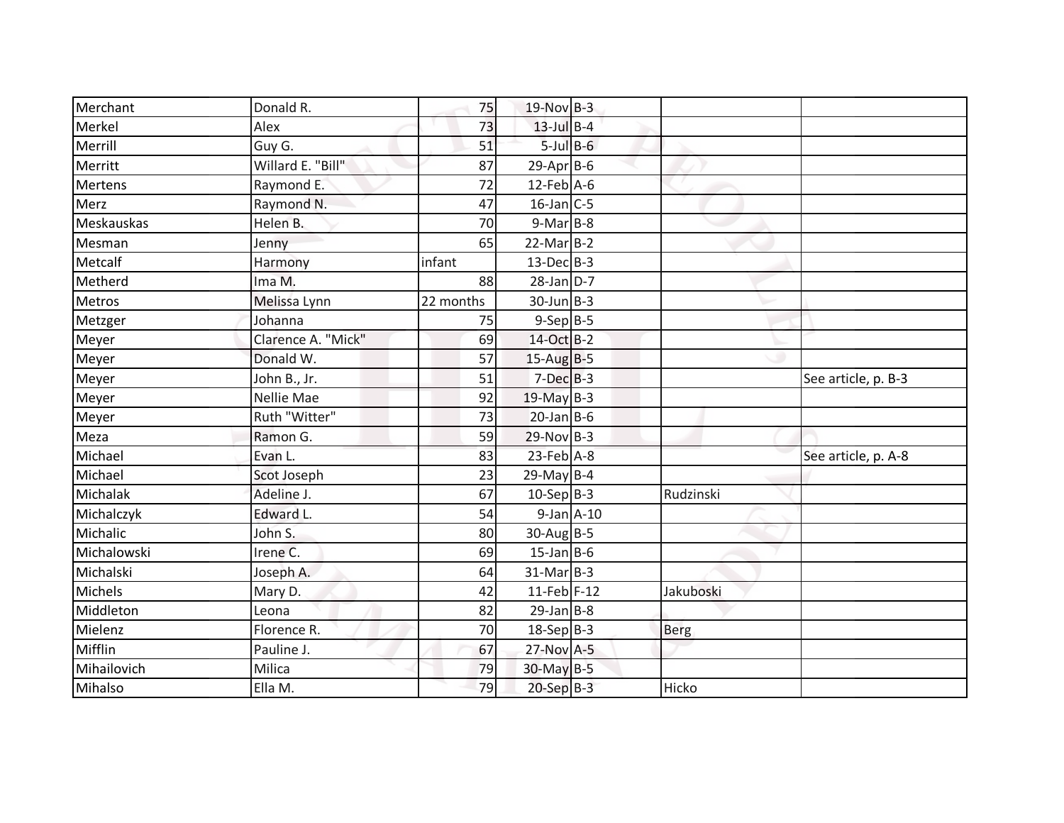| | | | | | | |
|---|---|---|---|---|---|---|
| Merchant | Donald R. | 75 | 19-Nov | B-3 | | |
| Merkel | Alex | 73 | 13-Jul | B-4 | | |
| Merrill | Guy G. | 51 | 5-Jul | B-6 | | |
| Merritt | Willard E. "Bill" | 87 | 29-Apr | B-6 | | |
| Mertens | Raymond E. | 72 | 12-Feb | A-6 | | |
| Merz | Raymond N. | 47 | 16-Jan | C-5 | | |
| Meskauskas | Helen B. | 70 | 9-Mar | B-8 | | |
| Mesman | Jenny | 65 | 22-Mar | B-2 | | |
| Metcalf | Harmony | infant | 13-Dec | B-3 | | |
| Metherd | Ima M. | 88 | 28-Jan | D-7 | | |
| Metros | Melissa Lynn | 22 months | 30-Jun | B-3 | | |
| Metzger | Johanna | 75 | 9-Sep | B-5 | | |
| Meyer | Clarence A. "Mick" | 69 | 14-Oct | B-2 | | |
| Meyer | Donald W. | 57 | 15-Aug | B-5 | | |
| Meyer | John B., Jr. | 51 | 7-Dec | B-3 | | See article, p. B-3 |
| Meyer | Nellie Mae | 92 | 19-May | B-3 | | |
| Meyer | Ruth "Witter" | 73 | 20-Jan | B-6 | | |
| Meza | Ramon G. | 59 | 29-Nov | B-3 | | |
| Michael | Evan L. | 83 | 23-Feb | A-8 | | See article, p. A-8 |
| Michael | Scot Joseph | 23 | 29-May | B-4 | | |
| Michalak | Adeline J. | 67 | 10-Sep | B-3 | Rudzinski | |
| Michalczyk | Edward L. | 54 | 9-Jan | A-10 | | |
| Michalic | John S. | 80 | 30-Aug | B-5 | | |
| Michalowski | Irene C. | 69 | 15-Jan | B-6 | | |
| Michalski | Joseph A. | 64 | 31-Mar | B-3 | | |
| Michels | Mary D. | 42 | 11-Feb | F-12 | Jakuboski | |
| Middleton | Leona | 82 | 29-Jan | B-8 | | |
| Mielenz | Florence R. | 70 | 18-Sep | B-3 | Berg | |
| Mifflin | Pauline J. | 67 | 27-Nov | A-5 | | |
| Mihailovich | Milica | 79 | 30-May | B-5 | | |
| Mihalso | Ella M. | 79 | 20-Sep | B-3 | Hicko | |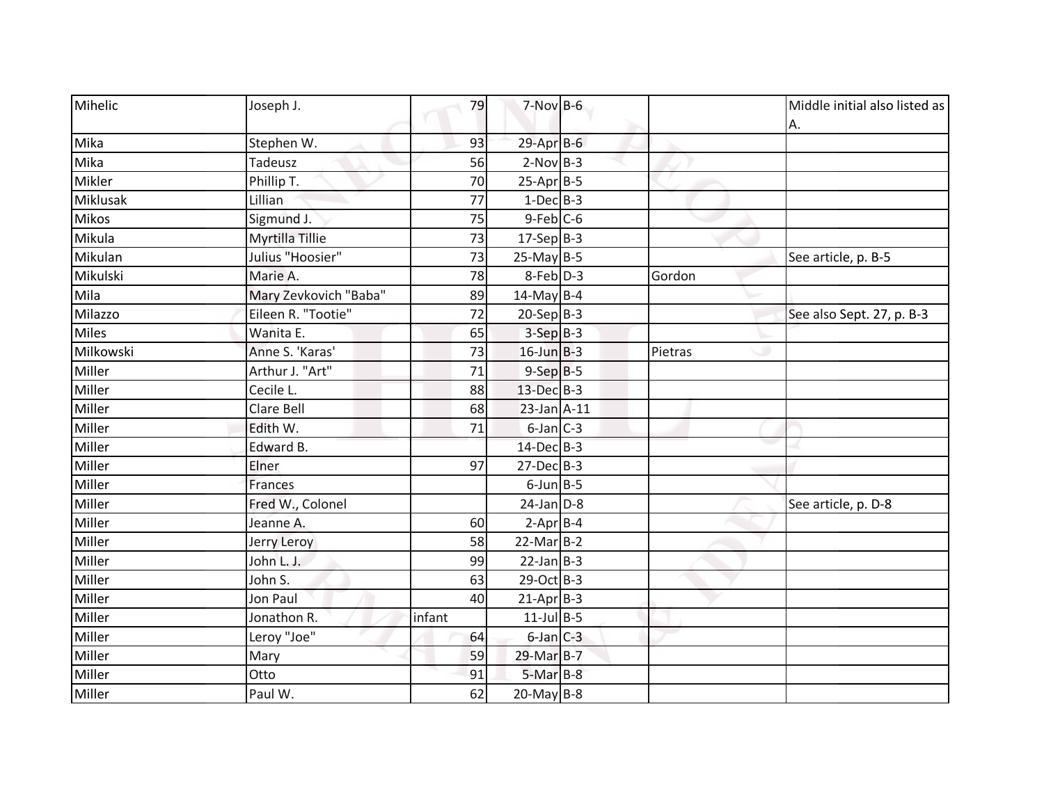| | | | | | | |
|---|---|---|---|---|---|---|
| Mihelic | Joseph J. | 79 | 7-Nov | B-6 | | Middle initial also listed as A. |
| Mika | Stephen W. | 93 | 29-Apr | B-6 | | |
| Mika | Tadeusz | 56 | 2-Nov | B-3 | | |
| Mikler | Phillip T. | 70 | 25-Apr | B-5 | | |
| Miklusak | Lillian | 77 | 1-Dec | B-3 | | |
| Mikos | Sigmund J. | 75 | 9-Feb | C-6 | | |
| Mikula | Myrtilla Tillie | 73 | 17-Sep | B-3 | | |
| Mikulan | Julius "Hoosier" | 73 | 25-May | B-5 | | See article, p. B-5 |
| Mikulski | Marie A. | 78 | 8-Feb | D-3 | Gordon | |
| Mila | Mary Zevkovich "Baba" | 89 | 14-May | B-4 | | |
| Milazzo | Eileen R. "Tootie" | 72 | 20-Sep | B-3 | | See also Sept. 27, p. B-3 |
| Miles | Wanita E. | 65 | 3-Sep | B-3 | | |
| Milkowski | Anne S. 'Karas' | 73 | 16-Jun | B-3 | Pietras | |
| Miller | Arthur J. "Art" | 71 | 9-Sep | B-5 | | |
| Miller | Cecile L. | 88 | 13-Dec | B-3 | | |
| Miller | Clare Bell | 68 | 23-Jan | A-11 | | |
| Miller | Edith W. | 71 | 6-Jan | C-3 | | |
| Miller | Edward B. | | 14-Dec | B-3 | | |
| Miller | Elner | 97 | 27-Dec | B-3 | | |
| Miller | Frances | | 6-Jun | B-5 | | |
| Miller | Fred W., Colonel | | 24-Jan | D-8 | | See article, p. D-8 |
| Miller | Jeanne A. | 60 | 2-Apr | B-4 | | |
| Miller | Jerry Leroy | 58 | 22-Mar | B-2 | | |
| Miller | John L. J. | 99 | 22-Jan | B-3 | | |
| Miller | John S. | 63 | 29-Oct | B-3 | | |
| Miller | Jon Paul | 40 | 21-Apr | B-3 | | |
| Miller | Jonathon R. | infant | 11-Jul | B-5 | | |
| Miller | Leroy "Joe" | 64 | 6-Jan | C-3 | | |
| Miller | Mary | 59 | 29-Mar | B-7 | | |
| Miller | Otto | 91 | 5-Mar | B-8 | | |
| Miller | Paul W. | 62 | 20-May | B-8 | | |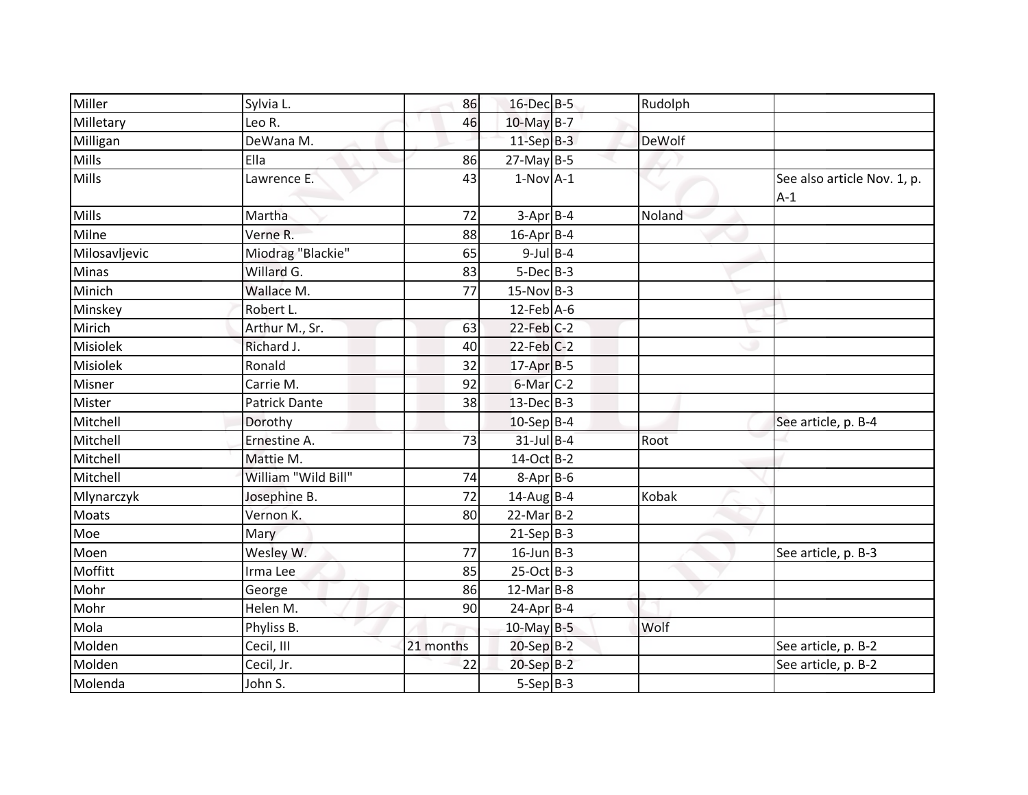| | | | | | | |
|---|---|---|---|---|---|---|
| Miller | Sylvia L. | 86 | 16-Dec | B-5 | Rudolph | |
| Milletary | Leo R. | 46 | 10-May | B-7 | | |
| Milligan | DeWana M. | | 11-Sep | B-3 | DeWolf | |
| Mills | Ella | 86 | 27-May | B-5 | | |
| Mills | Lawrence E. | 43 | 1-Nov | A-1 | | See also article Nov. 1, p. A-1 |
| Mills | Martha | 72 | 3-Apr | B-4 | Noland | |
| Milne | Verne R. | 88 | 16-Apr | B-4 | | |
| Milosavljevic | Miodrag "Blackie" | 65 | 9-Jul | B-4 | | |
| Minas | Willard G. | 83 | 5-Dec | B-3 | | |
| Minich | Wallace M. | 77 | 15-Nov | B-3 | | |
| Minskey | Robert L. | | 12-Feb | A-6 | | |
| Mirich | Arthur M., Sr. | 63 | 22-Feb | C-2 | | |
| Misiolek | Richard J. | 40 | 22-Feb | C-2 | | |
| Misiolek | Ronald | 32 | 17-Apr | B-5 | | |
| Misner | Carrie M. | 92 | 6-Mar | C-2 | | |
| Mister | Patrick Dante | 38 | 13-Dec | B-3 | | |
| Mitchell | Dorothy | | 10-Sep | B-4 | | See article, p. B-4 |
| Mitchell | Ernestine A. | 73 | 31-Jul | B-4 | Root | |
| Mitchell | Mattie M. | | 14-Oct | B-2 | | |
| Mitchell | William "Wild Bill" | 74 | 8-Apr | B-6 | | |
| Mlynarczyk | Josephine B. | 72 | 14-Aug | B-4 | Kobak | |
| Moats | Vernon K. | 80 | 22-Mar | B-2 | | |
| Moe | Mary | | 21-Sep | B-3 | | |
| Moen | Wesley W. | 77 | 16-Jun | B-3 | | See article, p. B-3 |
| Moffitt | Irma Lee | 85 | 25-Oct | B-3 | | |
| Mohr | George | 86 | 12-Mar | B-8 | | |
| Mohr | Helen M. | 90 | 24-Apr | B-4 | | |
| Mola | Phyliss B. | | 10-May | B-5 | Wolf | |
| Molden | Cecil, III | 21 months | 20-Sep | B-2 | | See article, p. B-2 |
| Molden | Cecil, Jr. | 22 | 20-Sep | B-2 | | See article, p. B-2 |
| Molenda | John S. | | 5-Sep | B-3 | | |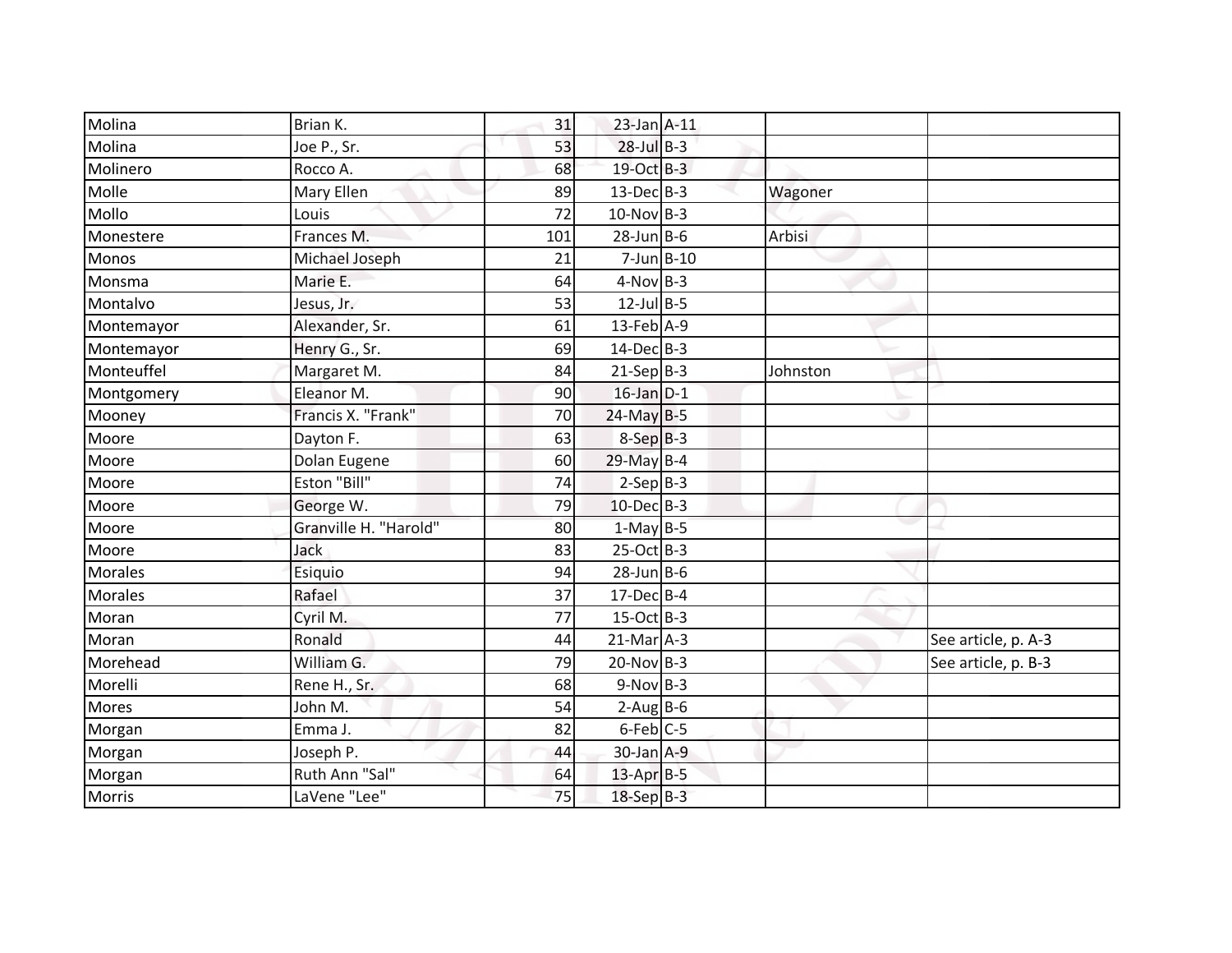| | | | | | | |
|---|---|---|---|---|---|---|
| Molina | Brian K. | 31 | 23-Jan | A-11 | | |
| Molina | Joe P., Sr. | 53 | 28-Jul | B-3 | | |
| Molinero | Rocco A. | 68 | 19-Oct | B-3 | | |
| Molle | Mary Ellen | 89 | 13-Dec | B-3 | Wagoner | |
| Mollo | Louis | 72 | 10-Nov | B-3 | | |
| Monestere | Frances M. | 101 | 28-Jun | B-6 | Arbisi | |
| Monos | Michael Joseph | 21 | 7-Jun | B-10 | | |
| Monsma | Marie E. | 64 | 4-Nov | B-3 | | |
| Montalvo | Jesus, Jr. | 53 | 12-Jul | B-5 | | |
| Montemayor | Alexander, Sr. | 61 | 13-Feb | A-9 | | |
| Montemayor | Henry G., Sr. | 69 | 14-Dec | B-3 | | |
| Monteuffel | Margaret M. | 84 | 21-Sep | B-3 | Johnston | |
| Montgomery | Eleanor M. | 90 | 16-Jan | D-1 | | |
| Mooney | Francis X. "Frank" | 70 | 24-May | B-5 | | |
| Moore | Dayton F. | 63 | 8-Sep | B-3 | | |
| Moore | Dolan Eugene | 60 | 29-May | B-4 | | |
| Moore | Eston "Bill" | 74 | 2-Sep | B-3 | | |
| Moore | George W. | 79 | 10-Dec | B-3 | | |
| Moore | Granville H. "Harold" | 80 | 1-May | B-5 | | |
| Moore | Jack | 83 | 25-Oct | B-3 | | |
| Morales | Esiquio | 94 | 28-Jun | B-6 | | |
| Morales | Rafael | 37 | 17-Dec | B-4 | | |
| Moran | Cyril M. | 77 | 15-Oct | B-3 | | |
| Moran | Ronald | 44 | 21-Mar | A-3 | | See article, p. A-3 |
| Morehead | William G. | 79 | 20-Nov | B-3 | | See article, p. B-3 |
| Morelli | Rene H., Sr. | 68 | 9-Nov | B-3 | | |
| Mores | John M. | 54 | 2-Aug | B-6 | | |
| Morgan | Emma J. | 82 | 6-Feb | C-5 | | |
| Morgan | Joseph P. | 44 | 30-Jan | A-9 | | |
| Morgan | Ruth Ann "Sal" | 64 | 13-Apr | B-5 | | |
| Morris | LaVene "Lee" | 75 | 18-Sep | B-3 | | |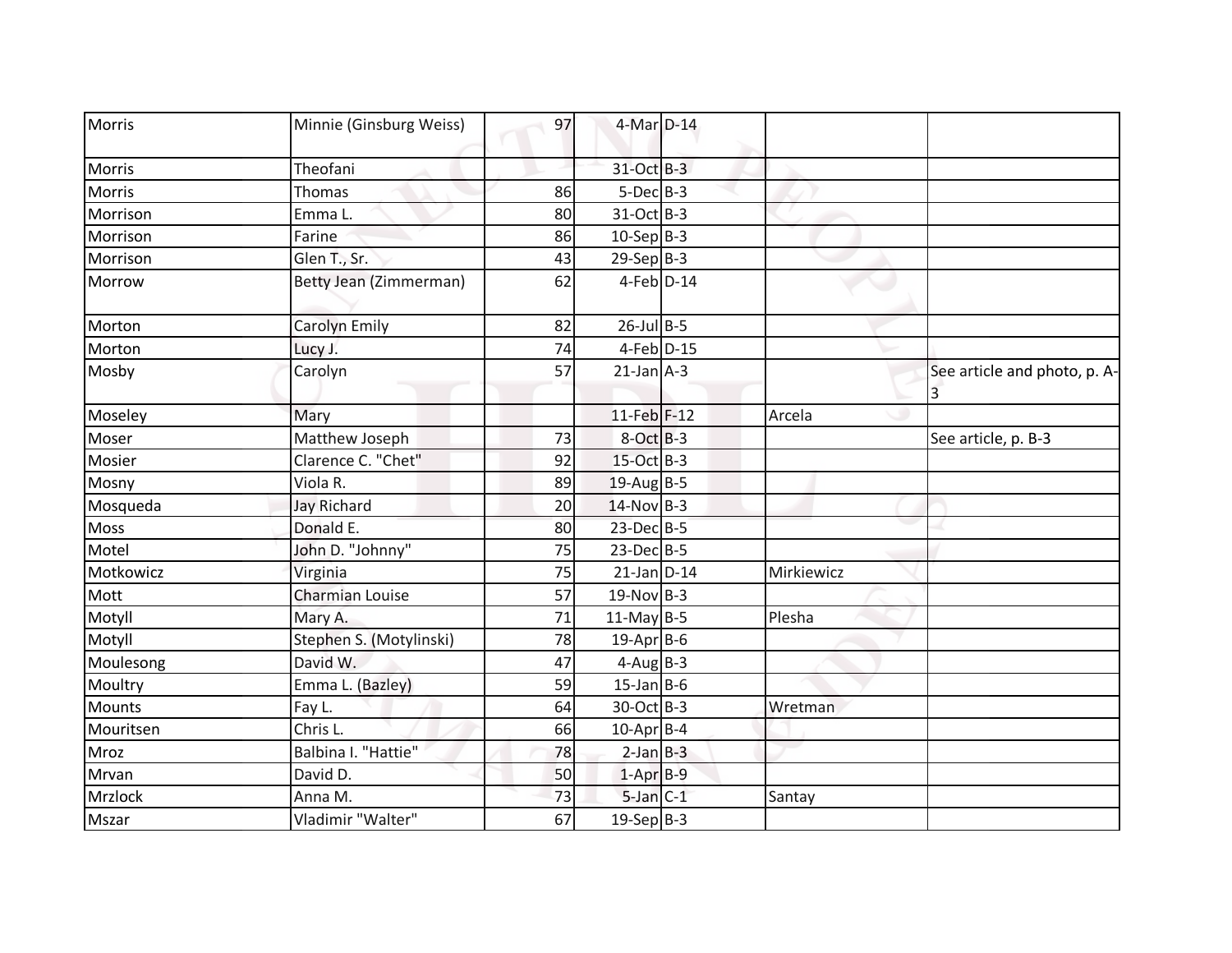| | | | | | | |
|---|---|---|---|---|---|---|
| Morris | Minnie (Ginsburg Weiss) | 97 | 4-Mar | D-14 | | |
| Morris | Theofani | | 31-Oct | B-3 | | |
| Morris | Thomas | 86 | 5-Dec | B-3 | | |
| Morrison | Emma L. | 80 | 31-Oct | B-3 | | |
| Morrison | Farine | 86 | 10-Sep | B-3 | | |
| Morrison | Glen T., Sr. | 43 | 29-Sep | B-3 | | |
| Morrow | Betty Jean (Zimmerman) | 62 | 4-Feb | D-14 | | |
| Morton | Carolyn Emily | 82 | 26-Jul | B-5 | | |
| Morton | Lucy J. | 74 | 4-Feb | D-15 | | |
| Mosby | Carolyn | 57 | 21-Jan | A-3 | | See article and photo, p. A-3 |
| Moseley | Mary | | 11-Feb | F-12 | Arcela | |
| Moser | Matthew Joseph | 73 | 8-Oct | B-3 | | See article, p. B-3 |
| Mosier | Clarence C. "Chet" | 92 | 15-Oct | B-3 | | |
| Mosny | Viola R. | 89 | 19-Aug | B-5 | | |
| Mosqueda | Jay Richard | 20 | 14-Nov | B-3 | | |
| Moss | Donald E. | 80 | 23-Dec | B-5 | | |
| Motel | John D. "Johnny" | 75 | 23-Dec | B-5 | | |
| Motkowicz | Virginia | 75 | 21-Jan | D-14 | Mirkiewicz | |
| Mott | Charmian Louise | 57 | 19-Nov | B-3 | | |
| Motyll | Mary A. | 71 | 11-May | B-5 | Plesha | |
| Motyll | Stephen S. (Motylinski) | 78 | 19-Apr | B-6 | | |
| Moulesong | David W. | 47 | 4-Aug | B-3 | | |
| Moultry | Emma L. (Bazley) | 59 | 15-Jan | B-6 | | |
| Mounts | Fay L. | 64 | 30-Oct | B-3 | Wretman | |
| Mouritsen | Chris L. | 66 | 10-Apr | B-4 | | |
| Mroz | Balbina I. "Hattie" | 78 | 2-Jan | B-3 | | |
| Mrvan | David D. | 50 | 1-Apr | B-9 | | |
| Mrzlock | Anna M. | 73 | 5-Jan | C-1 | Santay | |
| Mszar | Vladimir "Walter" | 67 | 19-Sep | B-3 | | |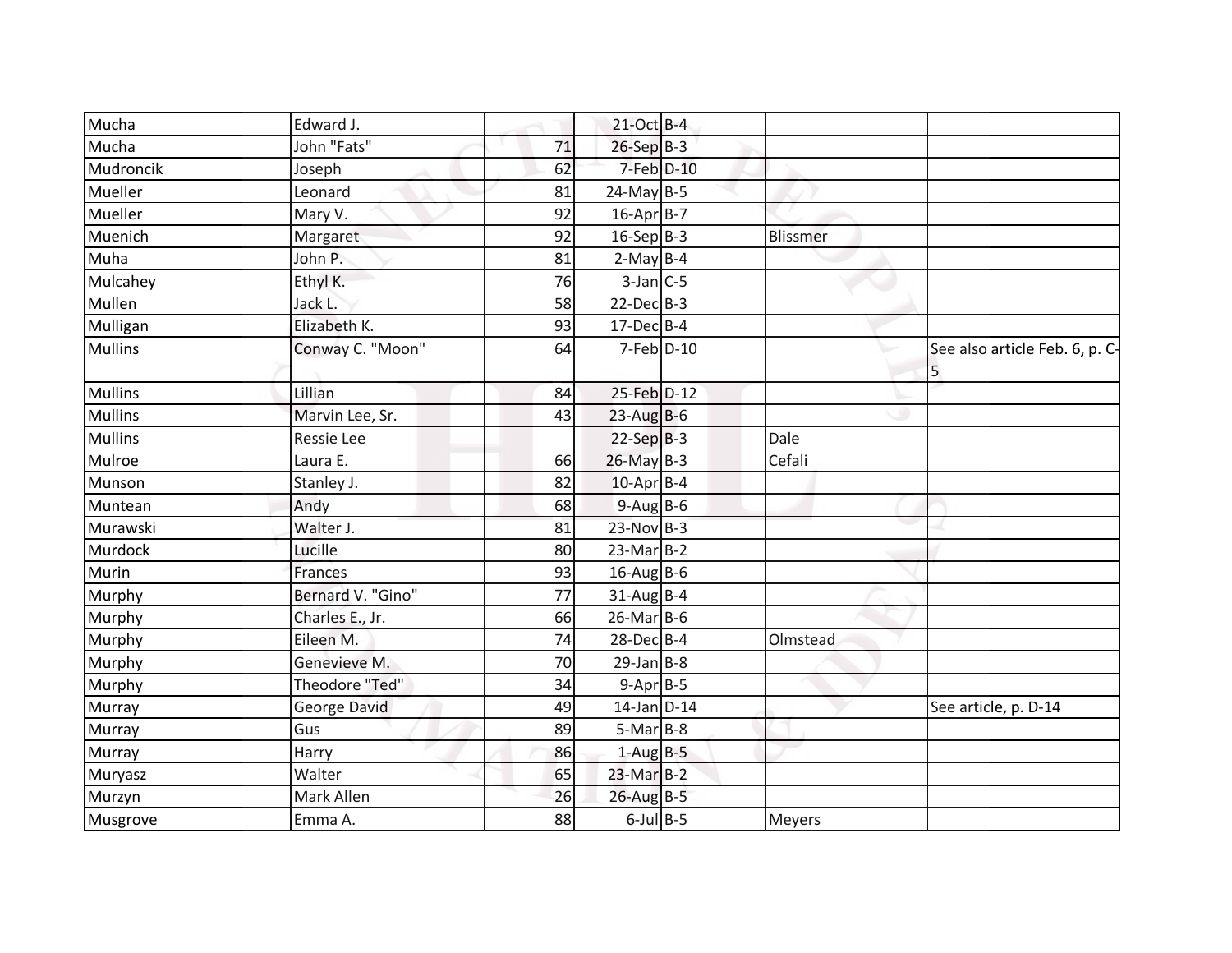| | | | | | | |
|---|---|---|---|---|---|---|
| Mucha | Edward J. | | 21-Oct | B-4 | | |
| Mucha | John "Fats" | 71 | 26-Sep | B-3 | | |
| Mudroncik | Joseph | 62 | 7-Feb | D-10 | | |
| Mueller | Leonard | 81 | 24-May | B-5 | | |
| Mueller | Mary V. | 92 | 16-Apr | B-7 | | |
| Muenich | Margaret | 92 | 16-Sep | B-3 | Blissmer | |
| Muha | John P. | 81 | 2-May | B-4 | | |
| Mulcahey | Ethyl K. | 76 | 3-Jan | C-5 | | |
| Mullen | Jack L. | 58 | 22-Dec | B-3 | | |
| Mulligan | Elizabeth K. | 93 | 17-Dec | B-4 | | |
| Mullins | Conway C. "Moon" | 64 | 7-Feb | D-10 | | See also article Feb. 6, p. C-5 |
| Mullins | Lillian | 84 | 25-Feb | D-12 | | |
| Mullins | Marvin Lee, Sr. | 43 | 23-Aug | B-6 | | |
| Mullins | Ressie Lee | | 22-Sep | B-3 | Dale | |
| Mulroe | Laura E. | 66 | 26-May | B-3 | Cefali | |
| Munson | Stanley J. | 82 | 10-Apr | B-4 | | |
| Muntean | Andy | 68 | 9-Aug | B-6 | | |
| Murawski | Walter J. | 81 | 23-Nov | B-3 | | |
| Murdock | Lucille | 80 | 23-Mar | B-2 | | |
| Murin | Frances | 93 | 16-Aug | B-6 | | |
| Murphy | Bernard V. "Gino" | 77 | 31-Aug | B-4 | | |
| Murphy | Charles E., Jr. | 66 | 26-Mar | B-6 | | |
| Murphy | Eileen M. | 74 | 28-Dec | B-4 | Olmstead | |
| Murphy | Genevieve M. | 70 | 29-Jan | B-8 | | |
| Murphy | Theodore "Ted" | 34 | 9-Apr | B-5 | | |
| Murray | George David | 49 | 14-Jan | D-14 | | See article, p. D-14 |
| Murray | Gus | 89 | 5-Mar | B-8 | | |
| Murray | Harry | 86 | 1-Aug | B-5 | | |
| Muryasz | Walter | 65 | 23-Mar | B-2 | | |
| Murzyn | Mark Allen | 26 | 26-Aug | B-5 | | |
| Musgrove | Emma A. | 88 | 6-Jul | B-5 | Meyers | |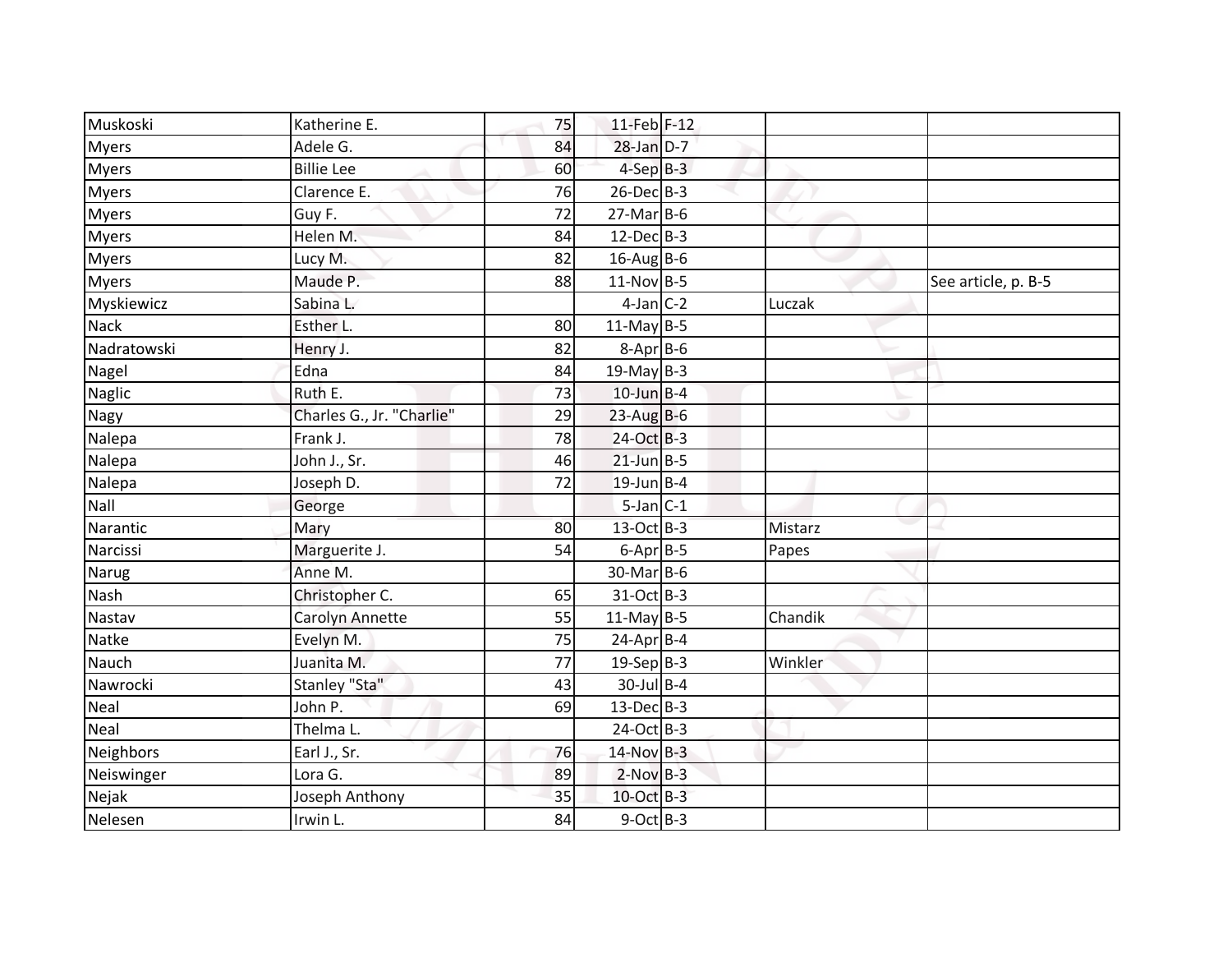| | | | | | | |
|---|---|---|---|---|---|---|
| Muskoski | Katherine E. | 75 | 11-Feb | F-12 | | |
| Myers | Adele G. | 84 | 28-Jan | D-7 | | |
| Myers | Billie Lee | 60 | 4-Sep | B-3 | | |
| Myers | Clarence E. | 76 | 26-Dec | B-3 | | |
| Myers | Guy F. | 72 | 27-Mar | B-6 | | |
| Myers | Helen M. | 84 | 12-Dec | B-3 | | |
| Myers | Lucy M. | 82 | 16-Aug | B-6 | | |
| Myers | Maude P. | 88 | 11-Nov | B-5 | | See article, p. B-5 |
| Myskiewicz | Sabina L. | | 4-Jan | C-2 | Luczak | |
| Nack | Esther L. | 80 | 11-May | B-5 | | |
| Nadratowski | Henry J. | 82 | 8-Apr | B-6 | | |
| Nagel | Edna | 84 | 19-May | B-3 | | |
| Naglic | Ruth E. | 73 | 10-Jun | B-4 | | |
| Nagy | Charles G., Jr. "Charlie" | 29 | 23-Aug | B-6 | | |
| Nalepa | Frank J. | 78 | 24-Oct | B-3 | | |
| Nalepa | John J., Sr. | 46 | 21-Jun | B-5 | | |
| Nalepa | Joseph D. | 72 | 19-Jun | B-4 | | |
| Nall | George | | 5-Jan | C-1 | | |
| Narantic | Mary | 80 | 13-Oct | B-3 | Mistarz | |
| Narcissi | Marguerite J. | 54 | 6-Apr | B-5 | Papes | |
| Narug | Anne M. | | 30-Mar | B-6 | | |
| Nash | Christopher C. | 65 | 31-Oct | B-3 | | |
| Nastav | Carolyn Annette | 55 | 11-May | B-5 | Chandik | |
| Natke | Evelyn M. | 75 | 24-Apr | B-4 | | |
| Nauch | Juanita M. | 77 | 19-Sep | B-3 | Winkler | |
| Nawrocki | Stanley "Sta" | 43 | 30-Jul | B-4 | | |
| Neal | John P. | 69 | 13-Dec | B-3 | | |
| Neal | Thelma L. | | 24-Oct | B-3 | | |
| Neighbors | Earl J., Sr. | 76 | 14-Nov | B-3 | | |
| Neiswinger | Lora G. | 89 | 2-Nov | B-3 | | |
| Nejak | Joseph Anthony | 35 | 10-Oct | B-3 | | |
| Nelesen | Irwin L. | 84 | 9-Oct | B-3 | | |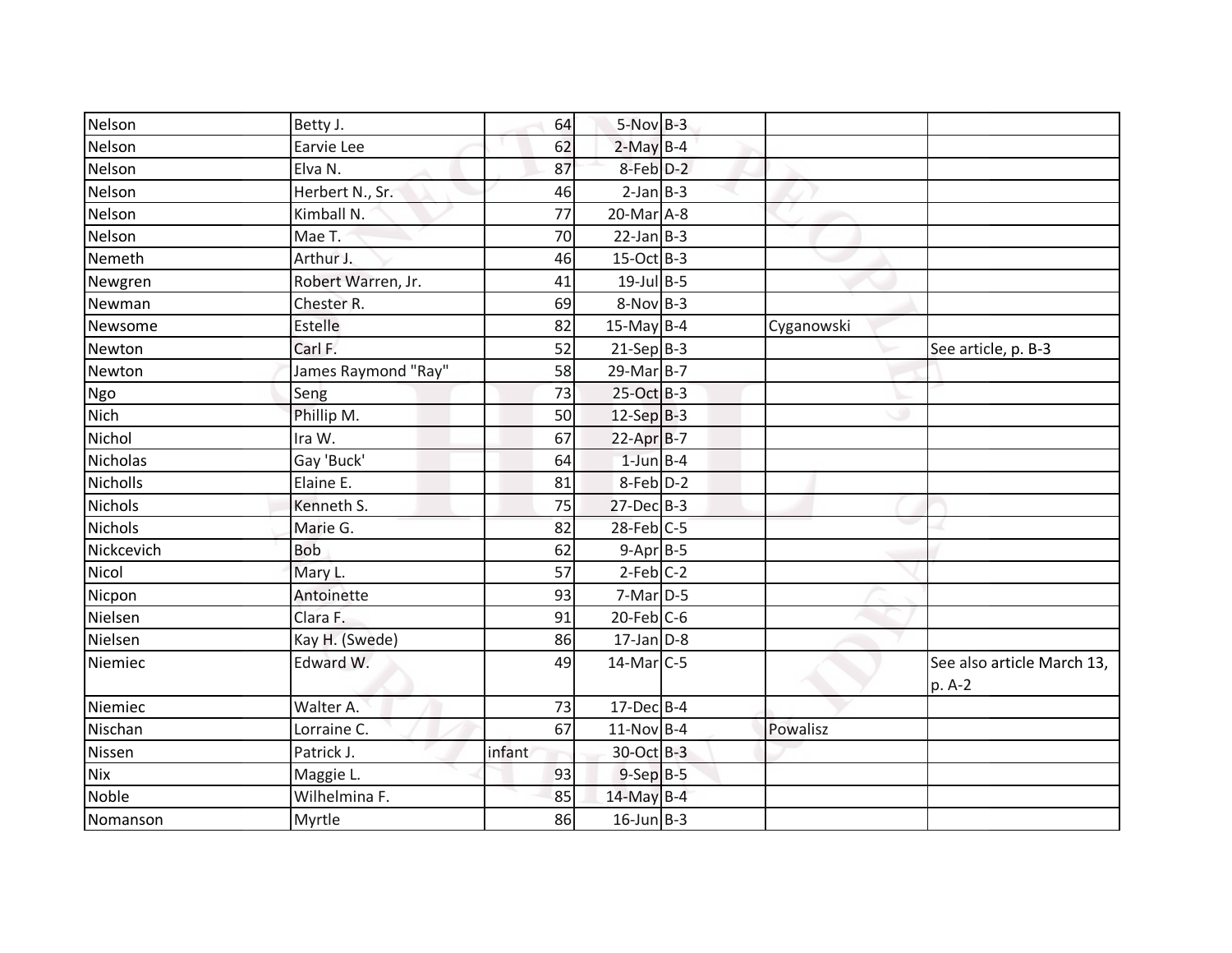| | | | | | | |
|---|---|---|---|---|---|---|
| Nelson | Betty J. | 64 | 5-Nov | B-3 | | |
| Nelson | Earvie Lee | 62 | 2-May | B-4 | | |
| Nelson | Elva N. | 87 | 8-Feb | D-2 | | |
| Nelson | Herbert N., Sr. | 46 | 2-Jan | B-3 | | |
| Nelson | Kimball N. | 77 | 20-Mar | A-8 | | |
| Nelson | Mae T. | 70 | 22-Jan | B-3 | | |
| Nemeth | Arthur J. | 46 | 15-Oct | B-3 | | |
| Newgren | Robert Warren, Jr. | 41 | 19-Jul | B-5 | | |
| Newman | Chester R. | 69 | 8-Nov | B-3 | | |
| Newsome | Estelle | 82 | 15-May | B-4 | Cyganowski | |
| Newton | Carl F. | 52 | 21-Sep | B-3 | | See article, p. B-3 |
| Newton | James Raymond "Ray" | 58 | 29-Mar | B-7 | | |
| Ngo | Seng | 73 | 25-Oct | B-3 | | |
| Nich | Phillip M. | 50 | 12-Sep | B-3 | | |
| Nichol | Ira W. | 67 | 22-Apr | B-7 | | |
| Nicholas | Gay 'Buck' | 64 | 1-Jun | B-4 | | |
| Nicholls | Elaine E. | 81 | 8-Feb | D-2 | | |
| Nichols | Kenneth S. | 75 | 27-Dec | B-3 | | |
| Nichols | Marie G. | 82 | 28-Feb | C-5 | | |
| Nickcevich | Bob | 62 | 9-Apr | B-5 | | |
| Nicol | Mary L. | 57 | 2-Feb | C-2 | | |
| Nicpon | Antoinette | 93 | 7-Mar | D-5 | | |
| Nielsen | Clara F. | 91 | 20-Feb | C-6 | | |
| Nielsen | Kay H. (Swede) | 86 | 17-Jan | D-8 | | |
| Niemiec | Edward W. | 49 | 14-Mar | C-5 | | See also article March 13, p. A-2 |
| Niemiec | Walter A. | 73 | 17-Dec | B-4 | | |
| Nischan | Lorraine C. | 67 | 11-Nov | B-4 | Powalisz | |
| Nissen | Patrick J. | infant | 30-Oct | B-3 | | |
| Nix | Maggie L. | 93 | 9-Sep | B-5 | | |
| Noble | Wilhelmina F. | 85 | 14-May | B-4 | | |
| Nomanson | Myrtle | 86 | 16-Jun | B-3 | | |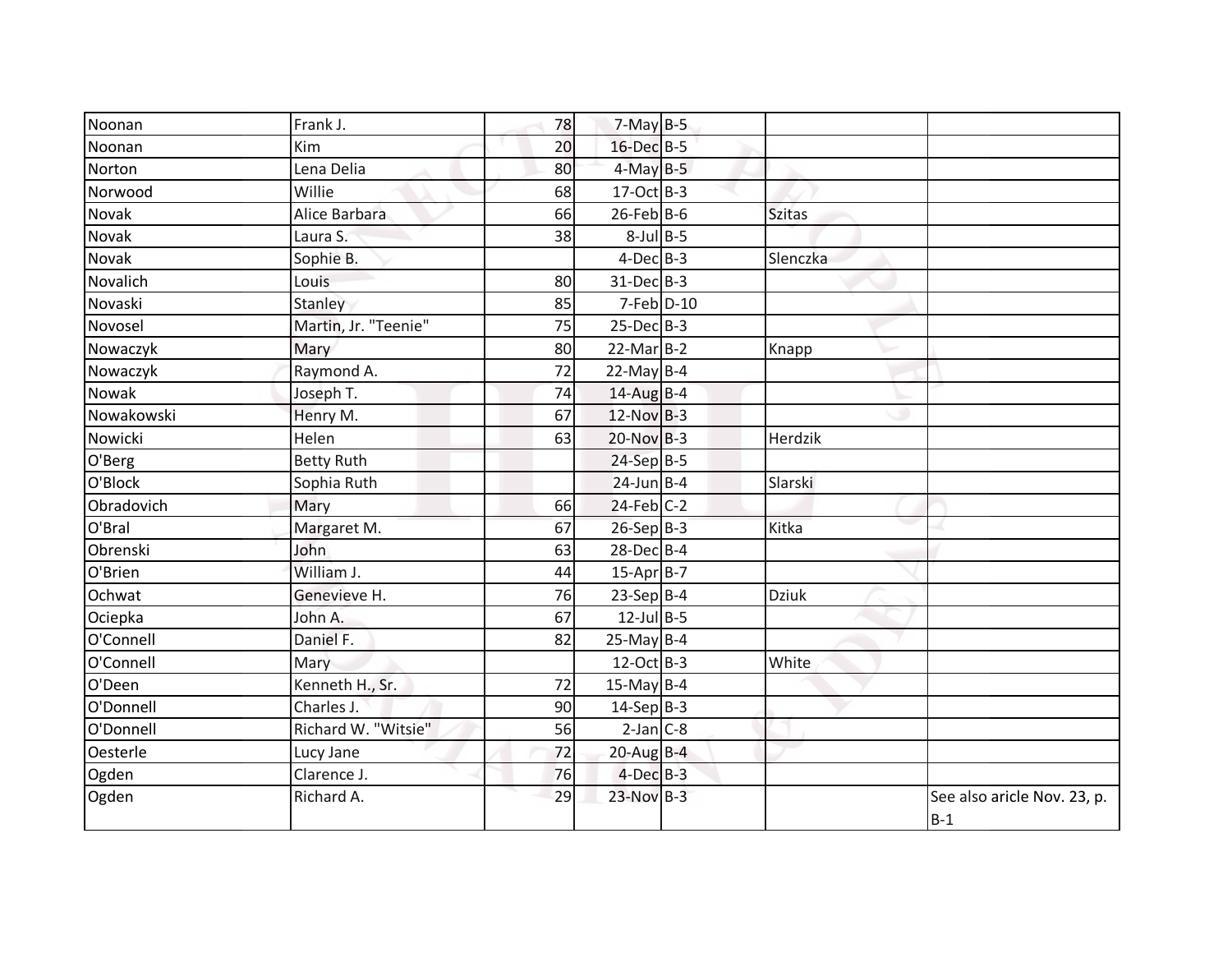| | | | | | | |
|---|---|---|---|---|---|---|
| Noonan | Frank J. | 78 | 7-May | B-5 | | |
| Noonan | Kim | 20 | 16-Dec | B-5 | | |
| Norton | Lena Delia | 80 | 4-May | B-5 | | |
| Norwood | Willie | 68 | 17-Oct | B-3 | | |
| Novak | Alice Barbara | 66 | 26-Feb | B-6 | Szitas | |
| Novak | Laura S. | 38 | 8-Jul | B-5 | | |
| Novak | Sophie B. | | 4-Dec | B-3 | Slenczka | |
| Novalich | Louis | 80 | 31-Dec | B-3 | | |
| Novaski | Stanley | 85 | 7-Feb | D-10 | | |
| Novosel | Martin, Jr. "Teenie" | 75 | 25-Dec | B-3 | | |
| Nowaczyk | Mary | 80 | 22-Mar | B-2 | Knapp | |
| Nowaczyk | Raymond A. | 72 | 22-May | B-4 | | |
| Nowak | Joseph T. | 74 | 14-Aug | B-4 | | |
| Nowakowski | Henry M. | 67 | 12-Nov | B-3 | | |
| Nowicki | Helen | 63 | 20-Nov | B-3 | Herdzik | |
| O'Berg | Betty Ruth | | 24-Sep | B-5 | | |
| O'Block | Sophia Ruth | | 24-Jun | B-4 | Slarski | |
| Obradovich | Mary | 66 | 24-Feb | C-2 | | |
| O'Bral | Margaret M. | 67 | 26-Sep | B-3 | Kitka | |
| Obrenski | John | 63 | 28-Dec | B-4 | | |
| O'Brien | William J. | 44 | 15-Apr | B-7 | | |
| Ochwat | Genevieve H. | 76 | 23-Sep | B-4 | Dziuk | |
| Ociepka | John A. | 67 | 12-Jul | B-5 | | |
| O'Connell | Daniel F. | 82 | 25-May | B-4 | | |
| O'Connell | Mary | | 12-Oct | B-3 | White | |
| O'Deen | Kenneth H., Sr. | 72 | 15-May | B-4 | | |
| O'Donnell | Charles J. | 90 | 14-Sep | B-3 | | |
| O'Donnell | Richard W. "Witsie" | 56 | 2-Jan | C-8 | | |
| Oesterle | Lucy Jane | 72 | 20-Aug | B-4 | | |
| Ogden | Clarence J. | 76 | 4-Dec | B-3 | | |
| Ogden | Richard A. | 29 | 23-Nov | B-3 | | See also aricle Nov. 23, p. B-1 |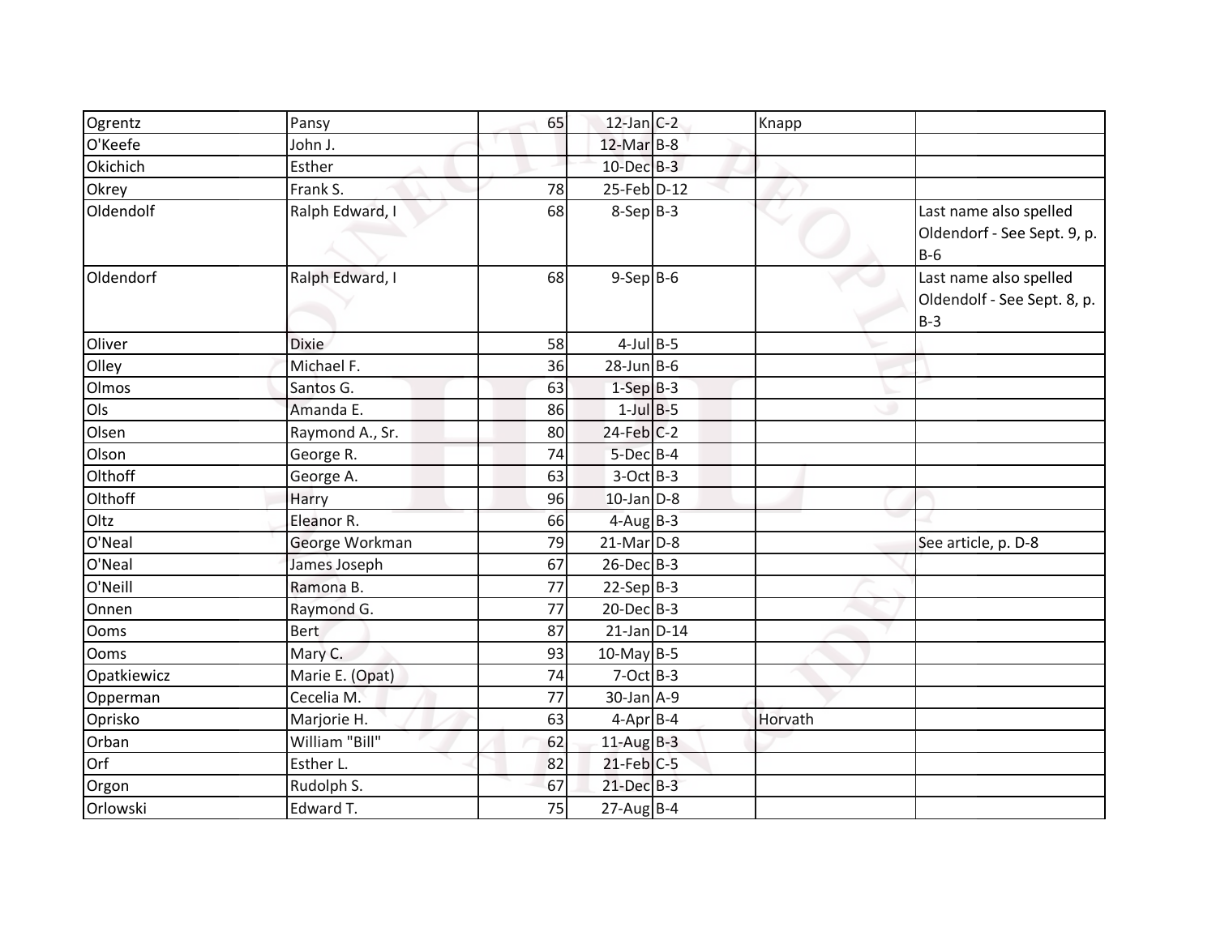| | | | | | | |
|---|---|---|---|---|---|---|
| Ogrentz | Pansy | 65 | 12-Jan | C-2 | Knapp | |
| O'Keefe | John J. | | 12-Mar | B-8 | | |
| Okichich | Esther | | 10-Dec | B-3 | | |
| Okrey | Frank S. | 78 | 25-Feb | D-12 | | |
| Oldendolf | Ralph Edward, I | 68 | 8-Sep | B-3 | | Last name also spelled Oldendorf - See Sept. 9, p. B-6 |
| Oldendorf | Ralph Edward, I | 68 | 9-Sep | B-6 | | Last name also spelled Oldendolf - See Sept. 8, p. B-3 |
| Oliver | Dixie | 58 | 4-Jul | B-5 | | |
| Olley | Michael F. | 36 | 28-Jun | B-6 | | |
| Olmos | Santos G. | 63 | 1-Sep | B-3 | | |
| Ols | Amanda E. | 86 | 1-Jul | B-5 | | |
| Olsen | Raymond A., Sr. | 80 | 24-Feb | C-2 | | |
| Olson | George R. | 74 | 5-Dec | B-4 | | |
| Olthoff | George A. | 63 | 3-Oct | B-3 | | |
| Olthoff | Harry | 96 | 10-Jan | D-8 | | |
| Oltz | Eleanor R. | 66 | 4-Aug | B-3 | | |
| O'Neal | George Workman | 79 | 21-Mar | D-8 | | See article, p. D-8 |
| O'Neal | James Joseph | 67 | 26-Dec | B-3 | | |
| O'Neill | Ramona B. | 77 | 22-Sep | B-3 | | |
| Onnen | Raymond G. | 77 | 20-Dec | B-3 | | |
| Ooms | Bert | 87 | 21-Jan | D-14 | | |
| Ooms | Mary C. | 93 | 10-May | B-5 | | |
| Opatkiewicz | Marie E. (Opat) | 74 | 7-Oct | B-3 | | |
| Opperman | Cecelia M. | 77 | 30-Jan | A-9 | | |
| Oprisko | Marjorie H. | 63 | 4-Apr | B-4 | Horvath | |
| Orban | William "Bill" | 62 | 11-Aug | B-3 | | |
| Orf | Esther L. | 82 | 21-Feb | C-5 | | |
| Orgon | Rudolph S. | 67 | 21-Dec | B-3 | | |
| Orlowski | Edward T. | 75 | 27-Aug | B-4 | | |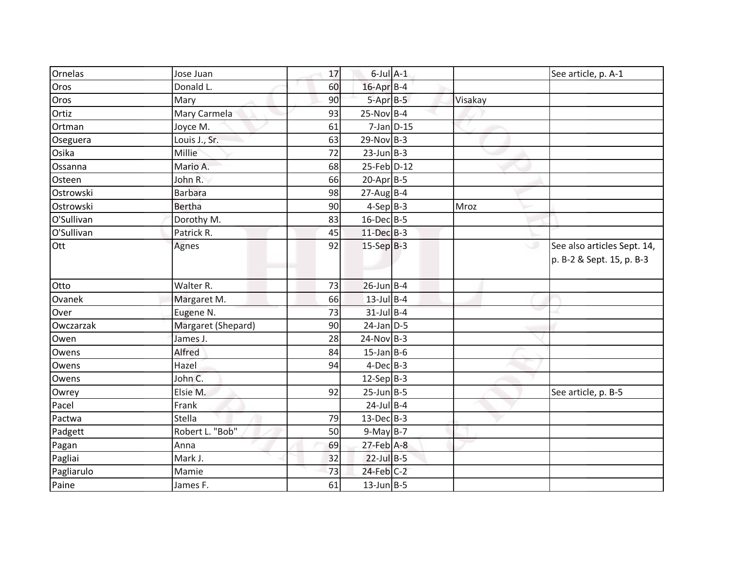| | | | | | | |
|---|---|---|---|---|---|---|
| Ornelas | Jose Juan | 17 | 6-Jul | A-1 | | See article, p. A-1 |
| Oros | Donald L. | 60 | 16-Apr | B-4 | | |
| Oros | Mary | 90 | 5-Apr | B-5 | Visakay | |
| Ortiz | Mary Carmela | 93 | 25-Nov | B-4 | | |
| Ortman | Joyce M. | 61 | 7-Jan | D-15 | | |
| Oseguera | Louis J., Sr. | 63 | 29-Nov | B-3 | | |
| Osika | Millie | 72 | 23-Jun | B-3 | | |
| Ossanna | Mario A. | 68 | 25-Feb | D-12 | | |
| Osteen | John R. | 66 | 20-Apr | B-5 | | |
| Ostrowski | Barbara | 98 | 27-Aug | B-4 | | |
| Ostrowski | Bertha | 90 | 4-Sep | B-3 | Mroz | |
| O'Sullivan | Dorothy M. | 83 | 16-Dec | B-5 | | |
| O'Sullivan | Patrick R. | 45 | 11-Dec | B-3 | | |
| Ott | Agnes | 92 | 15-Sep | B-3 | | See also articles Sept. 14, p. B-2 & Sept. 15, p. B-3 |
| Otto | Walter R. | 73 | 26-Jun | B-4 | | |
| Ovanek | Margaret M. | 66 | 13-Jul | B-4 | | |
| Over | Eugene N. | 73 | 31-Jul | B-4 | | |
| Owczarzak | Margaret (Shepard) | 90 | 24-Jan | D-5 | | |
| Owen | James J. | 28 | 24-Nov | B-3 | | |
| Owens | Alfred | 84 | 15-Jan | B-6 | | |
| Owens | Hazel | 94 | 4-Dec | B-3 | | |
| Owens | John C. | | 12-Sep | B-3 | | |
| Owrey | Elsie M. | 92 | 25-Jun | B-5 | | See article, p. B-5 |
| Pacel | Frank | | 24-Jul | B-4 | | |
| Pactwa | Stella | 79 | 13-Dec | B-3 | | |
| Padgett | Robert L. "Bob" | 50 | 9-May | B-7 | | |
| Pagan | Anna | 69 | 27-Feb | A-8 | | |
| Pagliai | Mark J. | 32 | 22-Jul | B-5 | | |
| Pagliarulo | Mamie | 73 | 24-Feb | C-2 | | |
| Paine | James F. | 61 | 13-Jun | B-5 | | |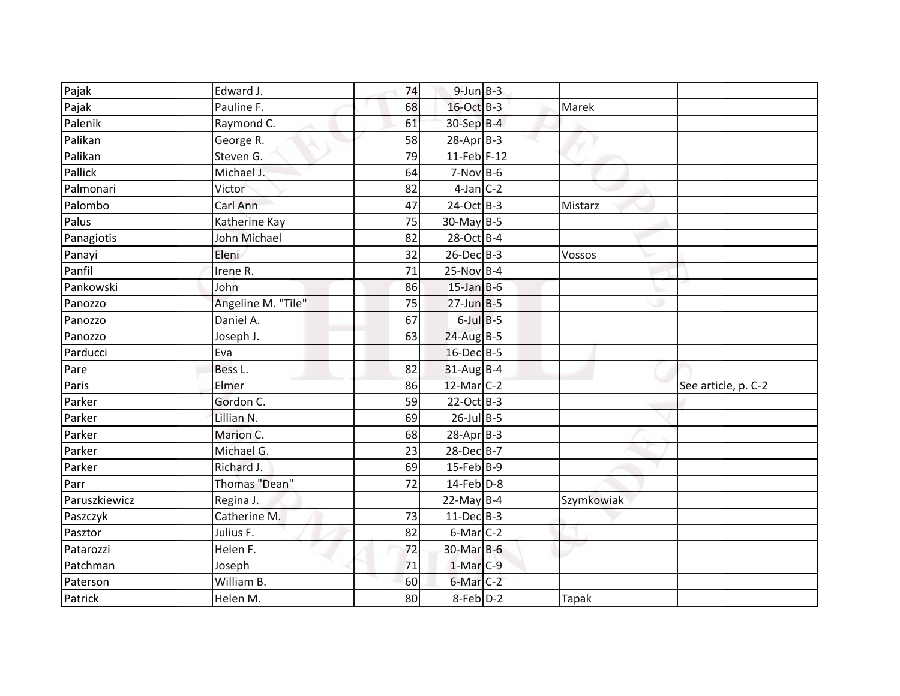| | | | | | | |
|---|---|---|---|---|---|---|
| Pajak | Edward J. | 74 | 9-Jun | B-3 | | |
| Pajak | Pauline F. | 68 | 16-Oct | B-3 | Marek | |
| Palenik | Raymond C. | 61 | 30-Sep | B-4 | | |
| Palikan | George R. | 58 | 28-Apr | B-3 | | |
| Palikan | Steven G. | 79 | 11-Feb | F-12 | | |
| Pallick | Michael J. | 64 | 7-Nov | B-6 | | |
| Palmonari | Victor | 82 | 4-Jan | C-2 | | |
| Palombo | Carl Ann | 47 | 24-Oct | B-3 | Mistarz | |
| Palus | Katherine Kay | 75 | 30-May | B-5 | | |
| Panagiotis | John Michael | 82 | 28-Oct | B-4 | | |
| Panayi | Eleni | 32 | 26-Dec | B-3 | Vossos | |
| Panfil | Irene R. | 71 | 25-Nov | B-4 | | |
| Pankowski | John | 86 | 15-Jan | B-6 | | |
| Panozzo | Angeline M. "Tile" | 75 | 27-Jun | B-5 | | |
| Panozzo | Daniel A. | 67 | 6-Jul | B-5 | | |
| Panozzo | Joseph J. | 63 | 24-Aug | B-5 | | |
| Parducci | Eva | | 16-Dec | B-5 | | |
| Pare | Bess L. | 82 | 31-Aug | B-4 | | |
| Paris | Elmer | 86 | 12-Mar | C-2 | | See article, p. C-2 |
| Parker | Gordon C. | 59 | 22-Oct | B-3 | | |
| Parker | Lillian N. | 69 | 26-Jul | B-5 | | |
| Parker | Marion C. | 68 | 28-Apr | B-3 | | |
| Parker | Michael G. | 23 | 28-Dec | B-7 | | |
| Parker | Richard J. | 69 | 15-Feb | B-9 | | |
| Parr | Thomas "Dean" | 72 | 14-Feb | D-8 | | |
| Paruszkiewicz | Regina J. | | 22-May | B-4 | Szymkowiak | |
| Paszczyk | Catherine M. | 73 | 11-Dec | B-3 | | |
| Pasztor | Julius F. | 82 | 6-Mar | C-2 | | |
| Patarozzi | Helen F. | 72 | 30-Mar | B-6 | | |
| Patchman | Joseph | 71 | 1-Mar | C-9 | | |
| Paterson | William B. | 60 | 6-Mar | C-2 | | |
| Patrick | Helen M. | 80 | 8-Feb | D-2 | Tapak | |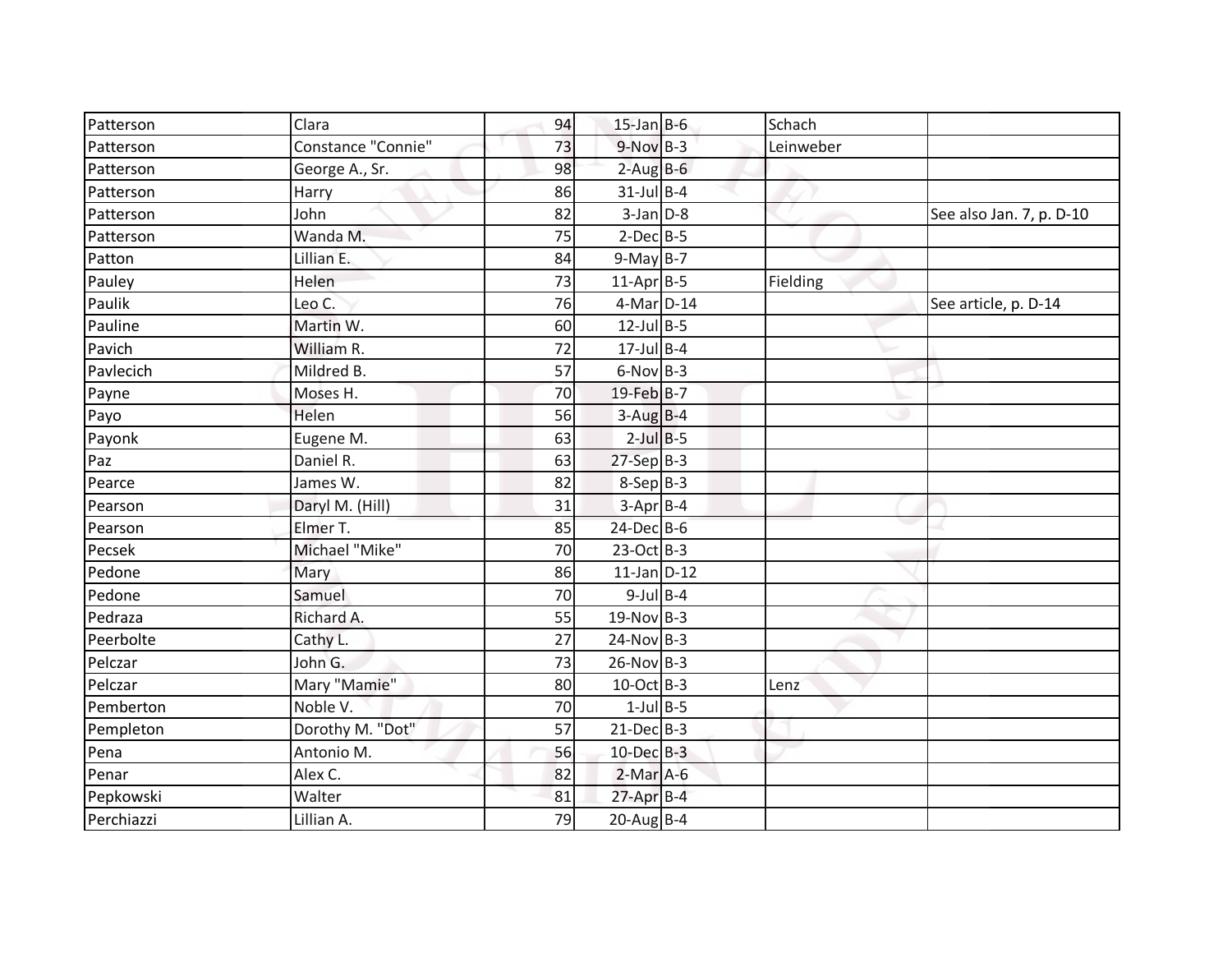| Patterson | Clara | 94 | 15-Jan | B-6 | Schach | |
|---|---|---|---|---|---|---|
| Patterson | Constance "Connie" | 73 | 9-Nov | B-3 | Leinweber | |
| Patterson | George A., Sr. | 98 | 2-Aug | B-6 | | |
| Patterson | Harry | 86 | 31-Jul | B-4 | | |
| Patterson | John | 82 | 3-Jan | D-8 | | See also Jan. 7, p. D-10 |
| Patterson | Wanda M. | 75 | 2-Dec | B-5 | | |
| Patton | Lillian E. | 84 | 9-May | B-7 | | |
| Pauley | Helen | 73 | 11-Apr | B-5 | Fielding | |
| Paulik | Leo C. | 76 | 4-Mar | D-14 | | See article, p. D-14 |
| Pauline | Martin W. | 60 | 12-Jul | B-5 | | |
| Pavich | William R. | 72 | 17-Jul | B-4 | | |
| Pavlecich | Mildred B. | 57 | 6-Nov | B-3 | | |
| Payne | Moses H. | 70 | 19-Feb | B-7 | | |
| Payo | Helen | 56 | 3-Aug | B-4 | | |
| Payonk | Eugene M. | 63 | 2-Jul | B-5 | | |
| Paz | Daniel R. | 63 | 27-Sep | B-3 | | |
| Pearce | James W. | 82 | 8-Sep | B-3 | | |
| Pearson | Daryl M. (Hill) | 31 | 3-Apr | B-4 | | |
| Pearson | Elmer T. | 85 | 24-Dec | B-6 | | |
| Pecsek | Michael "Mike" | 70 | 23-Oct | B-3 | | |
| Pedone | Mary | 86 | 11-Jan | D-12 | | |
| Pedone | Samuel | 70 | 9-Jul | B-4 | | |
| Pedraza | Richard A. | 55 | 19-Nov | B-3 | | |
| Peerbolte | Cathy L. | 27 | 24-Nov | B-3 | | |
| Pelczar | John G. | 73 | 26-Nov | B-3 | | |
| Pelczar | Mary "Mamie" | 80 | 10-Oct | B-3 | Lenz | |
| Pemberton | Noble V. | 70 | 1-Jul | B-5 | | |
| Pempleton | Dorothy M. "Dot" | 57 | 21-Dec | B-3 | | |
| Pena | Antonio M. | 56 | 10-Dec | B-3 | | |
| Penar | Alex C. | 82 | 2-Mar | A-6 | | |
| Pepkowski | Walter | 81 | 27-Apr | B-4 | | |
| Perchiazzi | Lillian A. | 79 | 20-Aug | B-4 | | |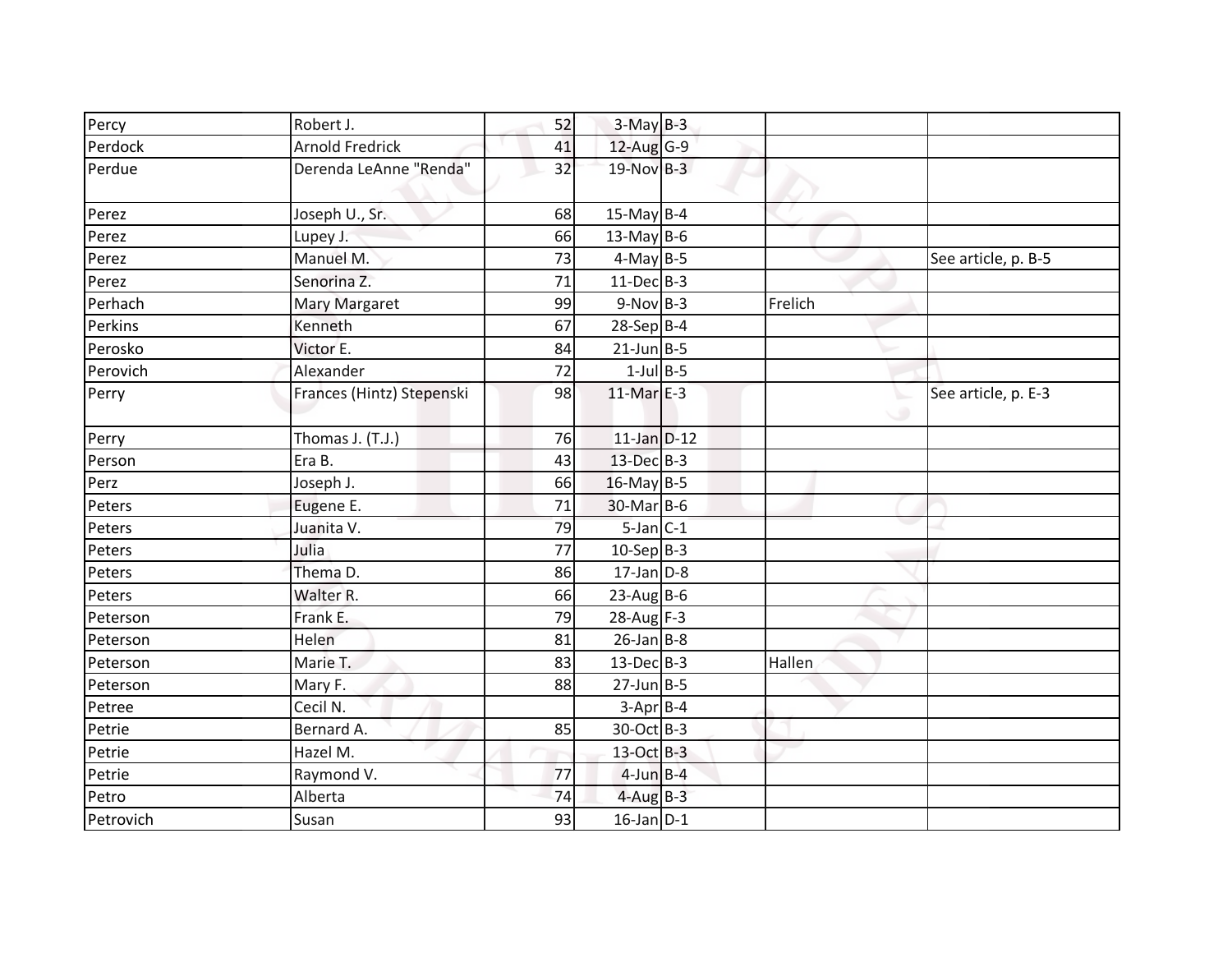| | | | | | | |
|---|---|---|---|---|---|---|
| Percy | Robert J. | 52 | 3-May | B-3 | | |
| Perdock | Arnold Fredrick | 41 | 12-Aug | G-9 | | |
| Perdue | Derenda LeAnne "Renda" | 32 | 19-Nov | B-3 | | |
| Perez | Joseph U., Sr. | 68 | 15-May | B-4 | | |
| Perez | Lupey J. | 66 | 13-May | B-6 | | |
| Perez | Manuel M. | 73 | 4-May | B-5 | | See article, p. B-5 |
| Perez | Senorina Z. | 71 | 11-Dec | B-3 | | |
| Perhach | Mary Margaret | 99 | 9-Nov | B-3 | Frelich | |
| Perkins | Kenneth | 67 | 28-Sep | B-4 | | |
| Perosko | Victor E. | 84 | 21-Jun | B-5 | | |
| Perovich | Alexander | 72 | 1-Jul | B-5 | | |
| Perry | Frances (Hintz) Stepenski | 98 | 11-Mar | E-3 | | See article, p. E-3 |
| Perry | Thomas J. (T.J.) | 76 | 11-Jan | D-12 | | |
| Person | Era B. | 43 | 13-Dec | B-3 | | |
| Perz | Joseph J. | 66 | 16-May | B-5 | | |
| Peters | Eugene E. | 71 | 30-Mar | B-6 | | |
| Peters | Juanita V. | 79 | 5-Jan | C-1 | | |
| Peters | Julia | 77 | 10-Sep | B-3 | | |
| Peters | Thema D. | 86 | 17-Jan | D-8 | | |
| Peters | Walter R. | 66 | 23-Aug | B-6 | | |
| Peterson | Frank E. | 79 | 28-Aug | F-3 | | |
| Peterson | Helen | 81 | 26-Jan | B-8 | | |
| Peterson | Marie T. | 83 | 13-Dec | B-3 | Hallen | |
| Peterson | Mary F. | 88 | 27-Jun | B-5 | | |
| Petree | Cecil N. | | 3-Apr | B-4 | | |
| Petrie | Bernard A. | 85 | 30-Oct | B-3 | | |
| Petrie | Hazel M. | | 13-Oct | B-3 | | |
| Petrie | Raymond V. | 77 | 4-Jun | B-4 | | |
| Petro | Alberta | 74 | 4-Aug | B-3 | | |
| Petrovich | Susan | 93 | 16-Jan | D-1 | | |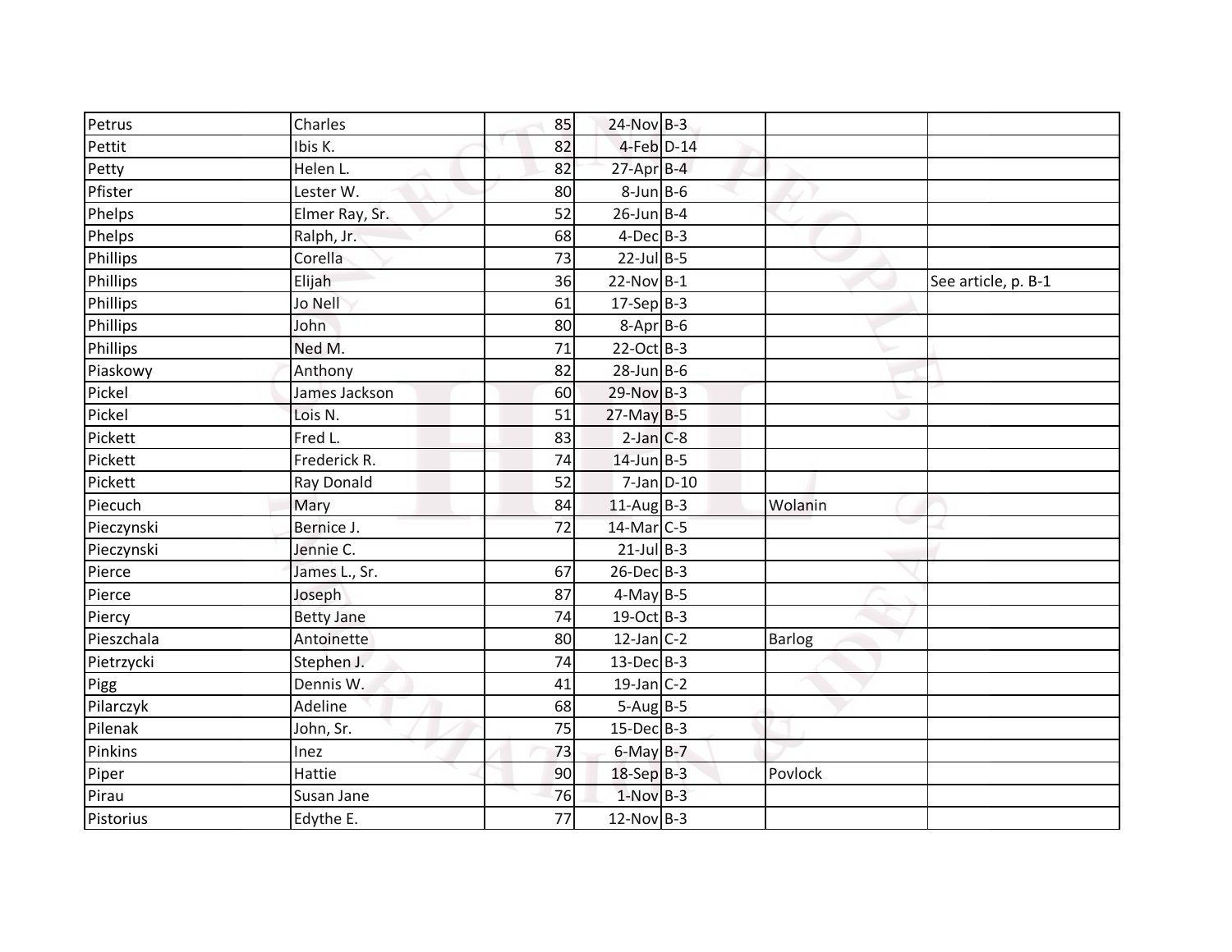| | | | | | | |
|---|---|---|---|---|---|---|
| Petrus | Charles | 85 | 24-Nov | B-3 | | |
| Pettit | Ibis K. | 82 | 4-Feb | D-14 | | |
| Petty | Helen L. | 82 | 27-Apr | B-4 | | |
| Pfister | Lester W. | 80 | 8-Jun | B-6 | | |
| Phelps | Elmer Ray, Sr. | 52 | 26-Jun | B-4 | | |
| Phelps | Ralph, Jr. | 68 | 4-Dec | B-3 | | |
| Phillips | Corella | 73 | 22-Jul | B-5 | | |
| Phillips | Elijah | 36 | 22-Nov | B-1 | | See article, p. B-1 |
| Phillips | Jo Nell | 61 | 17-Sep | B-3 | | |
| Phillips | John | 80 | 8-Apr | B-6 | | |
| Phillips | Ned M. | 71 | 22-Oct | B-3 | | |
| Piaskowy | Anthony | 82 | 28-Jun | B-6 | | |
| Pickel | James Jackson | 60 | 29-Nov | B-3 | | |
| Pickel | Lois N. | 51 | 27-May | B-5 | | |
| Pickett | Fred L. | 83 | 2-Jan | C-8 | | |
| Pickett | Frederick R. | 74 | 14-Jun | B-5 | | |
| Pickett | Ray Donald | 52 | 7-Jan | D-10 | | |
| Piecuch | Mary | 84 | 11-Aug | B-3 | Wolanin | |
| Pieczynski | Bernice J. | 72 | 14-Mar | C-5 | | |
| Pieczynski | Jennie C. | | 21-Jul | B-3 | | |
| Pierce | James L., Sr. | 67 | 26-Dec | B-3 | | |
| Pierce | Joseph | 87 | 4-May | B-5 | | |
| Piercy | Betty Jane | 74 | 19-Oct | B-3 | | |
| Pieszchala | Antoinette | 80 | 12-Jan | C-2 | Barlog | |
| Pietrzycki | Stephen J. | 74 | 13-Dec | B-3 | | |
| Pigg | Dennis W. | 41 | 19-Jan | C-2 | | |
| Pilarczyk | Adeline | 68 | 5-Aug | B-5 | | |
| Pilenak | John, Sr. | 75 | 15-Dec | B-3 | | |
| Pinkins | Inez | 73 | 6-May | B-7 | | |
| Piper | Hattie | 90 | 18-Sep | B-3 | Povlock | |
| Pirau | Susan Jane | 76 | 1-Nov | B-3 | | |
| Pistorius | Edythe E. | 77 | 12-Nov | B-3 | | |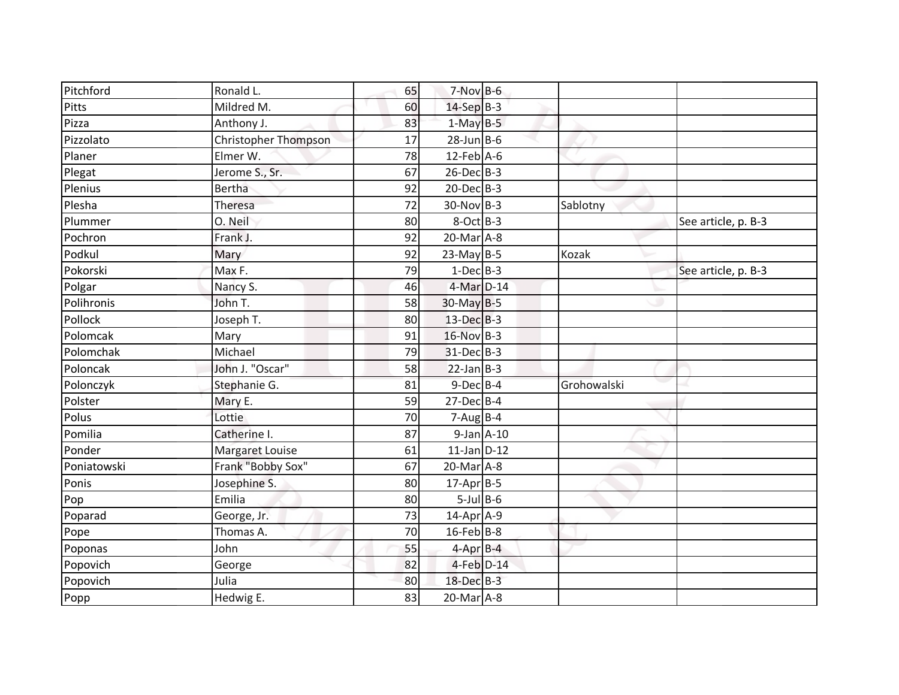| | | | | | | |
|---|---|---|---|---|---|---|
| Pitchford | Ronald L. | 65 | 7-Nov | B-6 | | |
| Pitts | Mildred M. | 60 | 14-Sep | B-3 | | |
| Pizza | Anthony J. | 83 | 1-May | B-5 | | |
| Pizzolato | Christopher Thompson | 17 | 28-Jun | B-6 | | |
| Planer | Elmer W. | 78 | 12-Feb | A-6 | | |
| Plegat | Jerome S., Sr. | 67 | 26-Dec | B-3 | | |
| Plenius | Bertha | 92 | 20-Dec | B-3 | | |
| Plesha | Theresa | 72 | 30-Nov | B-3 | Sablotny | |
| Plummer | O. Neil | 80 | 8-Oct | B-3 | | See article, p. B-3 |
| Pochron | Frank J. | 92 | 20-Mar | A-8 | | |
| Podkul | Mary | 92 | 23-May | B-5 | Kozak | |
| Pokorski | Max F. | 79 | 1-Dec | B-3 | | See article, p. B-3 |
| Polgar | Nancy S. | 46 | 4-Mar | D-14 | | |
| Polihronis | John T. | 58 | 30-May | B-5 | | |
| Pollock | Joseph T. | 80 | 13-Dec | B-3 | | |
| Polomcak | Mary | 91 | 16-Nov | B-3 | | |
| Polomchak | Michael | 79 | 31-Dec | B-3 | | |
| Poloncak | John J. "Oscar" | 58 | 22-Jan | B-3 | | |
| Polonczyk | Stephanie G. | 81 | 9-Dec | B-4 | Grohowalski | |
| Polster | Mary E. | 59 | 27-Dec | B-4 | | |
| Polus | Lottie | 70 | 7-Aug | B-4 | | |
| Pomilia | Catherine I. | 87 | 9-Jan | A-10 | | |
| Ponder | Margaret Louise | 61 | 11-Jan | D-12 | | |
| Poniatowski | Frank "Bobby Sox" | 67 | 20-Mar | A-8 | | |
| Ponis | Josephine S. | 80 | 17-Apr | B-5 | | |
| Pop | Emilia | 80 | 5-Jul | B-6 | | |
| Poparad | George, Jr. | 73 | 14-Apr | A-9 | | |
| Pope | Thomas A. | 70 | 16-Feb | B-8 | | |
| Poponas | John | 55 | 4-Apr | B-4 | | |
| Popovich | George | 82 | 4-Feb | D-14 | | |
| Popovich | Julia | 80 | 18-Dec | B-3 | | |
| Popp | Hedwig E. | 83 | 20-Mar | A-8 | | |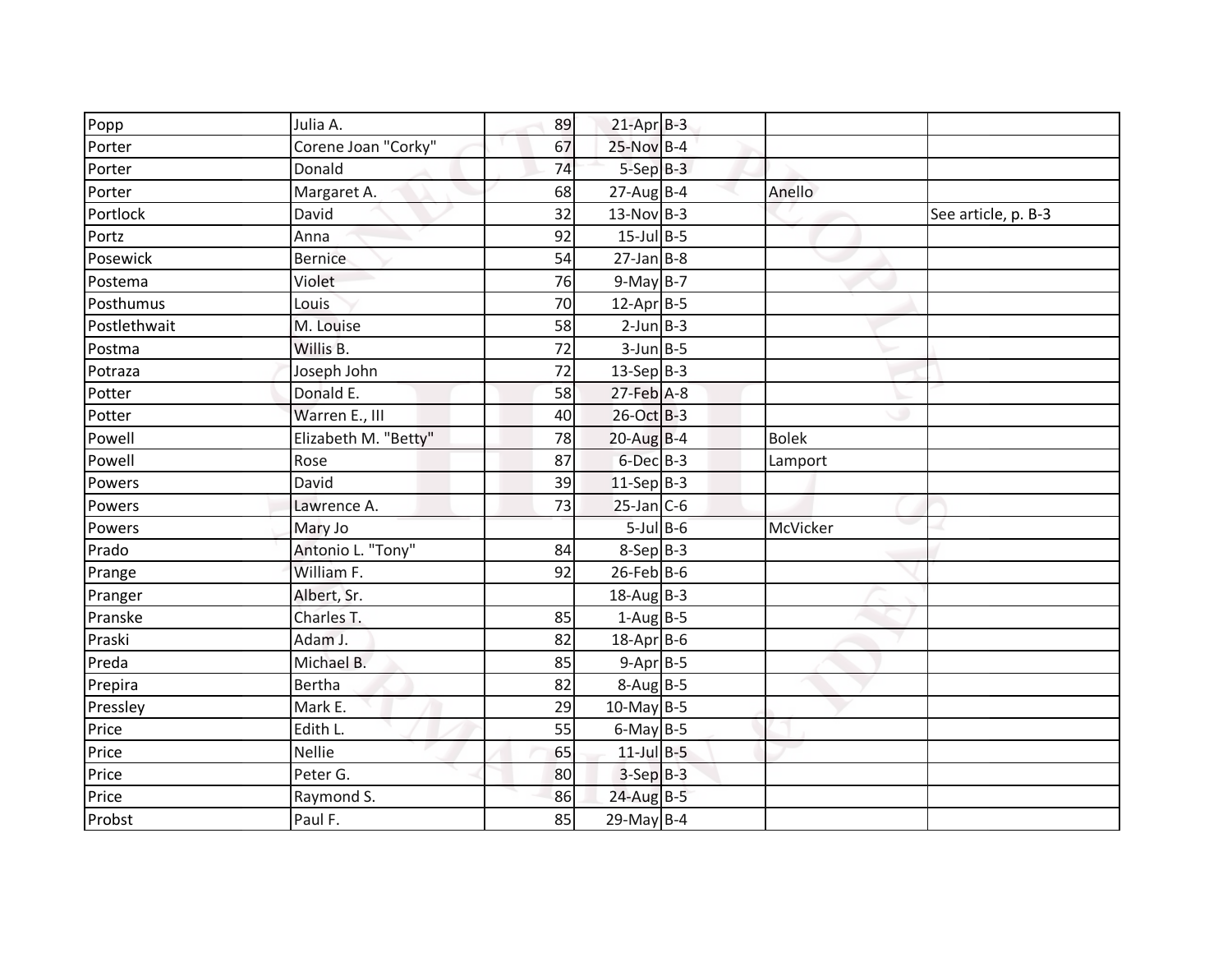| Popp | Julia A. | 89 | 21-Apr | B-3 | | |
|---|---|---|---|---|---|---|
| Porter | Corene Joan "Corky" | 67 | 25-Nov | B-4 | | |
| Porter | Donald | 74 | 5-Sep | B-3 | | |
| Porter | Margaret A. | 68 | 27-Aug | B-4 | Anello | |
| Portlock | David | 32 | 13-Nov | B-3 | | See article, p. B-3 |
| Portz | Anna | 92 | 15-Jul | B-5 | | |
| Posewick | Bernice | 54 | 27-Jan | B-8 | | |
| Postema | Violet | 76 | 9-May | B-7 | | |
| Posthumus | Louis | 70 | 12-Apr | B-5 | | |
| Postlethwait | M. Louise | 58 | 2-Jun | B-3 | | |
| Postma | Willis B. | 72 | 3-Jun | B-5 | | |
| Potraza | Joseph John | 72 | 13-Sep | B-3 | | |
| Potter | Donald E. | 58 | 27-Feb | A-8 | | |
| Potter | Warren E., III | 40 | 26-Oct | B-3 | | |
| Powell | Elizabeth M. "Betty" | 78 | 20-Aug | B-4 | Bolek | |
| Powell | Rose | 87 | 6-Dec | B-3 | Lamport | |
| Powers | David | 39 | 11-Sep | B-3 | | |
| Powers | Lawrence A. | 73 | 25-Jan | C-6 | | |
| Powers | Mary Jo | | 5-Jul | B-6 | McVicker | |
| Prado | Antonio L. "Tony" | 84 | 8-Sep | B-3 | | |
| Prange | William F. | 92 | 26-Feb | B-6 | | |
| Pranger | Albert, Sr. | | 18-Aug | B-3 | | |
| Pranske | Charles T. | 85 | 1-Aug | B-5 | | |
| Praski | Adam J. | 82 | 18-Apr | B-6 | | |
| Preda | Michael B. | 85 | 9-Apr | B-5 | | |
| Prepira | Bertha | 82 | 8-Aug | B-5 | | |
| Pressley | Mark E. | 29 | 10-May | B-5 | | |
| Price | Edith L. | 55 | 6-May | B-5 | | |
| Price | Nellie | 65 | 11-Jul | B-5 | | |
| Price | Peter G. | 80 | 3-Sep | B-3 | | |
| Price | Raymond S. | 86 | 24-Aug | B-5 | | |
| Probst | Paul F. | 85 | 29-May | B-4 | | |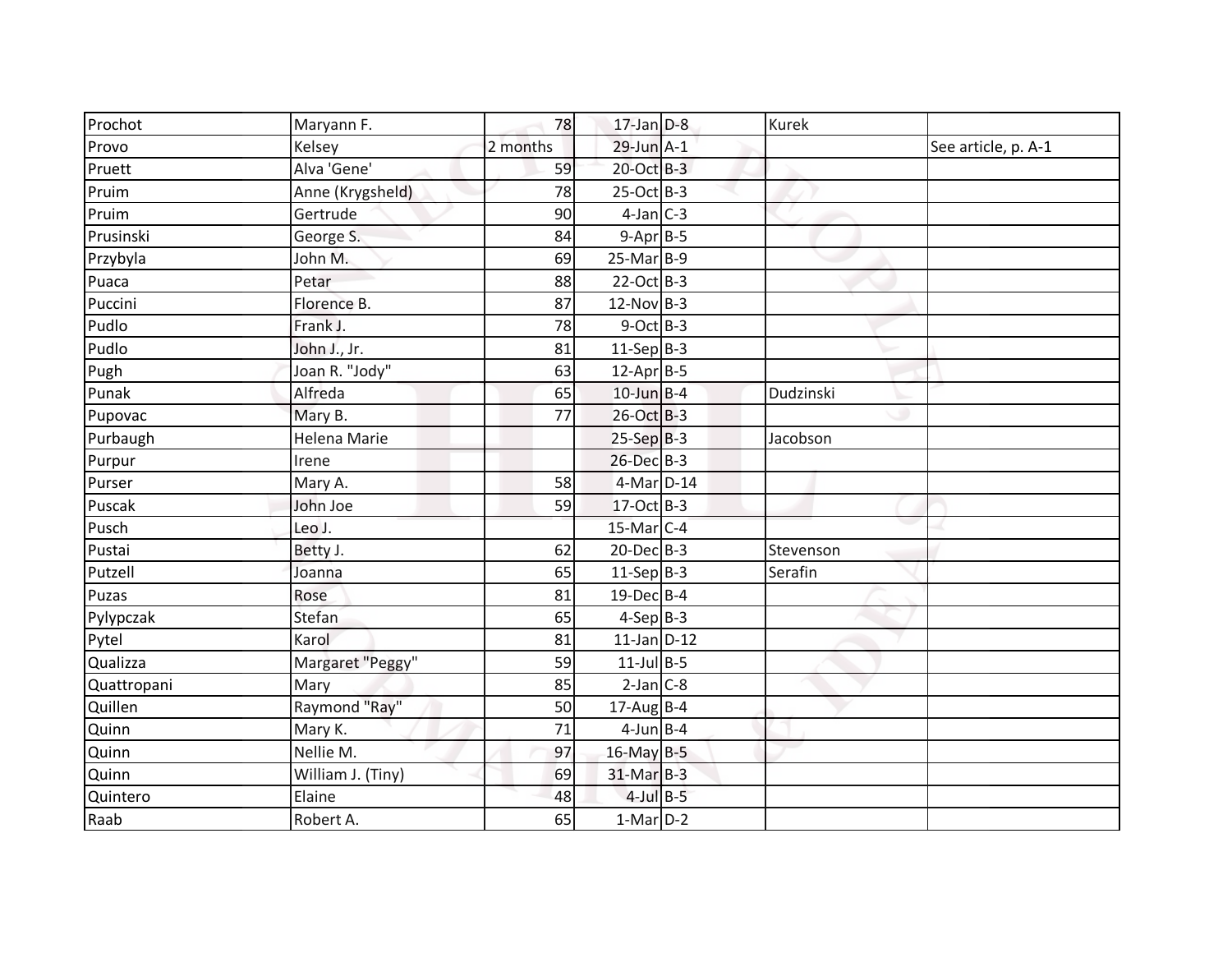| Prochot | Maryann F. | 78 | 17-Jan | D-8 | Kurek | |
|---|---|---|---|---|---|---|
| Provo | Kelsey | 2 months | 29-Jun | A-1 | | See article, p. A-1 |
| Pruett | Alva 'Gene' | 59 | 20-Oct | B-3 | | |
| Pruim | Anne (Krygsheld) | 78 | 25-Oct | B-3 | | |
| Pruim | Gertrude | 90 | 4-Jan | C-3 | | |
| Prusinski | George S. | 84 | 9-Apr | B-5 | | |
| Przybyla | John M. | 69 | 25-Mar | B-9 | | |
| Puaca | Petar | 88 | 22-Oct | B-3 | | |
| Puccini | Florence B. | 87 | 12-Nov | B-3 | | |
| Pudlo | Frank J. | 78 | 9-Oct | B-3 | | |
| Pudlo | John J., Jr. | 81 | 11-Sep | B-3 | | |
| Pugh | Joan R. "Jody" | 63 | 12-Apr | B-5 | | |
| Punak | Alfreda | 65 | 10-Jun | B-4 | Dudzinski | |
| Pupovac | Mary B. | 77 | 26-Oct | B-3 | | |
| Purbaugh | Helena Marie | | 25-Sep | B-3 | Jacobson | |
| Purpur | Irene | | 26-Dec | B-3 | | |
| Purser | Mary A. | 58 | 4-Mar | D-14 | | |
| Puscak | John Joe | 59 | 17-Oct | B-3 | | |
| Pusch | Leo J. | | 15-Mar | C-4 | | |
| Pustai | Betty J. | 62 | 20-Dec | B-3 | Stevenson | |
| Putzell | Joanna | 65 | 11-Sep | B-3 | Serafin | |
| Puzas | Rose | 81 | 19-Dec | B-4 | | |
| Pylypczak | Stefan | 65 | 4-Sep | B-3 | | |
| Pytel | Karol | 81 | 11-Jan | D-12 | | |
| Qualizza | Margaret "Peggy" | 59 | 11-Jul | B-5 | | |
| Quattropani | Mary | 85 | 2-Jan | C-8 | | |
| Quillen | Raymond "Ray" | 50 | 17-Aug | B-4 | | |
| Quinn | Mary K. | 71 | 4-Jun | B-4 | | |
| Quinn | Nellie M. | 97 | 16-May | B-5 | | |
| Quinn | William J. (Tiny) | 69 | 31-Mar | B-3 | | |
| Quintero | Elaine | 48 | 4-Jul | B-5 | | |
| Raab | Robert A. | 65 | 1-Mar | D-2 | | |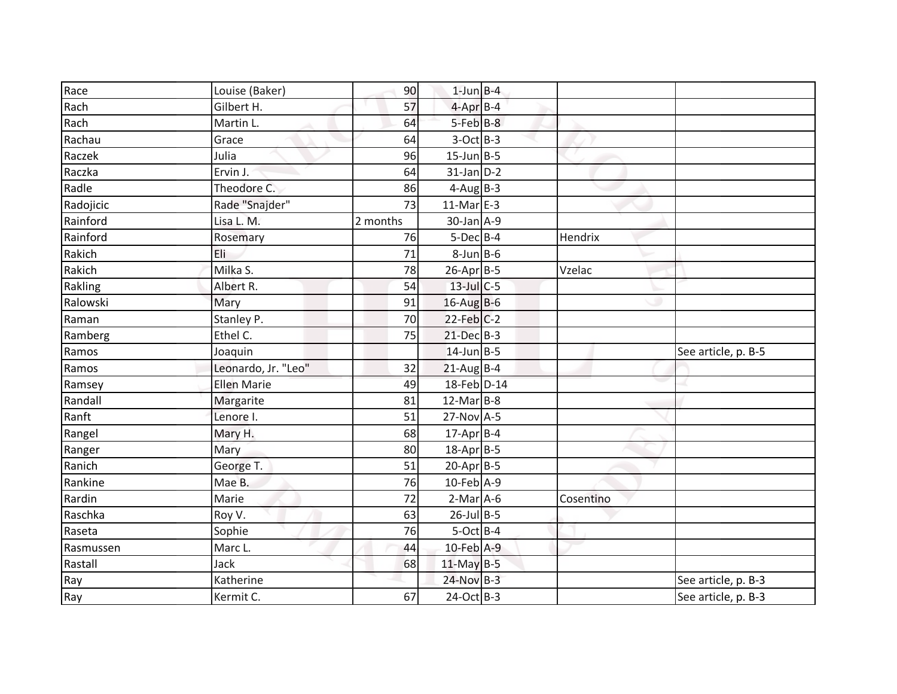| | | | | | | |
|---|---|---|---|---|---|---|
| Race | Louise (Baker) | 90 | 1-Jun | B-4 | | |
| Rach | Gilbert H. | 57 | 4-Apr | B-4 | | |
| Rach | Martin L. | 64 | 5-Feb | B-8 | | |
| Rachau | Grace | 64 | 3-Oct | B-3 | | |
| Raczek | Julia | 96 | 15-Jun | B-5 | | |
| Raczka | Ervin J. | 64 | 31-Jan | D-2 | | |
| Radle | Theodore C. | 86 | 4-Aug | B-3 | | |
| Radojicic | Rade "Snajder" | 73 | 11-Mar | E-3 | | |
| Rainford | Lisa L. M. | 2 months | 30-Jan | A-9 | | |
| Rainford | Rosemary | 76 | 5-Dec | B-4 | Hendrix | |
| Rakich | Eli | 71 | 8-Jun | B-6 | | |
| Rakich | Milka S. | 78 | 26-Apr | B-5 | Vzelac | |
| Rakling | Albert R. | 54 | 13-Jul | C-5 | | |
| Ralowski | Mary | 91 | 16-Aug | B-6 | | |
| Raman | Stanley P. | 70 | 22-Feb | C-2 | | |
| Ramberg | Ethel C. | 75 | 21-Dec | B-3 | | |
| Ramos | Joaquin | | 14-Jun | B-5 | | See article, p. B-5 |
| Ramos | Leonardo, Jr. "Leo" | 32 | 21-Aug | B-4 | | |
| Ramsey | Ellen Marie | 49 | 18-Feb | D-14 | | |
| Randall | Margarite | 81 | 12-Mar | B-8 | | |
| Ranft | Lenore I. | 51 | 27-Nov | A-5 | | |
| Rangel | Mary H. | 68 | 17-Apr | B-4 | | |
| Ranger | Mary | 80 | 18-Apr | B-5 | | |
| Ranich | George T. | 51 | 20-Apr | B-5 | | |
| Rankine | Mae B. | 76 | 10-Feb | A-9 | | |
| Rardin | Marie | 72 | 2-Mar | A-6 | Cosentino | |
| Raschka | Roy V. | 63 | 26-Jul | B-5 | | |
| Raseta | Sophie | 76 | 5-Oct | B-4 | | |
| Rasmussen | Marc L. | 44 | 10-Feb | A-9 | | |
| Rastall | Jack | 68 | 11-May | B-5 | | |
| Ray | Katherine | | 24-Nov | B-3 | | See article, p. B-3 |
| Ray | Kermit C. | 67 | 24-Oct | B-3 | | See article, p. B-3 |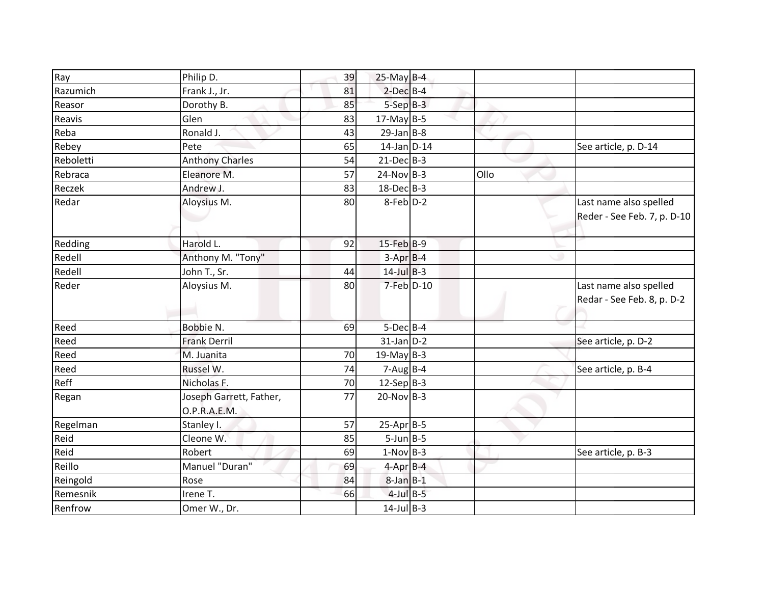| | | | | | | |
|---|---|---|---|---|---|---|
| Ray | Philip D. | 39 | 25-May | B-4 | | |
| Razumich | Frank J., Jr. | 81 | 2-Dec | B-4 | | |
| Reasor | Dorothy B. | 85 | 5-Sep | B-3 | | |
| Reavis | Glen | 83 | 17-May | B-5 | | |
| Reba | Ronald J. | 43 | 29-Jan | B-8 | | |
| Rebey | Pete | 65 | 14-Jan | D-14 | | See article, p. D-14 |
| Reboletti | Anthony Charles | 54 | 21-Dec | B-3 | | |
| Rebraca | Eleanore M. | 57 | 24-Nov | B-3 | Ollo | |
| Reczek | Andrew J. | 83 | 18-Dec | B-3 | | |
| Redar | Aloysius M. | 80 | 8-Feb | D-2 | | Last name also spelled Reder - See Feb. 7, p. D-10 |
| Redding | Harold L. | 92 | 15-Feb | B-9 | | |
| Redell | Anthony M. "Tony" | | 3-Apr | B-4 | | |
| Redell | John T., Sr. | 44 | 14-Jul | B-3 | | |
| Reder | Aloysius M. | 80 | 7-Feb | D-10 | | Last name also spelled Redar - See Feb. 8, p. D-2 |
| Reed | Bobbie N. | 69 | 5-Dec | B-4 | | |
| Reed | Frank Derril | | 31-Jan | D-2 | | See article, p. D-2 |
| Reed | M. Juanita | 70 | 19-May | B-3 | | |
| Reed | Russel W. | 74 | 7-Aug | B-4 | | See article, p. B-4 |
| Reff | Nicholas F. | 70 | 12-Sep | B-3 | | |
| Regan | Joseph Garrett, Father, O.P.R.A.E.M. | 77 | 20-Nov | B-3 | | |
| Regelman | Stanley I. | 57 | 25-Apr | B-5 | | |
| Reid | Cleone W. | 85 | 5-Jun | B-5 | | |
| Reid | Robert | 69 | 1-Nov | B-3 | | See article, p. B-3 |
| Reillo | Manuel "Duran" | 69 | 4-Apr | B-4 | | |
| Reingold | Rose | 84 | 8-Jan | B-1 | | |
| Remesnik | Irene T. | 66 | 4-Jul | B-5 | | |
| Renfrow | Omer W., Dr. | | 14-Jul | B-3 | | |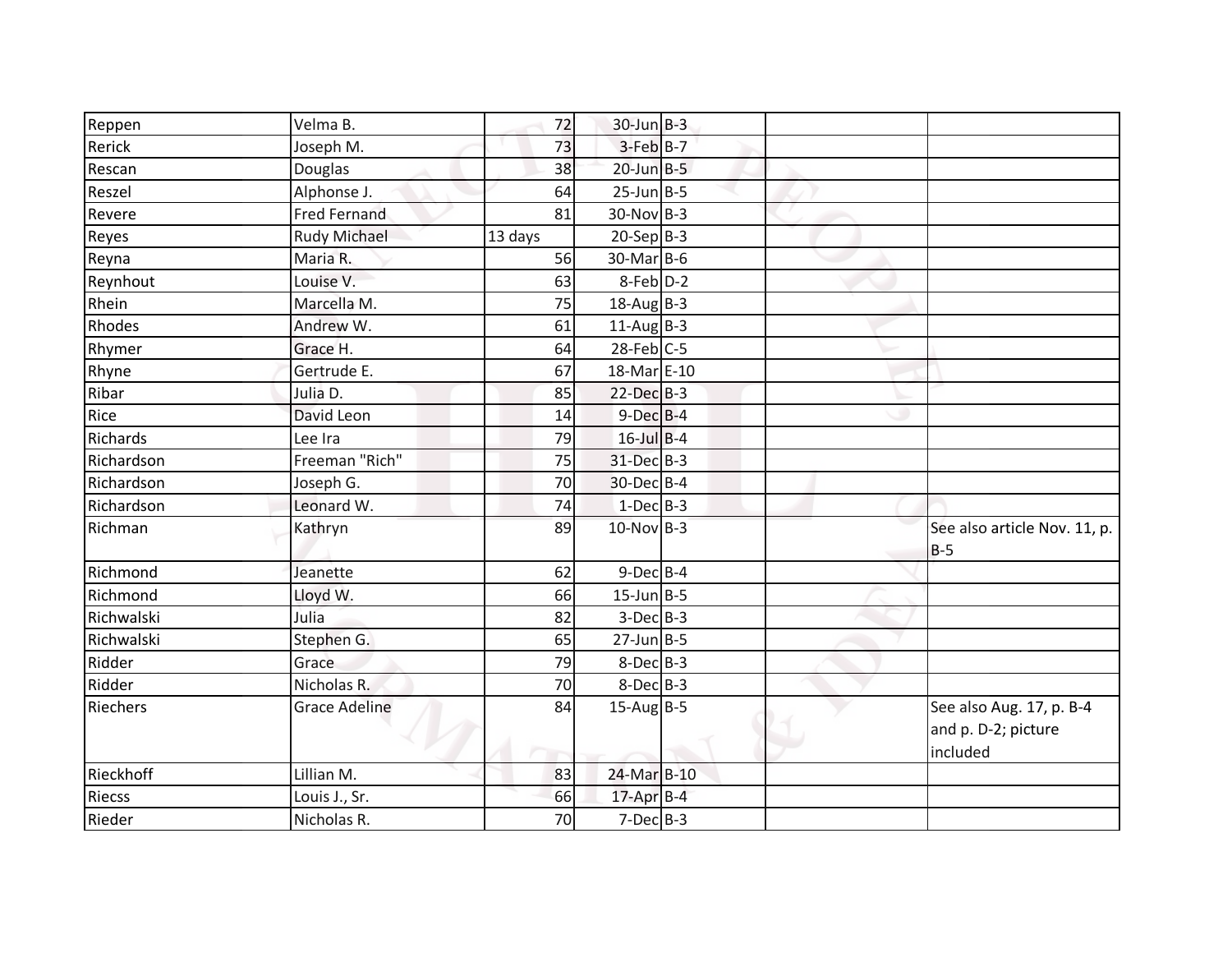| | | | | | | |
|---|---|---|---|---|---|---|
| Reppen | Velma B. | 72 | 30-Jun | B-3 | | |
| Rerick | Joseph M. | 73 | 3-Feb | B-7 | | |
| Rescan | Douglas | 38 | 20-Jun | B-5 | | |
| Reszel | Alphonse J. | 64 | 25-Jun | B-5 | | |
| Revere | Fred Fernand | 81 | 30-Nov | B-3 | | |
| Reyes | Rudy Michael | 13 days | 20-Sep | B-3 | | |
| Reyna | Maria R. | 56 | 30-Mar | B-6 | | |
| Reynhout | Louise V. | 63 | 8-Feb | D-2 | | |
| Rhein | Marcella M. | 75 | 18-Aug | B-3 | | |
| Rhodes | Andrew W. | 61 | 11-Aug | B-3 | | |
| Rhymer | Grace H. | 64 | 28-Feb | C-5 | | |
| Rhyne | Gertrude E. | 67 | 18-Mar | E-10 | | |
| Ribar | Julia D. | 85 | 22-Dec | B-3 | | |
| Rice | David Leon | 14 | 9-Dec | B-4 | | |
| Richards | Lee Ira | 79 | 16-Jul | B-4 | | |
| Richardson | Freeman "Rich" | 75 | 31-Dec | B-3 | | |
| Richardson | Joseph G. | 70 | 30-Dec | B-4 | | |
| Richardson | Leonard W. | 74 | 1-Dec | B-3 | | |
| Richman | Kathryn | 89 | 10-Nov | B-3 | | See also article Nov. 11, p. B-5 |
| Richmond | Jeanette | 62 | 9-Dec | B-4 | | |
| Richmond | Lloyd W. | 66 | 15-Jun | B-5 | | |
| Richwalski | Julia | 82 | 3-Dec | B-3 | | |
| Richwalski | Stephen G. | 65 | 27-Jun | B-5 | | |
| Ridder | Grace | 79 | 8-Dec | B-3 | | |
| Ridder | Nicholas R. | 70 | 8-Dec | B-3 | | |
| Riechers | Grace Adeline | 84 | 15-Aug | B-5 | | See also Aug. 17, p. B-4 and p. D-2; picture included |
| Rieckhoff | Lillian M. | 83 | 24-Mar | B-10 | | |
| Riecss | Louis J., Sr. | 66 | 17-Apr | B-4 | | |
| Rieder | Nicholas R. | 70 | 7-Dec | B-3 | | |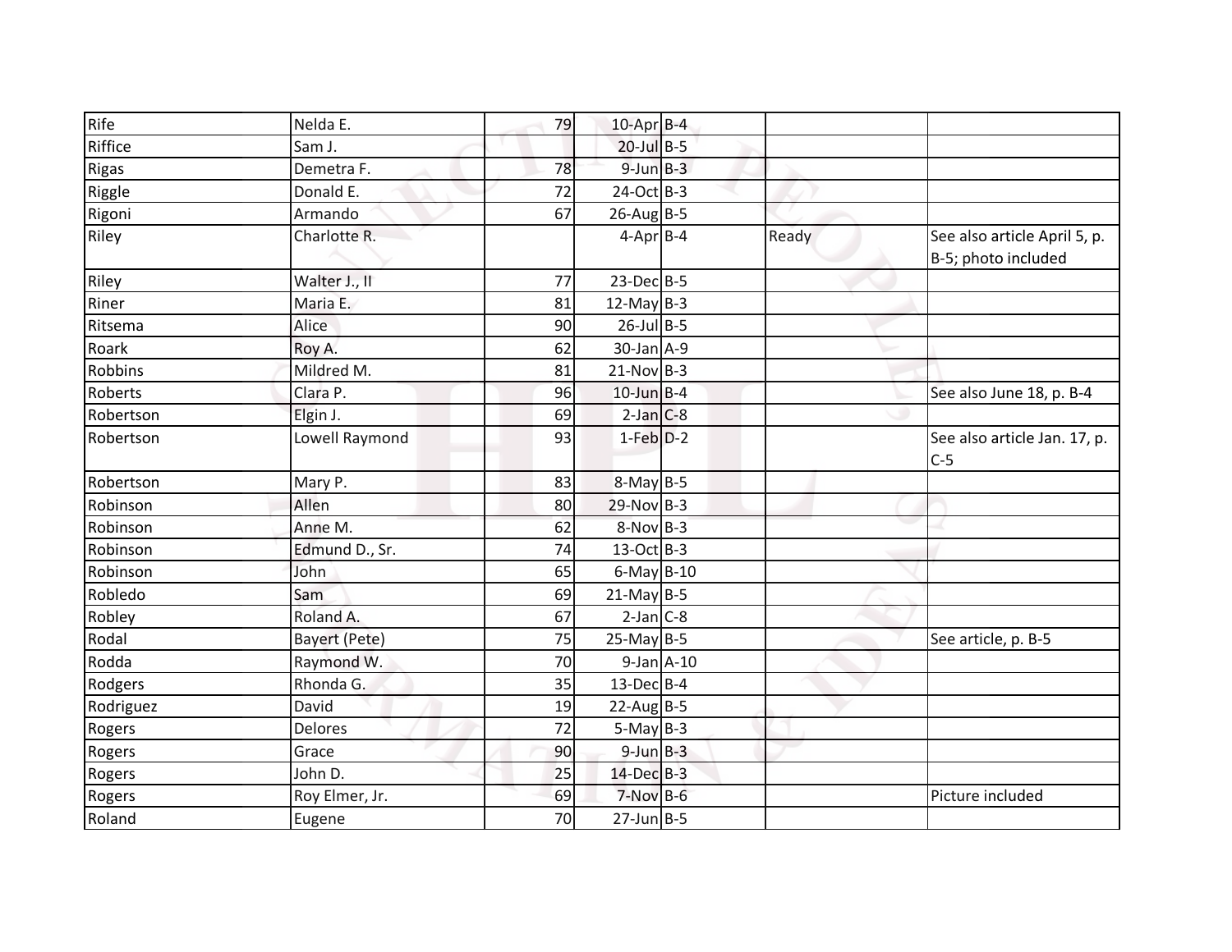| | | | | | | |
|---|---|---|---|---|---|---|
| Rife | Nelda E. | 79 | 10-Apr | B-4 | | |
| Riffice | Sam J. | | 20-Jul | B-5 | | |
| Rigas | Demetra F. | 78 | 9-Jun | B-3 | | |
| Riggle | Donald E. | 72 | 24-Oct | B-3 | | |
| Rigoni | Armando | 67 | 26-Aug | B-5 | | |
| Riley | Charlotte R. | | 4-Apr | B-4 | Ready | See also article April 5, p. B-5; photo included |
| Riley | Walter J., II | 77 | 23-Dec | B-5 | | |
| Riner | Maria E. | 81 | 12-May | B-3 | | |
| Ritsema | Alice | 90 | 26-Jul | B-5 | | |
| Roark | Roy A. | 62 | 30-Jan | A-9 | | |
| Robbins | Mildred M. | 81 | 21-Nov | B-3 | | |
| Roberts | Clara P. | 96 | 10-Jun | B-4 | | See also June 18, p. B-4 |
| Robertson | Elgin J. | 69 | 2-Jan | C-8 | | |
| Robertson | Lowell Raymond | 93 | 1-Feb | D-2 | | See also article Jan. 17, p. C-5 |
| Robertson | Mary P. | 83 | 8-May | B-5 | | |
| Robinson | Allen | 80 | 29-Nov | B-3 | | |
| Robinson | Anne M. | 62 | 8-Nov | B-3 | | |
| Robinson | Edmund D., Sr. | 74 | 13-Oct | B-3 | | |
| Robinson | John | 65 | 6-May | B-10 | | |
| Robledo | Sam | 69 | 21-May | B-5 | | |
| Robley | Roland A. | 67 | 2-Jan | C-8 | | |
| Rodal | Bayert (Pete) | 75 | 25-May | B-5 | | See article, p. B-5 |
| Rodda | Raymond W. | 70 | 9-Jan | A-10 | | |
| Rodgers | Rhonda G. | 35 | 13-Dec | B-4 | | |
| Rodriguez | David | 19 | 22-Aug | B-5 | | |
| Rogers | Delores | 72 | 5-May | B-3 | | |
| Rogers | Grace | 90 | 9-Jun | B-3 | | |
| Rogers | John D. | 25 | 14-Dec | B-3 | | |
| Rogers | Roy Elmer, Jr. | 69 | 7-Nov | B-6 | | Picture included |
| Roland | Eugene | 70 | 27-Jun | B-5 | | |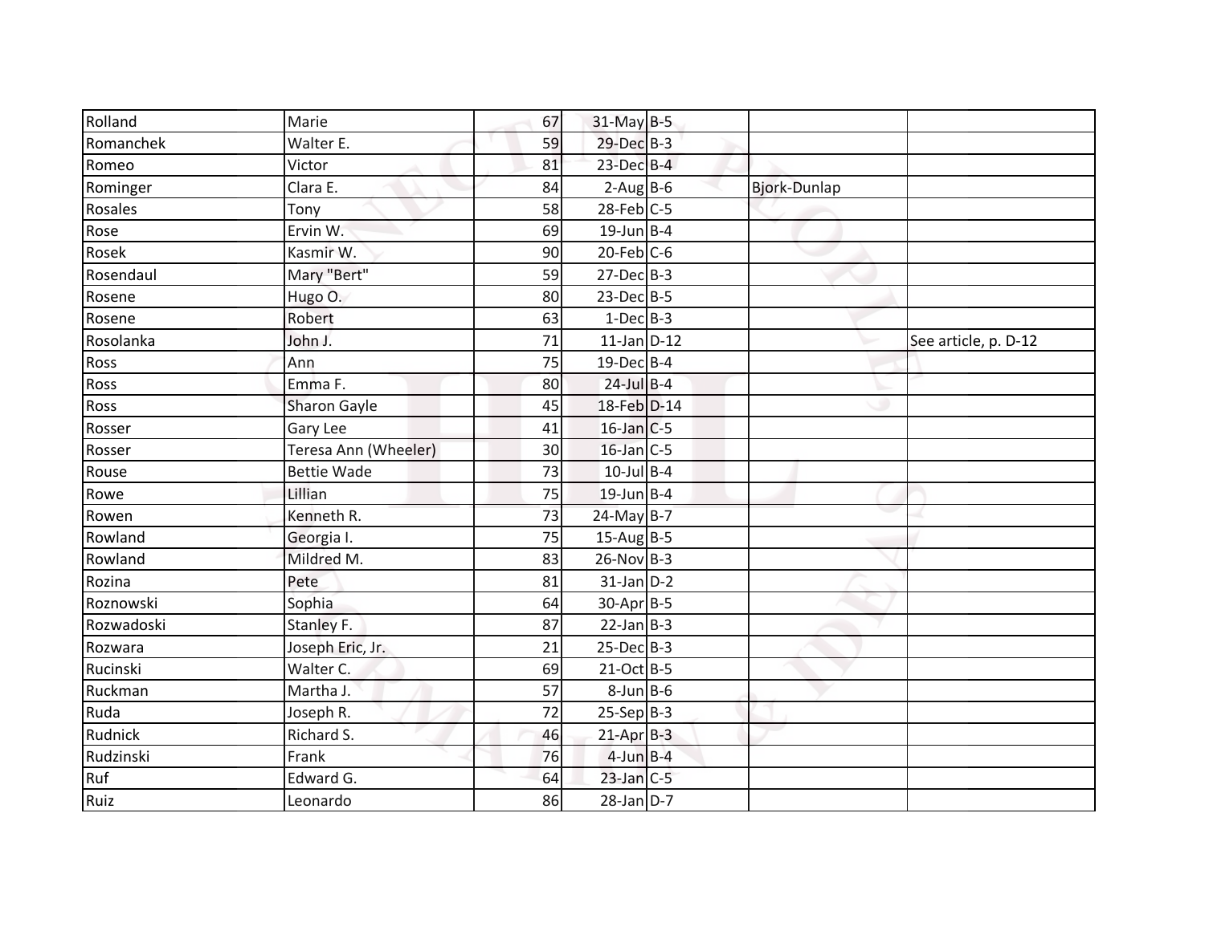| | | | | | | |
|---|---|---|---|---|---|---|
| Rolland | Marie | 67 | 31-May | B-5 | | |
| Romanchek | Walter E. | 59 | 29-Dec | B-3 | | |
| Romeo | Victor | 81 | 23-Dec | B-4 | | |
| Rominger | Clara E. | 84 | 2-Aug | B-6 | Bjork-Dunlap | |
| Rosales | Tony | 58 | 28-Feb | C-5 | | |
| Rose | Ervin W. | 69 | 19-Jun | B-4 | | |
| Rosek | Kasmir W. | 90 | 20-Feb | C-6 | | |
| Rosendaul | Mary "Bert" | 59 | 27-Dec | B-3 | | |
| Rosene | Hugo O. | 80 | 23-Dec | B-5 | | |
| Rosene | Robert | 63 | 1-Dec | B-3 | | |
| Rosolanka | John J. | 71 | 11-Jan | D-12 | | See article, p. D-12 |
| Ross | Ann | 75 | 19-Dec | B-4 | | |
| Ross | Emma F. | 80 | 24-Jul | B-4 | | |
| Ross | Sharon Gayle | 45 | 18-Feb | D-14 | | |
| Rosser | Gary Lee | 41 | 16-Jan | C-5 | | |
| Rosser | Teresa Ann (Wheeler) | 30 | 16-Jan | C-5 | | |
| Rouse | Bettie Wade | 73 | 10-Jul | B-4 | | |
| Rowe | Lillian | 75 | 19-Jun | B-4 | | |
| Rowen | Kenneth R. | 73 | 24-May | B-7 | | |
| Rowland | Georgia I. | 75 | 15-Aug | B-5 | | |
| Rowland | Mildred M. | 83 | 26-Nov | B-3 | | |
| Rozina | Pete | 81 | 31-Jan | D-2 | | |
| Roznowski | Sophia | 64 | 30-Apr | B-5 | | |
| Rozwadoski | Stanley F. | 87 | 22-Jan | B-3 | | |
| Rozwara | Joseph Eric, Jr. | 21 | 25-Dec | B-3 | | |
| Rucinski | Walter C. | 69 | 21-Oct | B-5 | | |
| Ruckman | Martha J. | 57 | 8-Jun | B-6 | | |
| Ruda | Joseph R. | 72 | 25-Sep | B-3 | | |
| Rudnick | Richard S. | 46 | 21-Apr | B-3 | | |
| Rudzinski | Frank | 76 | 4-Jun | B-4 | | |
| Ruf | Edward G. | 64 | 23-Jan | C-5 | | |
| Ruiz | Leonardo | 86 | 28-Jan | D-7 | | |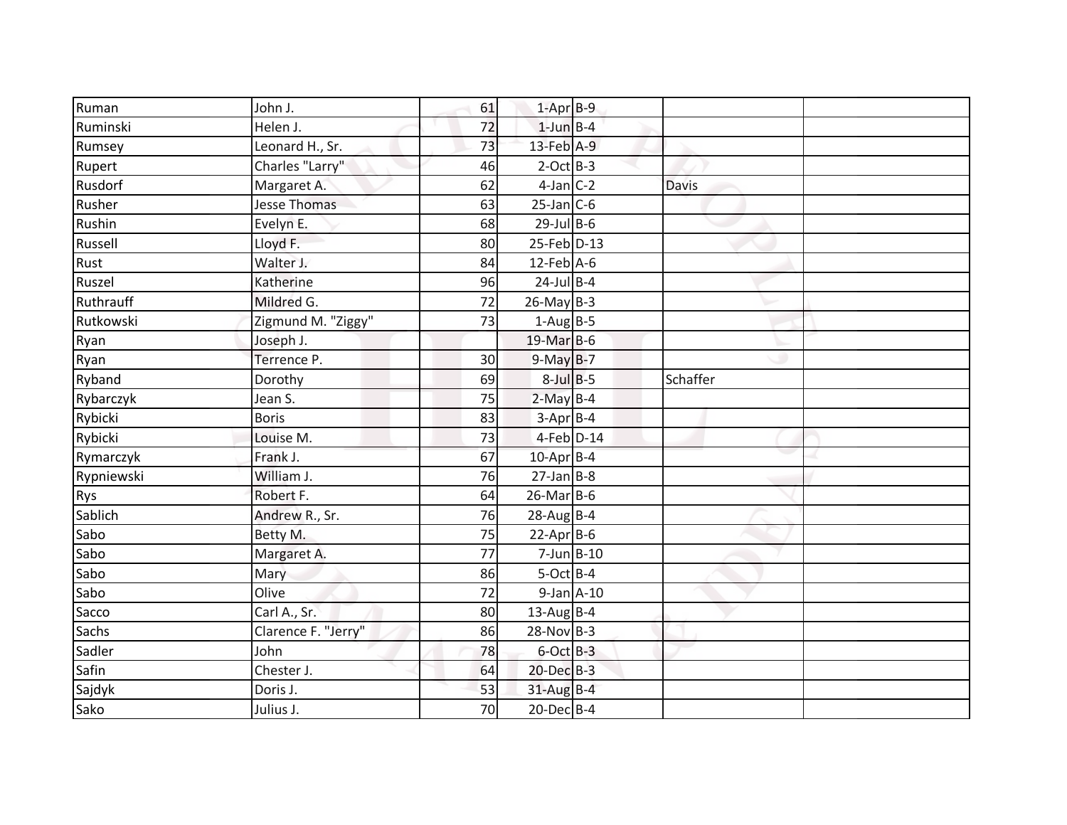| | | | | | | |
|---|---|---|---|---|---|---|
| Ruman | John J. | 61 | 1-Apr | B-9 | | |
| Ruminski | Helen J. | 72 | 1-Jun | B-4 | | |
| Rumsey | Leonard H., Sr. | 73 | 13-Feb | A-9 | | |
| Rupert | Charles "Larry" | 46 | 2-Oct | B-3 | | |
| Rusdorf | Margaret A. | 62 | 4-Jan | C-2 | Davis | |
| Rusher | Jesse Thomas | 63 | 25-Jan | C-6 | | |
| Rushin | Evelyn E. | 68 | 29-Jul | B-6 | | |
| Russell | Lloyd F. | 80 | 25-Feb | D-13 | | |
| Rust | Walter J. | 84 | 12-Feb | A-6 | | |
| Ruszel | Katherine | 96 | 24-Jul | B-4 | | |
| Ruthrauff | Mildred G. | 72 | 26-May | B-3 | | |
| Rutkowski | Zigmund M. "Ziggy" | 73 | 1-Aug | B-5 | | |
| Ryan | Joseph J. | | 19-Mar | B-6 | | |
| Ryan | Terrence P. | 30 | 9-May | B-7 | | |
| Ryband | Dorothy | 69 | 8-Jul | B-5 | Schaffer | |
| Rybarczyk | Jean S. | 75 | 2-May | B-4 | | |
| Rybicki | Boris | 83 | 3-Apr | B-4 | | |
| Rybicki | Louise M. | 73 | 4-Feb | D-14 | | |
| Rymarczyk | Frank J. | 67 | 10-Apr | B-4 | | |
| Rypniewski | William J. | 76 | 27-Jan | B-8 | | |
| Rys | Robert F. | 64 | 26-Mar | B-6 | | |
| Sablich | Andrew R., Sr. | 76 | 28-Aug | B-4 | | |
| Sabo | Betty M. | 75 | 22-Apr | B-6 | | |
| Sabo | Margaret A. | 77 | 7-Jun | B-10 | | |
| Sabo | Mary | 86 | 5-Oct | B-4 | | |
| Sabo | Olive | 72 | 9-Jan | A-10 | | |
| Sacco | Carl A., Sr. | 80 | 13-Aug | B-4 | | |
| Sachs | Clarence F. "Jerry" | 86 | 28-Nov | B-3 | | |
| Sadler | John | 78 | 6-Oct | B-3 | | |
| Safin | Chester J. | 64 | 20-Dec | B-3 | | |
| Sajdyk | Doris J. | 53 | 31-Aug | B-4 | | |
| Sako | Julius J. | 70 | 20-Dec | B-4 | | |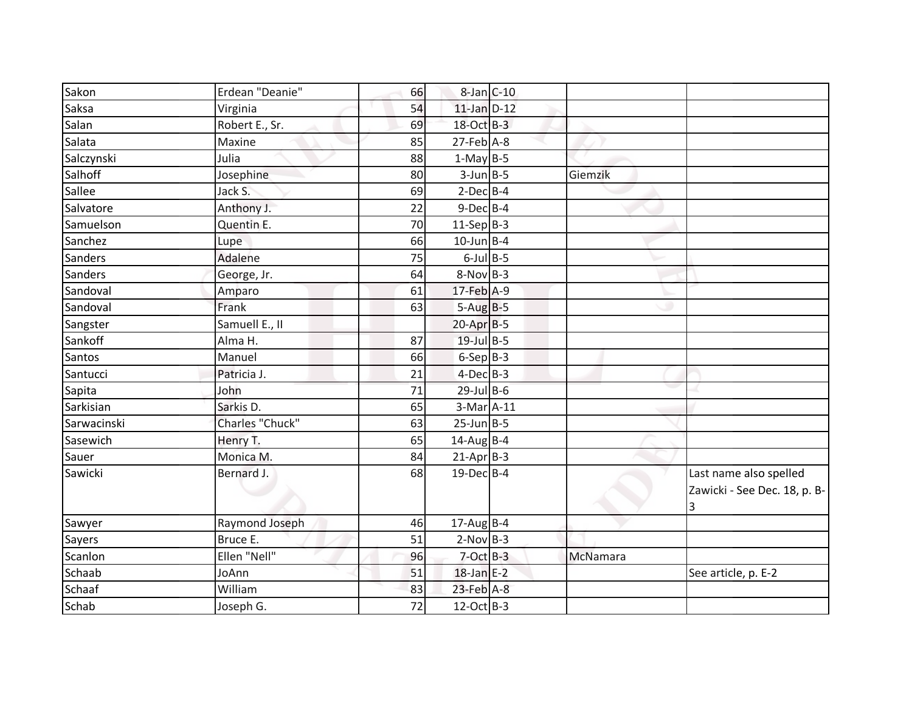| | | | | | | |
|---|---|---|---|---|---|---|
| Sakon | Erdean "Deanie" | 66 | 8-Jan | C-10 | | |
| Saksa | Virginia | 54 | 11-Jan | D-12 | | |
| Salan | Robert E., Sr. | 69 | 18-Oct | B-3 | | |
| Salata | Maxine | 85 | 27-Feb | A-8 | | |
| Salczynski | Julia | 88 | 1-May | B-5 | | |
| Salhoff | Josephine | 80 | 3-Jun | B-5 | Giemzik | |
| Sallee | Jack S. | 69 | 2-Dec | B-4 | | |
| Salvatore | Anthony J. | 22 | 9-Dec | B-4 | | |
| Samuelson | Quentin E. | 70 | 11-Sep | B-3 | | |
| Sanchez | Lupe | 66 | 10-Jun | B-4 | | |
| Sanders | Adalene | 75 | 6-Jul | B-5 | | |
| Sanders | George, Jr. | 64 | 8-Nov | B-3 | | |
| Sandoval | Amparo | 61 | 17-Feb | A-9 | | |
| Sandoval | Frank | 63 | 5-Aug | B-5 | | |
| Sangster | Samuell E., II | | 20-Apr | B-5 | | |
| Sankoff | Alma H. | 87 | 19-Jul | B-5 | | |
| Santos | Manuel | 66 | 6-Sep | B-3 | | |
| Santucci | Patricia J. | 21 | 4-Dec | B-3 | | |
| Sapita | John | 71 | 29-Jul | B-6 | | |
| Sarkisian | Sarkis D. | 65 | 3-Mar | A-11 | | |
| Sarwacinski | Charles "Chuck" | 63 | 25-Jun | B-5 | | |
| Sasewich | Henry T. | 65 | 14-Aug | B-4 | | |
| Sauer | Monica M. | 84 | 21-Apr | B-3 | | |
| Sawicki | Bernard J. | 68 | 19-Dec | B-4 | | Last name also spelled Zawicki - See Dec. 18, p. B-3 |
| Sawyer | Raymond Joseph | 46 | 17-Aug | B-4 | | |
| Sayers | Bruce E. | 51 | 2-Nov | B-3 | | |
| Scanlon | Ellen "Nell" | 96 | 7-Oct | B-3 | McNamara | |
| Schaab | JoAnn | 51 | 18-Jan | E-2 | | See article, p. E-2 |
| Schaaf | William | 83 | 23-Feb | A-8 | | |
| Schab | Joseph G. | 72 | 12-Oct | B-3 | | |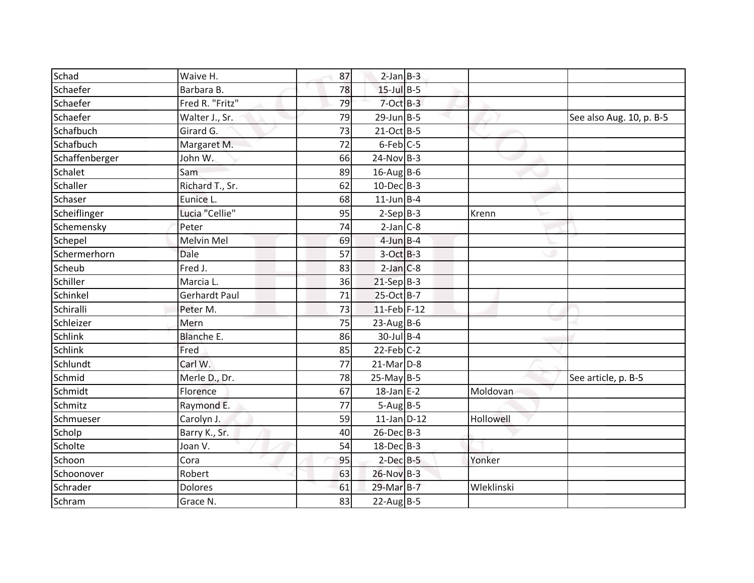| | | | | | | |
|---|---|---|---|---|---|---|
| Schad | Waive H. | 87 | 2-Jan | B-3 | | |
| Schaefer | Barbara B. | 78 | 15-Jul | B-5 | | |
| Schaefer | Fred R. "Fritz" | 79 | 7-Oct | B-3 | | |
| Schaefer | Walter J., Sr. | 79 | 29-Jun | B-5 | | See also Aug. 10, p. B-5 |
| Schafbuch | Girard G. | 73 | 21-Oct | B-5 | | |
| Schafbuch | Margaret M. | 72 | 6-Feb | C-5 | | |
| Schaffenberger | John W. | 66 | 24-Nov | B-3 | | |
| Schalet | Sam | 89 | 16-Aug | B-6 | | |
| Schaller | Richard T., Sr. | 62 | 10-Dec | B-3 | | |
| Schaser | Eunice L. | 68 | 11-Jun | B-4 | | |
| Scheiflinger | Lucia "Cellie" | 95 | 2-Sep | B-3 | Krenn | |
| Schemensky | Peter | 74 | 2-Jan | C-8 | | |
| Schepel | Melvin Mel | 69 | 4-Jun | B-4 | | |
| Schermerhorn | Dale | 57 | 3-Oct | B-3 | | |
| Scheub | Fred J. | 83 | 2-Jan | C-8 | | |
| Schiller | Marcia L. | 36 | 21-Sep | B-3 | | |
| Schinkel | Gerhardt Paul | 71 | 25-Oct | B-7 | | |
| Schiralli | Peter M. | 73 | 11-Feb | F-12 | | |
| Schleizer | Mern | 75 | 23-Aug | B-6 | | |
| Schlink | Blanche E. | 86 | 30-Jul | B-4 | | |
| Schlink | Fred | 85 | 22-Feb | C-2 | | |
| Schlundt | Carl W. | 77 | 21-Mar | D-8 | | |
| Schmid | Merle D., Dr. | 78 | 25-May | B-5 | | See article, p. B-5 |
| Schmidt | Florence | 67 | 18-Jan | E-2 | Moldovan | |
| Schmitz | Raymond E. | 77 | 5-Aug | B-5 | | |
| Schmueser | Carolyn J. | 59 | 11-Jan | D-12 | Hollowell | |
| Scholp | Barry K., Sr. | 40 | 26-Dec | B-3 | | |
| Scholte | Joan V. | 54 | 18-Dec | B-3 | | |
| Schoon | Cora | 95 | 2-Dec | B-5 | Yonker | |
| Schoonover | Robert | 63 | 26-Nov | B-3 | | |
| Schrader | Dolores | 61 | 29-Mar | B-7 | Wleklinski | |
| Schram | Grace N. | 83 | 22-Aug | B-5 | | |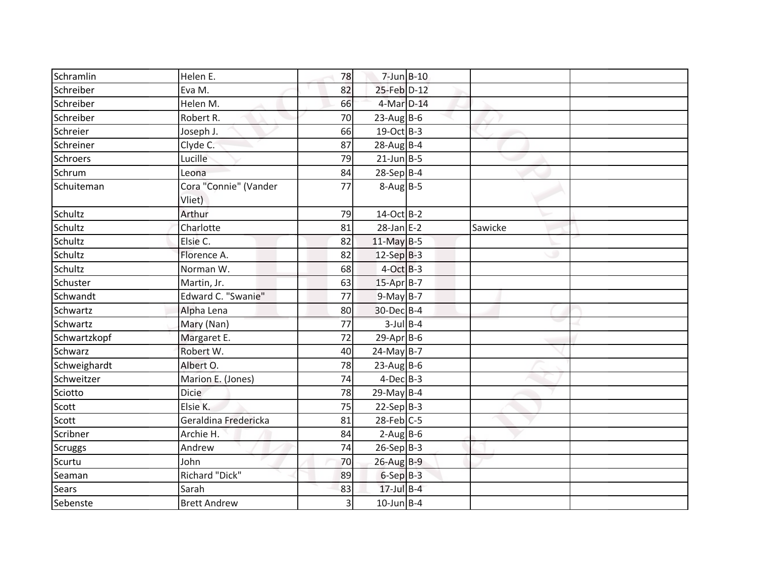| | | | | | | |
|---|---|---|---|---|---|---|
| Schramlin | Helen E. | 78 | 7-Jun | B-10 | | |
| Schreiber | Eva M. | 82 | 25-Feb | D-12 | | |
| Schreiber | Helen M. | 66 | 4-Mar | D-14 | | |
| Schreiber | Robert R. | 70 | 23-Aug | B-6 | | |
| Schreier | Joseph J. | 66 | 19-Oct | B-3 | | |
| Schreiner | Clyde C. | 87 | 28-Aug | B-4 | | |
| Schroers | Lucille | 79 | 21-Jun | B-5 | | |
| Schrum | Leona | 84 | 28-Sep | B-4 | | |
| Schuiteman | Cora "Connie" (Vander Vliet) | 77 | 8-Aug | B-5 | | |
| Schultz | Arthur | 79 | 14-Oct | B-2 | | |
| Schultz | Charlotte | 81 | 28-Jan | E-2 | Sawicke | |
| Schultz | Elsie C. | 82 | 11-May | B-5 | | |
| Schultz | Florence A. | 82 | 12-Sep | B-3 | | |
| Schultz | Norman W. | 68 | 4-Oct | B-3 | | |
| Schuster | Martin, Jr. | 63 | 15-Apr | B-7 | | |
| Schwandt | Edward C. "Swanie" | 77 | 9-May | B-7 | | |
| Schwartz | Alpha Lena | 80 | 30-Dec | B-4 | | |
| Schwartz | Mary (Nan) | 77 | 3-Jul | B-4 | | |
| Schwartzkopf | Margaret E. | 72 | 29-Apr | B-6 | | |
| Schwarz | Robert W. | 40 | 24-May | B-7 | | |
| Schweighardt | Albert O. | 78 | 23-Aug | B-6 | | |
| Schweitzer | Marion E. (Jones) | 74 | 4-Dec | B-3 | | |
| Sciotto | Dicie | 78 | 29-May | B-4 | | |
| Scott | Elsie K. | 75 | 22-Sep | B-3 | | |
| Scott | Geraldina Fredericka | 81 | 28-Feb | C-5 | | |
| Scribner | Archie H. | 84 | 2-Aug | B-6 | | |
| Scruggs | Andrew | 74 | 26-Sep | B-3 | | |
| Scurtu | John | 70 | 26-Aug | B-9 | | |
| Seaman | Richard "Dick" | 89 | 6-Sep | B-3 | | |
| Sears | Sarah | 83 | 17-Jul | B-4 | | |
| Sebenste | Brett Andrew | 3 | 10-Jun | B-4 | | |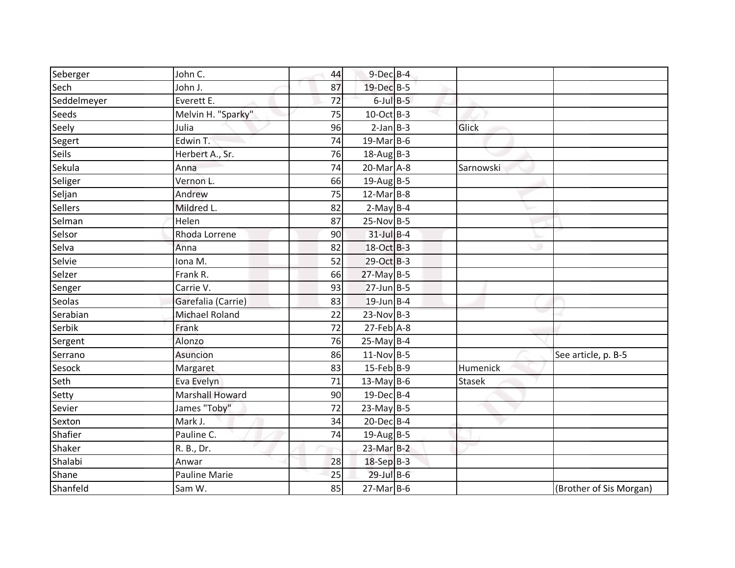| | | | | | | |
|---|---|---|---|---|---|---|
| Seberger | John C. | 44 | 9-Dec | B-4 | | |
| Sech | John J. | 87 | 19-Dec | B-5 | | |
| Seddelmeyer | Everett E. | 72 | 6-Jul | B-5 | | |
| Seeds | Melvin H. "Sparky" | 75 | 10-Oct | B-3 | | |
| Seely | Julia | 96 | 2-Jan | B-3 | Glick | |
| Segert | Edwin T. | 74 | 19-Mar | B-6 | | |
| Seils | Herbert A., Sr. | 76 | 18-Aug | B-3 | | |
| Sekula | Anna | 74 | 20-Mar | A-8 | Sarnowski | |
| Seliger | Vernon L. | 66 | 19-Aug | B-5 | | |
| Seljan | Andrew | 75 | 12-Mar | B-8 | | |
| Sellers | Mildred L. | 82 | 2-May | B-4 | | |
| Selman | Helen | 87 | 25-Nov | B-5 | | |
| Selsor | Rhoda Lorrene | 90 | 31-Jul | B-4 | | |
| Selva | Anna | 82 | 18-Oct | B-3 | | |
| Selvie | Iona M. | 52 | 29-Oct | B-3 | | |
| Selzer | Frank R. | 66 | 27-May | B-5 | | |
| Senger | Carrie V. | 93 | 27-Jun | B-5 | | |
| Seolas | Garefalia (Carrie) | 83 | 19-Jun | B-4 | | |
| Serabian | Michael Roland | 22 | 23-Nov | B-3 | | |
| Serbik | Frank | 72 | 27-Feb | A-8 | | |
| Sergent | Alonzo | 76 | 25-May | B-4 | | |
| Serrano | Asuncion | 86 | 11-Nov | B-5 | | See article, p. B-5 |
| Sesock | Margaret | 83 | 15-Feb | B-9 | Humenick | |
| Seth | Eva Evelyn | 71 | 13-May | B-6 | Stasek | |
| Setty | Marshall Howard | 90 | 19-Dec | B-4 | | |
| Sevier | James "Toby" | 72 | 23-May | B-5 | | |
| Sexton | Mark J. | 34 | 20-Dec | B-4 | | |
| Shafier | Pauline C. | 74 | 19-Aug | B-5 | | |
| Shaker | R. B., Dr. | | 23-Mar | B-2 | | |
| Shalabi | Anwar | 28 | 18-Sep | B-3 | | |
| Shane | Pauline Marie | 25 | 29-Jul | B-6 | | |
| Shanfeld | Sam W. | 85 | 27-Mar | B-6 | | (Brother of Sis Morgan) |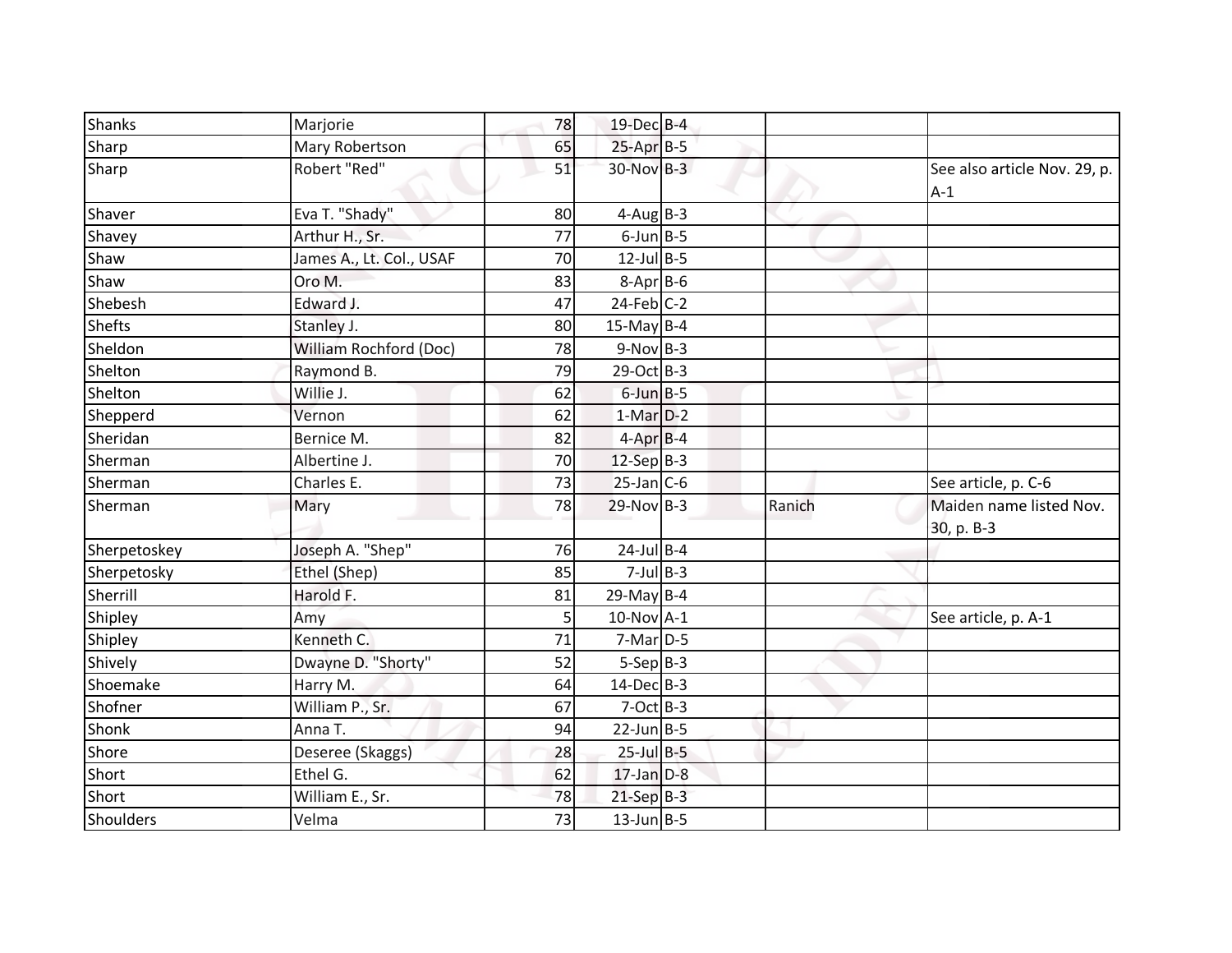| | | | | | | |
|---|---|---|---|---|---|---|
| Shanks | Marjorie | 78 | 19-Dec | B-4 | | |
| Sharp | Mary Robertson | 65 | 25-Apr | B-5 | | |
| Sharp | Robert "Red" | 51 | 30-Nov | B-3 | | See also article Nov. 29, p. A-1 |
| Shaver | Eva T. "Shady" | 80 | 4-Aug | B-3 | | |
| Shavey | Arthur H., Sr. | 77 | 6-Jun | B-5 | | |
| Shaw | James A., Lt. Col., USAF | 70 | 12-Jul | B-5 | | |
| Shaw | Oro M. | 83 | 8-Apr | B-6 | | |
| Shebesh | Edward J. | 47 | 24-Feb | C-2 | | |
| Shefts | Stanley J. | 80 | 15-May | B-4 | | |
| Sheldon | William Rochford (Doc) | 78 | 9-Nov | B-3 | | |
| Shelton | Raymond B. | 79 | 29-Oct | B-3 | | |
| Shelton | Willie J. | 62 | 6-Jun | B-5 | | |
| Shepperd | Vernon | 62 | 1-Mar | D-2 | | |
| Sheridan | Bernice M. | 82 | 4-Apr | B-4 | | |
| Sherman | Albertine J. | 70 | 12-Sep | B-3 | | |
| Sherman | Charles E. | 73 | 25-Jan | C-6 | | See article, p. C-6 |
| Sherman | Mary | 78 | 29-Nov | B-3 | Ranich | Maiden name listed Nov. 30, p. B-3 |
| Sherpetoskey | Joseph A. "Shep" | 76 | 24-Jul | B-4 | | |
| Sherpetosky | Ethel (Shep) | 85 | 7-Jul | B-3 | | |
| Sherrill | Harold F. | 81 | 29-May | B-4 | | |
| Shipley | Amy | 5 | 10-Nov | A-1 | | See article, p. A-1 |
| Shipley | Kenneth C. | 71 | 7-Mar | D-5 | | |
| Shively | Dwayne D. "Shorty" | 52 | 5-Sep | B-3 | | |
| Shoemake | Harry M. | 64 | 14-Dec | B-3 | | |
| Shofner | William P., Sr. | 67 | 7-Oct | B-3 | | |
| Shonk | Anna T. | 94 | 22-Jun | B-5 | | |
| Shore | Deseree (Skaggs) | 28 | 25-Jul | B-5 | | |
| Short | Ethel G. | 62 | 17-Jan | D-8 | | |
| Short | William E., Sr. | 78 | 21-Sep | B-3 | | |
| Shoulders | Velma | 73 | 13-Jun | B-5 | | |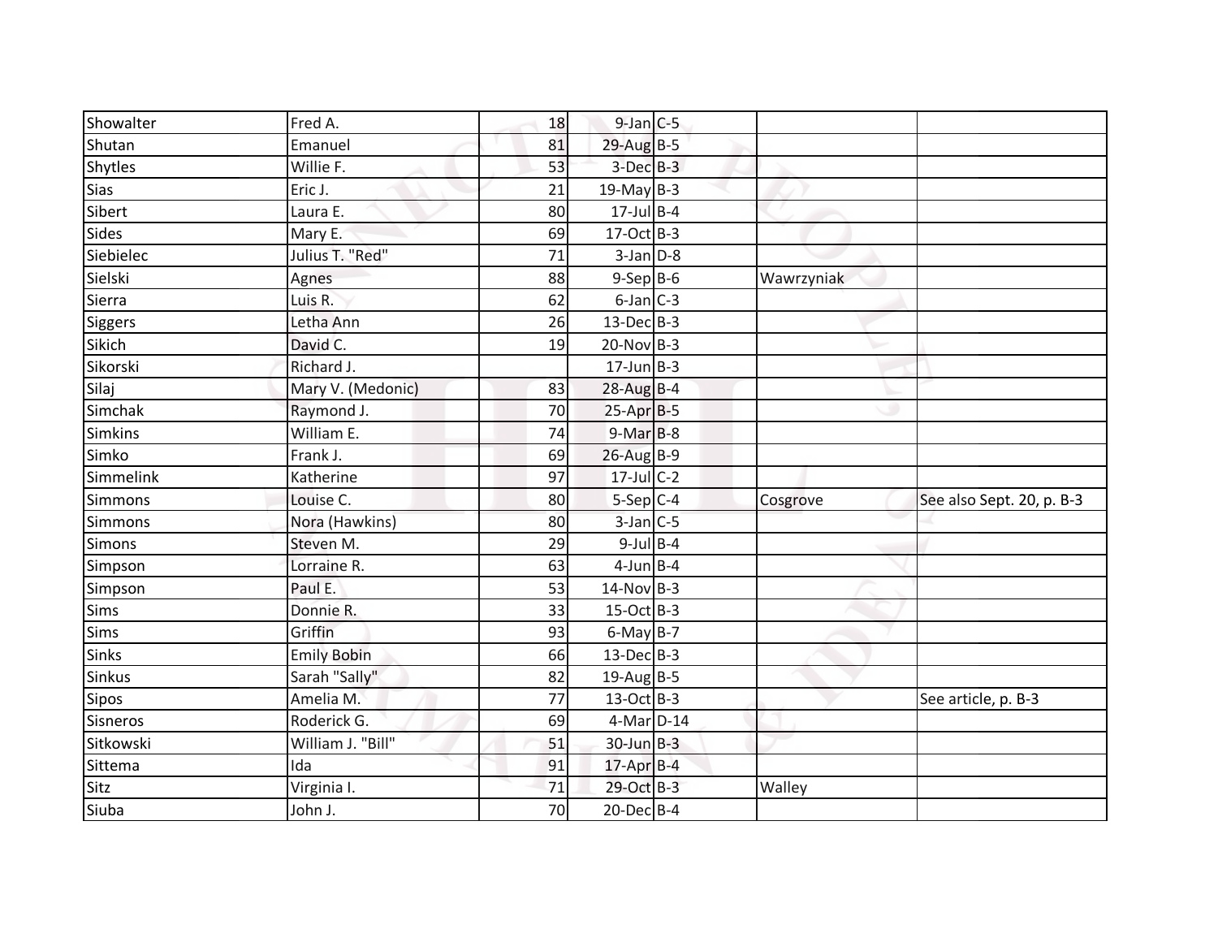| | | | | | | |
|---|---|---|---|---|---|---|
| Showalter | Fred A. | 18 | 9-Jan | C-5 | | |
| Shutan | Emanuel | 81 | 29-Aug | B-5 | | |
| Shytles | Willie F. | 53 | 3-Dec | B-3 | | |
| Sias | Eric J. | 21 | 19-May | B-3 | | |
| Sibert | Laura E. | 80 | 17-Jul | B-4 | | |
| Sides | Mary E. | 69 | 17-Oct | B-3 | | |
| Siebielec | Julius T. "Red" | 71 | 3-Jan | D-8 | | |
| Sielski | Agnes | 88 | 9-Sep | B-6 | Wawrzyniak | |
| Sierra | Luis R. | 62 | 6-Jan | C-3 | | |
| Siggers | Letha Ann | 26 | 13-Dec | B-3 | | |
| Sikich | David C. | 19 | 20-Nov | B-3 | | |
| Sikorski | Richard J. | | 17-Jun | B-3 | | |
| Silaj | Mary V. (Medonic) | 83 | 28-Aug | B-4 | | |
| Simchak | Raymond J. | 70 | 25-Apr | B-5 | | |
| Simkins | William E. | 74 | 9-Mar | B-8 | | |
| Simko | Frank J. | 69 | 26-Aug | B-9 | | |
| Simmelink | Katherine | 97 | 17-Jul | C-2 | | |
| Simmons | Louise C. | 80 | 5-Sep | C-4 | Cosgrove | See also Sept. 20, p. B-3 |
| Simmons | Nora (Hawkins) | 80 | 3-Jan | C-5 | | |
| Simons | Steven M. | 29 | 9-Jul | B-4 | | |
| Simpson | Lorraine R. | 63 | 4-Jun | B-4 | | |
| Simpson | Paul E. | 53 | 14-Nov | B-3 | | |
| Sims | Donnie R. | 33 | 15-Oct | B-3 | | |
| Sims | Griffin | 93 | 6-May | B-7 | | |
| Sinks | Emily Bobin | 66 | 13-Dec | B-3 | | |
| Sinkus | Sarah "Sally" | 82 | 19-Aug | B-5 | | |
| Sipos | Amelia M. | 77 | 13-Oct | B-3 | | See article, p. B-3 |
| Sisneros | Roderick G. | 69 | 4-Mar | D-14 | | |
| Sitkowski | William J. "Bill" | 51 | 30-Jun | B-3 | | |
| Sittema | Ida | 91 | 17-Apr | B-4 | | |
| Sitz | Virginia I. | 71 | 29-Oct | B-3 | Walley | |
| Siuba | John J. | 70 | 20-Dec | B-4 | | |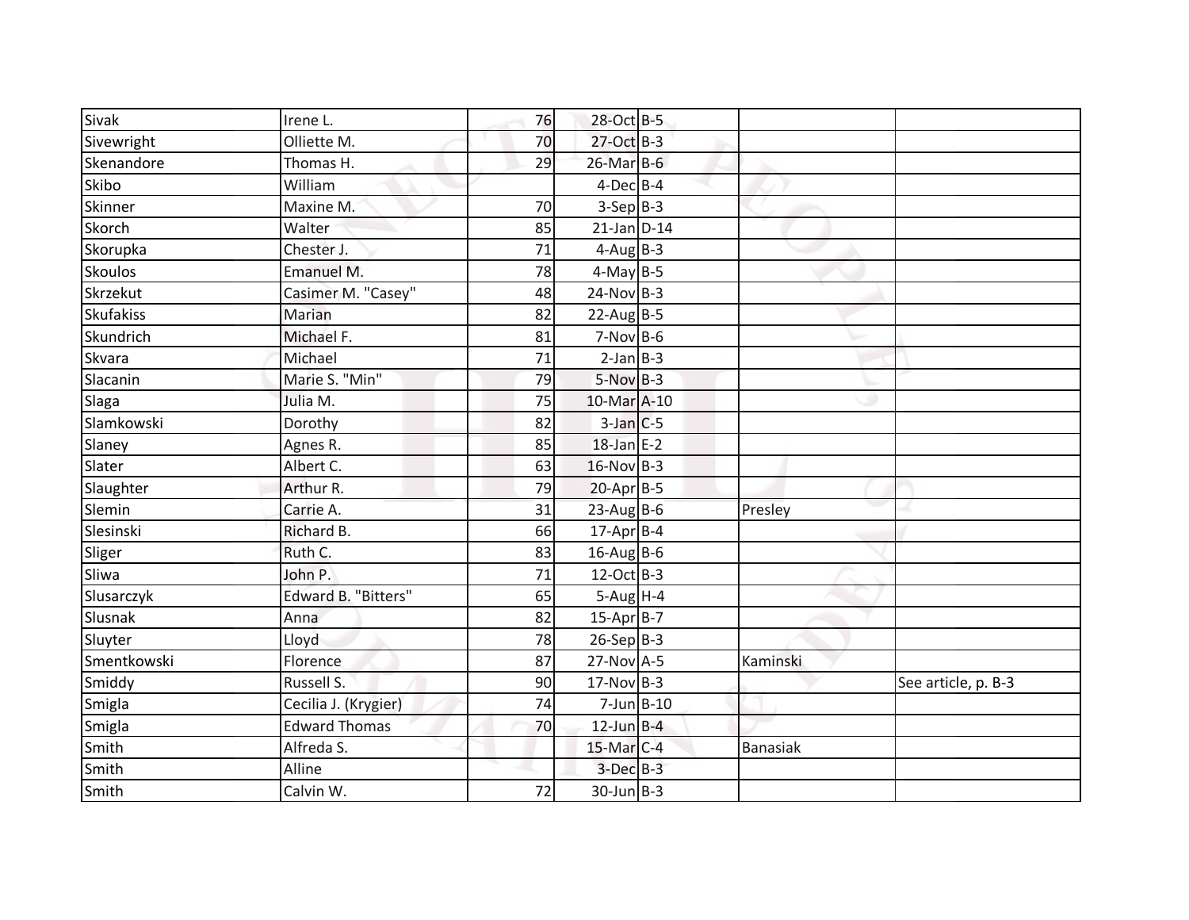| | | | | | | |
|---|---|---|---|---|---|---|
| Sivak | Irene L. | 76 | 28-Oct | B-5 | | |
| Sivewright | Olliette M. | 70 | 27-Oct | B-3 | | |
| Skenandore | Thomas H. | 29 | 26-Mar | B-6 | | |
| Skibo | William | | 4-Dec | B-4 | | |
| Skinner | Maxine M. | 70 | 3-Sep | B-3 | | |
| Skorch | Walter | 85 | 21-Jan | D-14 | | |
| Skorupka | Chester J. | 71 | 4-Aug | B-3 | | |
| Skoulos | Emanuel M. | 78 | 4-May | B-5 | | |
| Skrzekut | Casimer M. "Casey" | 48 | 24-Nov | B-3 | | |
| Skufakiss | Marian | 82 | 22-Aug | B-5 | | |
| Skundrich | Michael F. | 81 | 7-Nov | B-6 | | |
| Skvara | Michael | 71 | 2-Jan | B-3 | | |
| Slacanin | Marie S. "Min" | 79 | 5-Nov | B-3 | | |
| Slaga | Julia M. | 75 | 10-Mar | A-10 | | |
| Slamkowski | Dorothy | 82 | 3-Jan | C-5 | | |
| Slaney | Agnes R. | 85 | 18-Jan | E-2 | | |
| Slater | Albert C. | 63 | 16-Nov | B-3 | | |
| Slaughter | Arthur R. | 79 | 20-Apr | B-5 | | |
| Slemin | Carrie A. | 31 | 23-Aug | B-6 | Presley | |
| Slesinski | Richard B. | 66 | 17-Apr | B-4 | | |
| Sliger | Ruth C. | 83 | 16-Aug | B-6 | | |
| Sliwa | John P. | 71 | 12-Oct | B-3 | | |
| Slusarczyk | Edward B. "Bitters" | 65 | 5-Aug | H-4 | | |
| Slusnak | Anna | 82 | 15-Apr | B-7 | | |
| Sluyter | Lloyd | 78 | 26-Sep | B-3 | | |
| Smentkowski | Florence | 87 | 27-Nov | A-5 | Kaminski | |
| Smiddy | Russell S. | 90 | 17-Nov | B-3 | | See article, p. B-3 |
| Smigla | Cecilia J. (Krygier) | 74 | 7-Jun | B-10 | | |
| Smigla | Edward Thomas | 70 | 12-Jun | B-4 | | |
| Smith | Alfreda S. | | 15-Mar | C-4 | Banasiak | |
| Smith | Alline | | 3-Dec | B-3 | | |
| Smith | Calvin W. | 72 | 30-Jun | B-3 | | |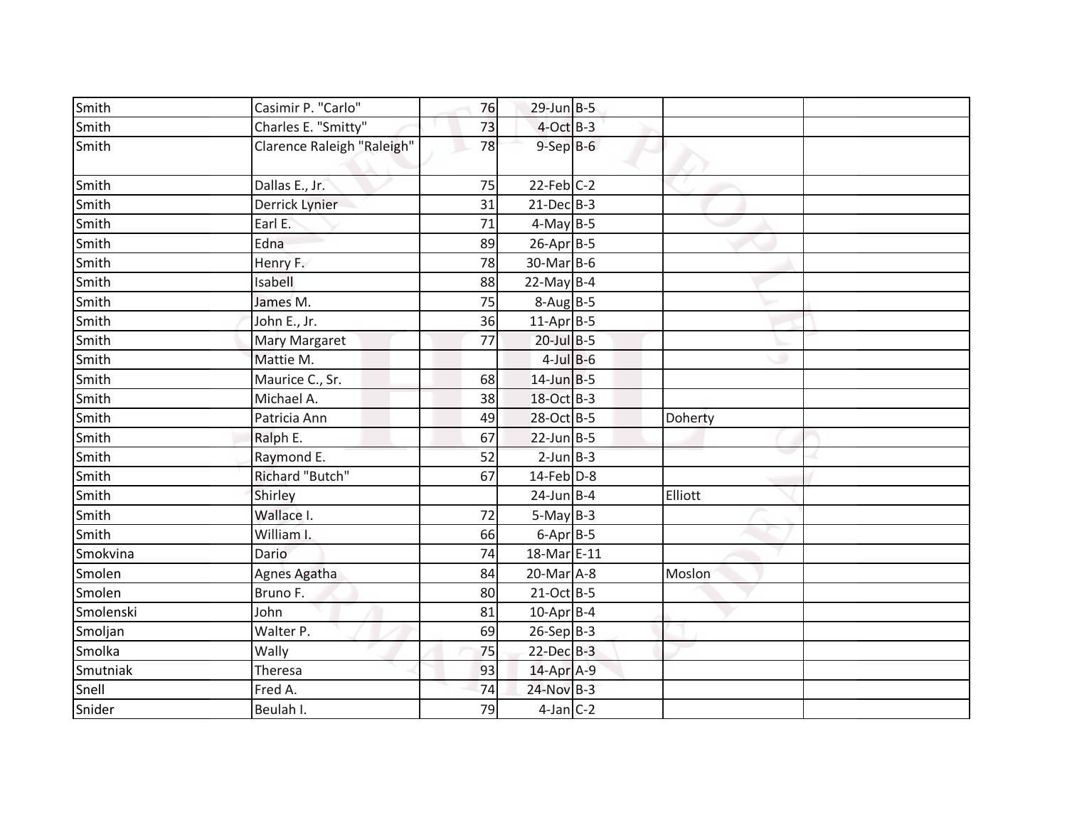| Smith | Casimir P. "Carlo" | 76 | 29-Jun | B-5 | | |
|---|---|---|---|---|---|---|
| Smith | Charles E. "Smitty" | 73 | 4-Oct | B-3 | | |
| Smith | Clarence Raleigh "Raleigh" | 78 | 9-Sep | B-6 | | |
| Smith | Dallas E., Jr. | 75 | 22-Feb | C-2 | | |
| Smith | Derrick Lynier | 31 | 21-Dec | B-3 | | |
| Smith | Earl E. | 71 | 4-May | B-5 | | |
| Smith | Edna | 89 | 26-Apr | B-5 | | |
| Smith | Henry F. | 78 | 30-Mar | B-6 | | |
| Smith | Isabell | 88 | 22-May | B-4 | | |
| Smith | James M. | 75 | 8-Aug | B-5 | | |
| Smith | John E., Jr. | 36 | 11-Apr | B-5 | | |
| Smith | Mary Margaret | 77 | 20-Jul | B-5 | | |
| Smith | Mattie M. | | 4-Jul | B-6 | | |
| Smith | Maurice C., Sr. | 68 | 14-Jun | B-5 | | |
| Smith | Michael A. | 38 | 18-Oct | B-3 | | |
| Smith | Patricia Ann | 49 | 28-Oct | B-5 | Doherty | |
| Smith | Ralph E. | 67 | 22-Jun | B-5 | | |
| Smith | Raymond E. | 52 | 2-Jun | B-3 | | |
| Smith | Richard "Butch" | 67 | 14-Feb | D-8 | | |
| Smith | Shirley | | 24-Jun | B-4 | Elliott | |
| Smith | Wallace I. | 72 | 5-May | B-3 | | |
| Smith | William I. | 66 | 6-Apr | B-5 | | |
| Smokvina | Dario | 74 | 18-Mar | E-11 | | |
| Smolen | Agnes Agatha | 84 | 20-Mar | A-8 | Moslon | |
| Smolen | Bruno F. | 80 | 21-Oct | B-5 | | |
| Smolenski | John | 81 | 10-Apr | B-4 | | |
| Smoljan | Walter P. | 69 | 26-Sep | B-3 | | |
| Smolka | Wally | 75 | 22-Dec | B-3 | | |
| Smutniak | Theresa | 93 | 14-Apr | A-9 | | |
| Snell | Fred A. | 74 | 24-Nov | B-3 | | |
| Snider | Beulah I. | 79 | 4-Jan | C-2 | | |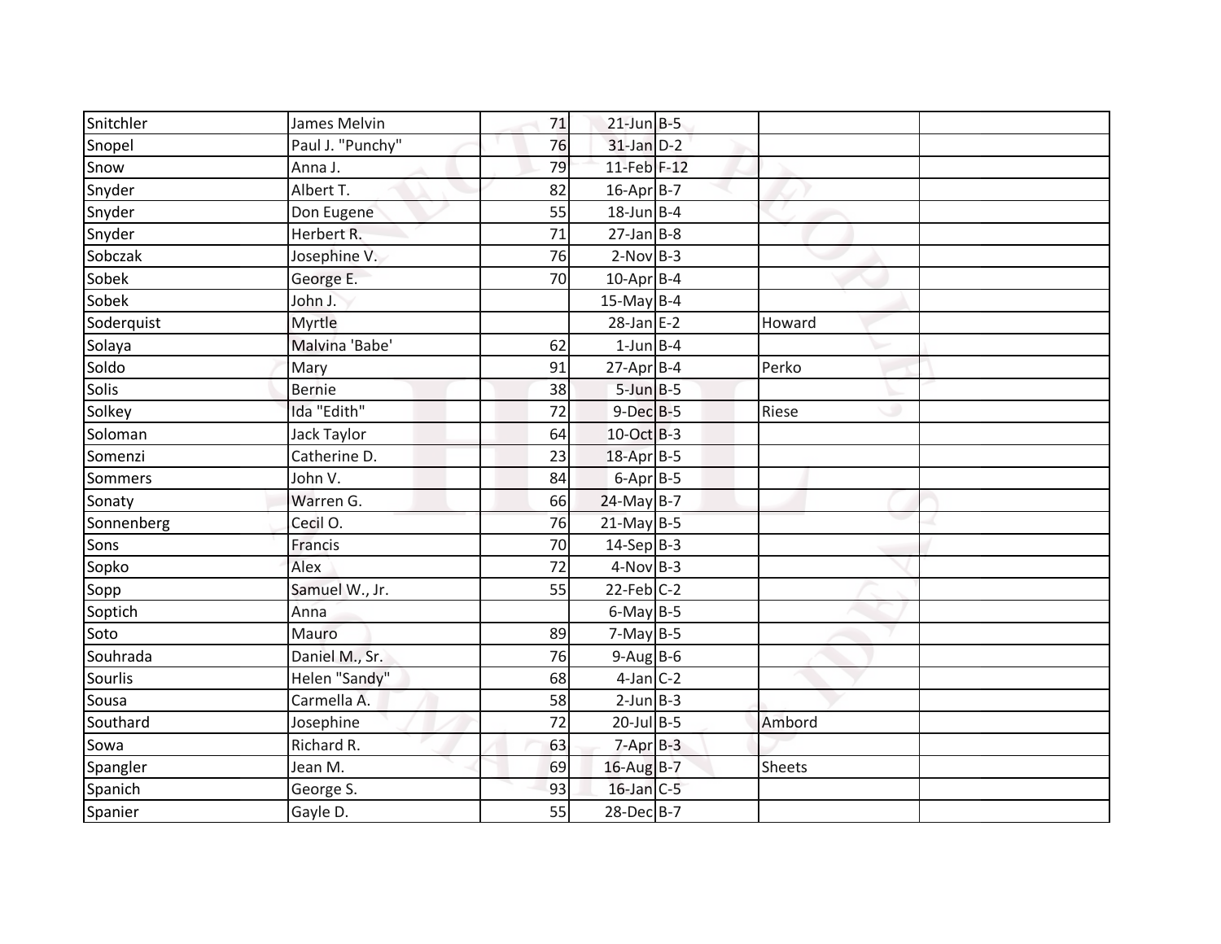| Snitchler | James Melvin | 71 | 21-Jun | B-5 | | |
|---|---|---|---|---|---|---|
| Snopel | Paul J. "Punchy" | 76 | 31-Jan | D-2 | | |
| Snow | Anna J. | 79 | 11-Feb | F-12 | | |
| Snyder | Albert T. | 82 | 16-Apr | B-7 | | |
| Snyder | Don Eugene | 55 | 18-Jun | B-4 | | |
| Snyder | Herbert R. | 71 | 27-Jan | B-8 | | |
| Sobczak | Josephine V. | 76 | 2-Nov | B-3 | | |
| Sobek | George E. | 70 | 10-Apr | B-4 | | |
| Sobek | John J. | | 15-May | B-4 | | |
| Soderquist | Myrtle | | 28-Jan | E-2 | Howard | |
| Solaya | Malvina 'Babe' | 62 | 1-Jun | B-4 | | |
| Soldo | Mary | 91 | 27-Apr | B-4 | Perko | |
| Solis | Bernie | 38 | 5-Jun | B-5 | | |
| Solkey | Ida "Edith" | 72 | 9-Dec | B-5 | Riese | |
| Soloman | Jack Taylor | 64 | 10-Oct | B-3 | | |
| Somenzi | Catherine D. | 23 | 18-Apr | B-5 | | |
| Sommers | John V. | 84 | 6-Apr | B-5 | | |
| Sonaty | Warren G. | 66 | 24-May | B-7 | | |
| Sonnenberg | Cecil O. | 76 | 21-May | B-5 | | |
| Sons | Francis | 70 | 14-Sep | B-3 | | |
| Sopko | Alex | 72 | 4-Nov | B-3 | | |
| Sopp | Samuel W., Jr. | 55 | 22-Feb | C-2 | | |
| Soptich | Anna | | 6-May | B-5 | | |
| Soto | Mauro | 89 | 7-May | B-5 | | |
| Souhrada | Daniel M., Sr. | 76 | 9-Aug | B-6 | | |
| Sourlis | Helen "Sandy" | 68 | 4-Jan | C-2 | | |
| Sousa | Carmella A. | 58 | 2-Jun | B-3 | | |
| Southard | Josephine | 72 | 20-Jul | B-5 | Ambord | |
| Sowa | Richard R. | 63 | 7-Apr | B-3 | | |
| Spangler | Jean M. | 69 | 16-Aug | B-7 | Sheets | |
| Spanich | George S. | 93 | 16-Jan | C-5 | | |
| Spanier | Gayle D. | 55 | 28-Dec | B-7 | | |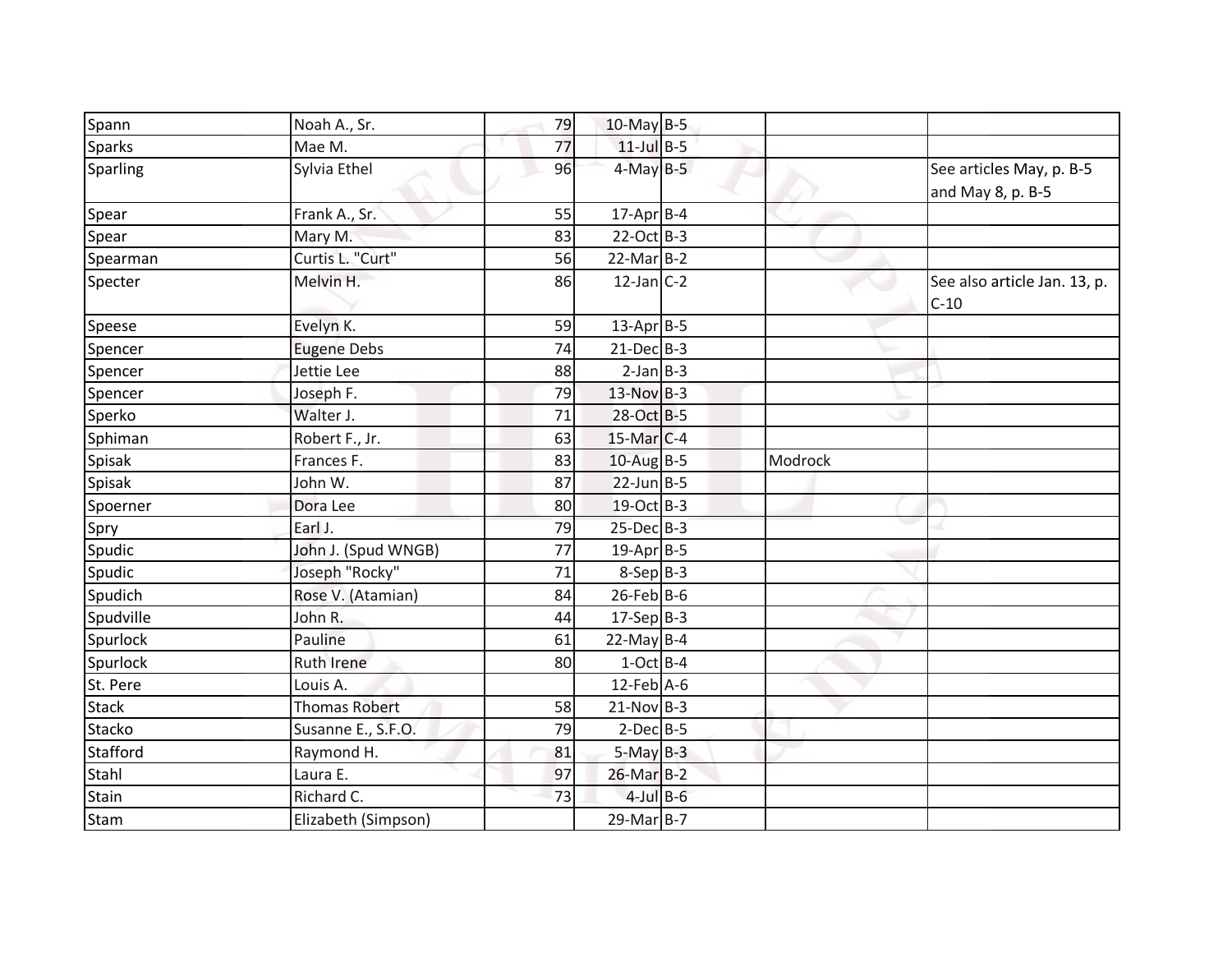| | | | | | | |
|---|---|---|---|---|---|---|
| Spann | Noah A., Sr. | 79 | 10-May | B-5 | | |
| Sparks | Mae M. | 77 | 11-Jul | B-5 | | |
| Sparling | Sylvia Ethel | 96 | 4-May | B-5 | | See articles May, p. B-5 and May 8, p. B-5 |
| Spear | Frank A., Sr. | 55 | 17-Apr | B-4 | | |
| Spear | Mary M. | 83 | 22-Oct | B-3 | | |
| Spearman | Curtis L. "Curt" | 56 | 22-Mar | B-2 | | |
| Specter | Melvin H. | 86 | 12-Jan | C-2 | | See also article Jan. 13, p. C-10 |
| Speese | Evelyn K. | 59 | 13-Apr | B-5 | | |
| Spencer | Eugene Debs | 74 | 21-Dec | B-3 | | |
| Spencer | Jettie Lee | 88 | 2-Jan | B-3 | | |
| Spencer | Joseph F. | 79 | 13-Nov | B-3 | | |
| Sperko | Walter J. | 71 | 28-Oct | B-5 | | |
| Sphiman | Robert F., Jr. | 63 | 15-Mar | C-4 | | |
| Spisak | Frances F. | 83 | 10-Aug | B-5 | Modrock | |
| Spisak | John W. | 87 | 22-Jun | B-5 | | |
| Spoerner | Dora Lee | 80 | 19-Oct | B-3 | | |
| Spry | Earl J. | 79 | 25-Dec | B-3 | | |
| Spudic | John J. (Spud WNGB) | 77 | 19-Apr | B-5 | | |
| Spudic | Joseph "Rocky" | 71 | 8-Sep | B-3 | | |
| Spudich | Rose V. (Atamian) | 84 | 26-Feb | B-6 | | |
| Spudville | John R. | 44 | 17-Sep | B-3 | | |
| Spurlock | Pauline | 61 | 22-May | B-4 | | |
| Spurlock | Ruth Irene | 80 | 1-Oct | B-4 | | |
| St. Pere | Louis A. | | 12-Feb | A-6 | | |
| Stack | Thomas Robert | 58 | 21-Nov | B-3 | | |
| Stacko | Susanne E., S.F.O. | 79 | 2-Dec | B-5 | | |
| Stafford | Raymond H. | 81 | 5-May | B-3 | | |
| Stahl | Laura E. | 97 | 26-Mar | B-2 | | |
| Stain | Richard C. | 73 | 4-Jul | B-6 | | |
| Stam | Elizabeth (Simpson) | | 29-Mar | B-7 | | |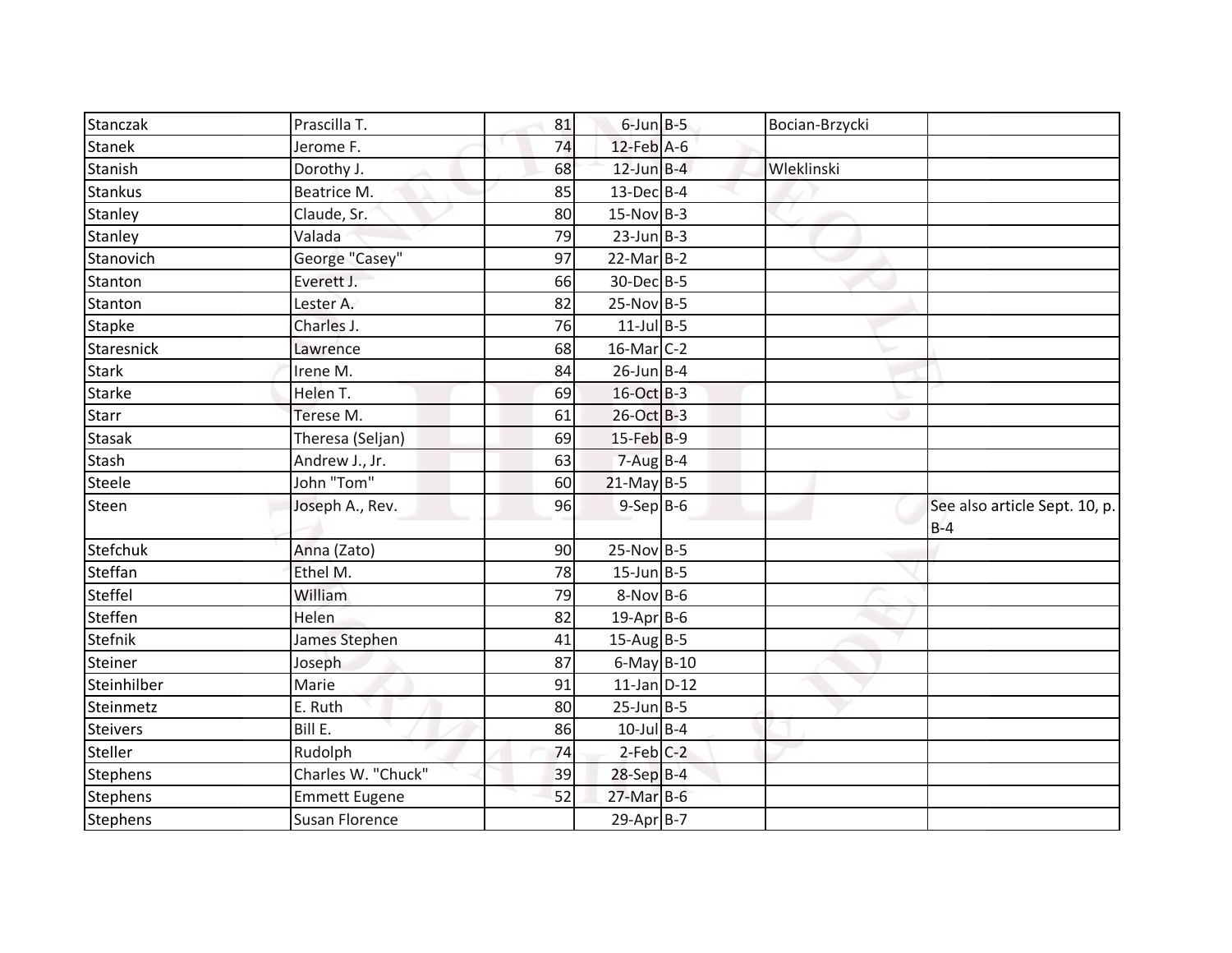| | | | | | | |
|---|---|---|---|---|---|---|
| Stanczak | Prascilla T. | 81 | 6-Jun | B-5 | Bocian-Brzycki | |
| Stanek | Jerome F. | 74 | 12-Feb | A-6 | | |
| Stanish | Dorothy J. | 68 | 12-Jun | B-4 | Wleklinski | |
| Stankus | Beatrice M. | 85 | 13-Dec | B-4 | | |
| Stanley | Claude, Sr. | 80 | 15-Nov | B-3 | | |
| Stanley | Valada | 79 | 23-Jun | B-3 | | |
| Stanovich | George "Casey" | 97 | 22-Mar | B-2 | | |
| Stanton | Everett J. | 66 | 30-Dec | B-5 | | |
| Stanton | Lester A. | 82 | 25-Nov | B-5 | | |
| Stapke | Charles J. | 76 | 11-Jul | B-5 | | |
| Staresnick | Lawrence | 68 | 16-Mar | C-2 | | |
| Stark | Irene M. | 84 | 26-Jun | B-4 | | |
| Starke | Helen T. | 69 | 16-Oct | B-3 | | |
| Starr | Terese M. | 61 | 26-Oct | B-3 | | |
| Stasak | Theresa (Seljan) | 69 | 15-Feb | B-9 | | |
| Stash | Andrew J., Jr. | 63 | 7-Aug | B-4 | | |
| Steele | John "Tom" | 60 | 21-May | B-5 | | |
| Steen | Joseph A., Rev. | 96 | 9-Sep | B-6 | | See also article Sept. 10, p. B-4 |
| Stefchuk | Anna (Zato) | 90 | 25-Nov | B-5 | | |
| Steffan | Ethel M. | 78 | 15-Jun | B-5 | | |
| Steffel | William | 79 | 8-Nov | B-6 | | |
| Steffen | Helen | 82 | 19-Apr | B-6 | | |
| Stefnik | James Stephen | 41 | 15-Aug | B-5 | | |
| Steiner | Joseph | 87 | 6-May | B-10 | | |
| Steinhilber | Marie | 91 | 11-Jan | D-12 | | |
| Steinmetz | E. Ruth | 80 | 25-Jun | B-5 | | |
| Steivers | Bill E. | 86 | 10-Jul | B-4 | | |
| Steller | Rudolph | 74 | 2-Feb | C-2 | | |
| Stephens | Charles W. "Chuck" | 39 | 28-Sep | B-4 | | |
| Stephens | Emmett Eugene | 52 | 27-Mar | B-6 | | |
| Stephens | Susan Florence | | 29-Apr | B-7 | | |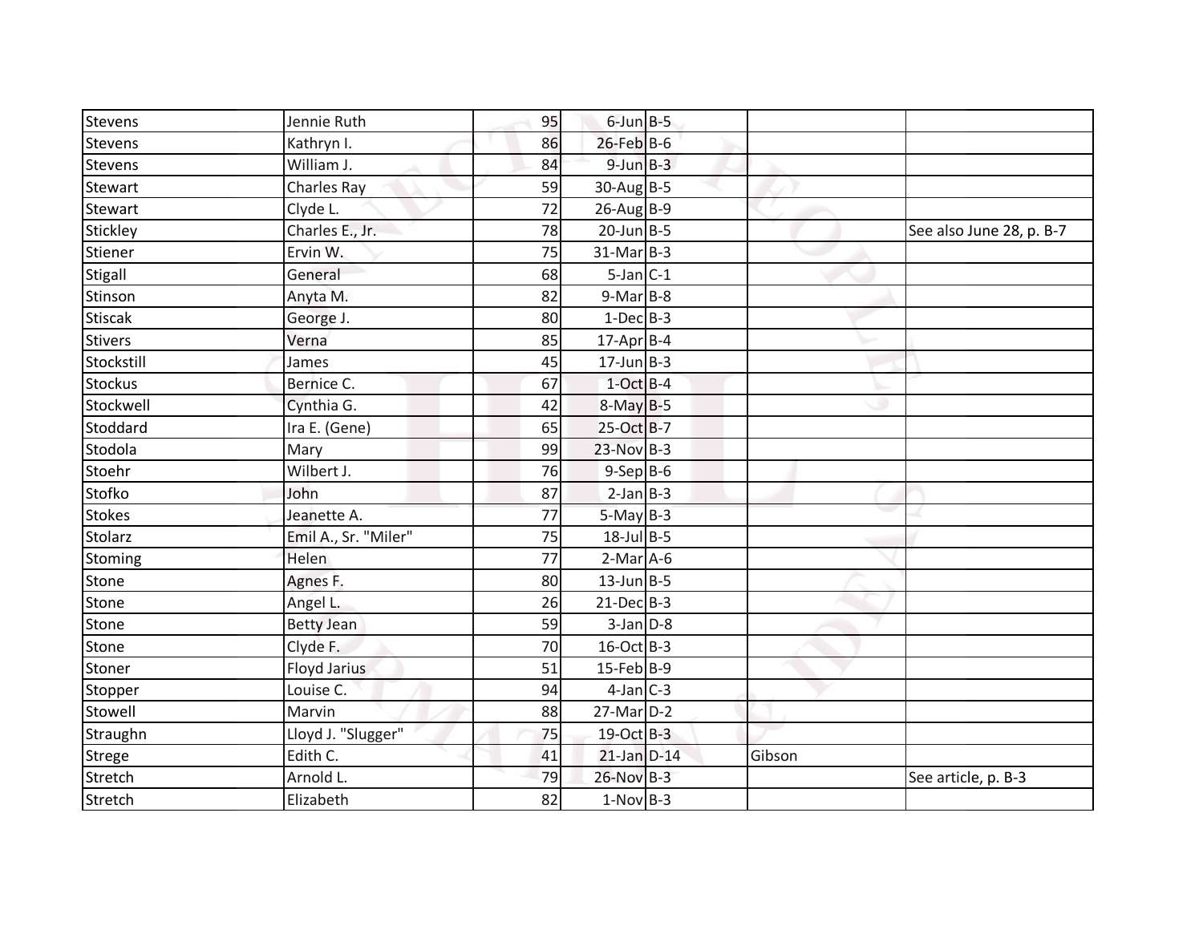| | | | | | | |
|---|---|---|---|---|---|---|
| Stevens | Jennie Ruth | 95 | 6-Jun | B-5 | | |
| Stevens | Kathryn I. | 86 | 26-Feb | B-6 | | |
| Stevens | William J. | 84 | 9-Jun | B-3 | | |
| Stewart | Charles Ray | 59 | 30-Aug | B-5 | | |
| Stewart | Clyde L. | 72 | 26-Aug | B-9 | | |
| Stickley | Charles E., Jr. | 78 | 20-Jun | B-5 | | See also June 28, p. B-7 |
| Stiener | Ervin W. | 75 | 31-Mar | B-3 | | |
| Stigall | General | 68 | 5-Jan | C-1 | | |
| Stinson | Anyta M. | 82 | 9-Mar | B-8 | | |
| Stiscak | George J. | 80 | 1-Dec | B-3 | | |
| Stivers | Verna | 85 | 17-Apr | B-4 | | |
| Stockstill | James | 45 | 17-Jun | B-3 | | |
| Stockus | Bernice C. | 67 | 1-Oct | B-4 | | |
| Stockwell | Cynthia G. | 42 | 8-May | B-5 | | |
| Stoddard | Ira E. (Gene) | 65 | 25-Oct | B-7 | | |
| Stodola | Mary | 99 | 23-Nov | B-3 | | |
| Stoehr | Wilbert J. | 76 | 9-Sep | B-6 | | |
| Stofko | John | 87 | 2-Jan | B-3 | | |
| Stokes | Jeanette A. | 77 | 5-May | B-3 | | |
| Stolarz | Emil A., Sr. "Miler" | 75 | 18-Jul | B-5 | | |
| Stoming | Helen | 77 | 2-Mar | A-6 | | |
| Stone | Agnes F. | 80 | 13-Jun | B-5 | | |
| Stone | Angel L. | 26 | 21-Dec | B-3 | | |
| Stone | Betty Jean | 59 | 3-Jan | D-8 | | |
| Stone | Clyde F. | 70 | 16-Oct | B-3 | | |
| Stoner | Floyd Jarius | 51 | 15-Feb | B-9 | | |
| Stopper | Louise C. | 94 | 4-Jan | C-3 | | |
| Stowell | Marvin | 88 | 27-Mar | D-2 | | |
| Straughn | Lloyd J. "Slugger" | 75 | 19-Oct | B-3 | | |
| Strege | Edith C. | 41 | 21-Jan | D-14 | Gibson | |
| Stretch | Arnold L. | 79 | 26-Nov | B-3 | | See article, p. B-3 |
| Stretch | Elizabeth | 82 | 1-Nov | B-3 | | |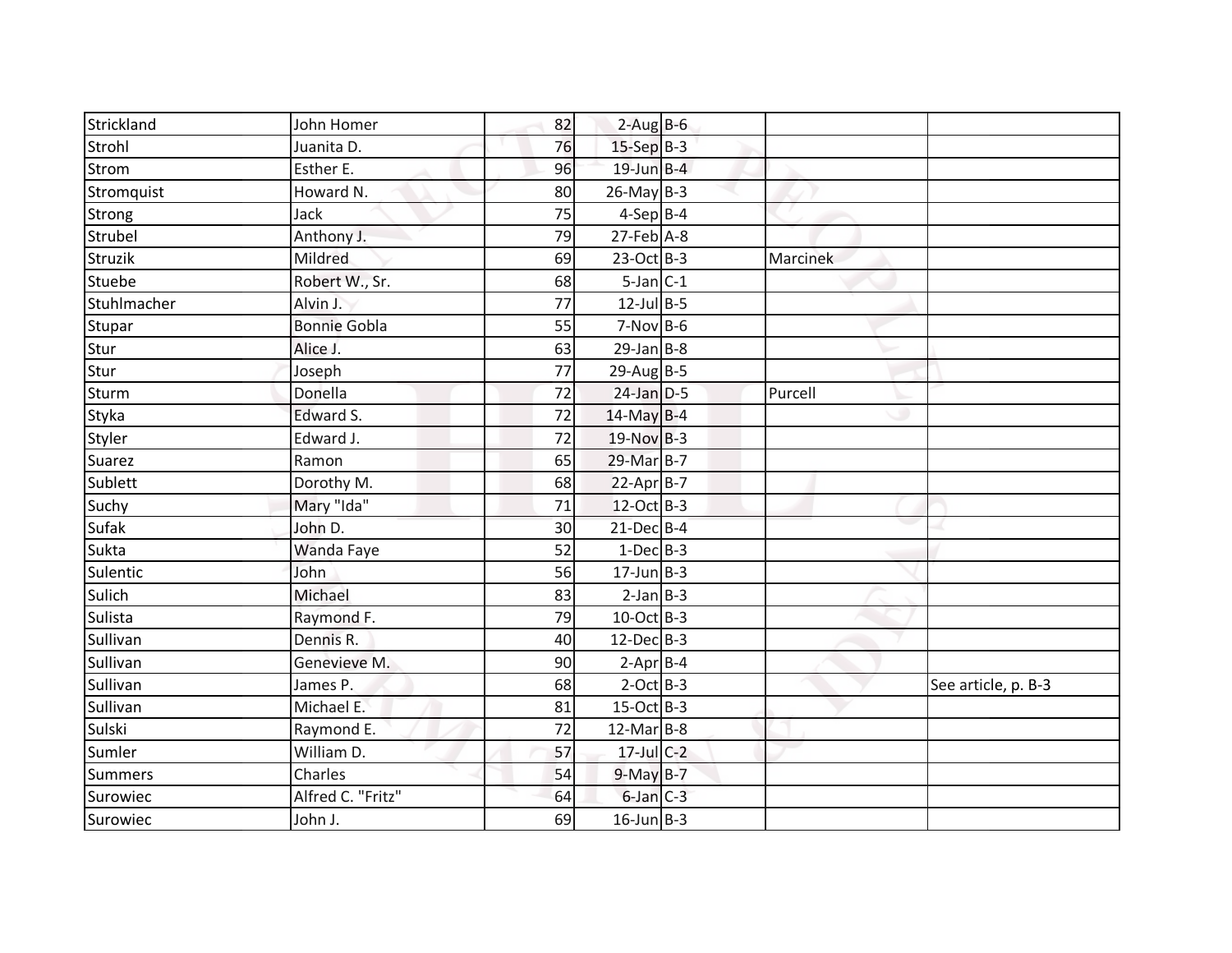| | | | | | | |
|---|---|---|---|---|---|---|
| Strickland | John Homer | 82 | 2-Aug | B-6 | | |
| Strohl | Juanita D. | 76 | 15-Sep | B-3 | | |
| Strom | Esther E. | 96 | 19-Jun | B-4 | | |
| Stromquist | Howard N. | 80 | 26-May | B-3 | | |
| Strong | Jack | 75 | 4-Sep | B-4 | | |
| Strubel | Anthony J. | 79 | 27-Feb | A-8 | | |
| Struzik | Mildred | 69 | 23-Oct | B-3 | Marcinek | |
| Stuebe | Robert W., Sr. | 68 | 5-Jan | C-1 | | |
| Stuhlmacher | Alvin J. | 77 | 12-Jul | B-5 | | |
| Stupar | Bonnie Gobla | 55 | 7-Nov | B-6 | | |
| Stur | Alice J. | 63 | 29-Jan | B-8 | | |
| Stur | Joseph | 77 | 29-Aug | B-5 | | |
| Sturm | Donella | 72 | 24-Jan | D-5 | Purcell | |
| Styka | Edward S. | 72 | 14-May | B-4 | | |
| Styler | Edward J. | 72 | 19-Nov | B-3 | | |
| Suarez | Ramon | 65 | 29-Mar | B-7 | | |
| Sublett | Dorothy M. | 68 | 22-Apr | B-7 | | |
| Suchy | Mary "Ida" | 71 | 12-Oct | B-3 | | |
| Sufak | John D. | 30 | 21-Dec | B-4 | | |
| Sukta | Wanda Faye | 52 | 1-Dec | B-3 | | |
| Sulentic | John | 56 | 17-Jun | B-3 | | |
| Sulich | Michael | 83 | 2-Jan | B-3 | | |
| Sulista | Raymond F. | 79 | 10-Oct | B-3 | | |
| Sullivan | Dennis R. | 40 | 12-Dec | B-3 | | |
| Sullivan | Genevieve M. | 90 | 2-Apr | B-4 | | |
| Sullivan | James P. | 68 | 2-Oct | B-3 | | See article, p. B-3 |
| Sullivan | Michael E. | 81 | 15-Oct | B-3 | | |
| Sulski | Raymond E. | 72 | 12-Mar | B-8 | | |
| Sumler | William D. | 57 | 17-Jul | C-2 | | |
| Summers | Charles | 54 | 9-May | B-7 | | |
| Surowiec | Alfred C. "Fritz" | 64 | 6-Jan | C-3 | | |
| Surowiec | John J. | 69 | 16-Jun | B-3 | | |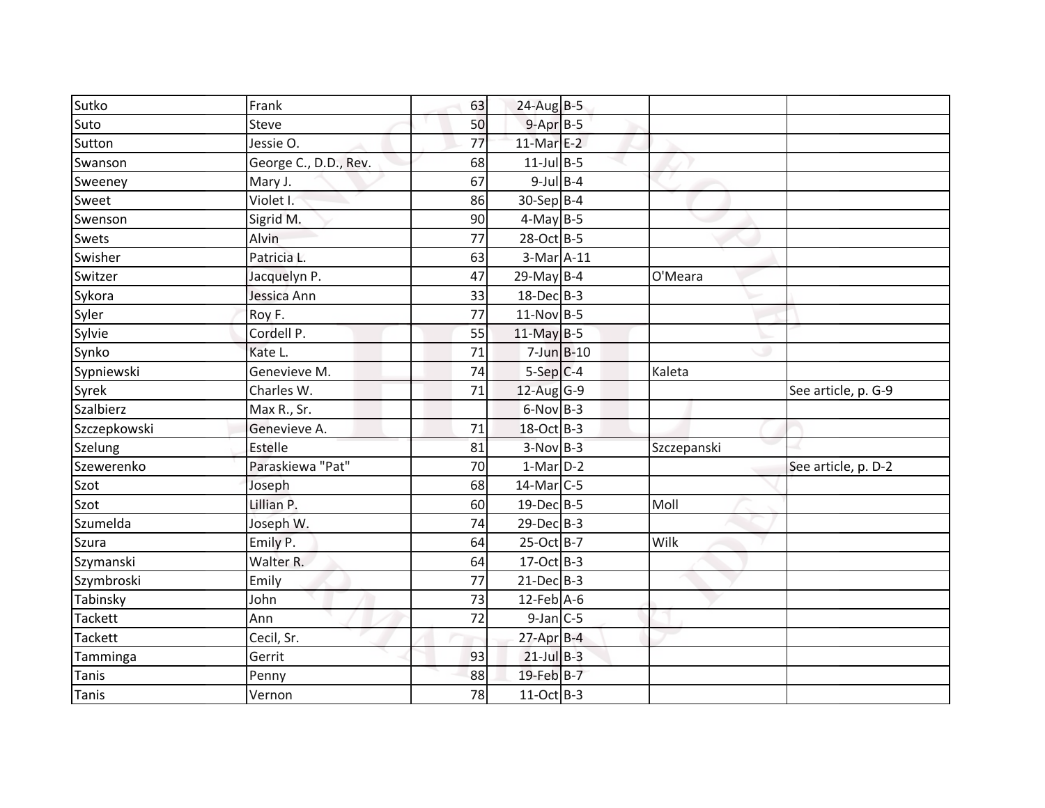| | | | | | | |
|---|---|---|---|---|---|---|
| Sutko | Frank | 63 | 24-Aug | B-5 | | |
| Suto | Steve | 50 | 9-Apr | B-5 | | |
| Sutton | Jessie O. | 77 | 11-Mar | E-2 | | |
| Swanson | George C., D.D., Rev. | 68 | 11-Jul | B-5 | | |
| Sweeney | Mary J. | 67 | 9-Jul | B-4 | | |
| Sweet | Violet I. | 86 | 30-Sep | B-4 | | |
| Swenson | Sigrid M. | 90 | 4-May | B-5 | | |
| Swets | Alvin | 77 | 28-Oct | B-5 | | |
| Swisher | Patricia L. | 63 | 3-Mar | A-11 | | |
| Switzer | Jacquelyn P. | 47 | 29-May | B-4 | O'Meara | |
| Sykora | Jessica Ann | 33 | 18-Dec | B-3 | | |
| Syler | Roy F. | 77 | 11-Nov | B-5 | | |
| Sylvie | Cordell P. | 55 | 11-May | B-5 | | |
| Synko | Kate L. | 71 | 7-Jun | B-10 | | |
| Sypniewski | Genevieve M. | 74 | 5-Sep | C-4 | Kaleta | |
| Syrek | Charles W. | 71 | 12-Aug | G-9 | | See article, p. G-9 |
| Szalbierz | Max R., Sr. | | 6-Nov | B-3 | | |
| Szczepkowski | Genevieve A. | 71 | 18-Oct | B-3 | | |
| Szelung | Estelle | 81 | 3-Nov | B-3 | Szczepanski | |
| Szewerenko | Paraskiewa "Pat" | 70 | 1-Mar | D-2 | | See article, p. D-2 |
| Szot | Joseph | 68 | 14-Mar | C-5 | | |
| Szot | Lillian P. | 60 | 19-Dec | B-5 | Moll | |
| Szumelda | Joseph W. | 74 | 29-Dec | B-3 | | |
| Szura | Emily P. | 64 | 25-Oct | B-7 | Wilk | |
| Szymanski | Walter R. | 64 | 17-Oct | B-3 | | |
| Szymbroski | Emily | 77 | 21-Dec | B-3 | | |
| Tabinsky | John | 73 | 12-Feb | A-6 | | |
| Tackett | Ann | 72 | 9-Jan | C-5 | | |
| Tackett | Cecil, Sr. | | 27-Apr | B-4 | | |
| Tamminga | Gerrit | 93 | 21-Jul | B-3 | | |
| Tanis | Penny | 88 | 19-Feb | B-7 | | |
| Tanis | Vernon | 78 | 11-Oct | B-3 | | |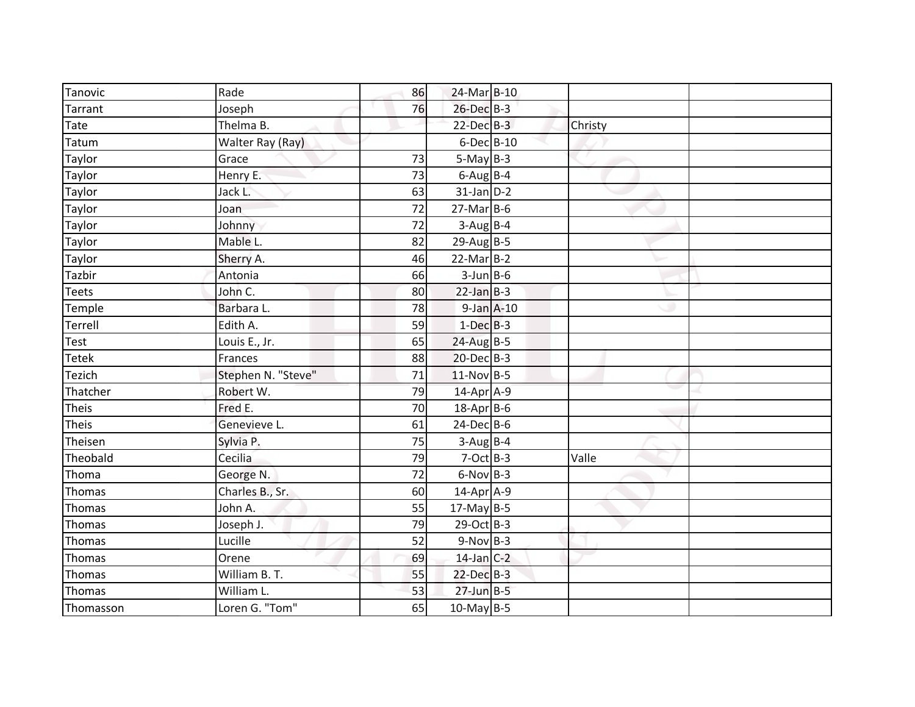| | | | | | | |
|---|---|---|---|---|---|---|
| Tanovic | Rade | 86 | 24-Mar | B-10 | | |
| Tarrant | Joseph | 76 | 26-Dec | B-3 | | |
| Tate | Thelma B. | | 22-Dec | B-3 | Christy | |
| Tatum | Walter Ray (Ray) | | 6-Dec | B-10 | | |
| Taylor | Grace | 73 | 5-May | B-3 | | |
| Taylor | Henry E. | 73 | 6-Aug | B-4 | | |
| Taylor | Jack L. | 63 | 31-Jan | D-2 | | |
| Taylor | Joan | 72 | 27-Mar | B-6 | | |
| Taylor | Johnny | 72 | 3-Aug | B-4 | | |
| Taylor | Mable L. | 82 | 29-Aug | B-5 | | |
| Taylor | Sherry A. | 46 | 22-Mar | B-2 | | |
| Tazbir | Antonia | 66 | 3-Jun | B-6 | | |
| Teets | John C. | 80 | 22-Jan | B-3 | | |
| Temple | Barbara L. | 78 | 9-Jan | A-10 | | |
| Terrell | Edith A. | 59 | 1-Dec | B-3 | | |
| Test | Louis E., Jr. | 65 | 24-Aug | B-5 | | |
| Tetek | Frances | 88 | 20-Dec | B-3 | | |
| Tezich | Stephen N. "Steve" | 71 | 11-Nov | B-5 | | |
| Thatcher | Robert W. | 79 | 14-Apr | A-9 | | |
| Theis | Fred E. | 70 | 18-Apr | B-6 | | |
| Theis | Genevieve L. | 61 | 24-Dec | B-6 | | |
| Theisen | Sylvia P. | 75 | 3-Aug | B-4 | | |
| Theobald | Cecilia | 79 | 7-Oct | B-3 | Valle | |
| Thoma | George N. | 72 | 6-Nov | B-3 | | |
| Thomas | Charles B., Sr. | 60 | 14-Apr | A-9 | | |
| Thomas | John A. | 55 | 17-May | B-5 | | |
| Thomas | Joseph J. | 79 | 29-Oct | B-3 | | |
| Thomas | Lucille | 52 | 9-Nov | B-3 | | |
| Thomas | Orene | 69 | 14-Jan | C-2 | | |
| Thomas | William B. T. | 55 | 22-Dec | B-3 | | |
| Thomas | William L. | 53 | 27-Jun | B-5 | | |
| Thomasson | Loren G. "Tom" | 65 | 10-May | B-5 | | |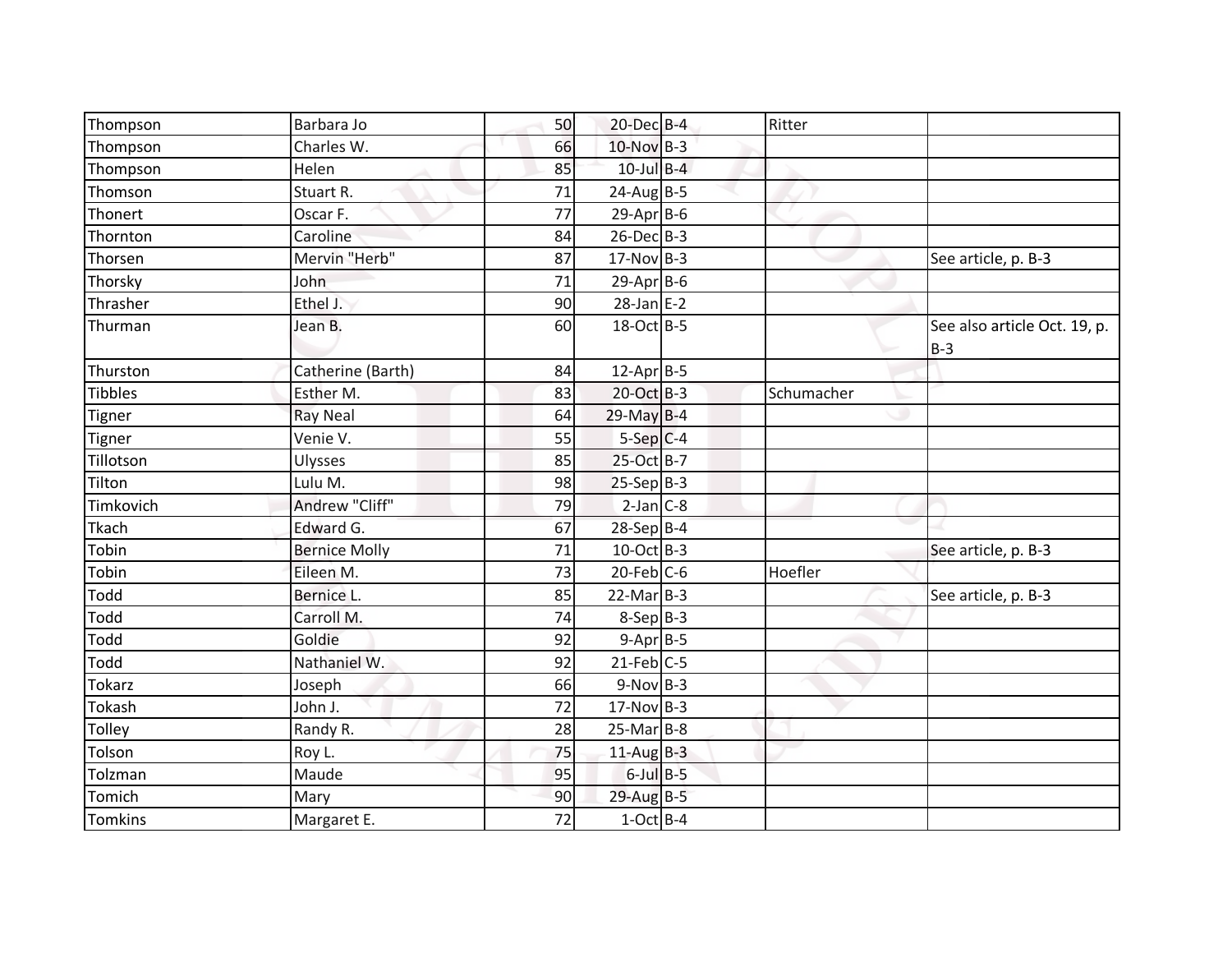| | | | | | | |
|---|---|---|---|---|---|---|
| Thompson | Barbara Jo | 50 | 20-Dec | B-4 | Ritter | |
| Thompson | Charles W. | 66 | 10-Nov | B-3 | | |
| Thompson | Helen | 85 | 10-Jul | B-4 | | |
| Thomson | Stuart R. | 71 | 24-Aug | B-5 | | |
| Thonert | Oscar F. | 77 | 29-Apr | B-6 | | |
| Thornton | Caroline | 84 | 26-Dec | B-3 | | |
| Thorsen | Mervin "Herb" | 87 | 17-Nov | B-3 | | See article, p. B-3 |
| Thorsky | John | 71 | 29-Apr | B-6 | | |
| Thrasher | Ethel J. | 90 | 28-Jan | E-2 | | |
| Thurman | Jean B. | 60 | 18-Oct | B-5 | | See also article Oct. 19, p. B-3 |
| Thurston | Catherine (Barth) | 84 | 12-Apr | B-5 | | |
| Tibbles | Esther M. | 83 | 20-Oct | B-3 | Schumacher | |
| Tigner | Ray Neal | 64 | 29-May | B-4 | | |
| Tigner | Venie V. | 55 | 5-Sep | C-4 | | |
| Tillotson | Ulysses | 85 | 25-Oct | B-7 | | |
| Tilton | Lulu M. | 98 | 25-Sep | B-3 | | |
| Timkovich | Andrew "Cliff" | 79 | 2-Jan | C-8 | | |
| Tkach | Edward G. | 67 | 28-Sep | B-4 | | |
| Tobin | Bernice Molly | 71 | 10-Oct | B-3 | | See article, p. B-3 |
| Tobin | Eileen M. | 73 | 20-Feb | C-6 | Hoefler | |
| Todd | Bernice L. | 85 | 22-Mar | B-3 | | See article, p. B-3 |
| Todd | Carroll M. | 74 | 8-Sep | B-3 | | |
| Todd | Goldie | 92 | 9-Apr | B-5 | | |
| Todd | Nathaniel W. | 92 | 21-Feb | C-5 | | |
| Tokarz | Joseph | 66 | 9-Nov | B-3 | | |
| Tokash | John J. | 72 | 17-Nov | B-3 | | |
| Tolley | Randy R. | 28 | 25-Mar | B-8 | | |
| Tolson | Roy L. | 75 | 11-Aug | B-3 | | |
| Tolzman | Maude | 95 | 6-Jul | B-5 | | |
| Tomich | Mary | 90 | 29-Aug | B-5 | | |
| Tomkins | Margaret E. | 72 | 1-Oct | B-4 | | |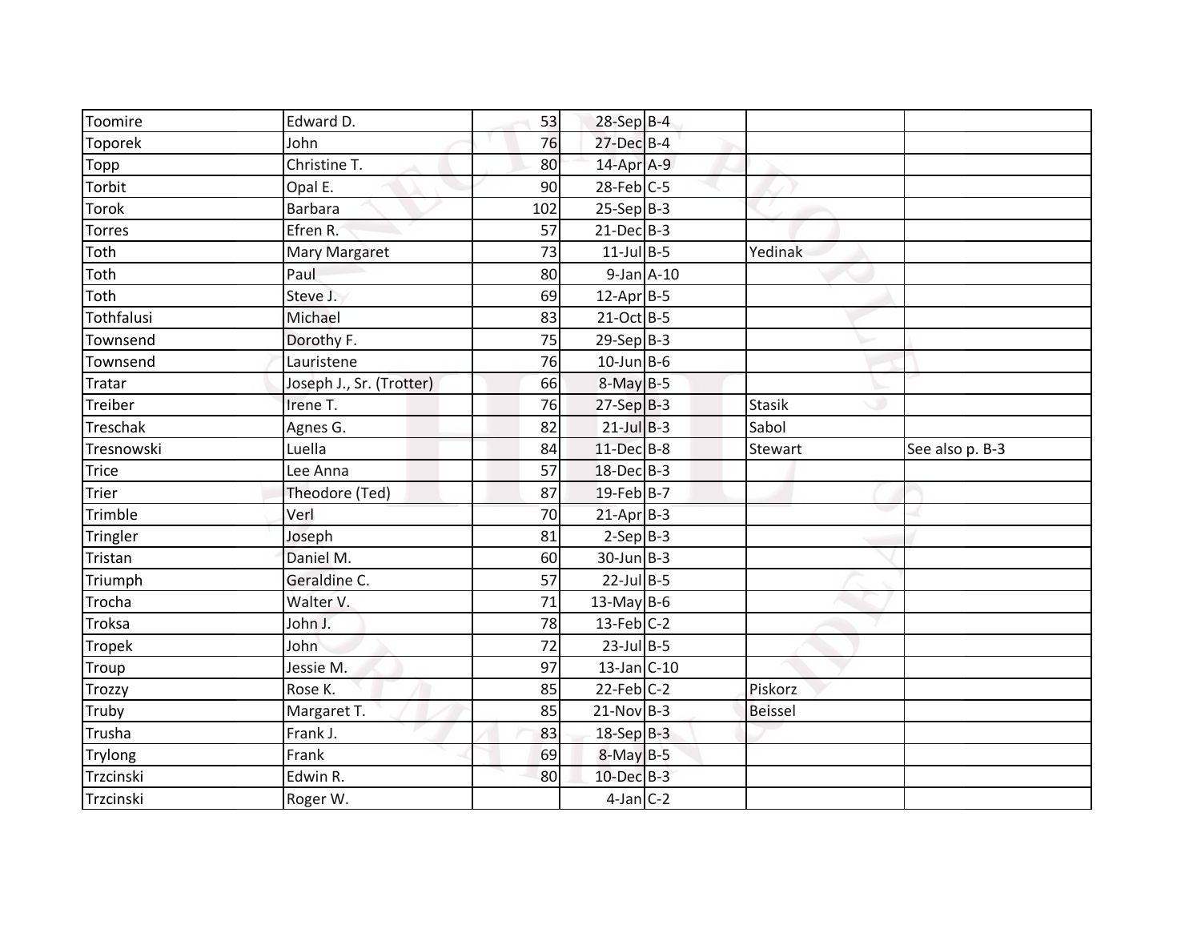| | | | | | | |
|---|---|---|---|---|---|---|
| Toomire | Edward D. | 53 | 28-Sep | B-4 | | |
| Toporek | John | 76 | 27-Dec | B-4 | | |
| Topp | Christine T. | 80 | 14-Apr | A-9 | | |
| Torbit | Opal E. | 90 | 28-Feb | C-5 | | |
| Torok | Barbara | 102 | 25-Sep | B-3 | | |
| Torres | Efren R. | 57 | 21-Dec | B-3 | | |
| Toth | Mary Margaret | 73 | 11-Jul | B-5 | Yedinak | |
| Toth | Paul | 80 | 9-Jan | A-10 | | |
| Toth | Steve J. | 69 | 12-Apr | B-5 | | |
| Tothfalusi | Michael | 83 | 21-Oct | B-5 | | |
| Townsend | Dorothy F. | 75 | 29-Sep | B-3 | | |
| Townsend | Lauristene | 76 | 10-Jun | B-6 | | |
| Tratar | Joseph J., Sr. (Trotter) | 66 | 8-May | B-5 | | |
| Treiber | Irene T. | 76 | 27-Sep | B-3 | Stasik | |
| Treschak | Agnes G. | 82 | 21-Jul | B-3 | Sabol | |
| Tresnowski | Luella | 84 | 11-Dec | B-8 | Stewart | See also p. B-3 |
| Trice | Lee Anna | 57 | 18-Dec | B-3 | | |
| Trier | Theodore (Ted) | 87 | 19-Feb | B-7 | | |
| Trimble | Verl | 70 | 21-Apr | B-3 | | |
| Tringler | Joseph | 81 | 2-Sep | B-3 | | |
| Tristan | Daniel M. | 60 | 30-Jun | B-3 | | |
| Triumph | Geraldine C. | 57 | 22-Jul | B-5 | | |
| Trocha | Walter V. | 71 | 13-May | B-6 | | |
| Troksa | John J. | 78 | 13-Feb | C-2 | | |
| Tropek | John | 72 | 23-Jul | B-5 | | |
| Troup | Jessie M. | 97 | 13-Jan | C-10 | | |
| Trozzy | Rose K. | 85 | 22-Feb | C-2 | Piskorz | |
| Truby | Margaret T. | 85 | 21-Nov | B-3 | Beissel | |
| Trusha | Frank J. | 83 | 18-Sep | B-3 | | |
| Trylong | Frank | 69 | 8-May | B-5 | | |
| Trzcinski | Edwin R. | 80 | 10-Dec | B-3 | | |
| Trzcinski | Roger W. | | 4-Jan | C-2 | | |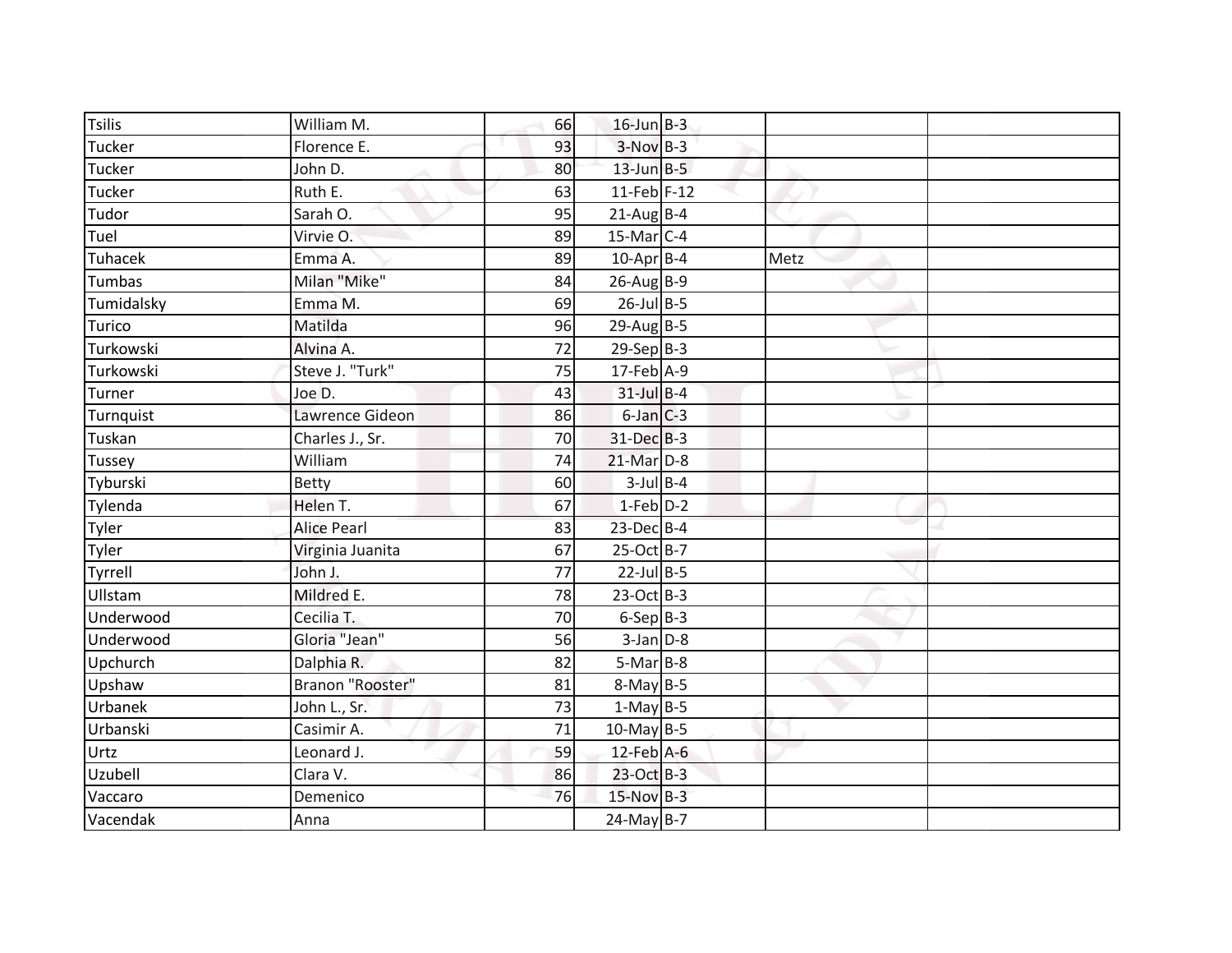| | | | | | | |
|---|---|---|---|---|---|---|
| Tsilis | William M. | 66 | 16-Jun | B-3 | | |
| Tucker | Florence E. | 93 | 3-Nov | B-3 | | |
| Tucker | John D. | 80 | 13-Jun | B-5 | | |
| Tucker | Ruth E. | 63 | 11-Feb | F-12 | | |
| Tudor | Sarah O. | 95 | 21-Aug | B-4 | | |
| Tuel | Virvie O. | 89 | 15-Mar | C-4 | | |
| Tuhacek | Emma A. | 89 | 10-Apr | B-4 | Metz | |
| Tumbas | Milan "Mike" | 84 | 26-Aug | B-9 | | |
| Tumidalsky | Emma M. | 69 | 26-Jul | B-5 | | |
| Turico | Matilda | 96 | 29-Aug | B-5 | | |
| Turkowski | Alvina A. | 72 | 29-Sep | B-3 | | |
| Turkowski | Steve J. "Turk" | 75 | 17-Feb | A-9 | | |
| Turner | Joe D. | 43 | 31-Jul | B-4 | | |
| Turnquist | Lawrence Gideon | 86 | 6-Jan | C-3 | | |
| Tuskan | Charles J., Sr. | 70 | 31-Dec | B-3 | | |
| Tussey | William | 74 | 21-Mar | D-8 | | |
| Tyburski | Betty | 60 | 3-Jul | B-4 | | |
| Tylenda | Helen T. | 67 | 1-Feb | D-2 | | |
| Tyler | Alice Pearl | 83 | 23-Dec | B-4 | | |
| Tyler | Virginia Juanita | 67 | 25-Oct | B-7 | | |
| Tyrrell | John J. | 77 | 22-Jul | B-5 | | |
| Ullstam | Mildred E. | 78 | 23-Oct | B-3 | | |
| Underwood | Cecilia T. | 70 | 6-Sep | B-3 | | |
| Underwood | Gloria "Jean" | 56 | 3-Jan | D-8 | | |
| Upchurch | Dalphia R. | 82 | 5-Mar | B-8 | | |
| Upshaw | Branon "Rooster" | 81 | 8-May | B-5 | | |
| Urbanek | John L., Sr. | 73 | 1-May | B-5 | | |
| Urbanski | Casimir A. | 71 | 10-May | B-5 | | |
| Urtz | Leonard J. | 59 | 12-Feb | A-6 | | |
| Uzubell | Clara V. | 86 | 23-Oct | B-3 | | |
| Vaccaro | Demenico | 76 | 15-Nov | B-3 | | |
| Vacendak | Anna | | 24-May | B-7 | | |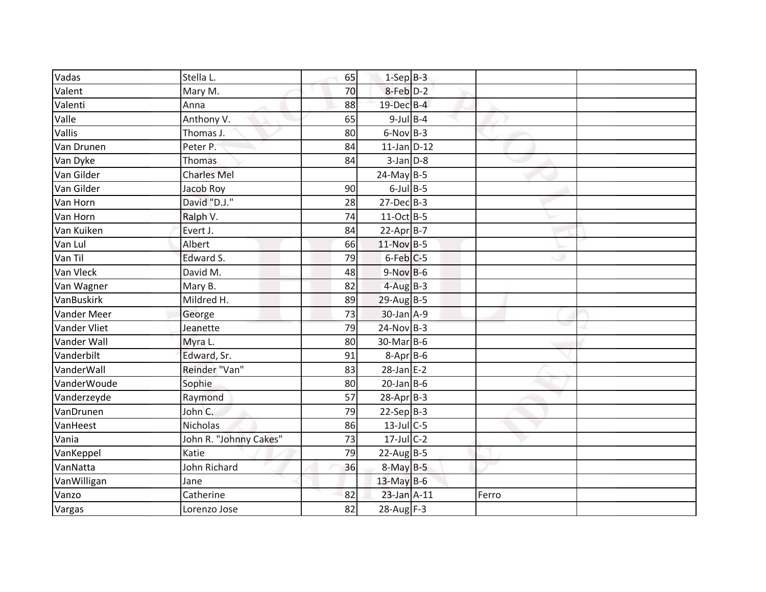| | | | | | | |
|---|---|---|---|---|---|---|
| Vadas | Stella L. | 65 | 1-Sep | B-3 | | |
| Valent | Mary M. | 70 | 8-Feb | D-2 | | |
| Valenti | Anna | 88 | 19-Dec | B-4 | | |
| Valle | Anthony V. | 65 | 9-Jul | B-4 | | |
| Vallis | Thomas J. | 80 | 6-Nov | B-3 | | |
| Van Drunen | Peter P. | 84 | 11-Jan | D-12 | | |
| Van Dyke | Thomas | 84 | 3-Jan | D-8 | | |
| Van Gilder | Charles Mel | | 24-May | B-5 | | |
| Van Gilder | Jacob Roy | 90 | 6-Jul | B-5 | | |
| Van Horn | David "D.J." | 28 | 27-Dec | B-3 | | |
| Van Horn | Ralph V. | 74 | 11-Oct | B-5 | | |
| Van Kuiken | Evert J. | 84 | 22-Apr | B-7 | | |
| Van Lul | Albert | 66 | 11-Nov | B-5 | | |
| Van Til | Edward S. | 79 | 6-Feb | C-5 | | |
| Van Vleck | David M. | 48 | 9-Nov | B-6 | | |
| Van Wagner | Mary B. | 82 | 4-Aug | B-3 | | |
| VanBuskirk | Mildred H. | 89 | 29-Aug | B-5 | | |
| Vander Meer | George | 73 | 30-Jan | A-9 | | |
| Vander Vliet | Jeanette | 79 | 24-Nov | B-3 | | |
| Vander Wall | Myra L. | 80 | 30-Mar | B-6 | | |
| Vanderbilt | Edward, Sr. | 91 | 8-Apr | B-6 | | |
| VanderWall | Reinder "Van" | 83 | 28-Jan | E-2 | | |
| VanderWoude | Sophie | 80 | 20-Jan | B-6 | | |
| Vanderzeyde | Raymond | 57 | 28-Apr | B-3 | | |
| VanDrunen | John C. | 79 | 22-Sep | B-3 | | |
| VanHeest | Nicholas | 86 | 13-Jul | C-5 | | |
| Vania | John R. "Johnny Cakes" | 73 | 17-Jul | C-2 | | |
| VanKeppel | Katie | 79 | 22-Aug | B-5 | | |
| VanNatta | John Richard | 36 | 8-May | B-5 | | |
| VanWilligan | Jane | | 13-May | B-6 | | |
| Vanzo | Catherine | 82 | 23-Jan | A-11 | Ferro | |
| Vargas | Lorenzo Jose | 82 | 28-Aug | F-3 | | |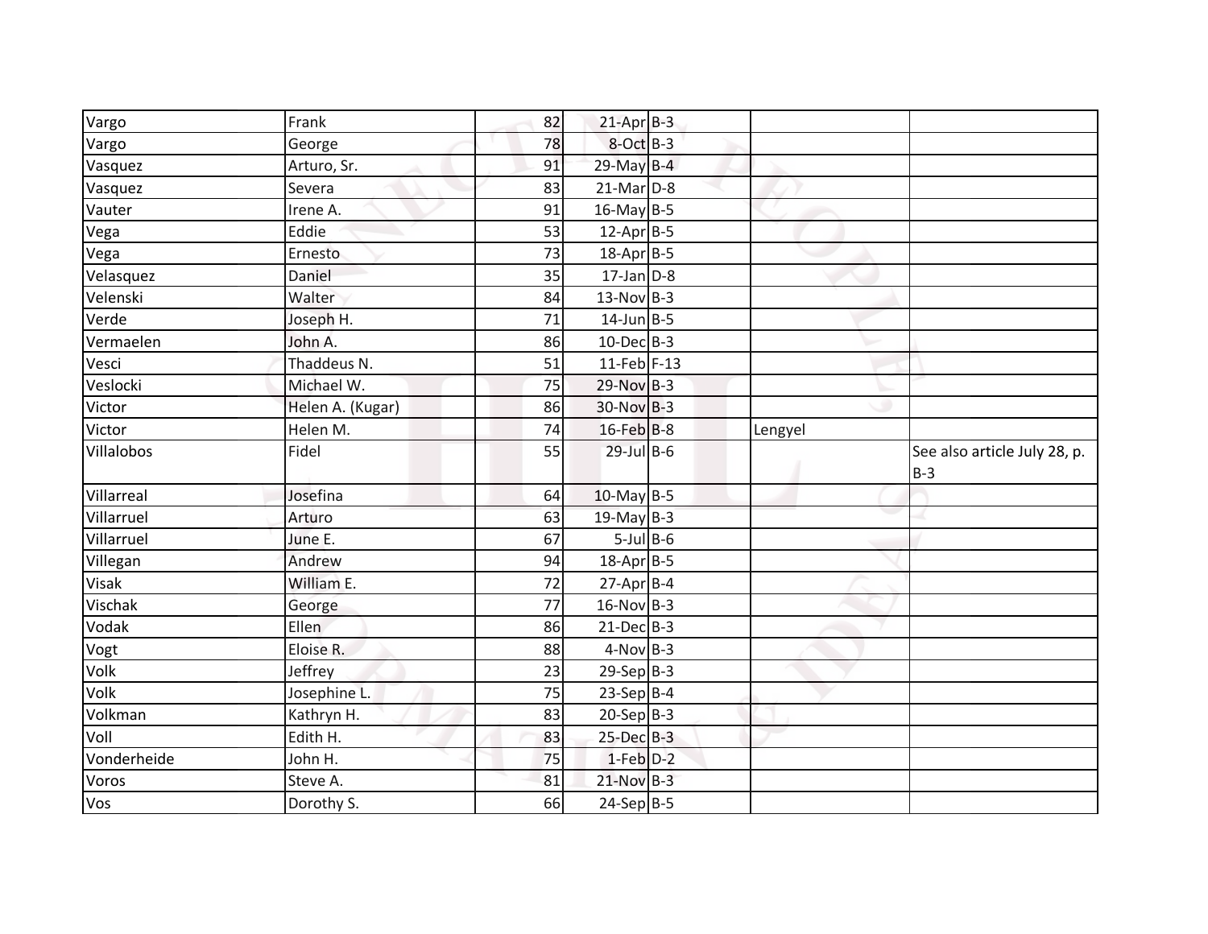| Vargo | Frank | 82 | 21-Apr | B-3 | | |
|---|---|---|---|---|---|---|
| Vargo | George | 78 | 8-Oct | B-3 | | |
| Vasquez | Arturo, Sr. | 91 | 29-May | B-4 | | |
| Vasquez | Severa | 83 | 21-Mar | D-8 | | |
| Vauter | Irene A. | 91 | 16-May | B-5 | | |
| Vega | Eddie | 53 | 12-Apr | B-5 | | |
| Vega | Ernesto | 73 | 18-Apr | B-5 | | |
| Velasquez | Daniel | 35 | 17-Jan | D-8 | | |
| Velenski | Walter | 84 | 13-Nov | B-3 | | |
| Verde | Joseph H. | 71 | 14-Jun | B-5 | | |
| Vermaelen | John A. | 86 | 10-Dec | B-3 | | |
| Vesci | Thaddeus N. | 51 | 11-Feb | F-13 | | |
| Veslocki | Michael W. | 75 | 29-Nov | B-3 | | |
| Victor | Helen A. (Kugar) | 86 | 30-Nov | B-3 | | |
| Victor | Helen M. | 74 | 16-Feb | B-8 | Lengyel | |
| Villalobos | Fidel | 55 | 29-Jul | B-6 | | See also article July 28, p. B-3 |
| Villarreal | Josefina | 64 | 10-May | B-5 | | |
| Villarruel | Arturo | 63 | 19-May | B-3 | | |
| Villarruel | June E. | 67 | 5-Jul | B-6 | | |
| Villegan | Andrew | 94 | 18-Apr | B-5 | | |
| Visak | William E. | 72 | 27-Apr | B-4 | | |
| Vischak | George | 77 | 16-Nov | B-3 | | |
| Vodak | Ellen | 86 | 21-Dec | B-3 | | |
| Vogt | Eloise R. | 88 | 4-Nov | B-3 | | |
| Volk | Jeffrey | 23 | 29-Sep | B-3 | | |
| Volk | Josephine L. | 75 | 23-Sep | B-4 | | |
| Volkman | Kathryn H. | 83 | 20-Sep | B-3 | | |
| Voll | Edith H. | 83 | 25-Dec | B-3 | | |
| Vonderheide | John H. | 75 | 1-Feb | D-2 | | |
| Voros | Steve A. | 81 | 21-Nov | B-3 | | |
| Vos | Dorothy S. | 66 | 24-Sep | B-5 | | |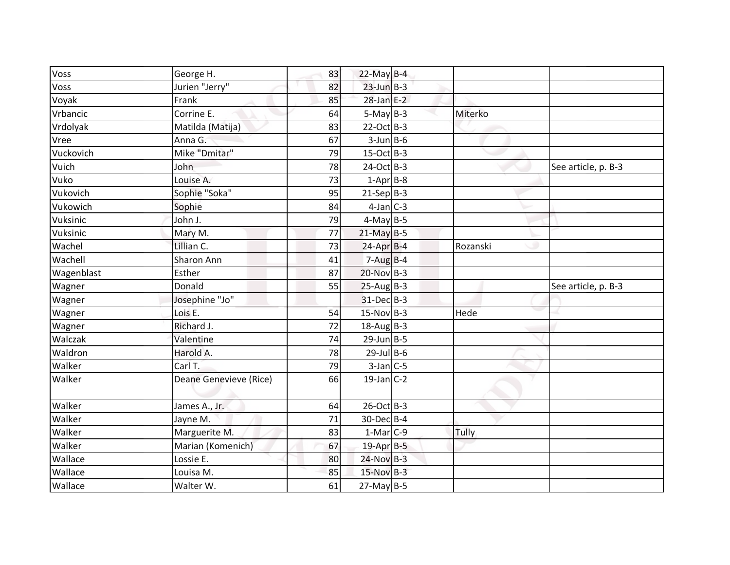| | | | | | | |
|---|---|---|---|---|---|---|
| Voss | George H. | 83 | 22-May | B-4 | | |
| Voss | Jurien "Jerry" | 82 | 23-Jun | B-3 | | |
| Voyak | Frank | 85 | 28-Jan | E-2 | | |
| Vrbancic | Corrine E. | 64 | 5-May | B-3 | Miterko | |
| Vrdolyak | Matilda (Matija) | 83 | 22-Oct | B-3 | | |
| Vree | Anna G. | 67 | 3-Jun | B-6 | | |
| Vuckovich | Mike "Dmitar" | 79 | 15-Oct | B-3 | | |
| Vuich | John | 78 | 24-Oct | B-3 | | See article, p. B-3 |
| Vuko | Louise A. | 73 | 1-Apr | B-8 | | |
| Vukovich | Sophie "Soka" | 95 | 21-Sep | B-3 | | |
| Vukowich | Sophie | 84 | 4-Jan | C-3 | | |
| Vuksinic | John J. | 79 | 4-May | B-5 | | |
| Vuksinic | Mary M. | 77 | 21-May | B-5 | | |
| Wachel | Lillian C. | 73 | 24-Apr | B-4 | Rozanski | |
| Wachell | Sharon Ann | 41 | 7-Aug | B-4 | | |
| Wagenblast | Esther | 87 | 20-Nov | B-3 | | |
| Wagner | Donald | 55 | 25-Aug | B-3 | | See article, p. B-3 |
| Wagner | Josephine "Jo" | | 31-Dec | B-3 | | |
| Wagner | Lois E. | 54 | 15-Nov | B-3 | Hede | |
| Wagner | Richard J. | 72 | 18-Aug | B-3 | | |
| Walczak | Valentine | 74 | 29-Jun | B-5 | | |
| Waldron | Harold A. | 78 | 29-Jul | B-6 | | |
| Walker | Carl T. | 79 | 3-Jan | C-5 | | |
| Walker | Deane Genevieve (Rice) | 66 | 19-Jan | C-2 | | |
| Walker | James A., Jr. | 64 | 26-Oct | B-3 | | |
| Walker | Jayne M. | 71 | 30-Dec | B-4 | | |
| Walker | Marguerite M. | 83 | 1-Mar | C-9 | Tully | |
| Walker | Marian (Komenich) | 67 | 19-Apr | B-5 | | |
| Wallace | Lossie E. | 80 | 24-Nov | B-3 | | |
| Wallace | Louisa M. | 85 | 15-Nov | B-3 | | |
| Wallace | Walter W. | 61 | 27-May | B-5 | | |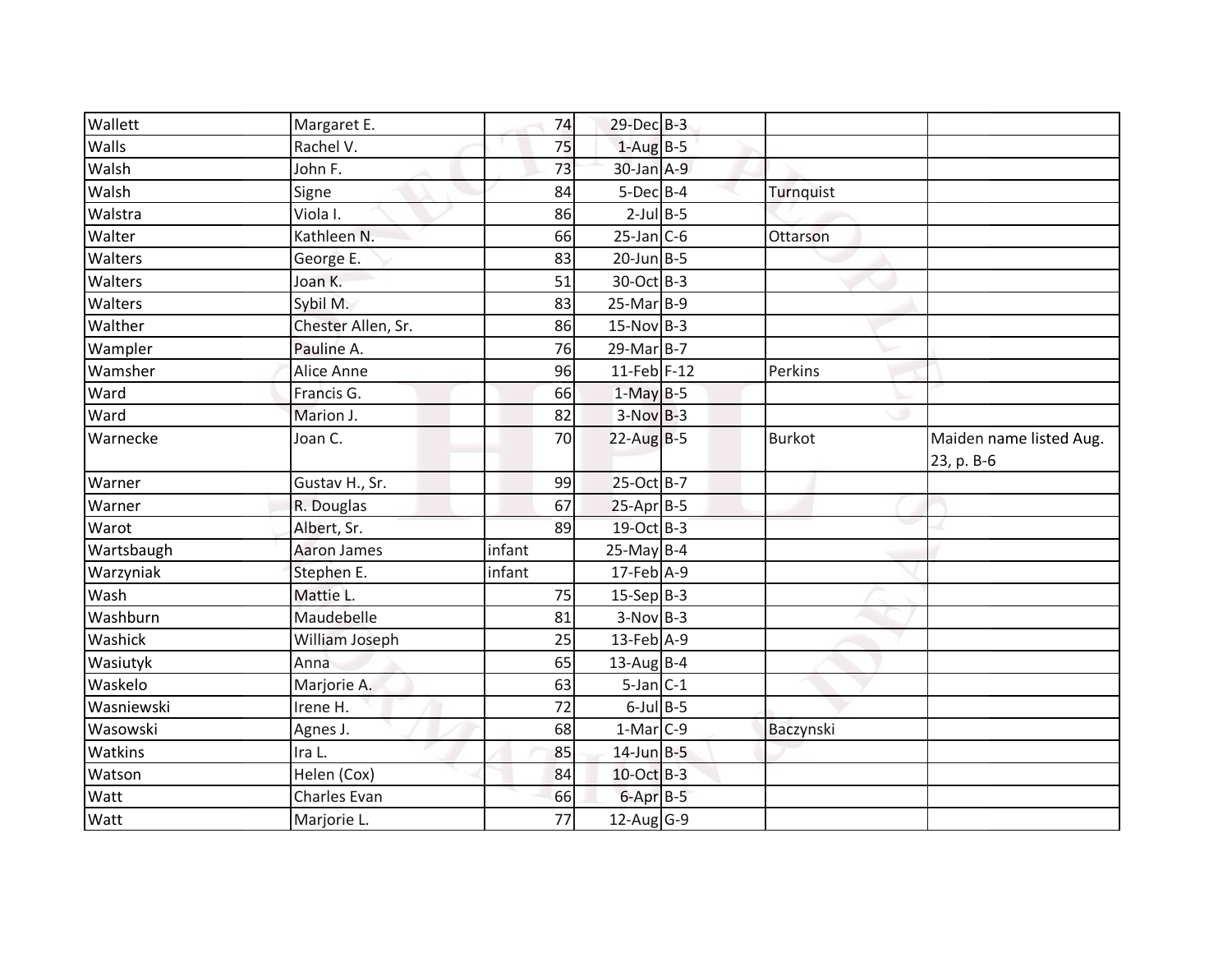| | | | | | | |
|---|---|---|---|---|---|---|
| Wallett | Margaret E. | 74 | 29-Dec | B-3 | | |
| Walls | Rachel V. | 75 | 1-Aug | B-5 | | |
| Walsh | John F. | 73 | 30-Jan | A-9 | | |
| Walsh | Signe | 84 | 5-Dec | B-4 | Turnquist | |
| Walstra | Viola I. | 86 | 2-Jul | B-5 | | |
| Walter | Kathleen N. | 66 | 25-Jan | C-6 | Ottarson | |
| Walters | George E. | 83 | 20-Jun | B-5 | | |
| Walters | Joan K. | 51 | 30-Oct | B-3 | | |
| Walters | Sybil M. | 83 | 25-Mar | B-9 | | |
| Walther | Chester Allen, Sr. | 86 | 15-Nov | B-3 | | |
| Wampler | Pauline A. | 76 | 29-Mar | B-7 | | |
| Wamsher | Alice Anne | 96 | 11-Feb | F-12 | Perkins | |
| Ward | Francis G. | 66 | 1-May | B-5 | | |
| Ward | Marion J. | 82 | 3-Nov | B-3 | | |
| Warnecke | Joan C. | 70 | 22-Aug | B-5 | Burkot | Maiden name listed Aug. 23, p. B-6 |
| Warner | Gustav H., Sr. | 99 | 25-Oct | B-7 | | |
| Warner | R. Douglas | 67 | 25-Apr | B-5 | | |
| Warot | Albert, Sr. | 89 | 19-Oct | B-3 | | |
| Wartsbaugh | Aaron James | infant | 25-May | B-4 | | |
| Warzyniak | Stephen E. | infant | 17-Feb | A-9 | | |
| Wash | Mattie L. | 75 | 15-Sep | B-3 | | |
| Washburn | Maudebelle | 81 | 3-Nov | B-3 | | |
| Washick | William Joseph | 25 | 13-Feb | A-9 | | |
| Wasiutyk | Anna | 65 | 13-Aug | B-4 | | |
| Waskelo | Marjorie A. | 63 | 5-Jan | C-1 | | |
| Wasniewski | Irene H. | 72 | 6-Jul | B-5 | | |
| Wasowski | Agnes J. | 68 | 1-Mar | C-9 | Baczynski | |
| Watkins | Ira L. | 85 | 14-Jun | B-5 | | |
| Watson | Helen (Cox) | 84 | 10-Oct | B-3 | | |
| Watt | Charles Evan | 66 | 6-Apr | B-5 | | |
| Watt | Marjorie L. | 77 | 12-Aug | G-9 | | |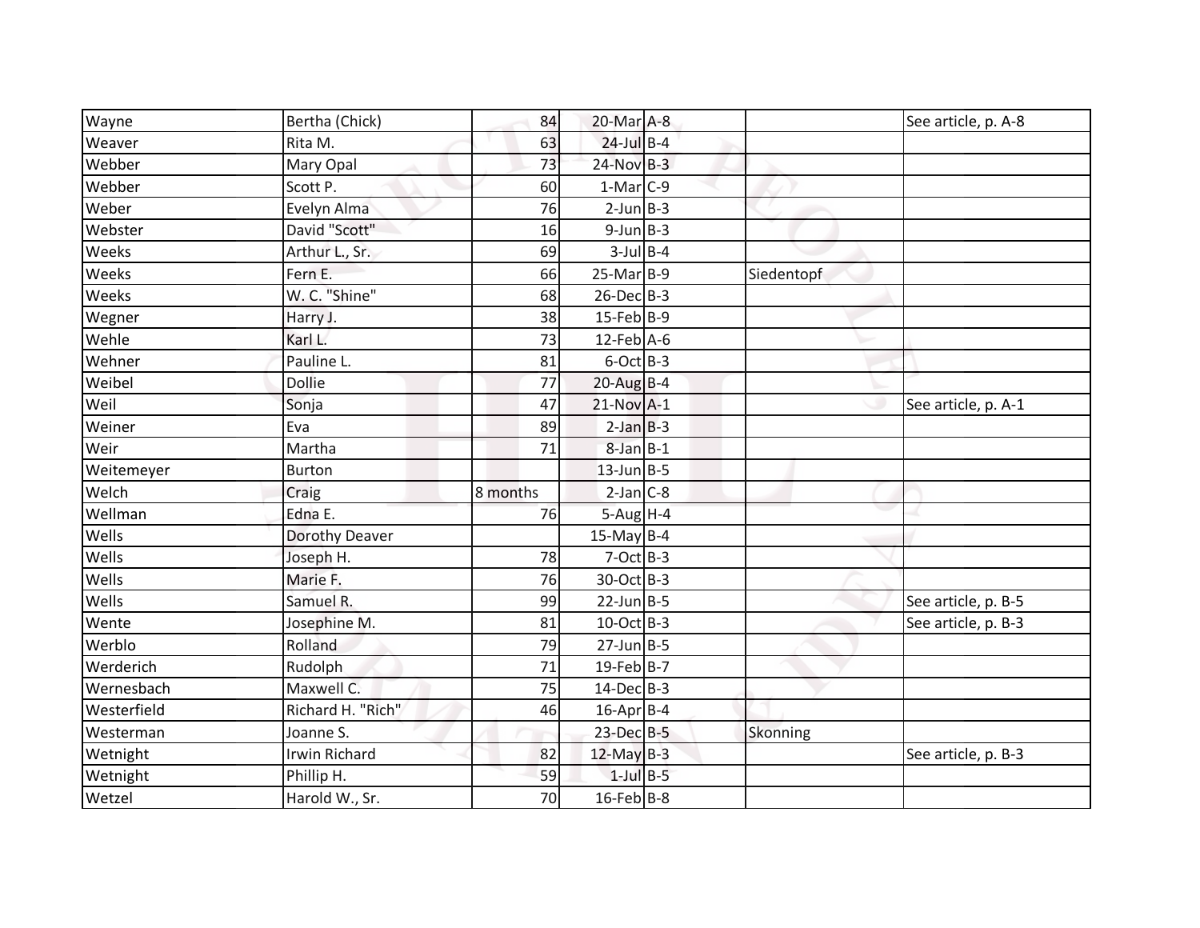| Wayne | Bertha (Chick) | 84 | 20-Mar | A-8 | | See article, p. A-8 |
|---|---|---|---|---|---|---|
| Weaver | Rita M. | 63 | 24-Jul | B-4 | | |
| Webber | Mary Opal | 73 | 24-Nov | B-3 | | |
| Webber | Scott P. | 60 | 1-Mar | C-9 | | |
| Weber | Evelyn Alma | 76 | 2-Jun | B-3 | | |
| Webster | David "Scott" | 16 | 9-Jun | B-3 | | |
| Weeks | Arthur L., Sr. | 69 | 3-Jul | B-4 | | |
| Weeks | Fern E. | 66 | 25-Mar | B-9 | Siedentopf | |
| Weeks | W. C. "Shine" | 68 | 26-Dec | B-3 | | |
| Wegner | Harry J. | 38 | 15-Feb | B-9 | | |
| Wehle | Karl L. | 73 | 12-Feb | A-6 | | |
| Wehner | Pauline L. | 81 | 6-Oct | B-3 | | |
| Weibel | Dollie | 77 | 20-Aug | B-4 | | |
| Weil | Sonja | 47 | 21-Nov | A-1 | | See article, p. A-1 |
| Weiner | Eva | 89 | 2-Jan | B-3 | | |
| Weir | Martha | 71 | 8-Jan | B-1 | | |
| Weitemeyer | Burton | | 13-Jun | B-5 | | |
| Welch | Craig | 8 months | 2-Jan | C-8 | | |
| Wellman | Edna E. | 76 | 5-Aug | H-4 | | |
| Wells | Dorothy Deaver | | 15-May | B-4 | | |
| Wells | Joseph H. | 78 | 7-Oct | B-3 | | |
| Wells | Marie F. | 76 | 30-Oct | B-3 | | |
| Wells | Samuel R. | 99 | 22-Jun | B-5 | | See article, p. B-5 |
| Wente | Josephine M. | 81 | 10-Oct | B-3 | | See article, p. B-3 |
| Werblo | Rolland | 79 | 27-Jun | B-5 | | |
| Werderich | Rudolph | 71 | 19-Feb | B-7 | | |
| Wernesbach | Maxwell C. | 75 | 14-Dec | B-3 | | |
| Westerfield | Richard H. "Rich" | 46 | 16-Apr | B-4 | | |
| Westerman | Joanne S. | | 23-Dec | B-5 | Skonning | |
| Wetnight | Irwin Richard | 82 | 12-May | B-3 | | See article, p. B-3 |
| Wetnight | Phillip H. | 59 | 1-Jul | B-5 | | |
| Wetzel | Harold W., Sr. | 70 | 16-Feb | B-8 | | |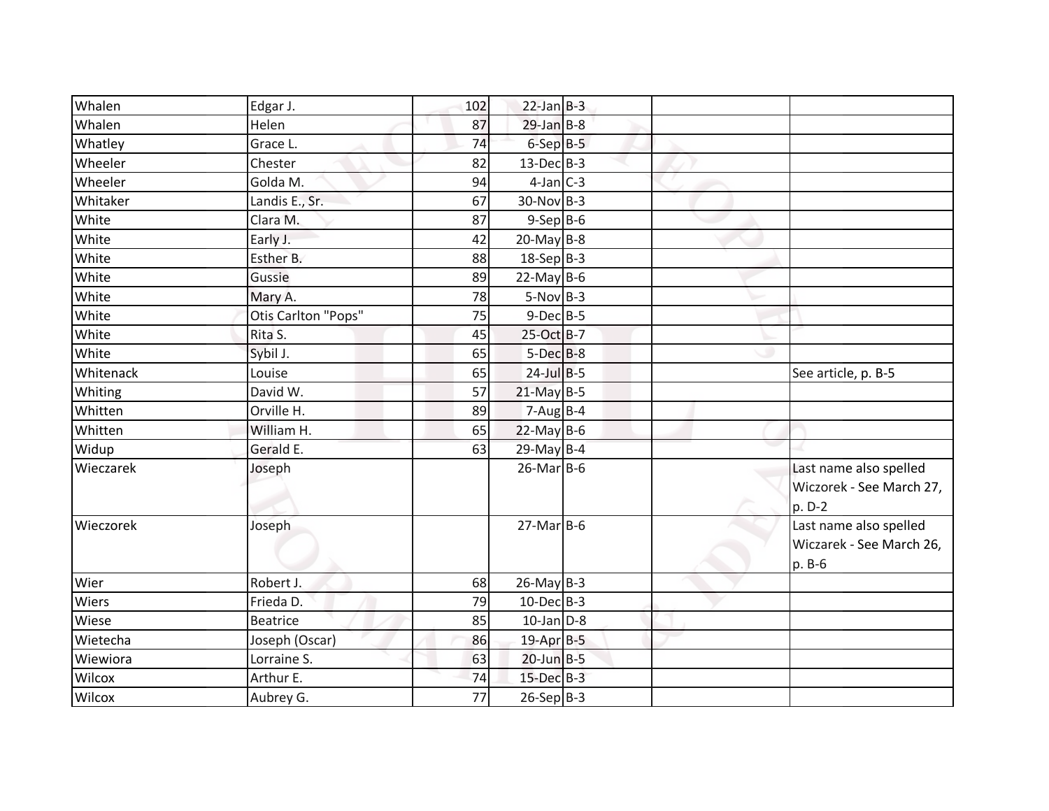| Whalen | Edgar J. | 102 | 22-Jan | B-3 | | |
|---|---|---|---|---|---|---|
| Whalen | Helen | 87 | 29-Jan | B-8 | | |
| Whatley | Grace L. | 74 | 6-Sep | B-5 | | |
| Wheeler | Chester | 82 | 13-Dec | B-3 | | |
| Wheeler | Golda M. | 94 | 4-Jan | C-3 | | |
| Whitaker | Landis E., Sr. | 67 | 30-Nov | B-3 | | |
| White | Clara M. | 87 | 9-Sep | B-6 | | |
| White | Early J. | 42 | 20-May | B-8 | | |
| White | Esther B. | 88 | 18-Sep | B-3 | | |
| White | Gussie | 89 | 22-May | B-6 | | |
| White | Mary A. | 78 | 5-Nov | B-3 | | |
| White | Otis Carlton "Pops" | 75 | 9-Dec | B-5 | | |
| White | Rita S. | 45 | 25-Oct | B-7 | | |
| White | Sybil J. | 65 | 5-Dec | B-8 | | |
| Whitenack | Louise | 65 | 24-Jul | B-5 | | See article, p. B-5 |
| Whiting | David W. | 57 | 21-May | B-5 | | |
| Whitten | Orville H. | 89 | 7-Aug | B-4 | | |
| Whitten | William H. | 65 | 22-May | B-6 | | |
| Widup | Gerald E. | 63 | 29-May | B-4 | | |
| Wieczarek | Joseph | | 26-Mar | B-6 | | Last name also spelled Wiczorek - See March 27, p. D-2 |
| Wieczorek | Joseph | | 27-Mar | B-6 | | Last name also spelled Wiczarek - See March 26, p. B-6 |
| Wier | Robert J. | 68 | 26-May | B-3 | | |
| Wiers | Frieda D. | 79 | 10-Dec | B-3 | | |
| Wiese | Beatrice | 85 | 10-Jan | D-8 | | |
| Wietecha | Joseph (Oscar) | 86 | 19-Apr | B-5 | | |
| Wiewiora | Lorraine S. | 63 | 20-Jun | B-5 | | |
| Wilcox | Arthur E. | 74 | 15-Dec | B-3 | | |
| Wilcox | Aubrey G. | 77 | 26-Sep | B-3 | | |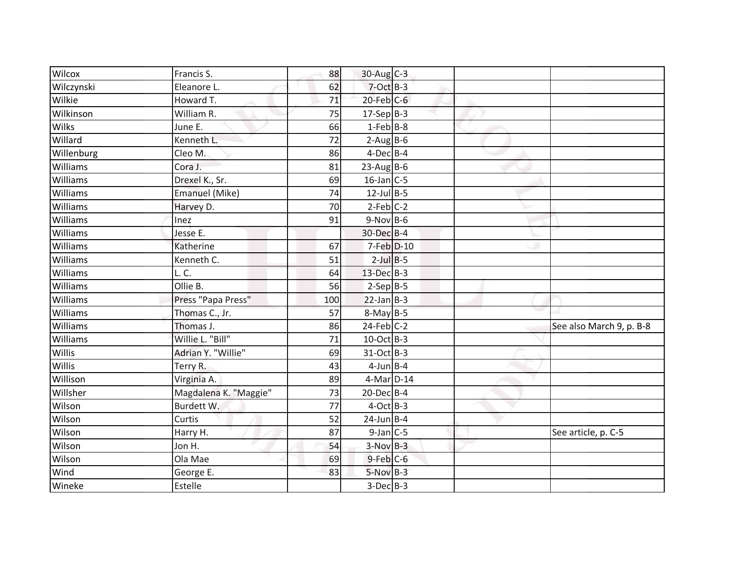| | | | | | | |
|---|---|---|---|---|---|---|
| Wilcox | Francis S. | 88 | 30-Aug | C-3 | | |
| Wilczynski | Eleanore L. | 62 | 7-Oct | B-3 | | |
| Wilkie | Howard T. | 71 | 20-Feb | C-6 | | |
| Wilkinson | William R. | 75 | 17-Sep | B-3 | | |
| Wilks | June E. | 66 | 1-Feb | B-8 | | |
| Willard | Kenneth L. | 72 | 2-Aug | B-6 | | |
| Willenburg | Cleo M. | 86 | 4-Dec | B-4 | | |
| Williams | Cora J. | 81 | 23-Aug | B-6 | | |
| Williams | Drexel K., Sr. | 69 | 16-Jan | C-5 | | |
| Williams | Emanuel (Mike) | 74 | 12-Jul | B-5 | | |
| Williams | Harvey D. | 70 | 2-Feb | C-2 | | |
| Williams | Inez | 91 | 9-Nov | B-6 | | |
| Williams | Jesse E. | | 30-Dec | B-4 | | |
| Williams | Katherine | 67 | 7-Feb | D-10 | | |
| Williams | Kenneth C. | 51 | 2-Jul | B-5 | | |
| Williams | L. C. | 64 | 13-Dec | B-3 | | |
| Williams | Ollie B. | 56 | 2-Sep | B-5 | | |
| Williams | Press "Papa Press" | 100 | 22-Jan | B-3 | | |
| Williams | Thomas C., Jr. | 57 | 8-May | B-5 | | |
| Williams | Thomas J. | 86 | 24-Feb | C-2 | | See also March 9, p. B-8 |
| Williams | Willie L. "Bill" | 71 | 10-Oct | B-3 | | |
| Willis | Adrian Y. "Willie" | 69 | 31-Oct | B-3 | | |
| Willis | Terry R. | 43 | 4-Jun | B-4 | | |
| Willison | Virginia A. | 89 | 4-Mar | D-14 | | |
| Willsher | Magdalena K. "Maggie" | 73 | 20-Dec | B-4 | | |
| Wilson | Burdett W. | 77 | 4-Oct | B-3 | | |
| Wilson | Curtis | 52 | 24-Jun | B-4 | | |
| Wilson | Harry H. | 87 | 9-Jan | C-5 | | See article, p. C-5 |
| Wilson | Jon H. | 54 | 3-Nov | B-3 | | |
| Wilson | Ola Mae | 69 | 9-Feb | C-6 | | |
| Wind | George E. | 83 | 5-Nov | B-3 | | |
| Wineke | Estelle | | 3-Dec | B-3 | | |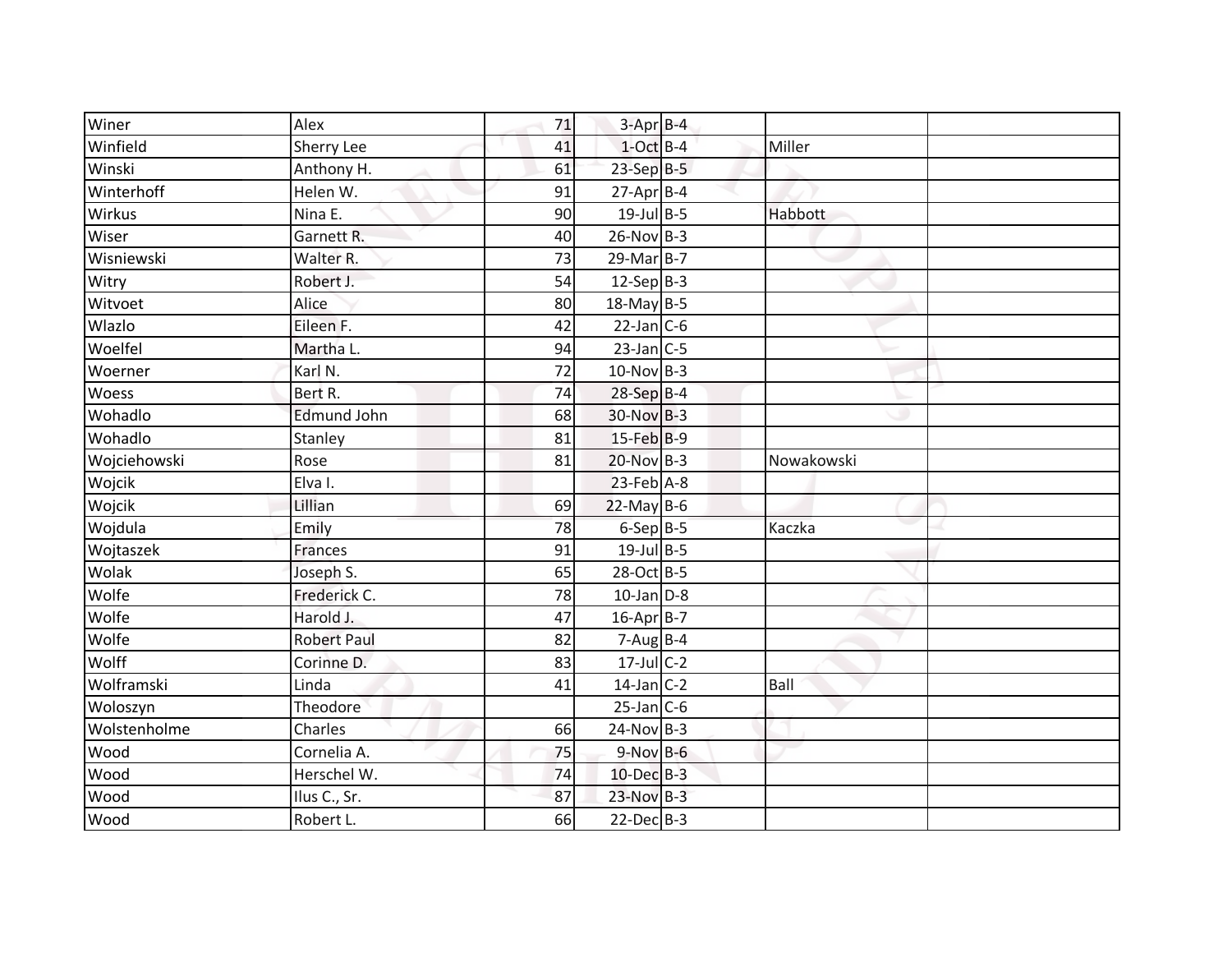| | | | | | | |
|---|---|---|---|---|---|---|
| Winer | Alex | 71 | 3-Apr | B-4 | | |
| Winfield | Sherry Lee | 41 | 1-Oct | B-4 | Miller | |
| Winski | Anthony H. | 61 | 23-Sep | B-5 | | |
| Winterhoff | Helen W. | 91 | 27-Apr | B-4 | | |
| Wirkus | Nina E. | 90 | 19-Jul | B-5 | Habbott | |
| Wiser | Garnett R. | 40 | 26-Nov | B-3 | | |
| Wisniewski | Walter R. | 73 | 29-Mar | B-7 | | |
| Witry | Robert J. | 54 | 12-Sep | B-3 | | |
| Witvoet | Alice | 80 | 18-May | B-5 | | |
| Wlazlo | Eileen F. | 42 | 22-Jan | C-6 | | |
| Woelfel | Martha L. | 94 | 23-Jan | C-5 | | |
| Woerner | Karl N. | 72 | 10-Nov | B-3 | | |
| Woess | Bert R. | 74 | 28-Sep | B-4 | | |
| Wohadlo | Edmund John | 68 | 30-Nov | B-3 | | |
| Wohadlo | Stanley | 81 | 15-Feb | B-9 | | |
| Wojciehowski | Rose | 81 | 20-Nov | B-3 | Nowakowski | |
| Wojcik | Elva I. | | 23-Feb | A-8 | | |
| Wojcik | Lillian | 69 | 22-May | B-6 | | |
| Wojdula | Emily | 78 | 6-Sep | B-5 | Kaczka | |
| Wojtaszek | Frances | 91 | 19-Jul | B-5 | | |
| Wolak | Joseph S. | 65 | 28-Oct | B-5 | | |
| Wolfe | Frederick C. | 78 | 10-Jan | D-8 | | |
| Wolfe | Harold J. | 47 | 16-Apr | B-7 | | |
| Wolfe | Robert Paul | 82 | 7-Aug | B-4 | | |
| Wolff | Corinne D. | 83 | 17-Jul | C-2 | | |
| Wolframski | Linda | 41 | 14-Jan | C-2 | Ball | |
| Woloszyn | Theodore | | 25-Jan | C-6 | | |
| Wolstenholme | Charles | 66 | 24-Nov | B-3 | | |
| Wood | Cornelia A. | 75 | 9-Nov | B-6 | | |
| Wood | Herschel W. | 74 | 10-Dec | B-3 | | |
| Wood | Ilus C., Sr. | 87 | 23-Nov | B-3 | | |
| Wood | Robert L. | 66 | 22-Dec | B-3 | | |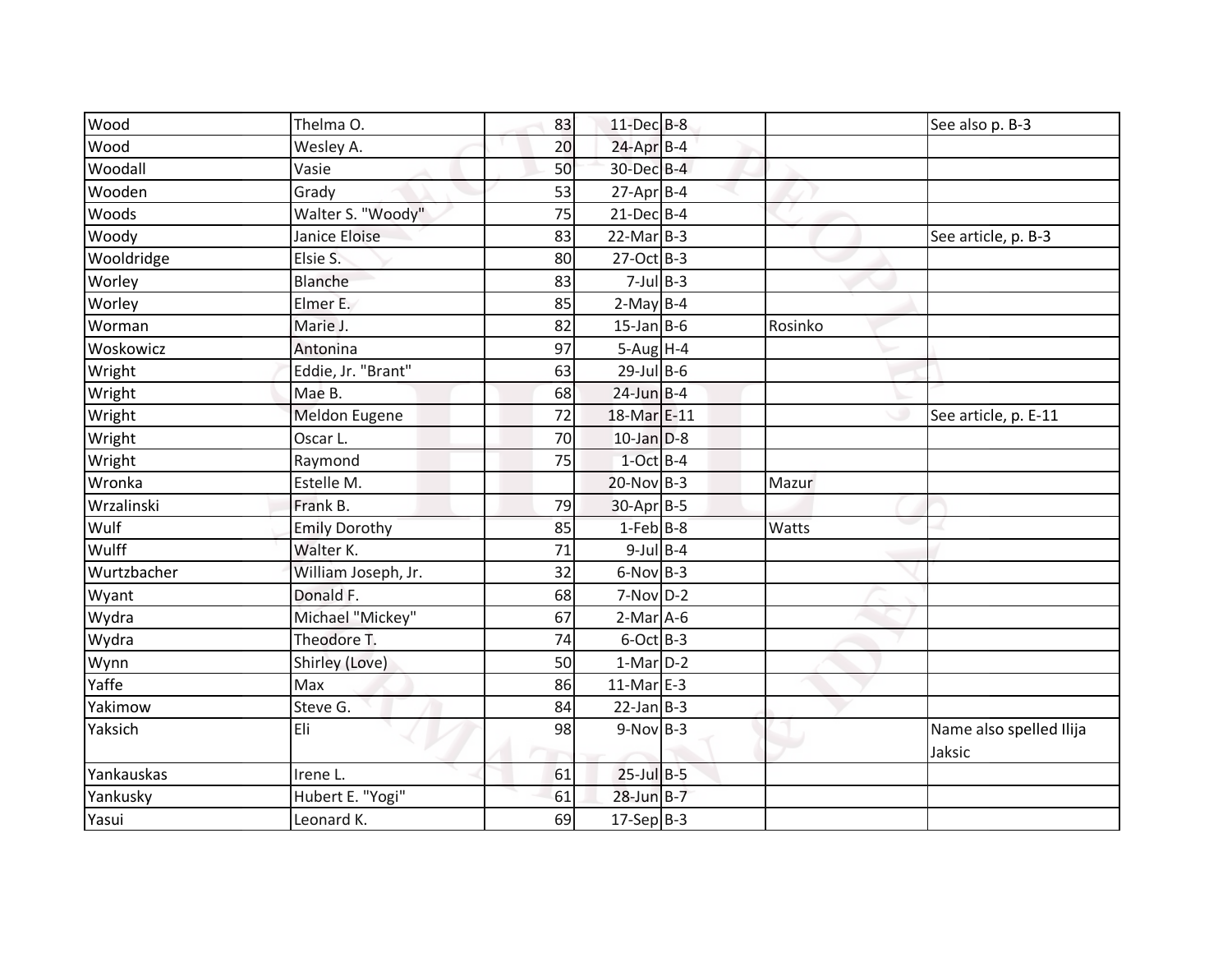| Wood | Thelma O. | 83 | 11-Dec | B-8 | | See also p. B-3 |
|---|---|---|---|---|---|---|
| Wood | Wesley A. | 20 | 24-Apr | B-4 | | |
| Woodall | Vasie | 50 | 30-Dec | B-4 | | |
| Wooden | Grady | 53 | 27-Apr | B-4 | | |
| Woods | Walter S. "Woody" | 75 | 21-Dec | B-4 | | |
| Woody | Janice Eloise | 83 | 22-Mar | B-3 | | See article, p. B-3 |
| Wooldridge | Elsie S. | 80 | 27-Oct | B-3 | | |
| Worley | Blanche | 83 | 7-Jul | B-3 | | |
| Worley | Elmer E. | 85 | 2-May | B-4 | | |
| Worman | Marie J. | 82 | 15-Jan | B-6 | Rosinko | |
| Woskowicz | Antonina | 97 | 5-Aug | H-4 | | |
| Wright | Eddie, Jr. "Brant" | 63 | 29-Jul | B-6 | | |
| Wright | Mae B. | 68 | 24-Jun | B-4 | | |
| Wright | Meldon Eugene | 72 | 18-Mar | E-11 | | See article, p. E-11 |
| Wright | Oscar L. | 70 | 10-Jan | D-8 | | |
| Wright | Raymond | 75 | 1-Oct | B-4 | | |
| Wronka | Estelle M. | | 20-Nov | B-3 | Mazur | |
| Wrzalinski | Frank B. | 79 | 30-Apr | B-5 | | |
| Wulf | Emily Dorothy | 85 | 1-Feb | B-8 | Watts | |
| Wulff | Walter K. | 71 | 9-Jul | B-4 | | |
| Wurtzbacher | William Joseph, Jr. | 32 | 6-Nov | B-3 | | |
| Wyant | Donald F. | 68 | 7-Nov | D-2 | | |
| Wydra | Michael "Mickey" | 67 | 2-Mar | A-6 | | |
| Wydra | Theodore T. | 74 | 6-Oct | B-3 | | |
| Wynn | Shirley (Love) | 50 | 1-Mar | D-2 | | |
| Yaffe | Max | 86 | 11-Mar | E-3 | | |
| Yakimow | Steve G. | 84 | 22-Jan | B-3 | | |
| Yaksich | Eli | 98 | 9-Nov | B-3 | | Name also spelled Ilija Jaksic |
| Yankauskas | Irene L. | 61 | 25-Jul | B-5 | | |
| Yankusky | Hubert E. "Yogi" | 61 | 28-Jun | B-7 | | |
| Yasui | Leonard K. | 69 | 17-Sep | B-3 | | |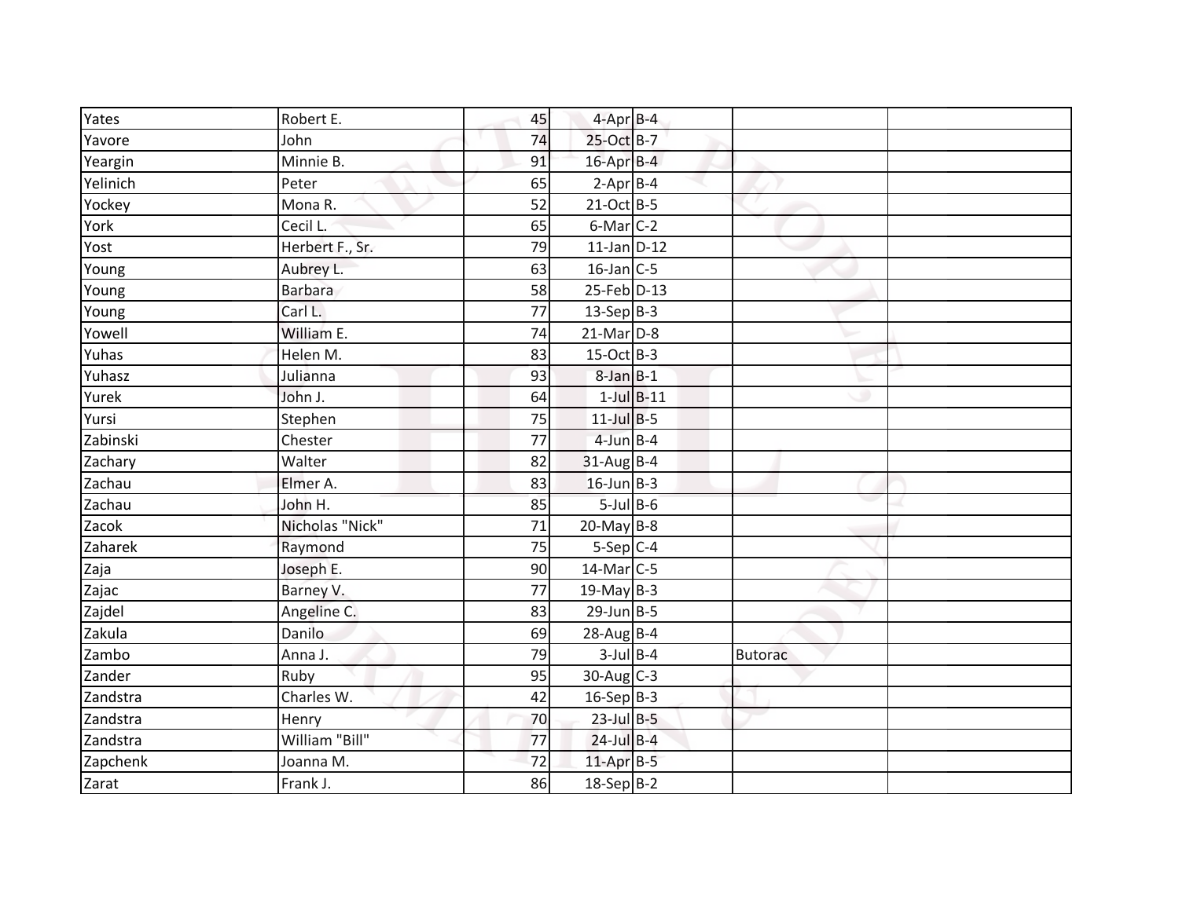| | | | | | | |
|---|---|---|---|---|---|---|
| Yates | Robert E. | 45 | 4-Apr | B-4 | | |
| Yavore | John | 74 | 25-Oct | B-7 | | |
| Yeargin | Minnie B. | 91 | 16-Apr | B-4 | | |
| Yelinich | Peter | 65 | 2-Apr | B-4 | | |
| Yockey | Mona R. | 52 | 21-Oct | B-5 | | |
| York | Cecil L. | 65 | 6-Mar | C-2 | | |
| Yost | Herbert F., Sr. | 79 | 11-Jan | D-12 | | |
| Young | Aubrey L. | 63 | 16-Jan | C-5 | | |
| Young | Barbara | 58 | 25-Feb | D-13 | | |
| Young | Carl L. | 77 | 13-Sep | B-3 | | |
| Yowell | William E. | 74 | 21-Mar | D-8 | | |
| Yuhas | Helen M. | 83 | 15-Oct | B-3 | | |
| Yuhasz | Julianna | 93 | 8-Jan | B-1 | | |
| Yurek | John J. | 64 | 1-Jul | B-11 | | |
| Yursi | Stephen | 75 | 11-Jul | B-5 | | |
| Zabinski | Chester | 77 | 4-Jun | B-4 | | |
| Zachary | Walter | 82 | 31-Aug | B-4 | | |
| Zachau | Elmer A. | 83 | 16-Jun | B-3 | | |
| Zachau | John H. | 85 | 5-Jul | B-6 | | |
| Zacok | Nicholas "Nick" | 71 | 20-May | B-8 | | |
| Zaharek | Raymond | 75 | 5-Sep | C-4 | | |
| Zaja | Joseph E. | 90 | 14-Mar | C-5 | | |
| Zajac | Barney V. | 77 | 19-May | B-3 | | |
| Zajdel | Angeline C. | 83 | 29-Jun | B-5 | | |
| Zakula | Danilo | 69 | 28-Aug | B-4 | | |
| Zambo | Anna J. | 79 | 3-Jul | B-4 | Butorac | |
| Zander | Ruby | 95 | 30-Aug | C-3 | | |
| Zandstra | Charles W. | 42 | 16-Sep | B-3 | | |
| Zandstra | Henry | 70 | 23-Jul | B-5 | | |
| Zandstra | William "Bill" | 77 | 24-Jul | B-4 | | |
| Zapchenk | Joanna M. | 72 | 11-Apr | B-5 | | |
| Zarat | Frank J. | 86 | 18-Sep | B-2 | | |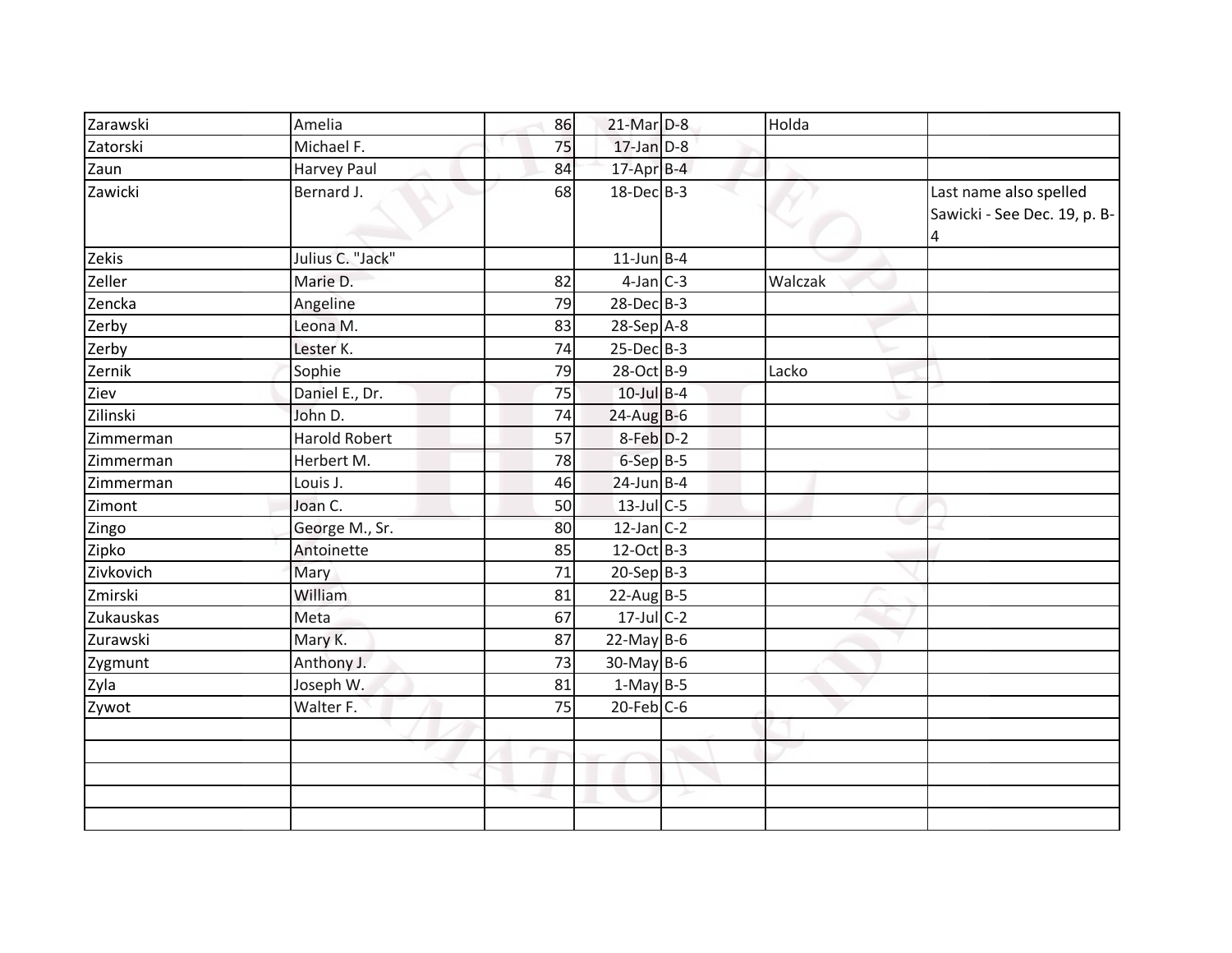| | | | | | | |
|---|---|---|---|---|---|---|
| Zarawski | Amelia | 86 | 21-Mar | D-8 | Holda | |
| Zatorski | Michael F. | 75 | 17-Jan | D-8 | | |
| Zaun | Harvey Paul | 84 | 17-Apr | B-4 | | |
| Zawicki | Bernard J. | 68 | 18-Dec | B-3 | | Last name also spelled Sawicki - See Dec. 19, p. B-4 |
| Zekis | Julius C. "Jack" | | 11-Jun | B-4 | | |
| Zeller | Marie D. | 82 | 4-Jan | C-3 | Walczak | |
| Zencka | Angeline | 79 | 28-Dec | B-3 | | |
| Zerby | Leona M. | 83 | 28-Sep | A-8 | | |
| Zerby | Lester K. | 74 | 25-Dec | B-3 | | |
| Zernik | Sophie | 79 | 28-Oct | B-9 | Lacko | |
| Ziev | Daniel E., Dr. | 75 | 10-Jul | B-4 | | |
| Zilinski | John D. | 74 | 24-Aug | B-6 | | |
| Zimmerman | Harold Robert | 57 | 8-Feb | D-2 | | |
| Zimmerman | Herbert M. | 78 | 6-Sep | B-5 | | |
| Zimmerman | Louis J. | 46 | 24-Jun | B-4 | | |
| Zimont | Joan C. | 50 | 13-Jul | C-5 | | |
| Zingo | George M., Sr. | 80 | 12-Jan | C-2 | | |
| Zipko | Antoinette | 85 | 12-Oct | B-3 | | |
| Zivkovich | Mary | 71 | 20-Sep | B-3 | | |
| Zmirski | William | 81 | 22-Aug | B-5 | | |
| Zukauskas | Meta | 67 | 17-Jul | C-2 | | |
| Zurawski | Mary K. | 87 | 22-May | B-6 | | |
| Zygmunt | Anthony J. | 73 | 30-May | B-6 | | |
| Zyla | Joseph W. | 81 | 1-May | B-5 | | |
| Zywot | Walter F. | 75 | 20-Feb | C-6 | | |
| | | | | | | |
| | | | | | | |
| | | | | | | |
| | | | | | | |
| | | | | | | |